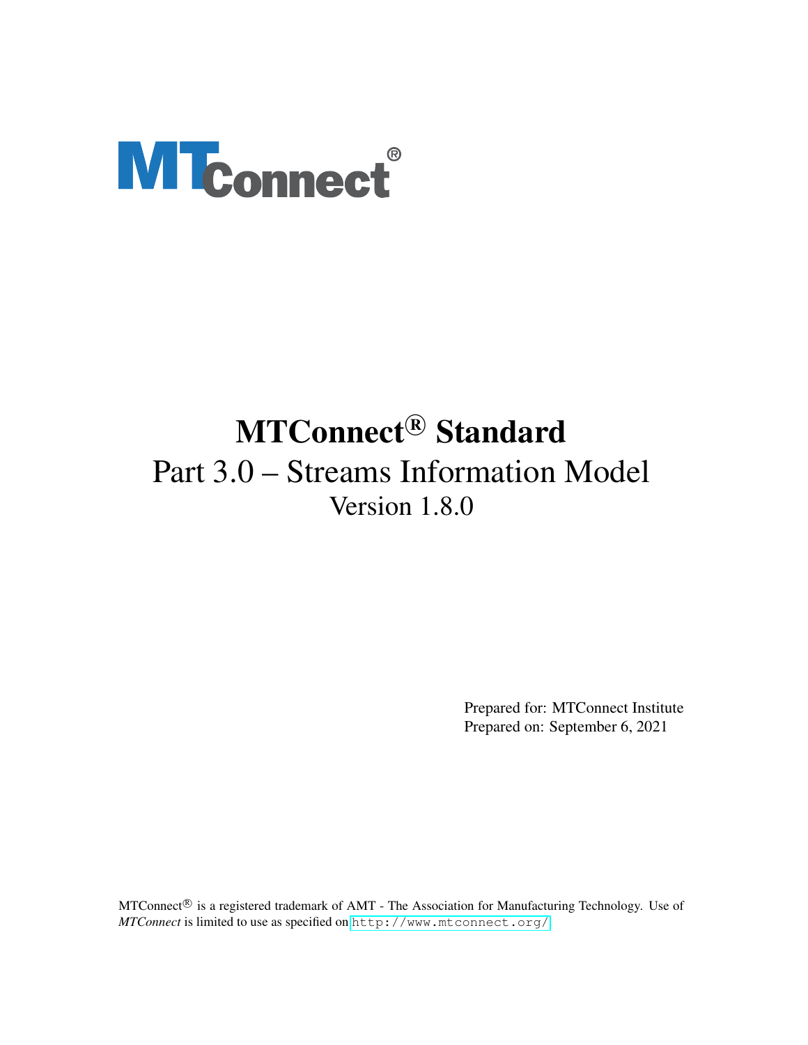# MTConnect® Standard

## Part 3.0 – Streams Information Model

### Version 1.8.0

Prepared for: MTConnect Institute
Prepared on: September 6, 2021

MTConnect® is a registered trademark of AMT - The Association for Manufacturing Technology. Use of *MTConnect* is limited to use as specified on http://www.mtconnect.org/.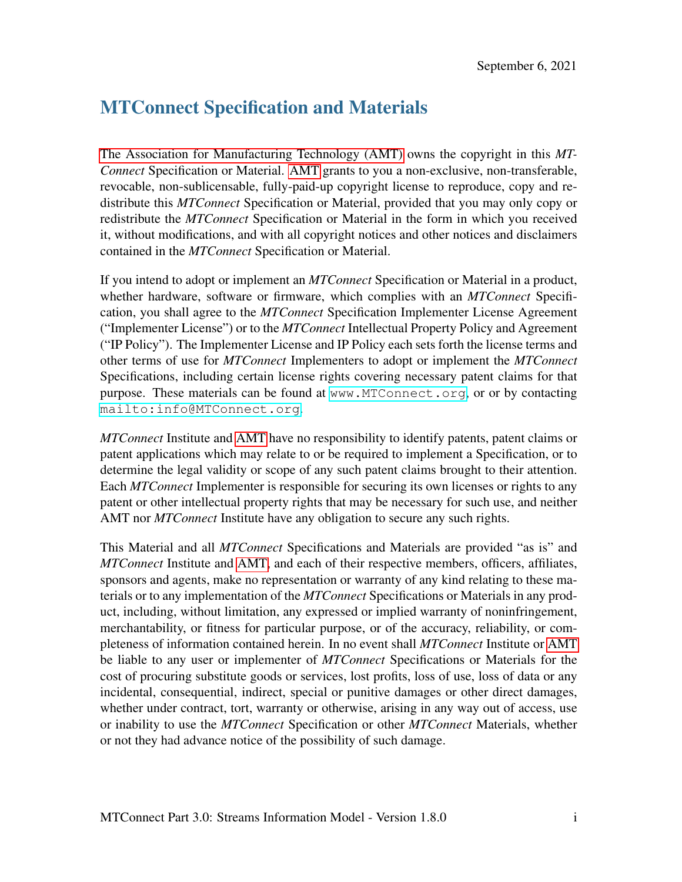September 6, 2021

# MTConnect Specification and Materials

The Association for Manufacturing Technology (AMT) owns the copyright in this *MTConnect* Specification or Material. AMT grants to you a non-exclusive, non-transferable, revocable, non-sublicensable, fully-paid-up copyright license to reproduce, copy and redistribute this *MTConnect* Specification or Material, provided that you may only copy or redistribute the *MTConnect* Specification or Material in the form in which you received it, without modifications, and with all copyright notices and other notices and disclaimers contained in the *MTConnect* Specification or Material.

If you intend to adopt or implement an *MTConnect* Specification or Material in a product, whether hardware, software or firmware, which complies with an *MTConnect* Specification, you shall agree to the *MTConnect* Specification Implementer License Agreement ("Implementer License") or to the *MTConnect* Intellectual Property Policy and Agreement ("IP Policy"). The Implementer License and IP Policy each sets forth the license terms and other terms of use for *MTConnect* Implementers to adopt or implement the *MTConnect* Specifications, including certain license rights covering necessary patent claims for that purpose. These materials can be found at `www.MTConnect.org`, or or by contacting `mailto:info@MTConnect.org`.

*MTConnect* Institute and AMT have no responsibility to identify patents, patent claims or patent applications which may relate to or be required to implement a Specification, or to determine the legal validity or scope of any such patent claims brought to their attention. Each *MTConnect* Implementer is responsible for securing its own licenses or rights to any patent or other intellectual property rights that may be necessary for such use, and neither AMT nor *MTConnect* Institute have any obligation to secure any such rights.

This Material and all *MTConnect* Specifications and Materials are provided "as is" and *MTConnect* Institute and AMT, and each of their respective members, officers, affiliates, sponsors and agents, make no representation or warranty of any kind relating to these materials or to any implementation of the *MTConnect* Specifications or Materials in any product, including, without limitation, any expressed or implied warranty of noninfringement, merchantability, or fitness for particular purpose, or of the accuracy, reliability, or completeness of information contained herein. In no event shall *MTConnect* Institute or AMT be liable to any user or implementer of *MTConnect* Specifications or Materials for the cost of procuring substitute goods or services, lost profits, loss of use, loss of data or any incidental, consequential, indirect, special or punitive damages or other direct damages, whether under contract, tort, warranty or otherwise, arising in any way out of access, use or inability to use the *MTConnect* Specification or other *MTConnect* Materials, whether or not they had advance notice of the possibility of such damage.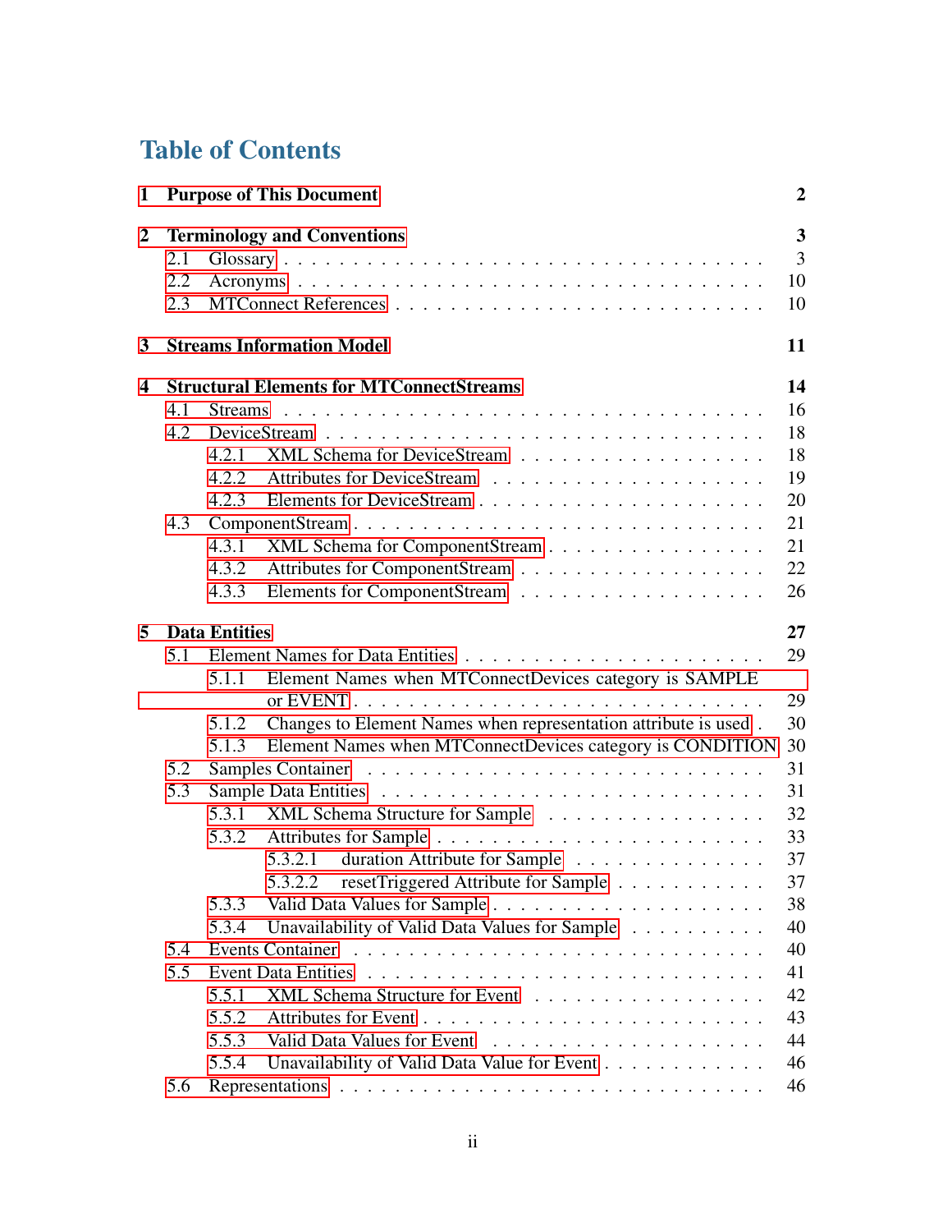# Table of Contents

**1 Purpose of This Document** **2**

**2 Terminology and Conventions** **3**

- 2.1 Glossary . . . . . . . . . . . . . . . . . . . . . . . . . . . . . . . . 3
- 2.2 Acronyms . . . . . . . . . . . . . . . . . . . . . . . . . . . . . . . . 10
- 2.3 MTConnect References . . . . . . . . . . . . . . . . . . . . . . . . . 10

**3 Streams Information Model** **11**

**4 Structural Elements for MTConnectStreams** **14**

- 4.1 Streams . . . . . . . . . . . . . . . . . . . . . . . . . . . . . . . . 16
- 4.2 DeviceStream . . . . . . . . . . . . . . . . . . . . . . . . . . . . . . 18
  - 4.2.1 XML Schema for DeviceStream . . . . . . . . . . . . . . . . . . 18
  - 4.2.2 Attributes for DeviceStream . . . . . . . . . . . . . . . . . . . 19
  - 4.2.3 Elements for DeviceStream . . . . . . . . . . . . . . . . . . . . 20
- 4.3 ComponentStream . . . . . . . . . . . . . . . . . . . . . . . . . . . . 21
  - 4.3.1 XML Schema for ComponentStream . . . . . . . . . . . . . . . . 21
  - 4.3.2 Attributes for ComponentStream . . . . . . . . . . . . . . . . . 22
  - 4.3.3 Elements for ComponentStream . . . . . . . . . . . . . . . . . . 26

**5 Data Entities** **27**

- 5.1 Element Names for Data Entities . . . . . . . . . . . . . . . . . . . . 29
  - 5.1.1 Element Names when MTConnectDevices category is SAMPLE or EVENT . . . . . . . . . . . . . . . . . . . . . . . . . . . . . 29
  - 5.1.2 Changes to Element Names when representation attribute is used . 30
  - 5.1.3 Element Names when MTConnectDevices category is CONDITION 30
- 5.2 Samples Container . . . . . . . . . . . . . . . . . . . . . . . . . . . 31
- 5.3 Sample Data Entities . . . . . . . . . . . . . . . . . . . . . . . . . . 31
  - 5.3.1 XML Schema Structure for Sample . . . . . . . . . . . . . . . . 32
  - 5.3.2 Attributes for Sample . . . . . . . . . . . . . . . . . . . . . . . 33
    - 5.3.2.1 duration Attribute for Sample . . . . . . . . . . . . . . . 37
    - 5.3.2.2 resetTriggered Attribute for Sample . . . . . . . . . . . 37
  - 5.3.3 Valid Data Values for Sample . . . . . . . . . . . . . . . . . . . 38
  - 5.3.4 Unavailability of Valid Data Values for Sample . . . . . . . . . . 40
- 5.4 Events Container . . . . . . . . . . . . . . . . . . . . . . . . . . . . 40
- 5.5 Event Data Entities . . . . . . . . . . . . . . . . . . . . . . . . . . . 41
  - 5.5.1 XML Schema Structure for Event . . . . . . . . . . . . . . . . . 42
  - 5.5.2 Attributes for Event . . . . . . . . . . . . . . . . . . . . . . . . 43
  - 5.5.3 Valid Data Values for Event . . . . . . . . . . . . . . . . . . . . 44
  - 5.5.4 Unavailability of Valid Data Value for Event . . . . . . . . . . . . 46
- 5.6 Representations . . . . . . . . . . . . . . . . . . . . . . . . . . . . . 46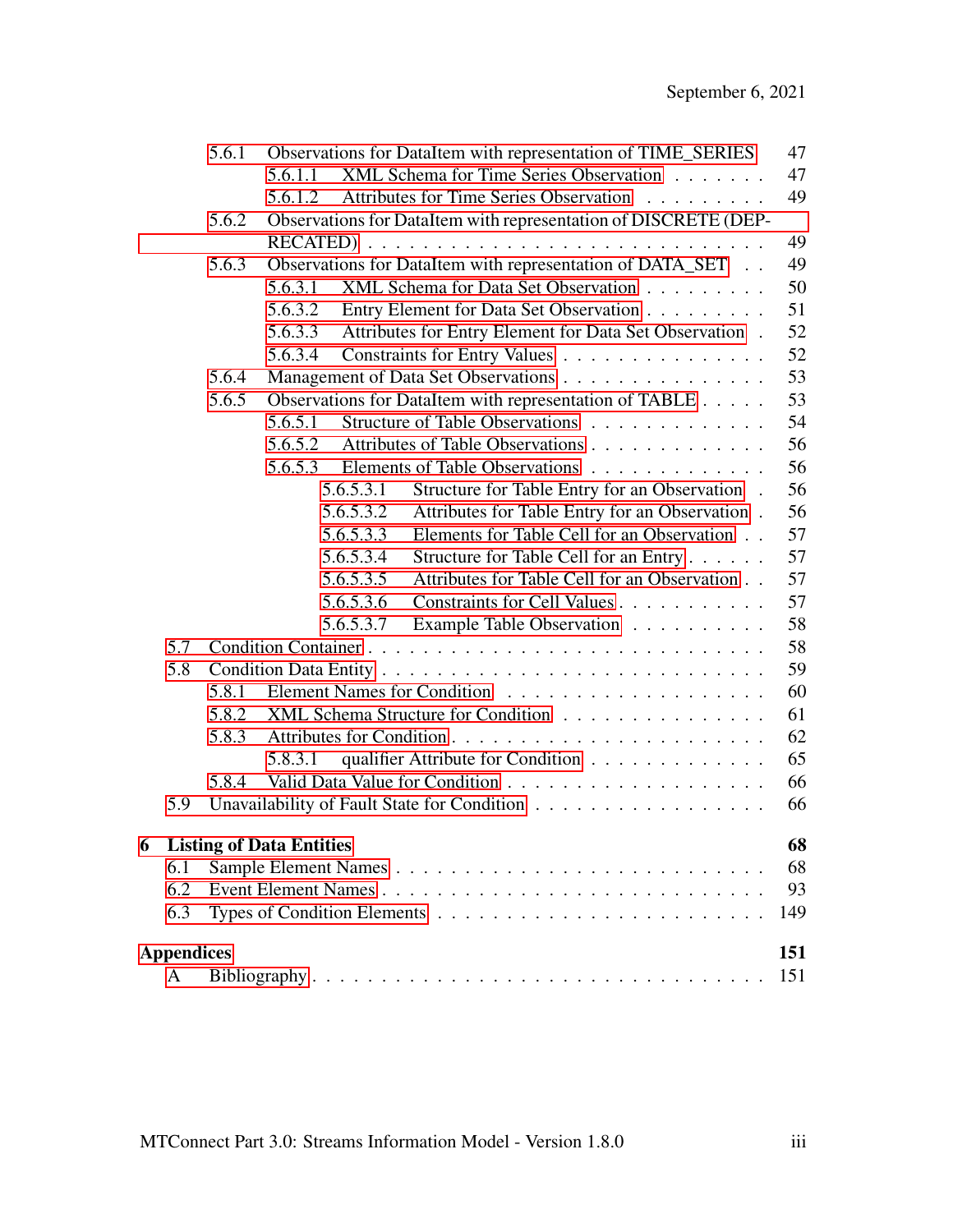5.6.1 Observations for DataItem with representation of TIME_SERIES . . . 47
5.6.1.1 XML Schema for Time Series Observation . . . . . . . 47
5.6.1.2 Attributes for Time Series Observation . . . . . . . . . 49
5.6.2 Observations for DataItem with representation of DISCRETE (DEPRECATED) . . . . . . . . . . . . . . . . . . . . . . . . . . . . 49
5.6.3 Observations for DataItem with representation of DATA_SET . . 49
5.6.3.1 XML Schema for Data Set Observation . . . . . . . . . 50
5.6.3.2 Entry Element for Data Set Observation . . . . . . . . . 51
5.6.3.3 Attributes for Entry Element for Data Set Observation . 52
5.6.3.4 Constraints for Entry Values . . . . . . . . . . . . . . . 52
5.6.4 Management of Data Set Observations . . . . . . . . . . . . . . . 53
5.6.5 Observations for DataItem with representation of TABLE . . . . . 53
5.6.5.1 Structure of Table Observations . . . . . . . . . . . . . 54
5.6.5.2 Attributes of Table Observations . . . . . . . . . . . . . 56
5.6.5.3 Elements of Table Observations . . . . . . . . . . . . . 56
5.6.5.3.1 Structure for Table Entry for an Observation . 56
5.6.5.3.2 Attributes for Table Entry for an Observation . 56
5.6.5.3.3 Elements for Table Cell for an Observation . . 57
5.6.5.3.4 Structure for Table Cell for an Entry . . . . . . 57
5.6.5.3.5 Attributes for Table Cell for an Observation . . 57
5.6.5.3.6 Constraints for Cell Values . . . . . . . . . . . 57
5.6.5.3.7 Example Table Observation . . . . . . . . . . 58
5.7 Condition Container . . . . . . . . . . . . . . . . . . . . . . . . . . . . 58
5.8 Condition Data Entity . . . . . . . . . . . . . . . . . . . . . . . . . . . 59
5.8.1 Element Names for Condition . . . . . . . . . . . . . . . . . . . . 60
5.8.2 XML Schema Structure for Condition . . . . . . . . . . . . . . . . 61
5.8.3 Attributes for Condition . . . . . . . . . . . . . . . . . . . . . . . 62
5.8.3.1 qualifier Attribute for Condition . . . . . . . . . . . . . 65
5.8.4 Valid Data Value for Condition . . . . . . . . . . . . . . . . . . . 66
5.9 Unavailability of Fault State for Condition . . . . . . . . . . . . . . . . 66

**6 Listing of Data Entities** **68**
6.1 Sample Element Names . . . . . . . . . . . . . . . . . . . . . . . . . . 68
6.2 Event Element Names . . . . . . . . . . . . . . . . . . . . . . . . . . . 93
6.3 Types of Condition Elements . . . . . . . . . . . . . . . . . . . . . . . 149

**Appendices** **151**
A Bibliography . . . . . . . . . . . . . . . . . . . . . . . . . . . . . . . . . 151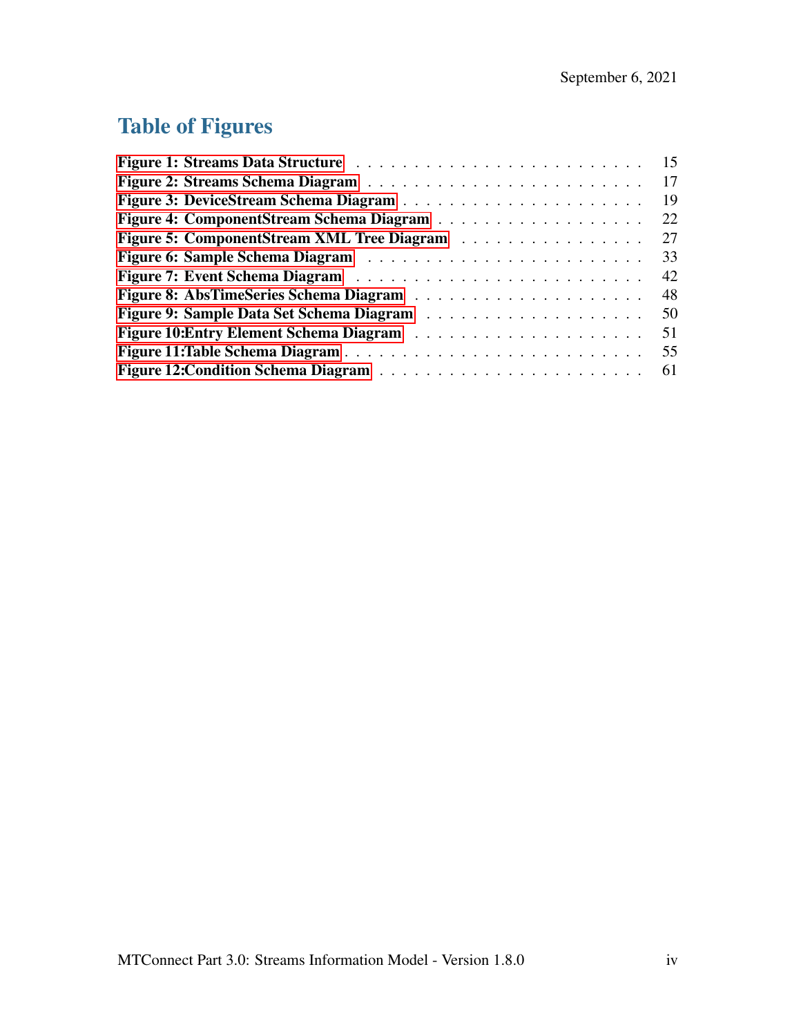# Table of Figures

Figure 1: Streams Data Structure . . . . . . . . . . . . . . . . . . . . . . . . . 15
Figure 2: Streams Schema Diagram . . . . . . . . . . . . . . . . . . . . . . . . 17
Figure 3: DeviceStream Schema Diagram . . . . . . . . . . . . . . . . . . . . . . 19
Figure 4: ComponentStream Schema Diagram . . . . . . . . . . . . . . . . . . . . 22
Figure 5: ComponentStream XML Tree Diagram . . . . . . . . . . . . . . . . . . 27
Figure 6: Sample Schema Diagram . . . . . . . . . . . . . . . . . . . . . . . . 33
Figure 7: Event Schema Diagram . . . . . . . . . . . . . . . . . . . . . . . . . 42
Figure 8: AbsTimeSeries Schema Diagram . . . . . . . . . . . . . . . . . . . . 48
Figure 9: Sample Data Set Schema Diagram . . . . . . . . . . . . . . . . . . . 50
Figure 10:Entry Element Schema Diagram . . . . . . . . . . . . . . . . . . . . 51
Figure 11:Table Schema Diagram . . . . . . . . . . . . . . . . . . . . . . . . . 55
Figure 12:Condition Schema Diagram . . . . . . . . . . . . . . . . . . . . . . . 61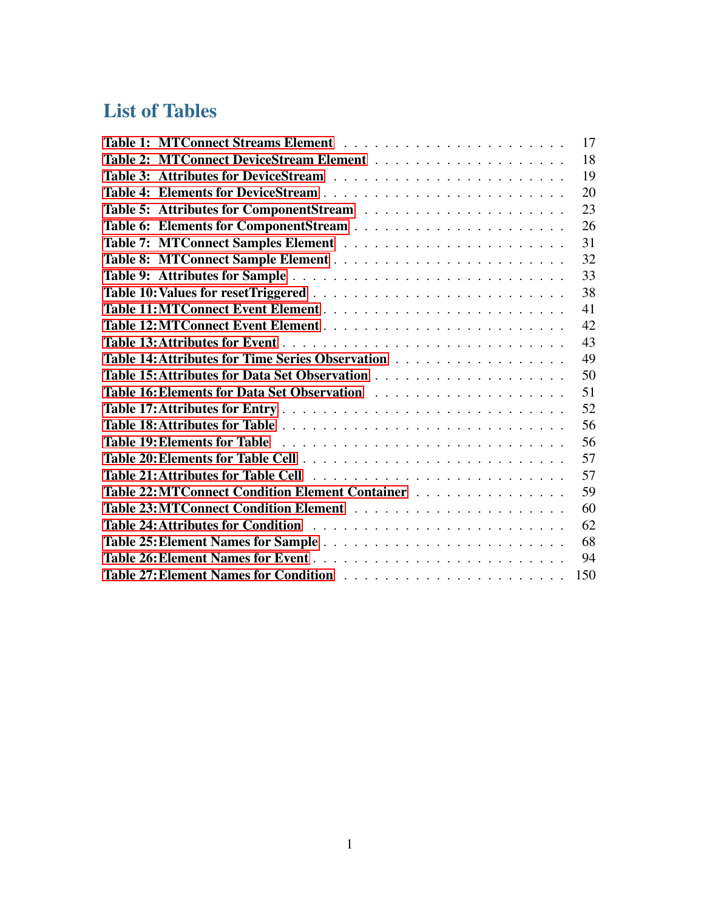# List of Tables

Table 1: MTConnect Streams Element . . . . . . . . . . . . . . . . . . . . . 17
Table 2: MTConnect DeviceStream Element . . . . . . . . . . . . . . . . . . . 18
Table 3: Attributes for DeviceStream . . . . . . . . . . . . . . . . . . . . . 19
Table 4: Elements for DeviceStream . . . . . . . . . . . . . . . . . . . . . 20
Table 5: Attributes for ComponentStream . . . . . . . . . . . . . . . . . . . 23
Table 6: Elements for ComponentStream . . . . . . . . . . . . . . . . . . . . 26
Table 7: MTConnect Samples Element . . . . . . . . . . . . . . . . . . . . . 31
Table 8: MTConnect Sample Element . . . . . . . . . . . . . . . . . . . . . 32
Table 9: Attributes for Sample . . . . . . . . . . . . . . . . . . . . . . . 33
Table 10: Values for resetTriggered . . . . . . . . . . . . . . . . . . . . . 38
Table 11: MTConnect Event Element . . . . . . . . . . . . . . . . . . . . . 41
Table 12: MTConnect Event Element . . . . . . . . . . . . . . . . . . . . . 42
Table 13: Attributes for Event . . . . . . . . . . . . . . . . . . . . . . . 43
Table 14: Attributes for Time Series Observation . . . . . . . . . . . . . . . 49
Table 15: Attributes for Data Set Observation . . . . . . . . . . . . . . . . 50
Table 16: Elements for Data Set Observation . . . . . . . . . . . . . . . . . 51
Table 17: Attributes for Entry . . . . . . . . . . . . . . . . . . . . . . . 52
Table 18: Attributes for Table . . . . . . . . . . . . . . . . . . . . . . . 56
Table 19: Elements for Table . . . . . . . . . . . . . . . . . . . . . . . . 56
Table 20: Elements for Table Cell . . . . . . . . . . . . . . . . . . . . . . 57
Table 21: Attributes for Table Cell . . . . . . . . . . . . . . . . . . . . . 57
Table 22: MTConnect Condition Element Container . . . . . . . . . . . . . . . 59
Table 23: MTConnect Condition Element . . . . . . . . . . . . . . . . . . . . 60
Table 24: Attributes for Condition . . . . . . . . . . . . . . . . . . . . . 62
Table 25: Element Names for Sample . . . . . . . . . . . . . . . . . . . . . 68
Table 26: Element Names for Event . . . . . . . . . . . . . . . . . . . . . 94
Table 27: Element Names for Condition . . . . . . . . . . . . . . . . . . . . 150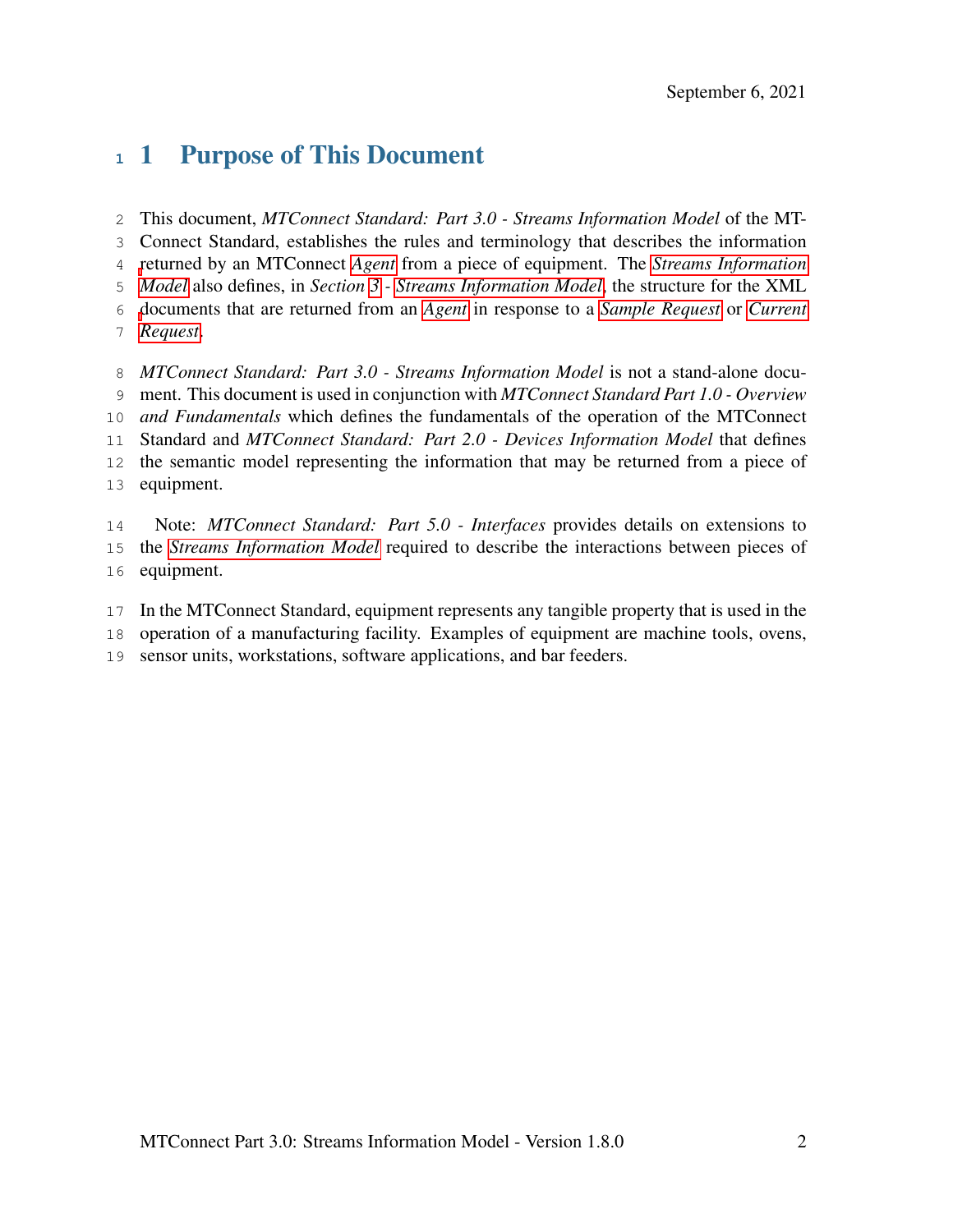# 1 Purpose of This Document

This document, *MTConnect Standard: Part 3.0 - Streams Information Model* of the MTConnect Standard, establishes the rules and terminology that describes the information returned by an MTConnect *Agent* from a piece of equipment. The *Streams Information Model* also defines, in *Section 3 - Streams Information Model*, the structure for the XML documents that are returned from an *Agent* in response to a *Sample Request* or *Current Request*.

*MTConnect Standard: Part 3.0 - Streams Information Model* is not a stand-alone document. This document is used in conjunction with *MTConnect Standard Part 1.0 - Overview and Fundamentals* which defines the fundamentals of the operation of the MTConnect Standard and *MTConnect Standard: Part 2.0 - Devices Information Model* that defines the semantic model representing the information that may be returned from a piece of equipment.

Note: *MTConnect Standard: Part 5.0 - Interfaces* provides details on extensions to the *Streams Information Model* required to describe the interactions between pieces of equipment.

In the MTConnect Standard, equipment represents any tangible property that is used in the operation of a manufacturing facility. Examples of equipment are machine tools, ovens, sensor units, workstations, software applications, and bar feeders.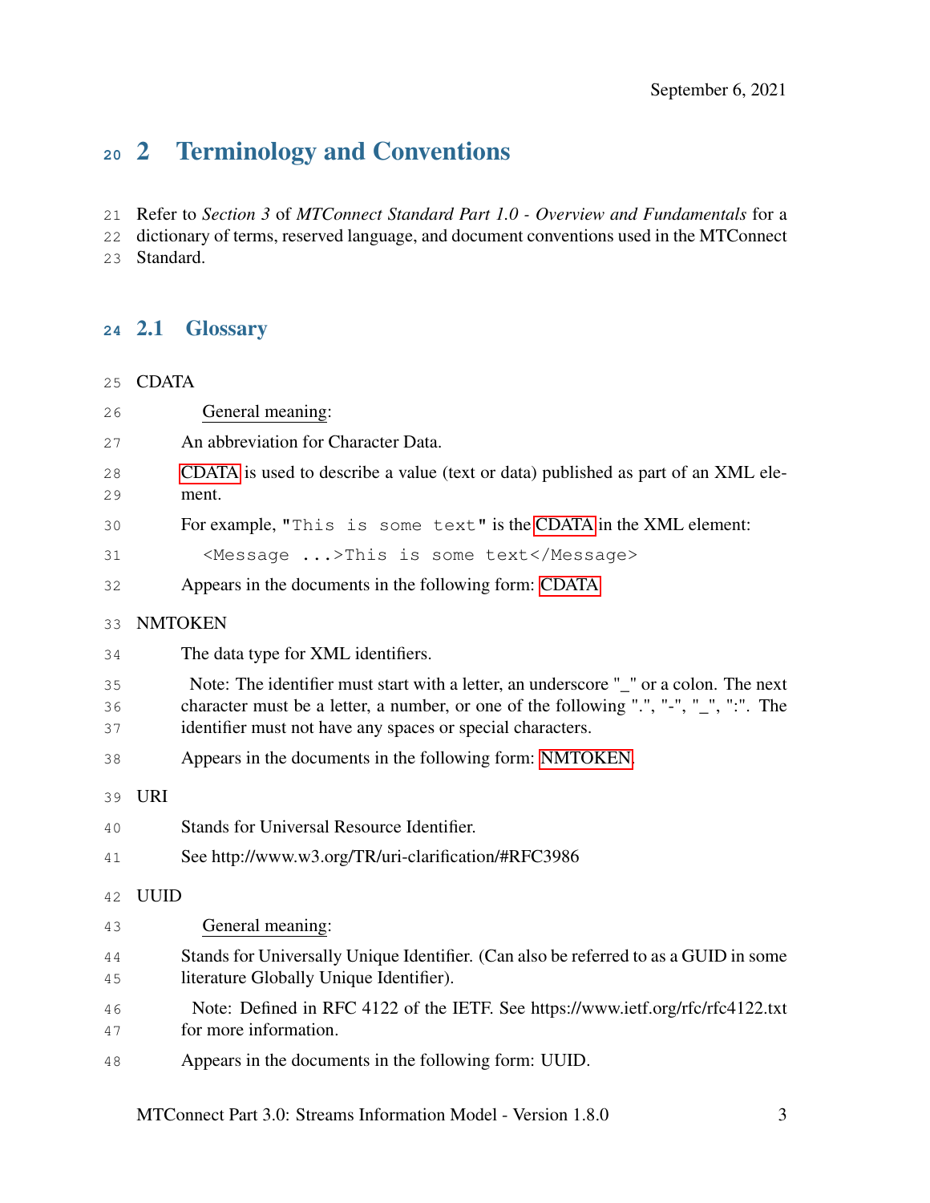# 2 Terminology and Conventions

Refer to *Section 3* of *MTConnect Standard Part 1.0 - Overview and Fundamentals* for a dictionary of terms, reserved language, and document conventions used in the MTConnect Standard.

## 2.1 Glossary

CDATA

General meaning:

An abbreviation for Character Data.

CDATA is used to describe a value (text or data) published as part of an XML element.

For example, "`This is some text`" is the CDATA in the XML element:

`<Message ...>This is some text</Message>`

Appears in the documents in the following form: CDATA

NMTOKEN

The data type for XML identifiers.

Note: The identifier must start with a letter, an underscore "_" or a colon. The next character must be a letter, a number, or one of the following ".", "-", "_", ":". The identifier must not have any spaces or special characters.

Appears in the documents in the following form: NMTOKEN.

URI

Stands for Universal Resource Identifier.

See http://www.w3.org/TR/uri-clarification/#RFC3986

UUID

General meaning:

Stands for Universally Unique Identifier. (Can also be referred to as a GUID in some literature Globally Unique Identifier).

Note: Defined in RFC 4122 of the IETF. See https://www.ietf.org/rfc/rfc4122.txt for more information.

Appears in the documents in the following form: UUID.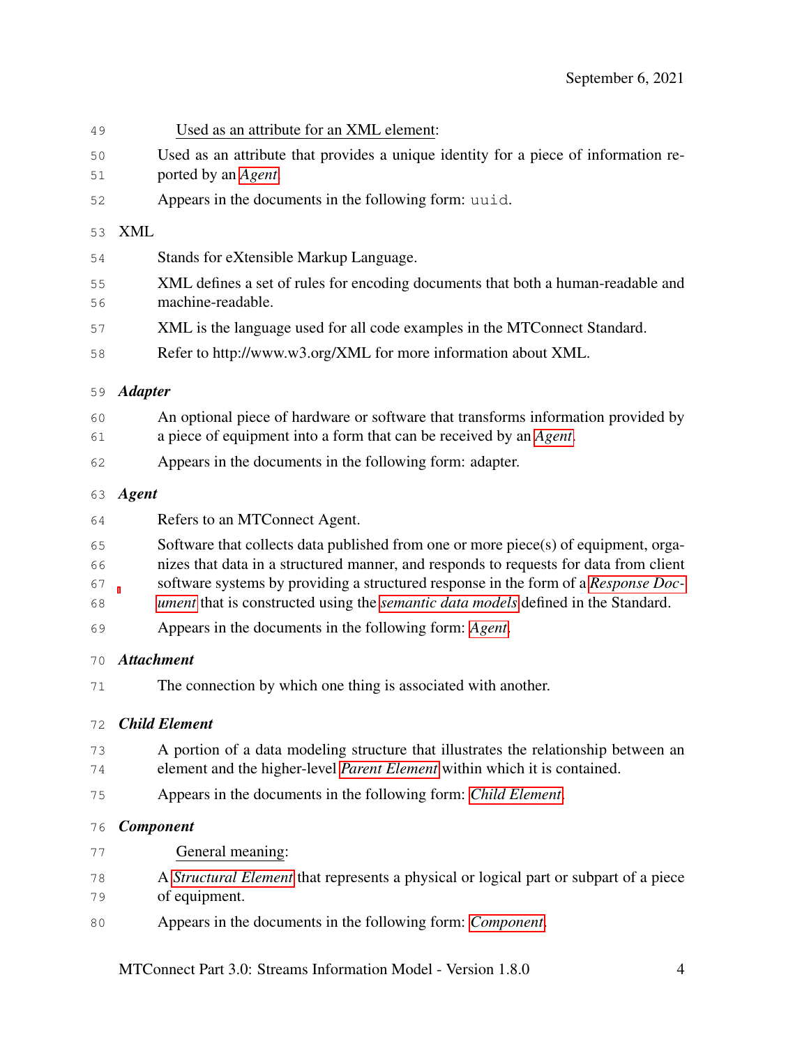Used as an attribute for an XML element:

Used as an attribute that provides a unique identity for a piece of information reported by an *Agent*.

Appears in the documents in the following form: `uuid`.

**XML**

Stands for eXtensible Markup Language.

XML defines a set of rules for encoding documents that both a human-readable and machine-readable.

XML is the language used for all code examples in the MTConnect Standard.

Refer to http://www.w3.org/XML for more information about XML.

***Adapter***

An optional piece of hardware or software that transforms information provided by a piece of equipment into a form that can be received by an *Agent*.

Appears in the documents in the following form: adapter.

***Agent***

Refers to an MTConnect Agent.

Software that collects data published from one or more piece(s) of equipment, organizes that data in a structured manner, and responds to requests for data from client software systems by providing a structured response in the form of a *Response Document* that is constructed using the *semantic data models* defined in the Standard.

Appears in the documents in the following form: *Agent*.

***Attachment***

The connection by which one thing is associated with another.

***Child Element***

A portion of a data modeling structure that illustrates the relationship between an element and the higher-level *Parent Element* within which it is contained.

Appears in the documents in the following form: *Child Element*.

***Component***

General meaning:

A *Structural Element* that represents a physical or logical part or subpart of a piece of equipment.

Appears in the documents in the following form: *Component*.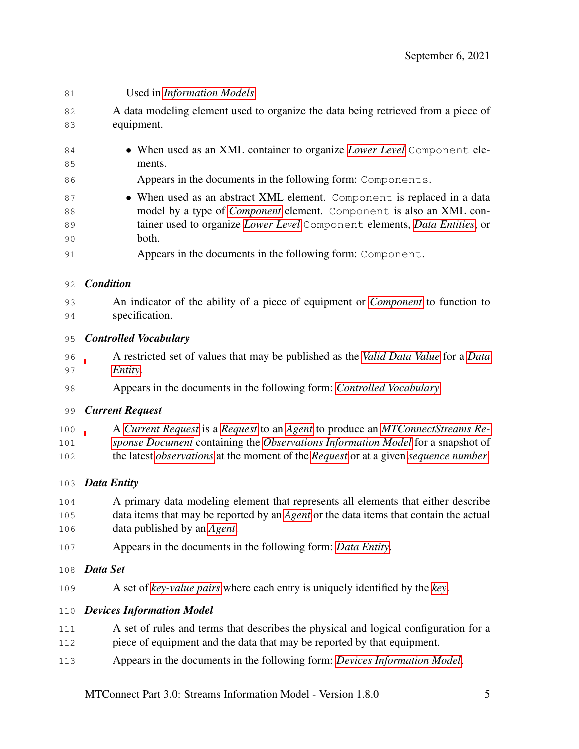Used in *Information Models*:

A data modeling element used to organize the data being retrieved from a piece of equipment.

- When used as an XML container to organize *Lower Level* `Component` elements.

  Appears in the documents in the following form: `Components`.

- When used as an abstract XML element. `Component` is replaced in a data model by a type of *Component* element. `Component` is also an XML container used to organize *Lower Level* `Component` elements, *Data Entities*, or both.

  Appears in the documents in the following form: `Component`.

***Condition***

An indicator of the ability of a piece of equipment or *Component* to function to specification.

***Controlled Vocabulary***

A restricted set of values that may be published as the *Valid Data Value* for a *Data Entity*.

Appears in the documents in the following form: *Controlled Vocabulary*.

***Current Request***

A *Current Request* is a *Request* to an *Agent* to produce an *MTConnectStreams Response Document* containing the *Observations Information Model* for a snapshot of the latest *observations* at the moment of the *Request* or at a given *sequence number*.

***Data Entity***

A primary data modeling element that represents all elements that either describe data items that may be reported by an *Agent* or the data items that contain the actual data published by an *Agent*.

Appears in the documents in the following form: *Data Entity*.

***Data Set***

A set of *key-value pairs* where each entry is uniquely identified by the *key*.

***Devices Information Model***

A set of rules and terms that describes the physical and logical configuration for a piece of equipment and the data that may be reported by that equipment.

Appears in the documents in the following form: *Devices Information Model*.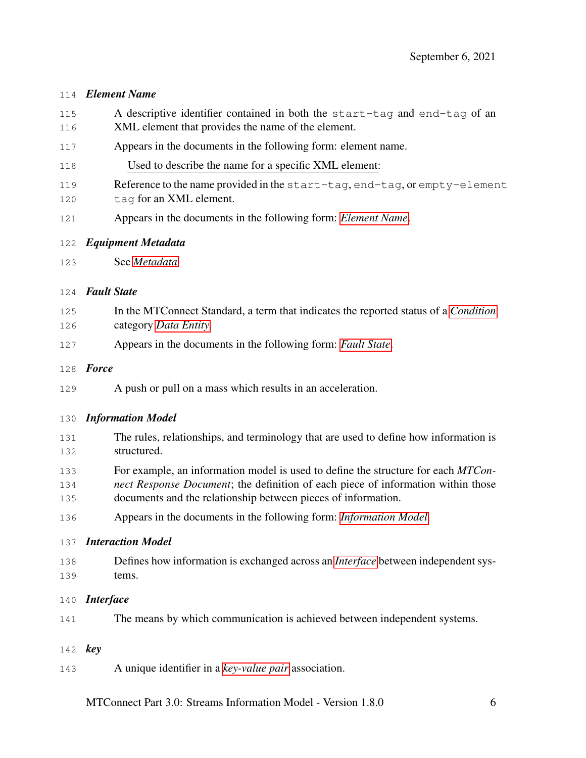***Element Name***

A descriptive identifier contained in both the `start-tag` and `end-tag` of an XML element that provides the name of the element.

Appears in the documents in the following form: element name.

Used to describe the name for a specific XML element:

Reference to the name provided in the `start-tag`, `end-tag`, or `empty-element tag` for an XML element.

Appears in the documents in the following form: *Element Name*.

***Equipment Metadata***

See *Metadata*

***Fault State***

In the MTConnect Standard, a term that indicates the reported status of a *Condition* category *Data Entity*.

Appears in the documents in the following form: *Fault State*.

***Force***

A push or pull on a mass which results in an acceleration.

***Information Model***

The rules, relationships, and terminology that are used to define how information is structured.

For example, an information model is used to define the structure for each *MTConnect Response Document*; the definition of each piece of information within those documents and the relationship between pieces of information.

Appears in the documents in the following form: *Information Model*.

***Interaction Model***

Defines how information is exchanged across an *Interface* between independent systems.

***Interface***

The means by which communication is achieved between independent systems.

***key***

A unique identifier in a *key-value pair* association.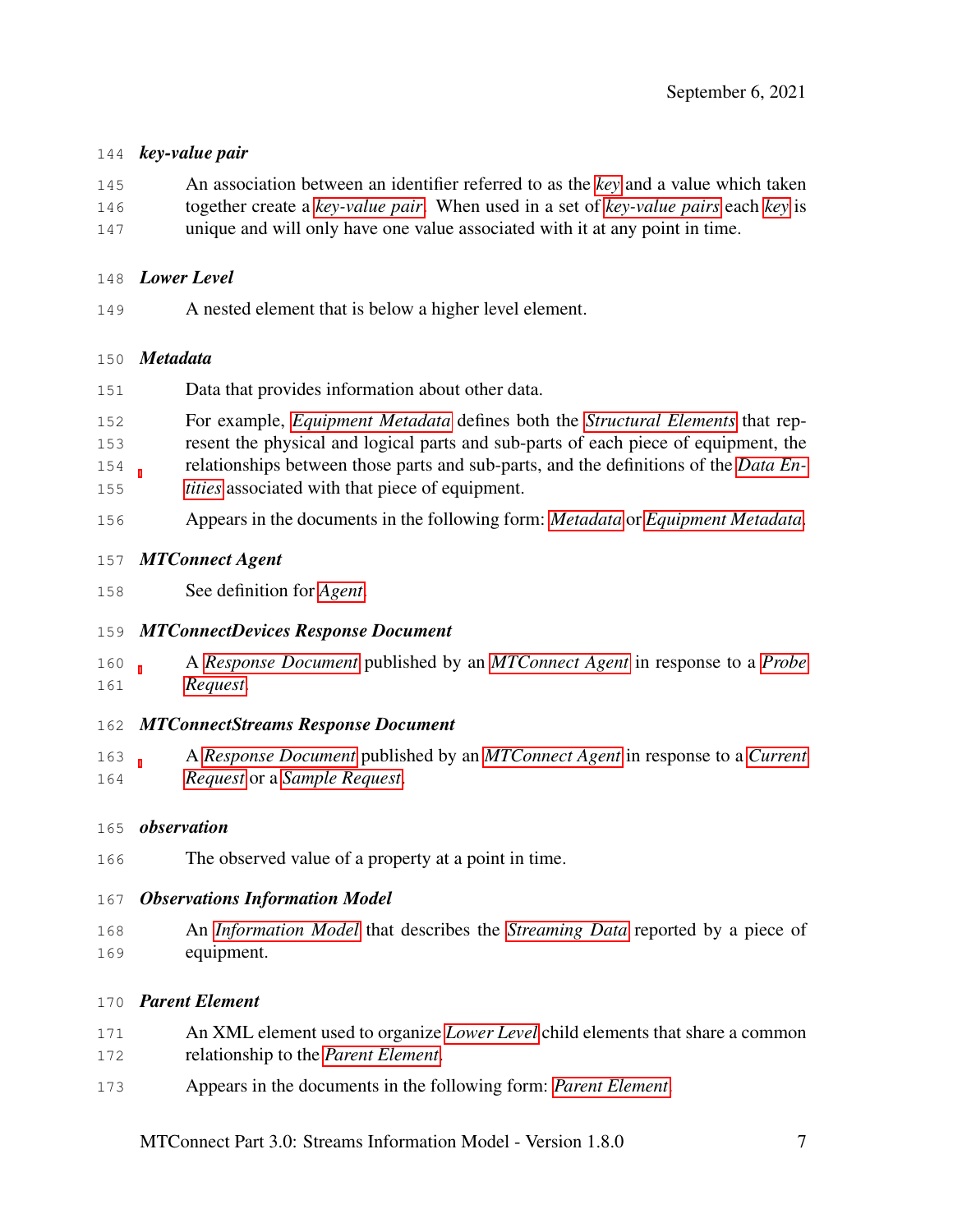***key-value pair***

An association between an identifier referred to as the *key* and a value which taken together create a *key-value pair*. When used in a set of *key-value pairs* each *key* is unique and will only have one value associated with it at any point in time.

***Lower Level***

A nested element that is below a higher level element.

***Metadata***

Data that provides information about other data.

For example, *Equipment Metadata* defines both the *Structural Elements* that represent the physical and logical parts and sub-parts of each piece of equipment, the relationships between those parts and sub-parts, and the definitions of the *Data Entities* associated with that piece of equipment.

Appears in the documents in the following form: *Metadata* or *Equipment Metadata*.

***MTConnect Agent***

See definition for *Agent*.

***MTConnectDevices Response Document***

A *Response Document* published by an *MTConnect Agent* in response to a *Probe Request*.

***MTConnectStreams Response Document***

A *Response Document* published by an *MTConnect Agent* in response to a *Current Request* or a *Sample Request*.

***observation***

The observed value of a property at a point in time.

***Observations Information Model***

An *Information Model* that describes the *Streaming Data* reported by a piece of equipment.

***Parent Element***

An XML element used to organize *Lower Level* child elements that share a common relationship to the *Parent Element*.

Appears in the documents in the following form: *Parent Element*.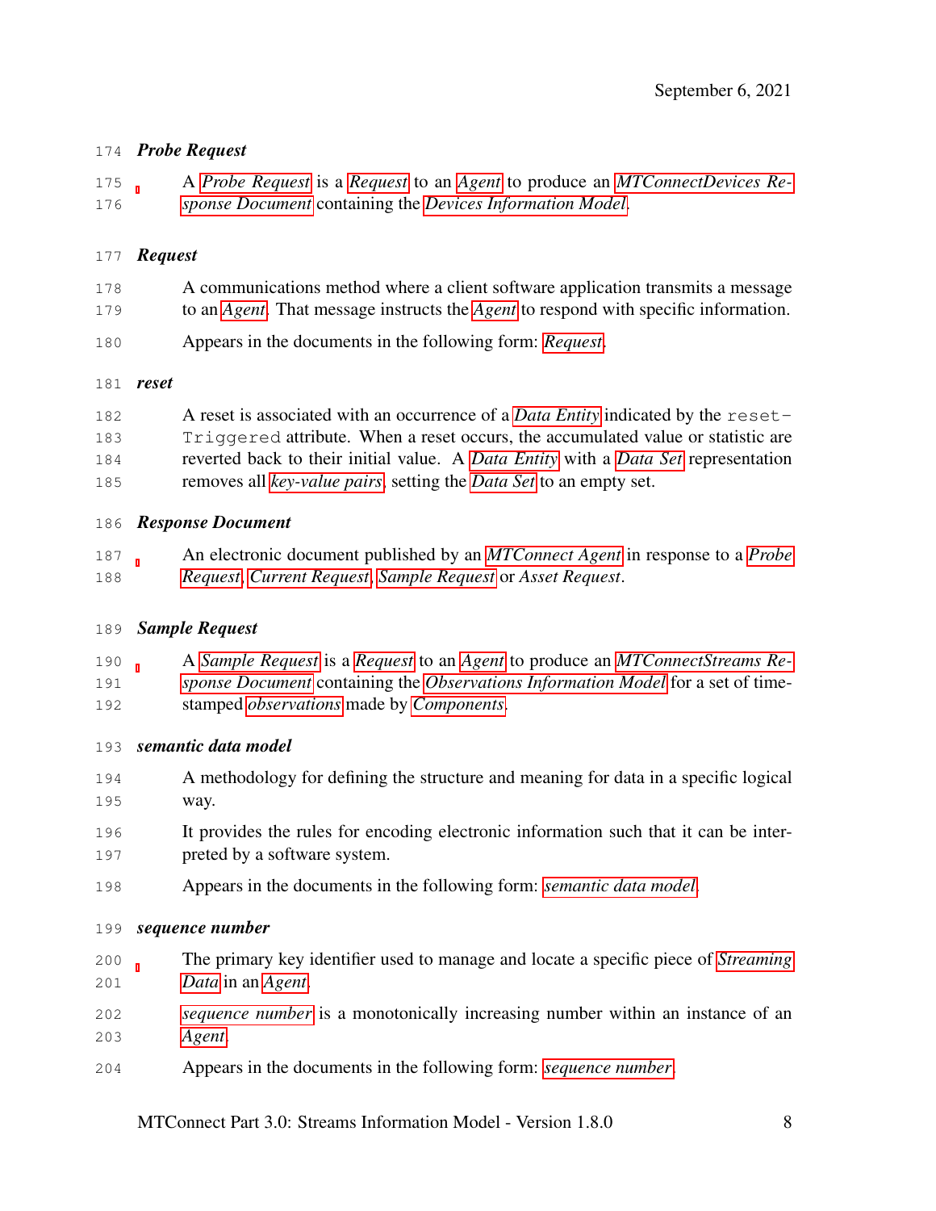**Probe Request**

A *Probe Request* is a *Request* to an *Agent* to produce an *MTConnectDevices Response Document* containing the *Devices Information Model*.

**Request**

A communications method where a client software application transmits a message to an *Agent*. That message instructs the *Agent* to respond with specific information.

Appears in the documents in the following form: *Request*.

**reset**

A reset is associated with an occurrence of a *Data Entity* indicated by the `resetTriggered` attribute. When a reset occurs, the accumulated value or statistic are reverted back to their initial value. A *Data Entity* with a *Data Set* representation removes all *key-value pairs*, setting the *Data Set* to an empty set.

**Response Document**

An electronic document published by an *MTConnect Agent* in response to a *Probe Request*, *Current Request*, *Sample Request* or *Asset Request*.

**Sample Request**

A *Sample Request* is a *Request* to an *Agent* to produce an *MTConnectStreams Response Document* containing the *Observations Information Model* for a set of timestamped *observations* made by *Components*.

**semantic data model**

A methodology for defining the structure and meaning for data in a specific logical way.

It provides the rules for encoding electronic information such that it can be interpreted by a software system.

Appears in the documents in the following form: *semantic data model*.

**sequence number**

The primary key identifier used to manage and locate a specific piece of *Streaming Data* in an *Agent*.

*sequence number* is a monotonically increasing number within an instance of an *Agent*.

Appears in the documents in the following form: *sequence number*.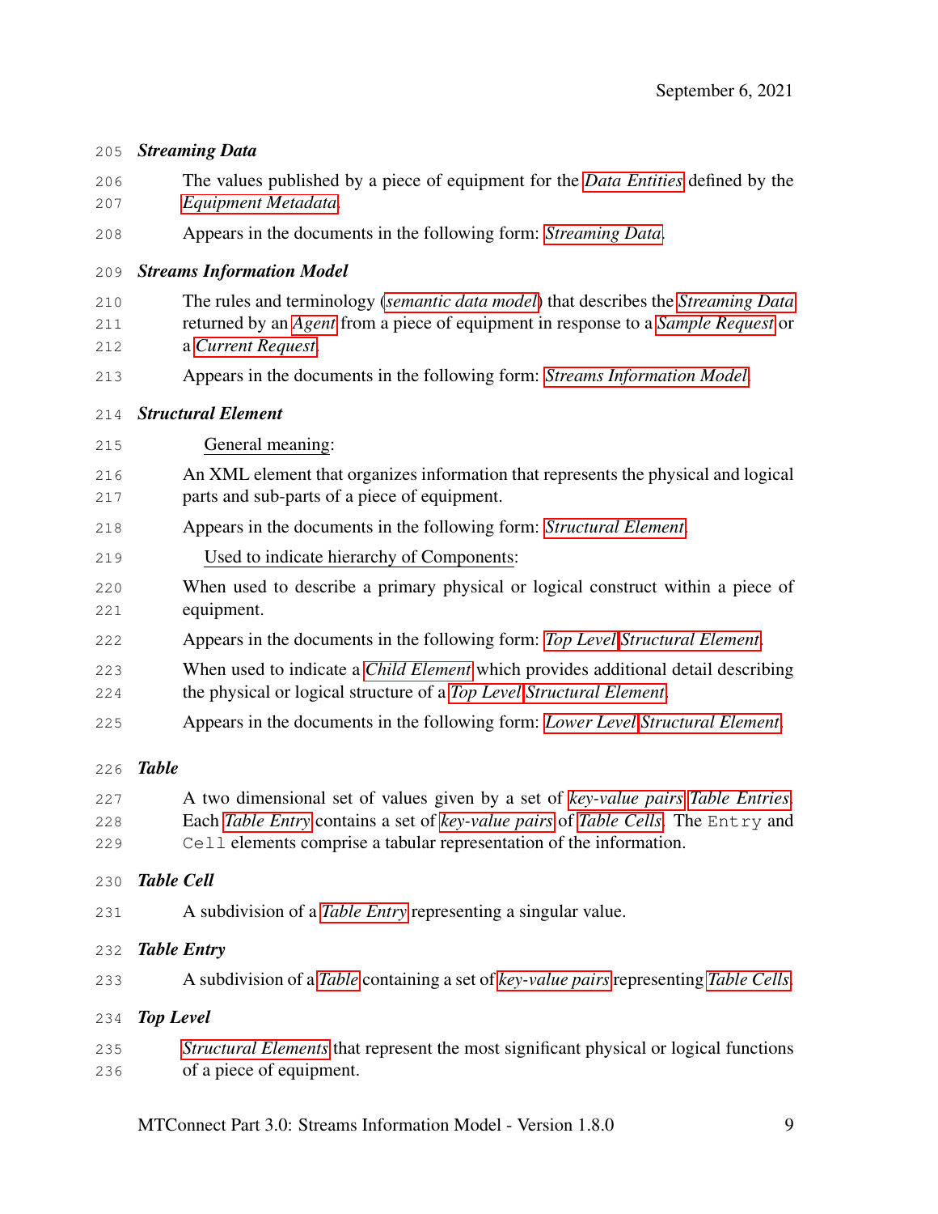**Streaming Data**

The values published by a piece of equipment for the *Data Entities* defined by the *Equipment Metadata*.

Appears in the documents in the following form: *Streaming Data*.

**Streams Information Model**

The rules and terminology (*semantic data model*) that describes the *Streaming Data* returned by an *Agent* from a piece of equipment in response to a *Sample Request* or a *Current Request*.

Appears in the documents in the following form: *Streams Information Model*.

**Structural Element**

General meaning:

An XML element that organizes information that represents the physical and logical parts and sub-parts of a piece of equipment.

Appears in the documents in the following form: *Structural Element*.

Used to indicate hierarchy of Components:

When used to describe a primary physical or logical construct within a piece of equipment.

Appears in the documents in the following form: *Top Level Structural Element*.

When used to indicate a *Child Element* which provides additional detail describing the physical or logical structure of a *Top Level Structural Element*.

Appears in the documents in the following form: *Lower Level Structural Element*.

**Table**

A two dimensional set of values given by a set of *key-value pairs Table Entries*. Each *Table Entry* contains a set of *key-value pairs* of *Table Cells*. The `Entry` and `Cell` elements comprise a tabular representation of the information.

**Table Cell**

A subdivision of a *Table Entry* representing a singular value.

**Table Entry**

A subdivision of a *Table* containing a set of *key-value pairs* representing *Table Cells*.

**Top Level**

*Structural Elements* that represent the most significant physical or logical functions of a piece of equipment.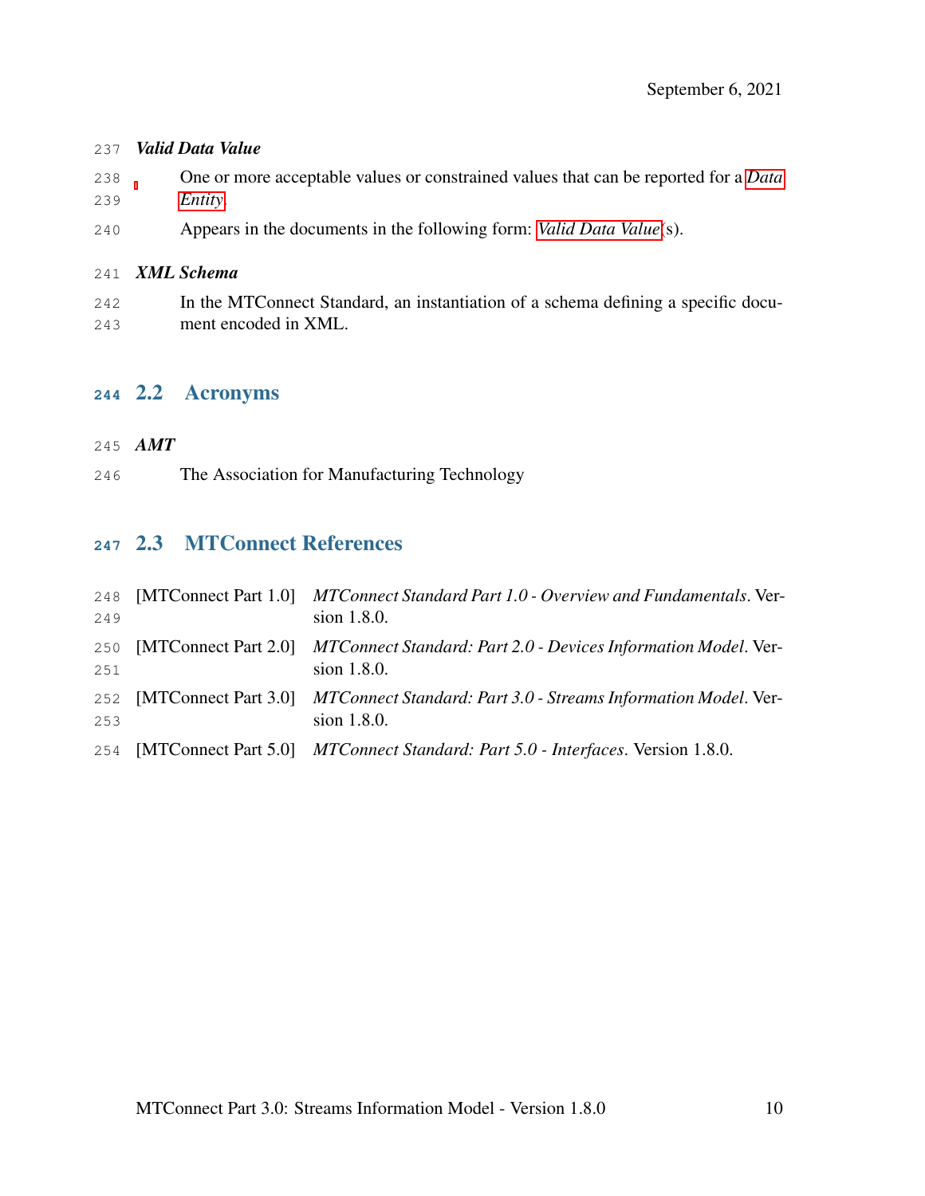***Valid Data Value***

One or more acceptable values or constrained values that can be reported for a *Data Entity*.

Appears in the documents in the following form: *Valid Data Value*(s).

***XML Schema***

In the MTConnect Standard, an instantiation of a schema defining a specific document encoded in XML.

## 2.2 Acronyms

***AMT***

The Association for Manufacturing Technology

## 2.3 MTConnect References

[MTConnect Part 1.0] *MTConnect Standard Part 1.0 - Overview and Fundamentals*. Version 1.8.0.

[MTConnect Part 2.0] *MTConnect Standard: Part 2.0 - Devices Information Model*. Version 1.8.0.

[MTConnect Part 3.0] *MTConnect Standard: Part 3.0 - Streams Information Model*. Version 1.8.0.

[MTConnect Part 5.0] *MTConnect Standard: Part 5.0 - Interfaces*. Version 1.8.0.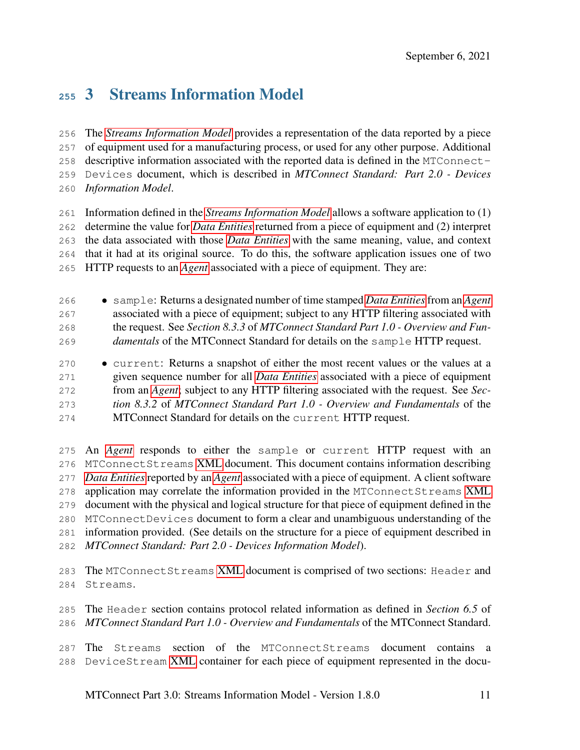# 3 Streams Information Model

The *Streams Information Model* provides a representation of the data reported by a piece of equipment used for a manufacturing process, or used for any other purpose. Additional descriptive information associated with the reported data is defined in the `MTConnect-Devices` document, which is described in *MTConnect Standard: Part 2.0 - Devices Information Model*.

Information defined in the *Streams Information Model* allows a software application to (1) determine the value for *Data Entities* returned from a piece of equipment and (2) interpret the data associated with those *Data Entities* with the same meaning, value, and context that it had at its original source. To do this, the software application issues one of two HTTP requests to an *Agent* associated with a piece of equipment. They are:

- `sample`: Returns a designated number of time stamped *Data Entities* from an *Agent* associated with a piece of equipment; subject to any HTTP filtering associated with the request. See *Section 8.3.3* of *MTConnect Standard Part 1.0 - Overview and Fundamentals* of the MTConnect Standard for details on the `sample` HTTP request.
- `current`: Returns a snapshot of either the most recent values or the values at a given sequence number for all *Data Entities* associated with a piece of equipment from an *Agent*; subject to any HTTP filtering associated with the request. See *Section 8.3.2* of *MTConnect Standard Part 1.0 - Overview and Fundamentals* of the MTConnect Standard for details on the `current` HTTP request.

An *Agent* responds to either the `sample` or `current` HTTP request with an `MTConnectStreams` XML document. This document contains information describing *Data Entities* reported by an *Agent* associated with a piece of equipment. A client software application may correlate the information provided in the `MTConnectStreams` XML document with the physical and logical structure for that piece of equipment defined in the `MTConnectDevices` document to form a clear and unambiguous understanding of the information provided. (See details on the structure for a piece of equipment described in *MTConnect Standard: Part 2.0 - Devices Information Model*).

The `MTConnectStreams` XML document is comprised of two sections: `Header` and `Streams`.

The `Header` section contains protocol related information as defined in *Section 6.5* of *MTConnect Standard Part 1.0 - Overview and Fundamentals* of the MTConnect Standard.

The `Streams` section of the `MTConnectStreams` document contains a `DeviceStream` XML container for each piece of equipment represented in the docu-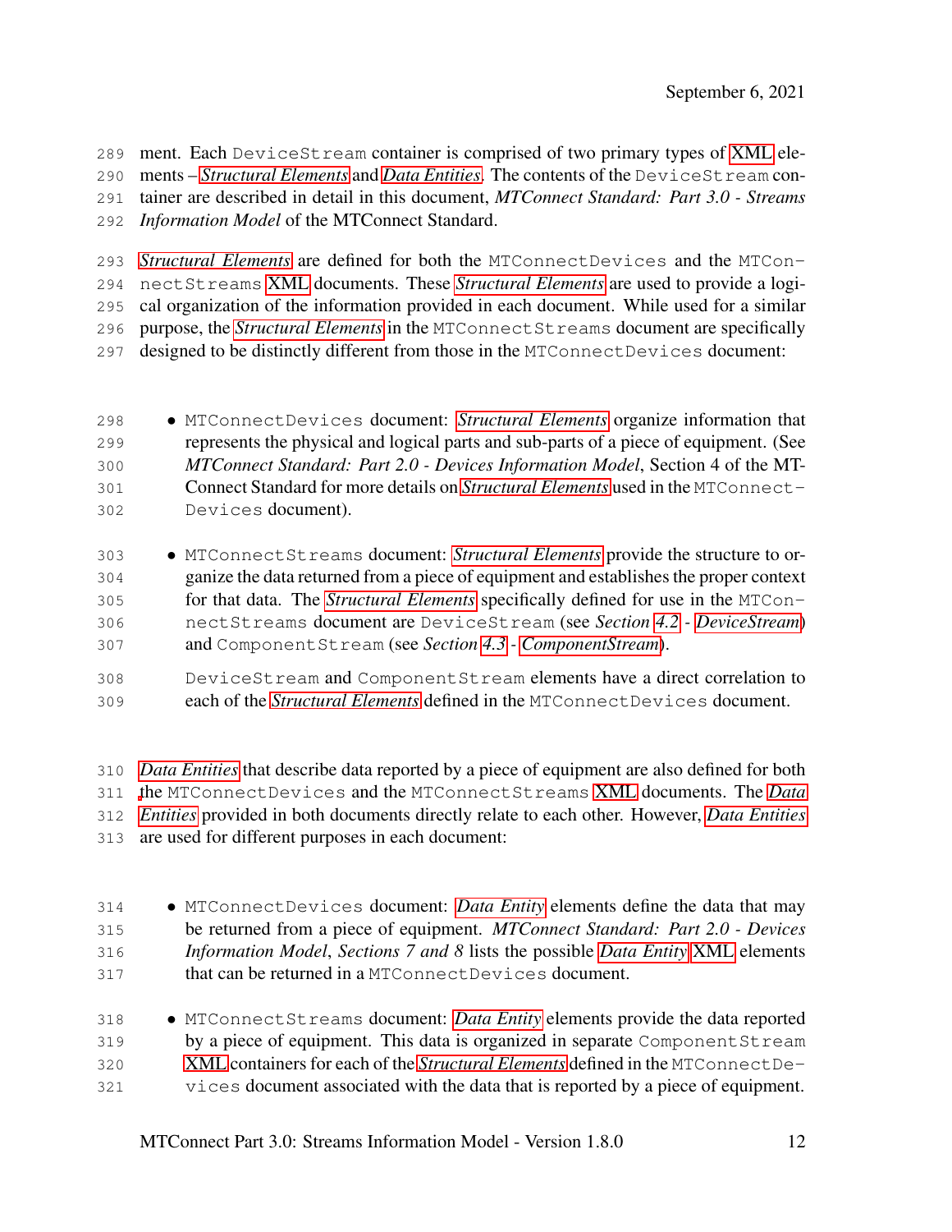ment. Each DeviceStream container is comprised of two primary types of XML elements – *Structural Elements* and *Data Entities*. The contents of the DeviceStream container are described in detail in this document, *MTConnect Standard: Part 3.0 - Streams Information Model* of the MTConnect Standard.

*Structural Elements* are defined for both the MTConnectDevices and the MTConnectStreams XML documents. These *Structural Elements* are used to provide a logical organization of the information provided in each document. While used for a similar purpose, the *Structural Elements* in the MTConnectStreams document are specifically designed to be distinctly different from those in the MTConnectDevices document:

- MTConnectDevices document: *Structural Elements* organize information that represents the physical and logical parts and sub-parts of a piece of equipment. (See *MTConnect Standard: Part 2.0 - Devices Information Model*, Section 4 of the MTConnect Standard for more details on *Structural Elements* used in the MTConnectDevices document).

- MTConnectStreams document: *Structural Elements* provide the structure to organize the data returned from a piece of equipment and establishes the proper context for that data. The *Structural Elements* specifically defined for use in the MTConnectStreams document are DeviceStream (see *Section 4.2 - DeviceStream*) and ComponentStream (see *Section 4.3 - ComponentStream*).

  DeviceStream and ComponentStream elements have a direct correlation to each of the *Structural Elements* defined in the MTConnectDevices document.

*Data Entities* that describe data reported by a piece of equipment are also defined for both the MTConnectDevices and the MTConnectStreams XML documents. The *Data Entities* provided in both documents directly relate to each other. However, *Data Entities* are used for different purposes in each document:

- MTConnectDevices document: *Data Entity* elements define the data that may be returned from a piece of equipment. *MTConnect Standard: Part 2.0 - Devices Information Model*, *Sections 7 and 8* lists the possible *Data Entity* XML elements that can be returned in a MTConnectDevices document.

- MTConnectStreams document: *Data Entity* elements provide the data reported by a piece of equipment. This data is organized in separate ComponentStream XML containers for each of the *Structural Elements* defined in the MTConnectDevices document associated with the data that is reported by a piece of equipment.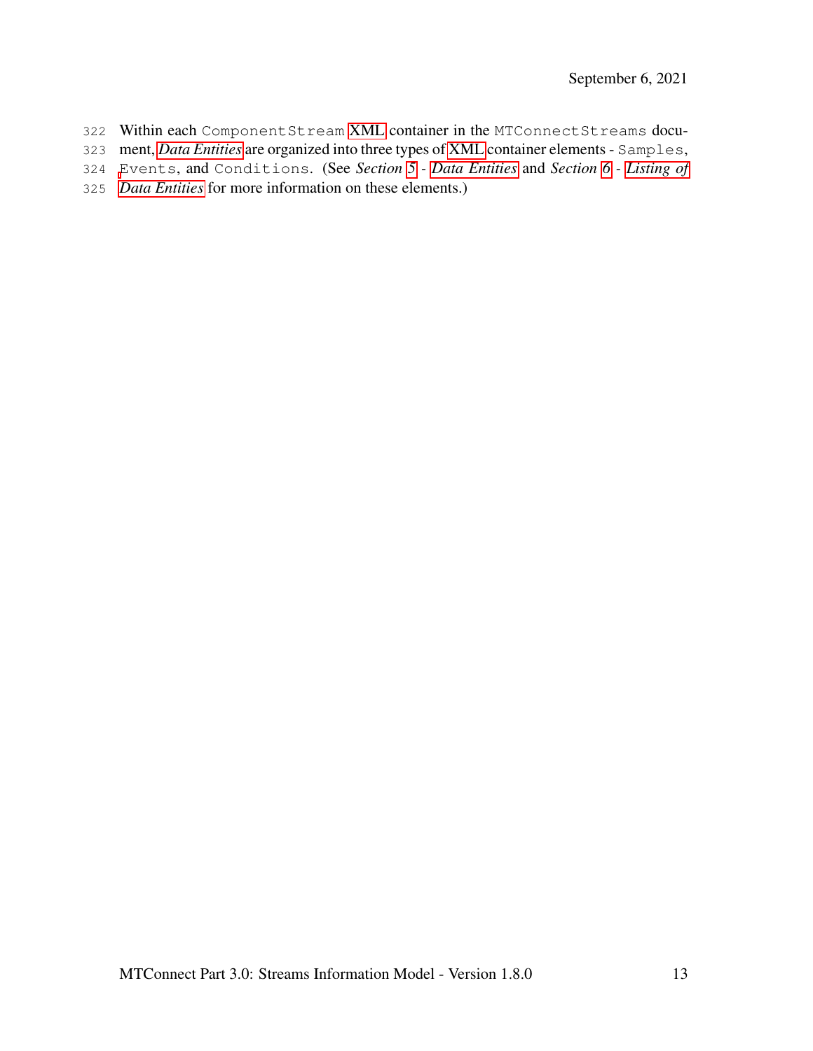Within each `ComponentStream` XML container in the `MTConnectStreams` document, *Data Entities* are organized into three types of XML container elements - `Samples`, `Events`, and `Conditions`. (See *Section 5 - Data Entities* and *Section 6 - Listing of Data Entities* for more information on these elements.)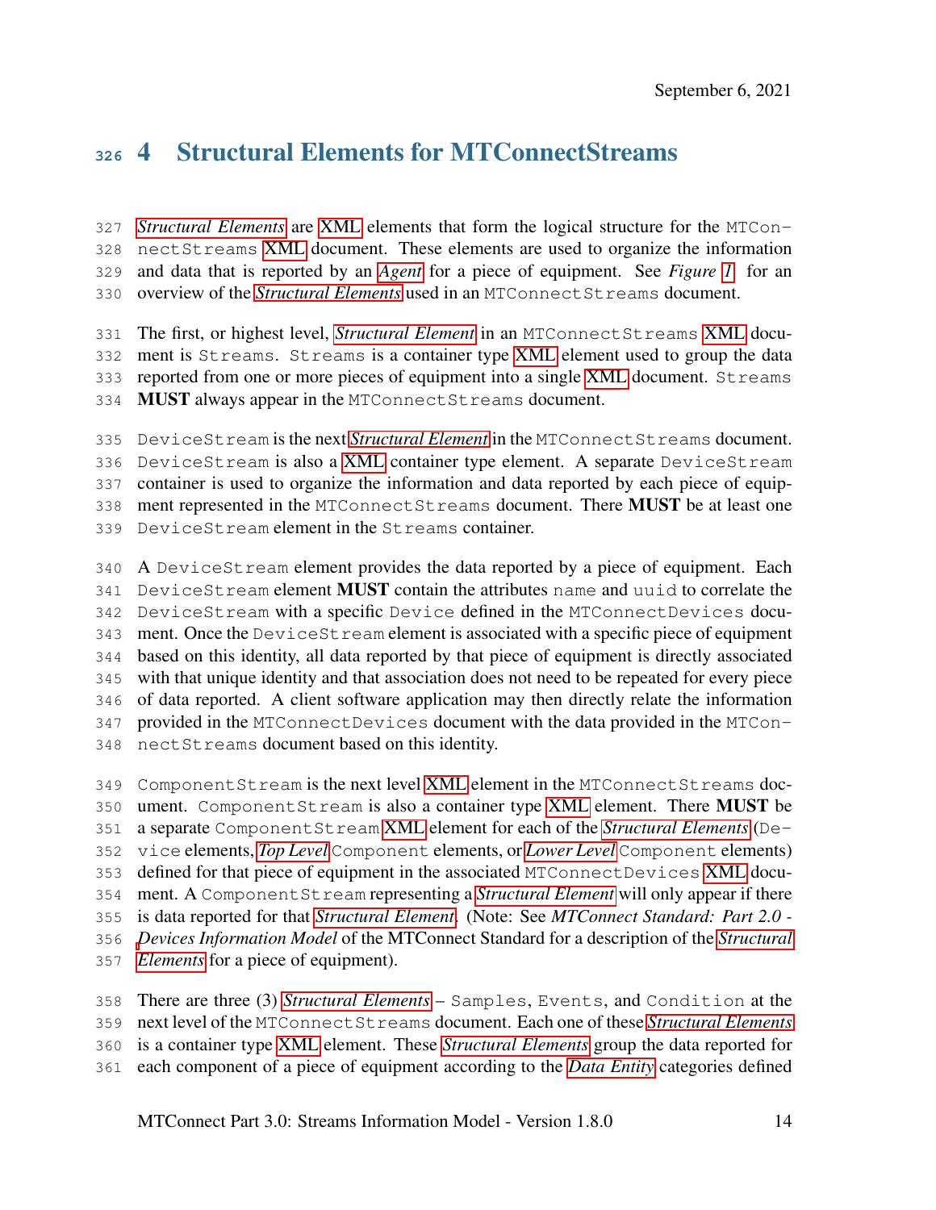# 4 Structural Elements for MTConnectStreams

*Structural Elements* are XML elements that form the logical structure for the `MTConnectStreams` XML document. These elements are used to organize the information and data that is reported by an *Agent* for a piece of equipment. See *Figure 1* for an overview of the *Structural Elements* used in an `MTConnectStreams` document.

The first, or highest level, *Structural Element* in an `MTConnectStreams` XML document is `Streams`. `Streams` is a container type XML element used to group the data reported from one or more pieces of equipment into a single XML document. `Streams` **MUST** always appear in the `MTConnectStreams` document.

`DeviceStream` is the next *Structural Element* in the `MTConnectStreams` document. `DeviceStream` is also a XML container type element. A separate `DeviceStream` container is used to organize the information and data reported by each piece of equipment represented in the `MTConnectStreams` document. There **MUST** be at least one `DeviceStream` element in the `Streams` container.

A `DeviceStream` element provides the data reported by a piece of equipment. Each `DeviceStream` element **MUST** contain the attributes `name` and `uuid` to correlate the `DeviceStream` with a specific `Device` defined in the `MTConnectDevices` document. Once the `DeviceStream` element is associated with a specific piece of equipment based on this identity, all data reported by that piece of equipment is directly associated with that unique identity and that association does not need to be repeated for every piece of data reported. A client software application may then directly relate the information provided in the `MTConnectDevices` document with the data provided in the `MTConnectStreams` document based on this identity.

`ComponentStream` is the next level XML element in the `MTConnectStreams` document. `ComponentStream` is also a container type XML element. There **MUST** be a separate `ComponentStream` XML element for each of the *Structural Elements* (`Device` elements, *Top Level* `Component` elements, or *Lower Level* `Component` elements) defined for that piece of equipment in the associated `MTConnectDevices` XML document. A `ComponentStream` representing a *Structural Element* will only appear if there is data reported for that *Structural Element*. (Note: See *MTConnect Standard: Part 2.0 - Devices Information Model* of the MTConnect Standard for a description of the *Structural Elements* for a piece of equipment).

There are three (3) *Structural Elements* – `Samples`, `Events`, and `Condition` at the next level of the `MTConnectStreams` document. Each one of these *Structural Elements* is a container type XML element. These *Structural Elements* group the data reported for each component of a piece of equipment according to the *Data Entity* categories defined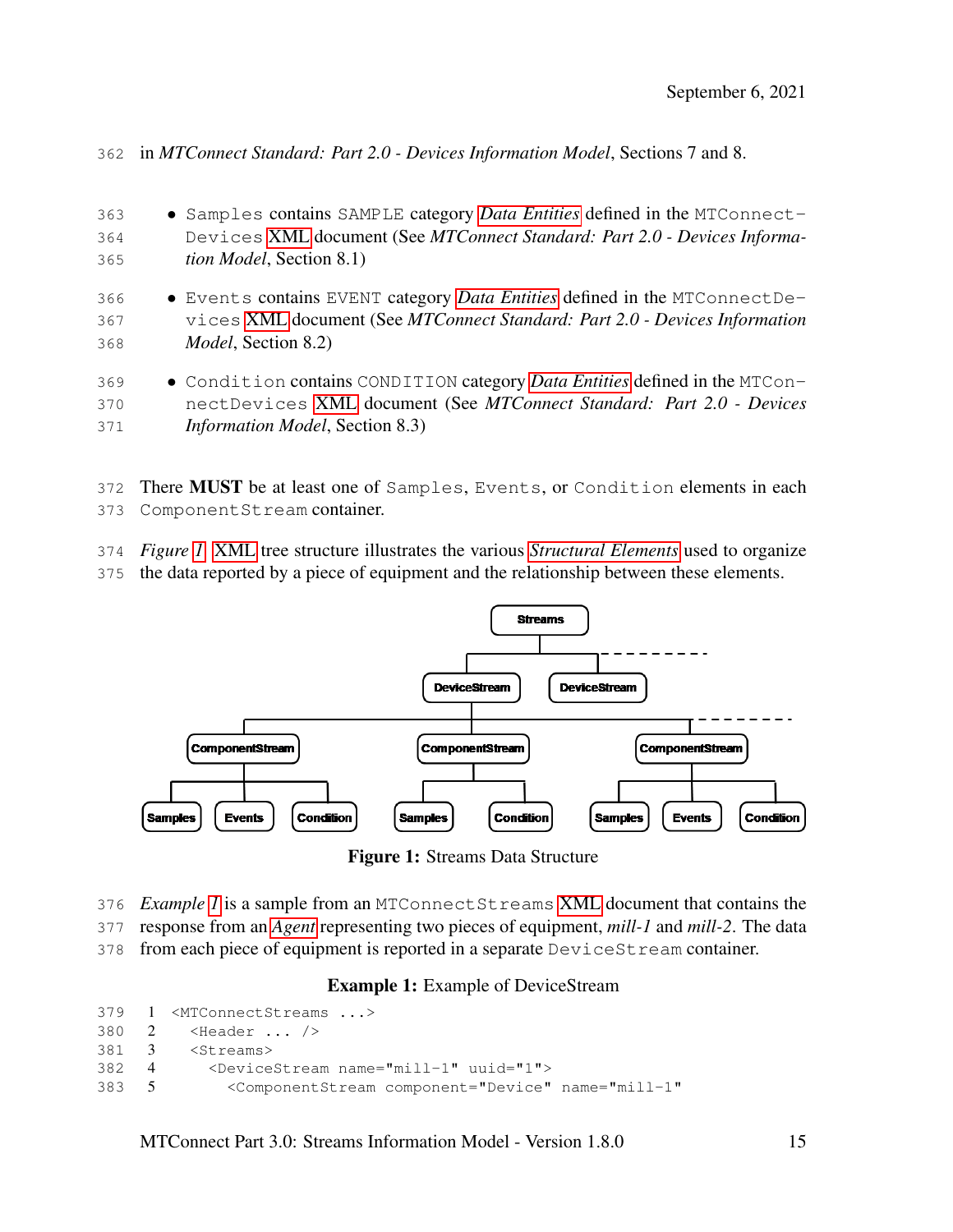in *MTConnect Standard: Part 2.0 - Devices Information Model*, Sections 7 and 8.

- Samples contains SAMPLE category *Data Entities* defined in the MTConnectDevices XML document (See *MTConnect Standard: Part 2.0 - Devices Information Model*, Section 8.1)
- Events contains EVENT category *Data Entities* defined in the MTConnectDevices XML document (See *MTConnect Standard: Part 2.0 - Devices Information Model*, Section 8.2)
- Condition contains CONDITION category *Data Entities* defined in the MTConnectDevices XML document (See *MTConnect Standard: Part 2.0 - Devices Information Model*, Section 8.3)

There **MUST** be at least one of Samples, Events, or Condition elements in each ComponentStream container.

*Figure 1*, XML tree structure illustrates the various *Structural Elements* used to organize the data reported by a piece of equipment and the relationship between these elements.

**Figure 1:** Streams Data Structure

*Example 1* is a sample from an MTConnectStreams XML document that contains the response from an *Agent* representing two pieces of equipment, *mill-1* and *mill-2*. The data from each piece of equipment is reported in a separate DeviceStream container.

**Example 1:** Example of DeviceStream

```
<MTConnectStreams ...>
  <Header ... />
  <Streams>
    <DeviceStream name="mill-1" uuid="1">
      <ComponentStream component="Device" name="mill-1"
```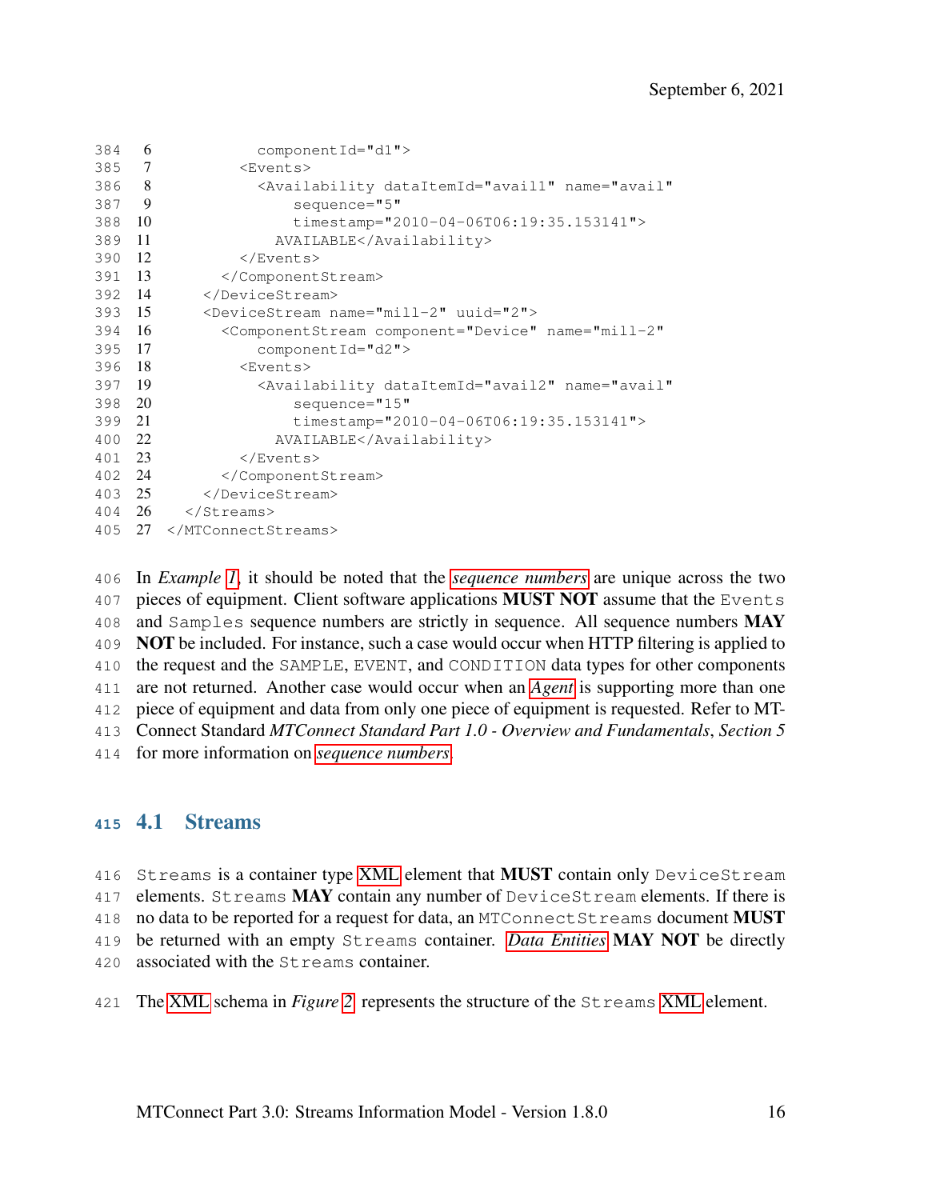```
            componentId="d1">
          <Events>
            <Availability dataItemId="avail1" name="avail"
                sequence="5"
                timestamp="2010-04-06T06:19:35.153141">
              AVAILABLE</Availability>
          </Events>
        </ComponentStream>
      </DeviceStream>
      <DeviceStream name="mill-2" uuid="2">
        <ComponentStream component="Device" name="mill-2"
            componentId="d2">
          <Events>
            <Availability dataItemId="avail2" name="avail"
                sequence="15"
                timestamp="2010-04-06T06:19:35.153141">
              AVAILABLE</Availability>
          </Events>
        </ComponentStream>
      </DeviceStream>
    </Streams>
  </MTConnectStreams>
```

In *Example 1*, it should be noted that the *sequence numbers* are unique across the two pieces of equipment. Client software applications **MUST NOT** assume that the `Events` and `Samples` sequence numbers are strictly in sequence. All sequence numbers **MAY NOT** be included. For instance, such a case would occur when HTTP filtering is applied to the request and the `SAMPLE`, `EVENT`, and `CONDITION` data types for other components are not returned. Another case would occur when an *Agent* is supporting more than one piece of equipment and data from only one piece of equipment is requested. Refer to MTConnect Standard *MTConnect Standard Part 1.0 - Overview and Fundamentals*, *Section 5* for more information on *sequence numbers*.

## 4.1 Streams

`Streams` is a container type XML element that **MUST** contain only `DeviceStream` elements. `Streams` **MAY** contain any number of `DeviceStream` elements. If there is no data to be reported for a request for data, an `MTConnectStreams` document **MUST** be returned with an empty `Streams` container. *Data Entities* **MAY NOT** be directly associated with the `Streams` container.

The XML schema in *Figure 2* represents the structure of the `Streams` XML element.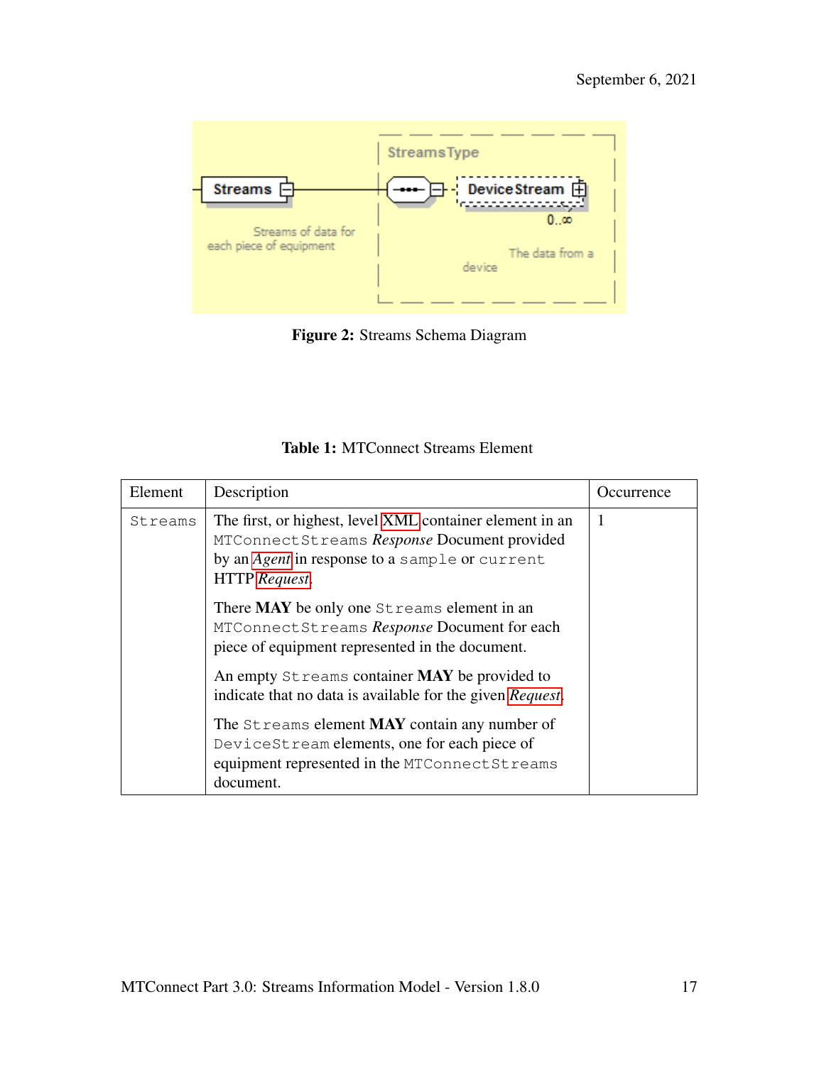**Figure 2:** Streams Schema Diagram

**Table 1:** MTConnect Streams Element

| Element | Description | Occurrence |
|---|---|---|
| Streams | The first, or highest, level XML container element in an MTConnectStreams *Response* Document provided by an *Agent* in response to a sample or current HTTP *Request*.<br><br>There **MAY** be only one Streams element in an MTConnectStreams *Response* Document for each piece of equipment represented in the document.<br><br>An empty Streams container **MAY** be provided to indicate that no data is available for the given *Request*.<br><br>The Streams element **MAY** contain any number of DeviceStream elements, one for each piece of equipment represented in the MTConnectStreams document. | 1 |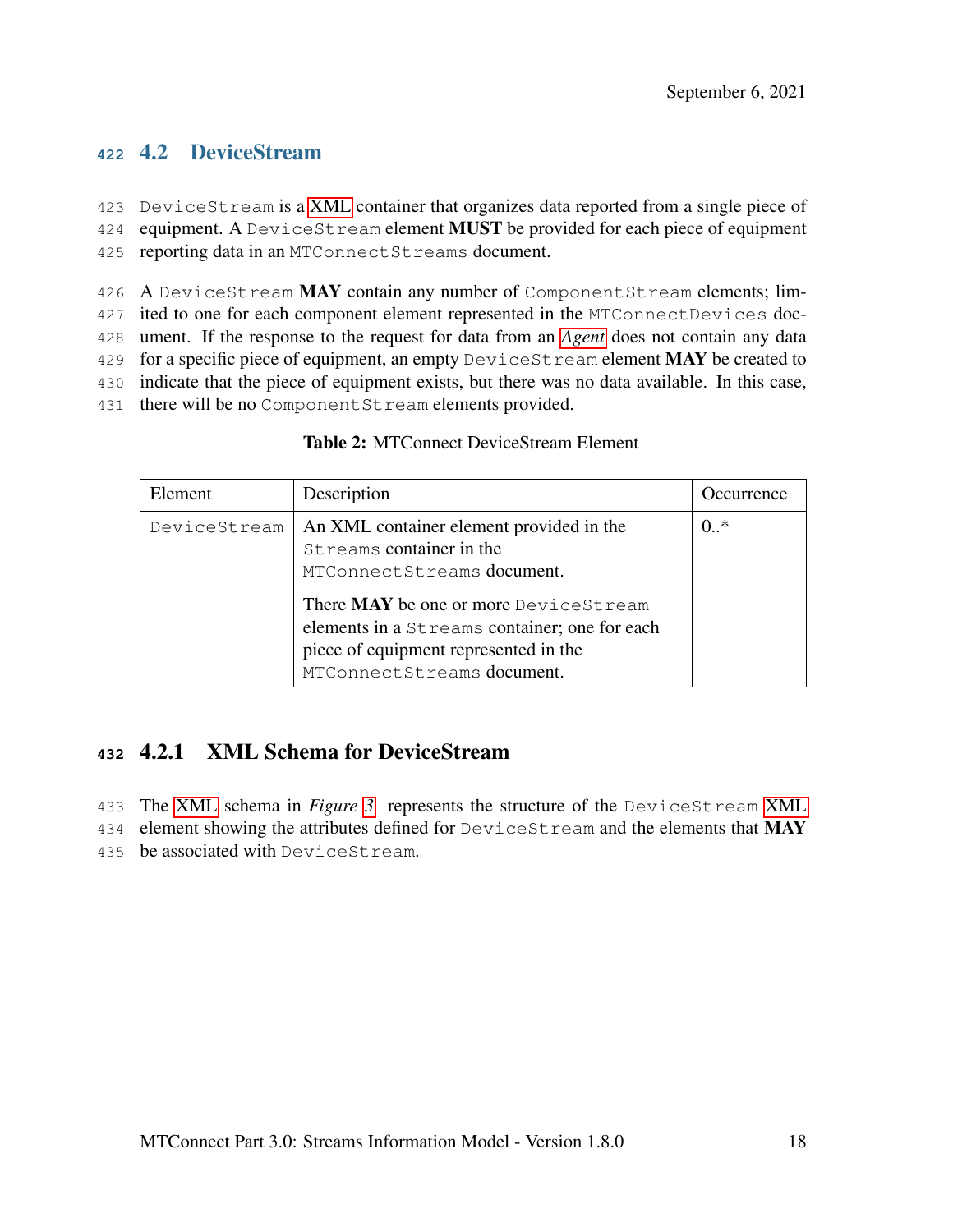## 4.2 DeviceStream

`DeviceStream` is a XML container that organizes data reported from a single piece of equipment. A `DeviceStream` element **MUST** be provided for each piece of equipment reporting data in an `MTConnectStreams` document.

A `DeviceStream` **MAY** contain any number of `ComponentStream` elements; limited to one for each component element represented in the `MTConnectDevices` document. If the response to the request for data from an *Agent* does not contain any data for a specific piece of equipment, an empty `DeviceStream` element **MAY** be created to indicate that the piece of equipment exists, but there was no data available. In this case, there will be no `ComponentStream` elements provided.

**Table 2:** MTConnect DeviceStream Element

| Element | Description | Occurrence |
|---|---|---|
| `DeviceStream` | An XML container element provided in the `Streams` container in the `MTConnectStreams` document. There **MAY** be one or more `DeviceStream` elements in a `Streams` container; one for each piece of equipment represented in the `MTConnectStreams` document. | 0..* |

### 4.2.1 XML Schema for DeviceStream

The XML schema in *Figure 3* represents the structure of the `DeviceStream` XML element showing the attributes defined for `DeviceStream` and the elements that **MAY** be associated with `DeviceStream`.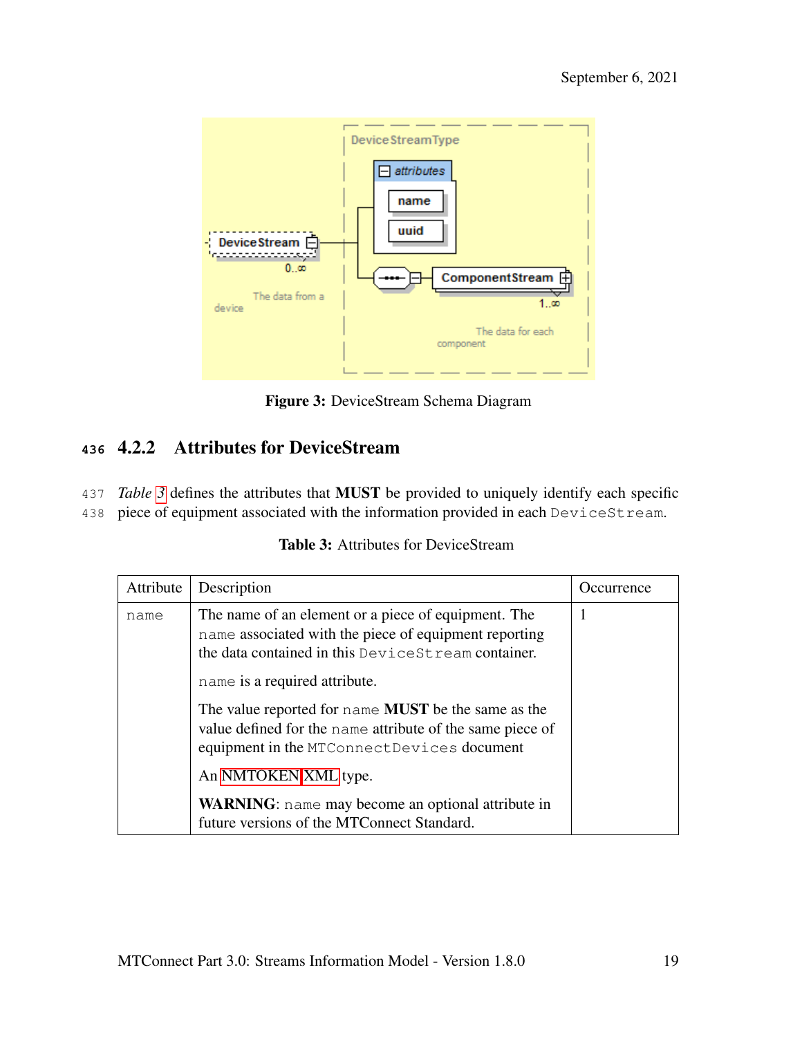Figure 3: DeviceStream Schema Diagram

### 4.2.2 Attributes for DeviceStream

*Table 3* defines the attributes that **MUST** be provided to uniquely identify each specific piece of equipment associated with the information provided in each DeviceStream.

**Table 3:** Attributes for DeviceStream

| Attribute | Description | Occurrence |
|---|---|---|
| name | The name of an element or a piece of equipment. The name associated with the piece of equipment reporting the data contained in this DeviceStream container.<br><br>name is a required attribute.<br><br>The value reported for name **MUST** be the same as the value defined for the name attribute of the same piece of equipment in the MTConnectDevices document<br><br>An NMTOKEN XML type.<br><br>**WARNING**: name may become an optional attribute in future versions of the MTConnect Standard. | 1 |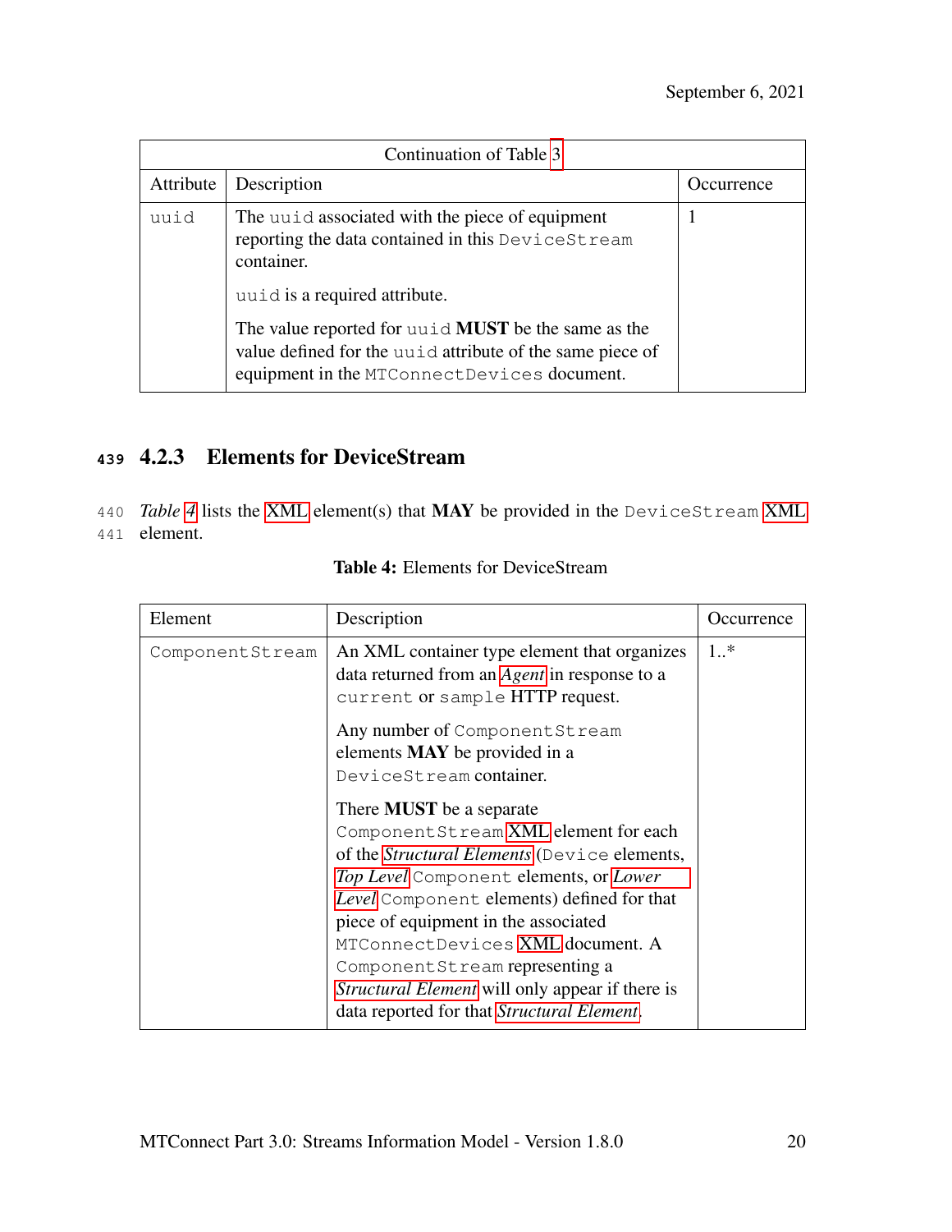| Continuation of Table 3 | | |
|---|---|---|
| Attribute | Description | Occurrence |
| uuid | The uuid associated with the piece of equipment reporting the data contained in this DeviceStream container.<br><br>uuid is a required attribute.<br><br>The value reported for uuid **MUST** be the same as the value defined for the uuid attribute of the same piece of equipment in the MTConnectDevices document. | 1 |

### 4.2.3 Elements for DeviceStream

*Table 4* lists the XML element(s) that **MAY** be provided in the DeviceStream XML element.

**Table 4:** Elements for DeviceStream

| Element | Description | Occurrence |
|---|---|---|
| ComponentStream | An XML container type element that organizes data returned from an *Agent* in response to a current or sample HTTP request.<br><br>Any number of ComponentStream elements **MAY** be provided in a DeviceStream container.<br><br>There **MUST** be a separate ComponentStream XML element for each of the *Structural Elements* (Device elements, *Top Level* Component elements, or *Lower Level* Component elements) defined for that piece of equipment in the associated MTConnectDevices XML document. A ComponentStream representing a *Structural Element* will only appear if there is data reported for that *Structural Element*. | 1..* |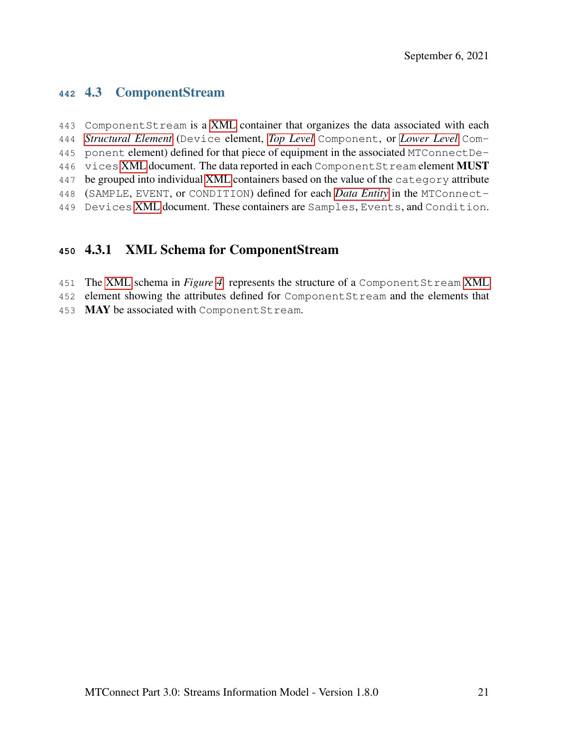## 4.3 ComponentStream

ComponentStream is a XML container that organizes the data associated with each *Structural Element* (Device element, *Top Level* Component, or *Lower Level* Component element) defined for that piece of equipment in the associated MTConnectDevices XML document. The data reported in each ComponentStream element **MUST** be grouped into individual XML containers based on the value of the category attribute (SAMPLE, EVENT, or CONDITION) defined for each *Data Entity* in the MTConnectDevices XML document. These containers are Samples, Events, and Condition.

### 4.3.1 XML Schema for ComponentStream

The XML schema in *Figure 4* represents the structure of a ComponentStream XML element showing the attributes defined for ComponentStream and the elements that **MAY** be associated with ComponentStream.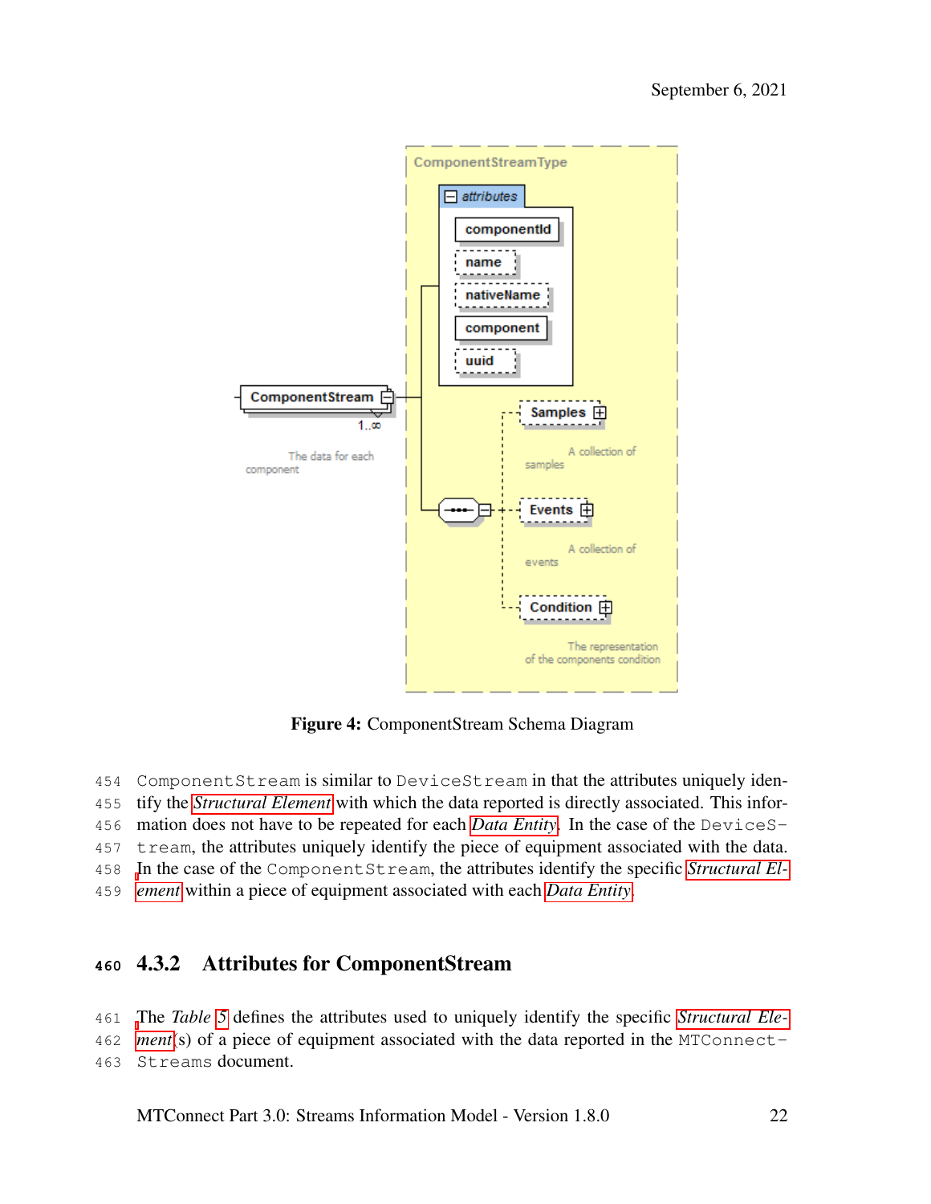Figure 4: ComponentStream Schema Diagram

`ComponentStream` is similar to `DeviceStream` in that the attributes uniquely identify the *Structural Element* with which the data reported is directly associated. This information does not have to be repeated for each *Data Entity*. In the case of the `DeviceStream`, the attributes uniquely identify the piece of equipment associated with the data. In the case of the `ComponentStream`, the attributes identify the specific *Structural Element* within a piece of equipment associated with each *Data Entity*.

### 4.3.2 Attributes for ComponentStream

The *Table 5* defines the attributes used to uniquely identify the specific *Structural Element*(s) of a piece of equipment associated with the data reported in the `MTConnectStreams` document.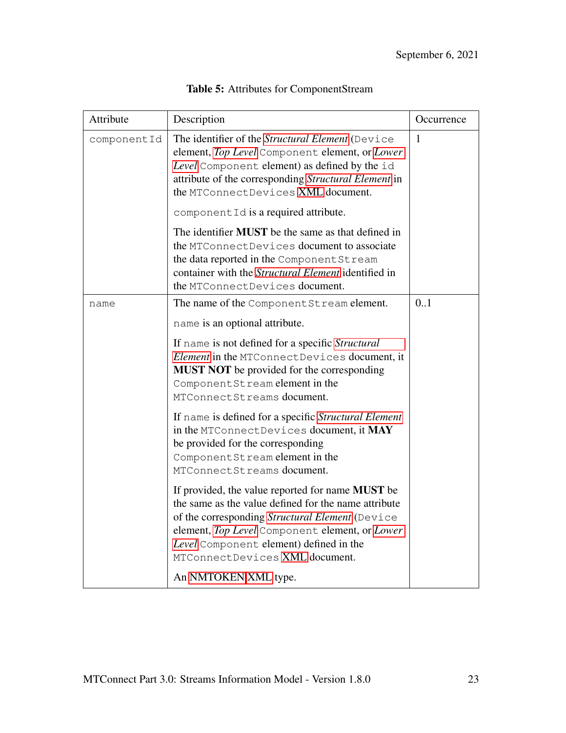**Table 5:** Attributes for ComponentStream

| Attribute | Description | Occurrence |
|---|---|---|
| `componentId` | The identifier of the *Structural Element* (`Device` element, *Top Level* `Component` element, or *Lower Level* `Component` element) as defined by the `id` attribute of the corresponding *Structural Element* in the `MTConnectDevices` XML document.<br><br>`componentId` is a required attribute.<br><br>The identifier **MUST** be the same as that defined in the `MTConnectDevices` document to associate the data reported in the `ComponentStream` container with the *Structural Element* identified in the `MTConnectDevices` document. | 1 |
| `name` | The name of the `ComponentStream` element.<br><br>`name` is an optional attribute.<br><br>If `name` is not defined for a specific *Structural Element* in the `MTConnectDevices` document, it **MUST NOT** be provided for the corresponding `ComponentStream` element in the `MTConnectStreams` document.<br><br>If `name` is defined for a specific *Structural Element* in the `MTConnectDevices` document, it **MAY** be provided for the corresponding `ComponentStream` element in the `MTConnectStreams` document.<br><br>If provided, the value reported for name **MUST** be the same as the value defined for the name attribute of the corresponding *Structural Element* (`Device` element, *Top Level* `Component` element, or *Lower Level* `Component` element) defined in the `MTConnectDevices` XML document.<br><br>An NMTOKEN XML type. | 0..1 |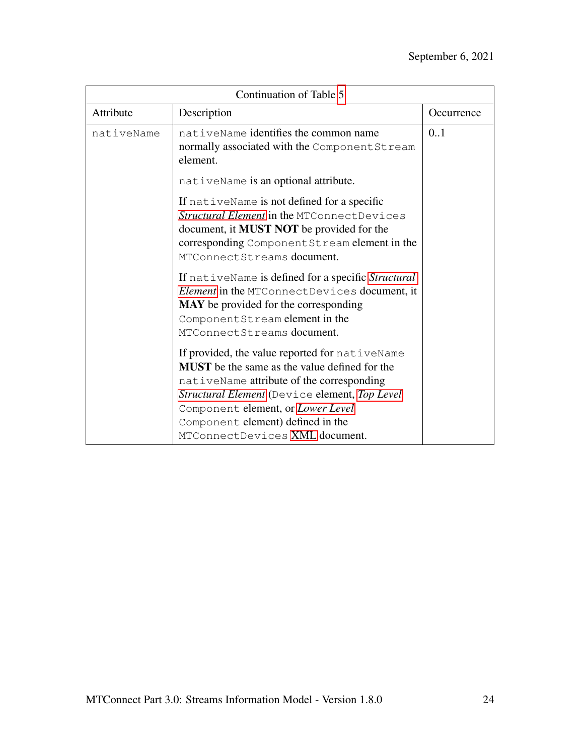| Continuation of Table 5 | | |
|---|---|---|
| Attribute | Description | Occurrence |
| nativeName | nativeName identifies the common name normally associated with the ComponentStream element.<br><br>nativeName is an optional attribute.<br><br>If nativeName is not defined for a specific *Structural Element* in the MTConnectDevices document, it **MUST NOT** be provided for the corresponding ComponentStream element in the MTConnectStreams document.<br><br>If nativeName is defined for a specific *Structural Element* in the MTConnectDevices document, it **MAY** be provided for the corresponding ComponentStream element in the MTConnectStreams document.<br><br>If provided, the value reported for nativeName **MUST** be the same as the value defined for the nativeName attribute of the corresponding *Structural Element* (Device element, *Top Level* Component element, or *Lower Level* Component element) defined in the MTConnectDevices XML document. | 0..1 |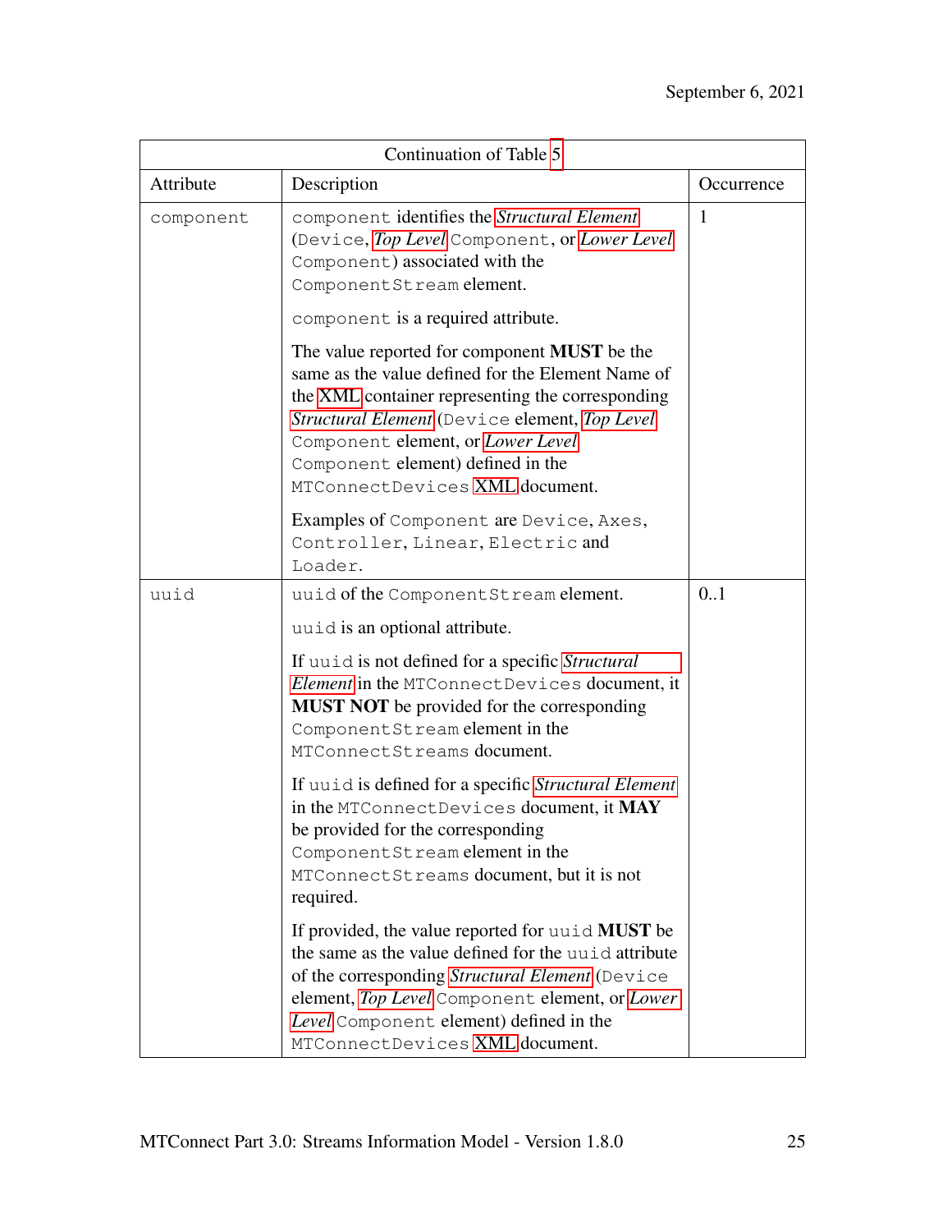| Continuation of Table 5 | | |
|---|---|---|
| Attribute | Description | Occurrence |
| component | component identifies the *Structural Element* (Device, *Top Level* Component, or *Lower Level* Component) associated with the ComponentStream element.<br><br>component is a required attribute.<br><br>The value reported for component **MUST** be the same as the value defined for the Element Name of the XML container representing the corresponding *Structural Element* (Device element, *Top Level* Component element, or *Lower Level* Component element) defined in the MTConnectDevices XML document.<br><br>Examples of Component are Device, Axes, Controller, Linear, Electric and Loader. | 1 |
| uuid | uuid of the ComponentStream element.<br><br>uuid is an optional attribute.<br><br>If uuid is not defined for a specific *Structural Element* in the MTConnectDevices document, it **MUST NOT** be provided for the corresponding ComponentStream element in the MTConnectStreams document.<br><br>If uuid is defined for a specific *Structural Element* in the MTConnectDevices document, it **MAY** be provided for the corresponding ComponentStream element in the MTConnectStreams document, but it is not required.<br><br>If provided, the value reported for uuid **MUST** be the same as the value defined for the uuid attribute of the corresponding *Structural Element* (Device element, *Top Level* Component element, or *Lower Level* Component element) defined in the MTConnectDevices XML document. | 0..1 |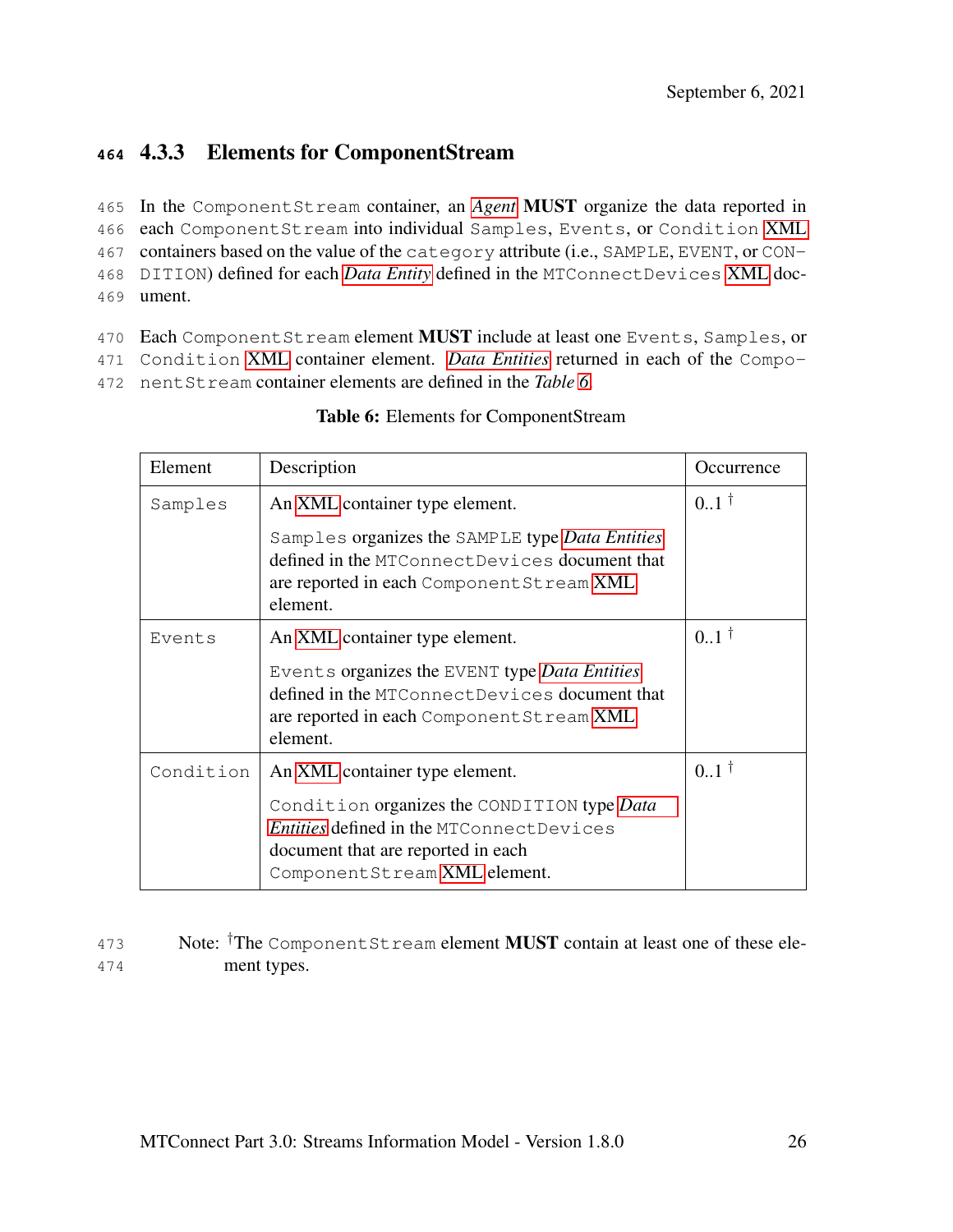### 4.3.3 Elements for ComponentStream

In the ComponentStream container, an *Agent* **MUST** organize the data reported in each ComponentStream into individual Samples, Events, or Condition XML containers based on the value of the category attribute (i.e., SAMPLE, EVENT, or CONDITION) defined for each *Data Entity* defined in the MTConnectDevices XML document.

Each ComponentStream element **MUST** include at least one Events, Samples, or Condition XML container element. *Data Entities* returned in each of the ComponentStream container elements are defined in the *Table 6*.

**Table 6:** Elements for ComponentStream

| Element | Description | Occurrence |
|---|---|---|
| Samples | An XML container type element.<br><br>Samples organizes the SAMPLE type *Data Entities* defined in the MTConnectDevices document that are reported in each ComponentStream XML element. | 0..1 † |
| Events | An XML container type element.<br><br>Events organizes the EVENT type *Data Entities* defined in the MTConnectDevices document that are reported in each ComponentStream XML element. | 0..1 † |
| Condition | An XML container type element.<br><br>Condition organizes the CONDITION type *Data Entities* defined in the MTConnectDevices document that are reported in each ComponentStream XML element. | 0..1 † |

Note: †The ComponentStream element **MUST** contain at least one of these element types.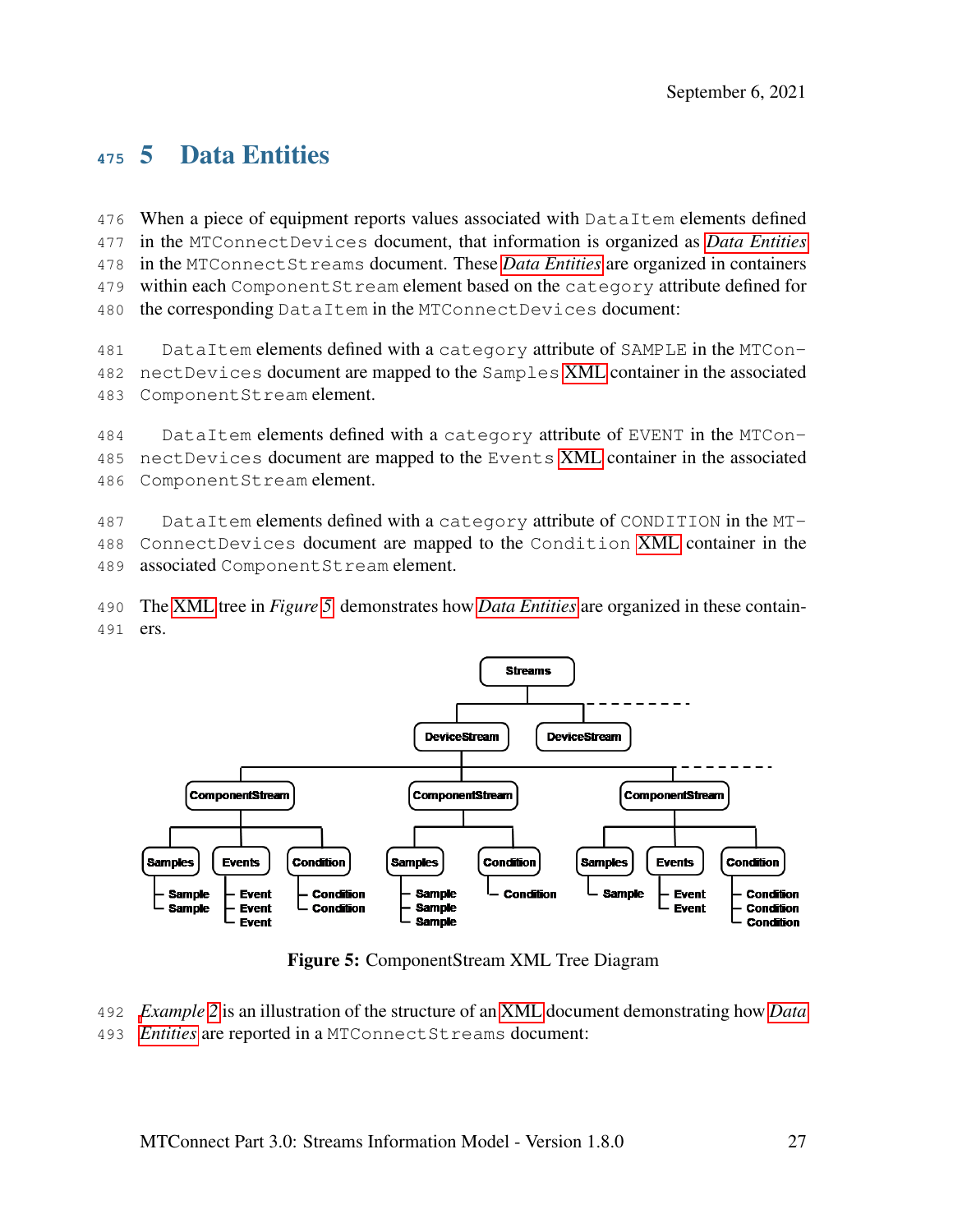# 5 Data Entities

When a piece of equipment reports values associated with DataItem elements defined in the MTConnectDevices document, that information is organized as *Data Entities* in the MTConnectStreams document. These *Data Entities* are organized in containers within each ComponentStream element based on the category attribute defined for the corresponding DataItem in the MTConnectDevices document:

DataItem elements defined with a category attribute of SAMPLE in the MTConnectDevices document are mapped to the Samples XML container in the associated ComponentStream element.

DataItem elements defined with a category attribute of EVENT in the MTConnectDevices document are mapped to the Events XML container in the associated ComponentStream element.

DataItem elements defined with a category attribute of CONDITION in the MTConnectDevices document are mapped to the Condition XML container in the associated ComponentStream element.

The XML tree in *Figure 5* demonstrates how *Data Entities* are organized in these containers.

**Figure 5:** ComponentStream XML Tree Diagram

*Example 2* is an illustration of the structure of an XML document demonstrating how *Data Entities* are reported in a MTConnectStreams document: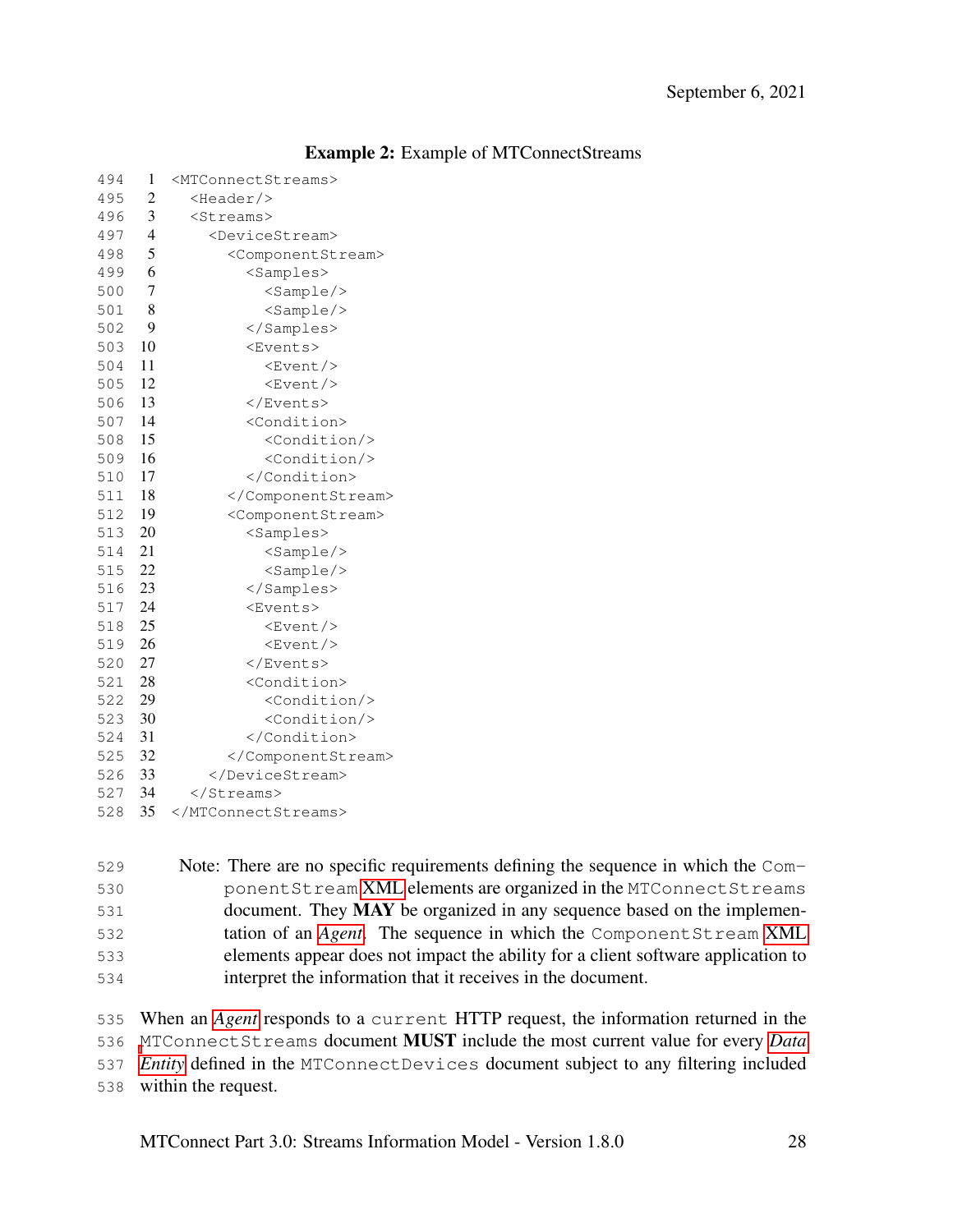**Example 2:** Example of MTConnectStreams

```
<MTConnectStreams>
  <Header/>
  <Streams>
    <DeviceStream>
      <ComponentStream>
        <Samples>
          <Sample/>
          <Sample/>
        </Samples>
        <Events>
          <Event/>
          <Event/>
        </Events>
        <Condition>
          <Condition/>
          <Condition/>
        </Condition>
      </ComponentStream>
      <ComponentStream>
        <Samples>
          <Sample/>
          <Sample/>
        </Samples>
        <Events>
          <Event/>
          <Event/>
        </Events>
        <Condition>
          <Condition/>
          <Condition/>
        </Condition>
      </ComponentStream>
    </DeviceStream>
  </Streams>
</MTConnectStreams>
```

Note: There are no specific requirements defining the sequence in which the `ComponentStream` XML elements are organized in the `MTConnectStreams` document. They **MAY** be organized in any sequence based on the implementation of an *Agent*. The sequence in which the `ComponentStream` XML elements appear does not impact the ability for a client software application to interpret the information that it receives in the document.

When an *Agent* responds to a `current` HTTP request, the information returned in the `MTConnectStreams` document **MUST** include the most current value for every *Data Entity* defined in the `MTConnectDevices` document subject to any filtering included within the request.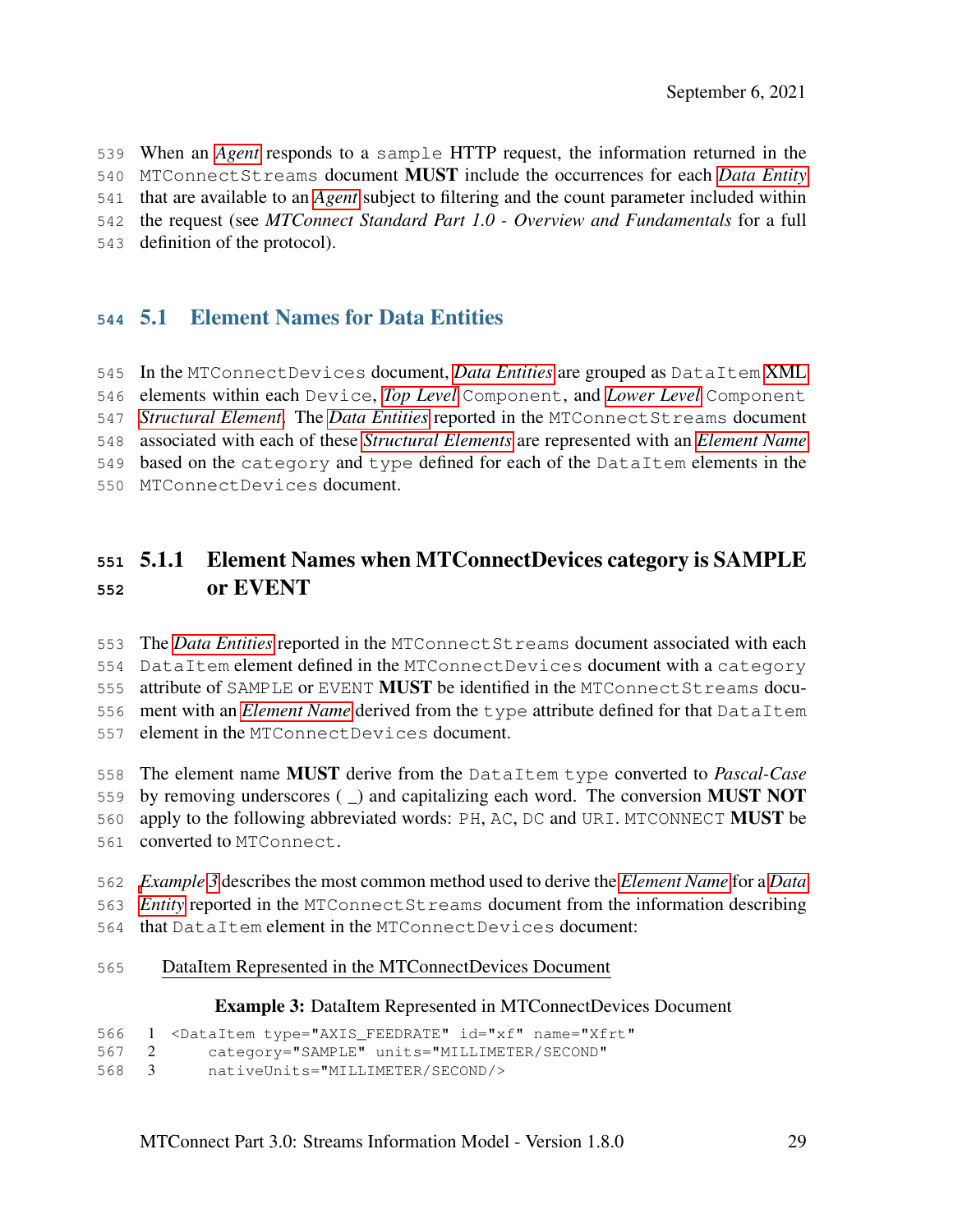When an *Agent* responds to a sample HTTP request, the information returned in the MTConnectStreams document **MUST** include the occurrences for each *Data Entity* that are available to an *Agent* subject to filtering and the count parameter included within the request (see *MTConnect Standard Part 1.0 - Overview and Fundamentals* for a full definition of the protocol).

## 5.1 Element Names for Data Entities

In the MTConnectDevices document, *Data Entities* are grouped as DataItem XML elements within each Device, *Top Level* Component, and *Lower Level* Component *Structural Element*. The *Data Entities* reported in the MTConnectStreams document associated with each of these *Structural Elements* are represented with an *Element Name* based on the category and type defined for each of the DataItem elements in the MTConnectDevices document.

### 5.1.1 Element Names when MTConnectDevices category is SAMPLE or EVENT

The *Data Entities* reported in the MTConnectStreams document associated with each DataItem element defined in the MTConnectDevices document with a category attribute of SAMPLE or EVENT **MUST** be identified in the MTConnectStreams document with an *Element Name* derived from the type attribute defined for that DataItem element in the MTConnectDevices document.

The element name **MUST** derive from the DataItem type converted to *Pascal-Case* by removing underscores ( _) and capitalizing each word. The conversion **MUST NOT** apply to the following abbreviated words: PH, AC, DC and URI. MTCONNECT **MUST** be converted to MTConnect.

*Example 3* describes the most common method used to derive the *Element Name* for a *Data Entity* reported in the MTConnectStreams document from the information describing that DataItem element in the MTConnectDevices document:

DataItem Represented in the MTConnectDevices Document

**Example 3:** DataItem Represented in MTConnectDevices Document

```
1 <DataItem type="AXIS_FEEDRATE" id="xf" name="Xfrt"
2     category="SAMPLE" units="MILLIMETER/SECOND"
3     nativeUnits="MILLIMETER/SECOND/>
```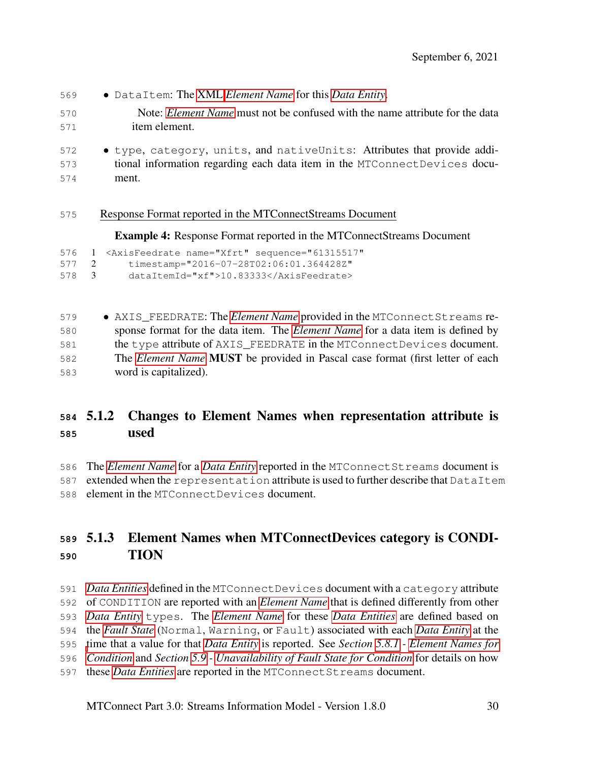- `DataItem`: The XML *Element Name* for this *Data Entity*.

  Note: *Element Name* must not be confused with the name attribute for the data item element.

- `type`, `category`, `units`, and `nativeUnits`: Attributes that provide additional information regarding each data item in the `MTConnectDevices` document.

Response Format reported in the MTConnectStreams Document

**Example 4:** Response Format reported in the MTConnectStreams Document

```
<AxisFeedrate name="Xfrt" sequence="61315517"
    timestamp="2016-07-28T02:06:01.364428Z"
    dataItemId="xf">10.83333</AxisFeedrate>
```

- `AXIS_FEEDRATE`: The *Element Name* provided in the `MTConnectStreams` response format for the data item. The *Element Name* for a data item is defined by the `type` attribute of `AXIS_FEEDRATE` in the `MTConnectDevices` document. The *Element Name* **MUST** be provided in Pascal case format (first letter of each word is capitalized).

### 5.1.2 Changes to Element Names when representation attribute is used

The *Element Name* for a *Data Entity* reported in the `MTConnectStreams` document is extended when the `representation` attribute is used to further describe that `DataItem` element in the `MTConnectDevices` document.

### 5.1.3 Element Names when MTConnectDevices category is CONDITION

*Data Entities* defined in the `MTConnectDevices` document with a `category` attribute of `CONDITION` are reported with an *Element Name* that is defined differently from other *Data Entity* `types`. The *Element Name* for these *Data Entities* are defined based on the *Fault State* (`Normal`, `Warning`, or `Fault`) associated with each *Data Entity* at the time that a value for that *Data Entity* is reported. See *Section 5.8.1 - Element Names for Condition* and *Section 5.9 - Unavailability of Fault State for Condition* for details on how these *Data Entities* are reported in the `MTConnectStreams` document.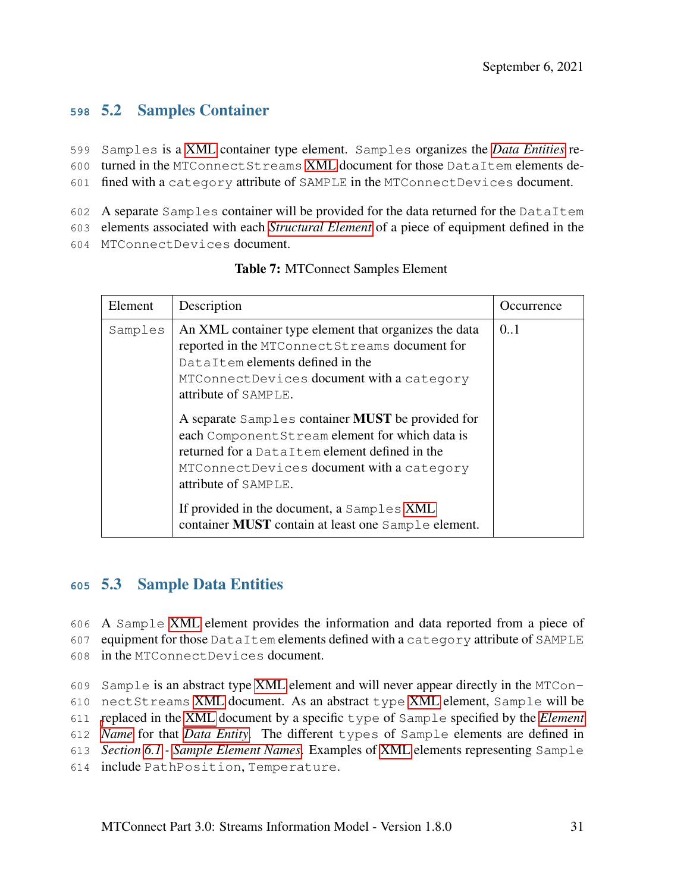## 5.2 Samples Container

Samples is a XML container type element. Samples organizes the *Data Entities* returned in the MTConnectStreams XML document for those DataItem elements defined with a category attribute of SAMPLE in the MTConnectDevices document.

A separate Samples container will be provided for the data returned for the DataItem elements associated with each *Structural Element* of a piece of equipment defined in the MTConnectDevices document.

**Table 7:** MTConnect Samples Element

| Element | Description | Occurrence |
|---|---|---|
| Samples | An XML container type element that organizes the data reported in the MTConnectStreams document for DataItem elements defined in the MTConnectDevices document with a category attribute of SAMPLE.<br><br>A separate Samples container **MUST** be provided for each ComponentStream element for which data is returned for a DataItem element defined in the MTConnectDevices document with a category attribute of SAMPLE.<br><br>If provided in the document, a Samples XML container **MUST** contain at least one Sample element. | 0..1 |

## 5.3 Sample Data Entities

A Sample XML element provides the information and data reported from a piece of equipment for those DataItem elements defined with a category attribute of SAMPLE in the MTConnectDevices document.

Sample is an abstract type XML element and will never appear directly in the MTConnectStreams XML document. As an abstract type XML element, Sample will be replaced in the XML document by a specific type of Sample specified by the *Element Name* for that *Data Entity*. The different types of Sample elements are defined in *Section 6.1 - Sample Element Names*. Examples of XML elements representing Sample include PathPosition, Temperature.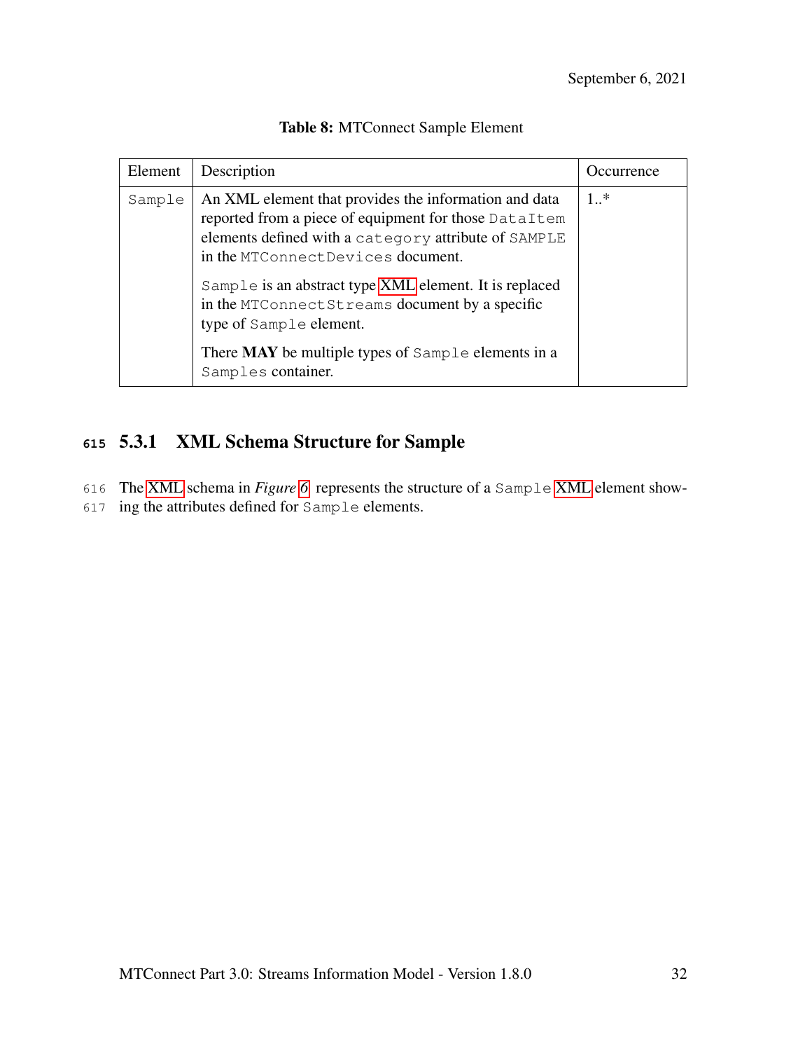**Table 8:** MTConnect Sample Element

| Element | Description | Occurrence |
|---|---|---|
| `Sample` | An XML element that provides the information and data reported from a piece of equipment for those `DataItem` elements defined with a `category` attribute of `SAMPLE` in the `MTConnectDevices` document.<br><br>`Sample` is an abstract type XML element. It is replaced in the `MTConnectStreams` document by a specific type of `Sample` element.<br><br>There **MAY** be multiple types of `Sample` elements in a `Samples` container. | 1..* |

### 5.3.1 XML Schema Structure for Sample

The XML schema in *Figure 6* represents the structure of a `Sample` XML element showing the attributes defined for `Sample` elements.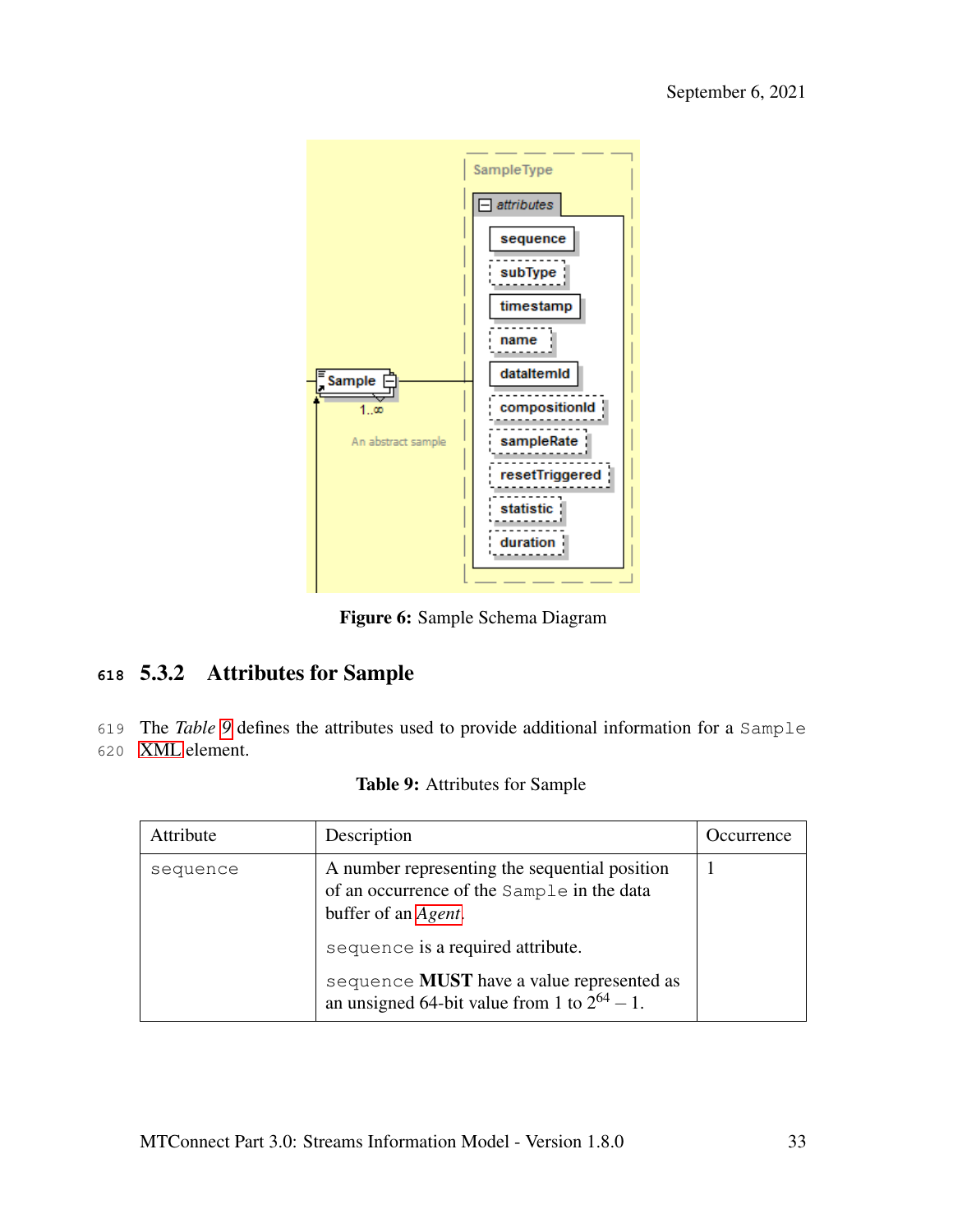Figure 6: Sample Schema Diagram

### 5.3.2 Attributes for Sample

The *Table 9* defines the attributes used to provide additional information for a `Sample` XML element.

Table 9: Attributes for Sample

| Attribute | Description | Occurrence |
|---|---|---|
| `sequence` | A number representing the sequential position of an occurrence of the `Sample` in the data buffer of an *Agent*.<br><br>`sequence` is a required attribute.<br><br>`sequence` **MUST** have a value represented as an unsigned 64-bit value from 1 to $2^{64} - 1$. | 1 |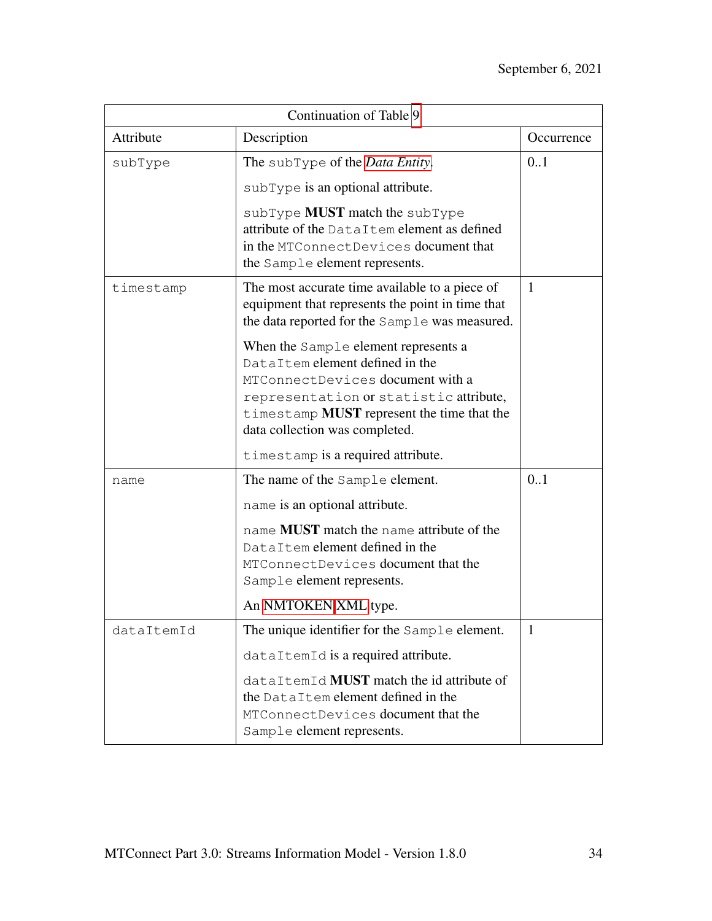| Continuation of Table 9 | | |
|---|---|---|
| Attribute | Description | Occurrence |
| subType | The subType of the *Data Entity*.<br><br>subType is an optional attribute.<br><br>subType **MUST** match the subType attribute of the DataItem element as defined in the MTConnectDevices document that the Sample element represents. | 0..1 |
| timestamp | The most accurate time available to a piece of equipment that represents the point in time that the data reported for the Sample was measured.<br><br>When the Sample element represents a DataItem element defined in the MTConnectDevices document with a representation or statistic attribute, timestamp **MUST** represent the time that the data collection was completed.<br><br>timestamp is a required attribute. | 1 |
| name | The name of the Sample element.<br><br>name is an optional attribute.<br><br>name **MUST** match the name attribute of the DataItem element defined in the MTConnectDevices document that the Sample element represents.<br><br>An NMTOKEN XML type. | 0..1 |
| dataItemId | The unique identifier for the Sample element.<br><br>dataItemId is a required attribute.<br><br>dataItemId **MUST** match the id attribute of the DataItem element defined in the MTConnectDevices document that the Sample element represents. | 1 |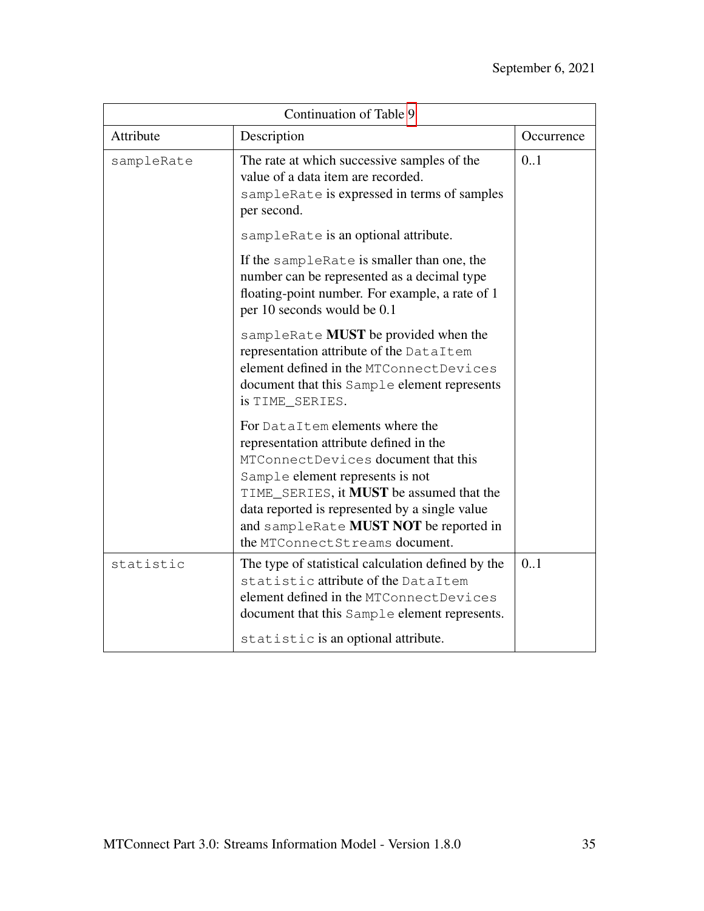| Continuation of Table 9 | | |
|---|---|---|
| Attribute | Description | Occurrence |
| sampleRate | The rate at which successive samples of the value of a data item are recorded. sampleRate is expressed in terms of samples per second.<br><br>sampleRate is an optional attribute.<br><br>If the sampleRate is smaller than one, the number can be represented as a decimal type floating-point number. For example, a rate of 1 per 10 seconds would be 0.1<br><br>sampleRate **MUST** be provided when the representation attribute of the DataItem element defined in the MTConnectDevices document that this Sample element represents is TIME_SERIES.<br><br>For DataItem elements where the representation attribute defined in the MTConnectDevices document that this Sample element represents is not TIME_SERIES, it **MUST** be assumed that the data reported is represented by a single value and sampleRate **MUST NOT** be reported in the MTConnectStreams document. | 0..1 |
| statistic | The type of statistical calculation defined by the statistic attribute of the DataItem element defined in the MTConnectDevices document that this Sample element represents.<br><br>statistic is an optional attribute. | 0..1 |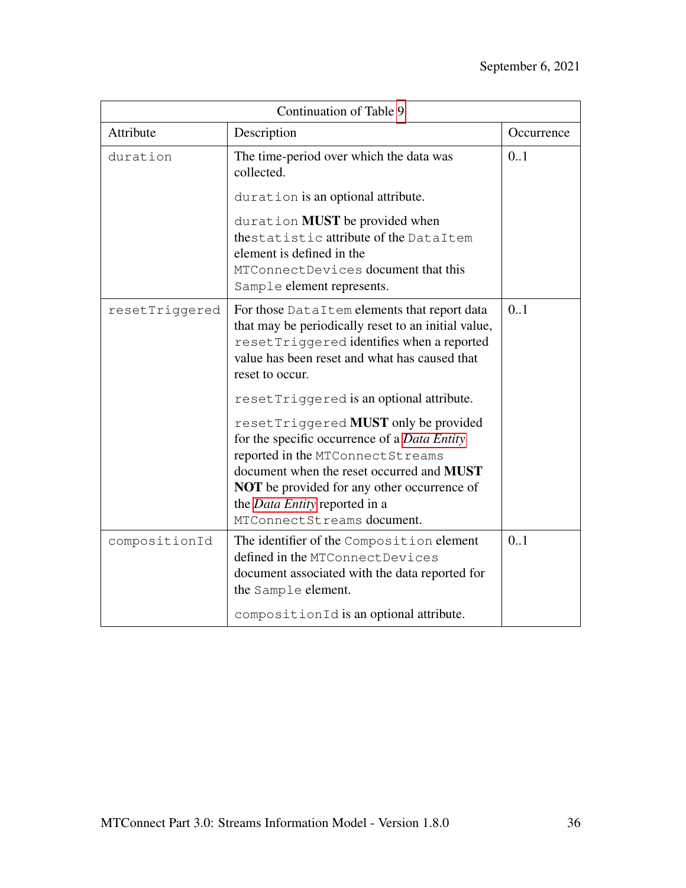| Continuation of Table 9 | | |
|---|---|---|
| Attribute | Description | Occurrence |
| `duration` | The time-period over which the data was collected.<br><br>`duration` is an optional attribute.<br><br>`duration` **MUST** be provided when the`statistic` attribute of the `DataItem` element is defined in the `MTConnectDevices` document that this `Sample` element represents. | 0..1 |
| `resetTriggered` | For those `DataItem` elements that report data that may be periodically reset to an initial value, `resetTriggered` identifies when a reported value has been reset and what has caused that reset to occur.<br><br>`resetTriggered` is an optional attribute.<br><br>`resetTriggered` **MUST** only be provided for the specific occurrence of a *Data Entity* reported in the `MTConnectStreams` document when the reset occurred and **MUST NOT** be provided for any other occurrence of the *Data Entity* reported in a `MTConnectStreams` document. | 0..1 |
| `compositionId` | The identifier of the `Composition` element defined in the `MTConnectDevices` document associated with the data reported for the `Sample` element.<br><br>`compositionId` is an optional attribute. | 0..1 |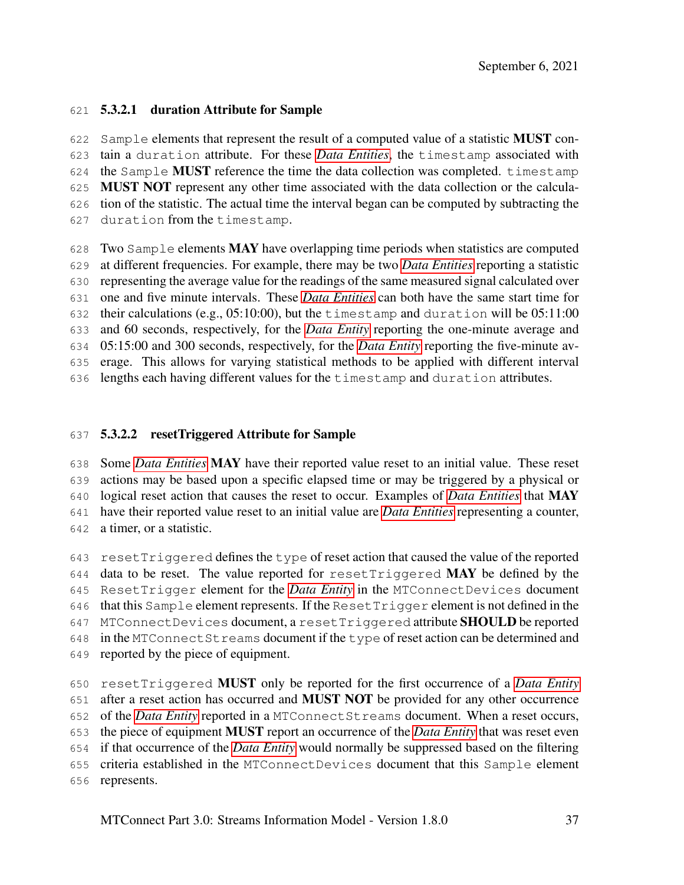#### 5.3.2.1 duration Attribute for Sample

Sample elements that represent the result of a computed value of a statistic **MUST** contain a duration attribute. For these *Data Entities*, the timestamp associated with the Sample **MUST** reference the time the data collection was completed. timestamp **MUST NOT** represent any other time associated with the data collection or the calculation of the statistic. The actual time the interval began can be computed by subtracting the duration from the timestamp.

Two Sample elements **MAY** have overlapping time periods when statistics are computed at different frequencies. For example, there may be two *Data Entities* reporting a statistic representing the average value for the readings of the same measured signal calculated over one and five minute intervals. These *Data Entities* can both have the same start time for their calculations (e.g., 05:10:00), but the timestamp and duration will be 05:11:00 and 60 seconds, respectively, for the *Data Entity* reporting the one-minute average and 05:15:00 and 300 seconds, respectively, for the *Data Entity* reporting the five-minute average. This allows for varying statistical methods to be applied with different interval lengths each having different values for the timestamp and duration attributes.

#### 5.3.2.2 resetTriggered Attribute for Sample

Some *Data Entities* **MAY** have their reported value reset to an initial value. These reset actions may be based upon a specific elapsed time or may be triggered by a physical or logical reset action that causes the reset to occur. Examples of *Data Entities* that **MAY** have their reported value reset to an initial value are *Data Entities* representing a counter, a timer, or a statistic.

resetTriggered defines the type of reset action that caused the value of the reported data to be reset. The value reported for resetTriggered **MAY** be defined by the ResetTrigger element for the *Data Entity* in the MTConnectDevices document that this Sample element represents. If the ResetTrigger element is not defined in the MTConnectDevices document, a resetTriggered attribute **SHOULD** be reported in the MTConnectStreams document if the type of reset action can be determined and reported by the piece of equipment.

resetTriggered **MUST** only be reported for the first occurrence of a *Data Entity* after a reset action has occurred and **MUST NOT** be provided for any other occurrence of the *Data Entity* reported in a MTConnectStreams document. When a reset occurs, the piece of equipment **MUST** report an occurrence of the *Data Entity* that was reset even if that occurrence of the *Data Entity* would normally be suppressed based on the filtering criteria established in the MTConnectDevices document that this Sample element represents.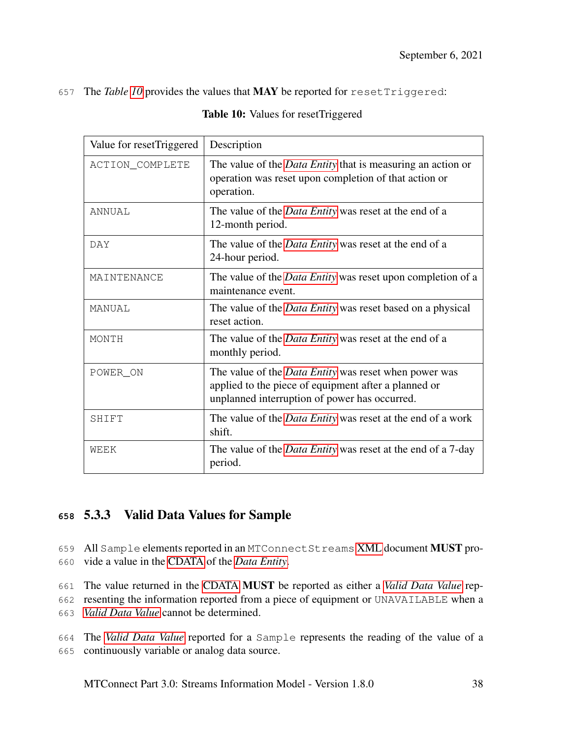The *Table 10* provides the values that **MAY** be reported for `resetTriggered`:

**Table 10:** Values for resetTriggered

| Value for resetTriggered | Description |
|---|---|
| `ACTION_COMPLETE` | The value of the *Data Entity* that is measuring an action or operation was reset upon completion of that action or operation. |
| `ANNUAL` | The value of the *Data Entity* was reset at the end of a 12-month period. |
| `DAY` | The value of the *Data Entity* was reset at the end of a 24-hour period. |
| `MAINTENANCE` | The value of the *Data Entity* was reset upon completion of a maintenance event. |
| `MANUAL` | The value of the *Data Entity* was reset based on a physical reset action. |
| `MONTH` | The value of the *Data Entity* was reset at the end of a monthly period. |
| `POWER_ON` | The value of the *Data Entity* was reset when power was applied to the piece of equipment after a planned or unplanned interruption of power has occurred. |
| `SHIFT` | The value of the *Data Entity* was reset at the end of a work shift. |
| `WEEK` | The value of the *Data Entity* was reset at the end of a 7-day period. |

### 5.3.3 Valid Data Values for Sample

All `Sample` elements reported in an `MTConnectStreams` XML document **MUST** provide a value in the CDATA of the *Data Entity*.

The value returned in the CDATA **MUST** be reported as either a *Valid Data Value* representing the information reported from a piece of equipment or `UNAVAILABLE` when a *Valid Data Value* cannot be determined.

The *Valid Data Value* reported for a `Sample` represents the reading of the value of a continuously variable or analog data source.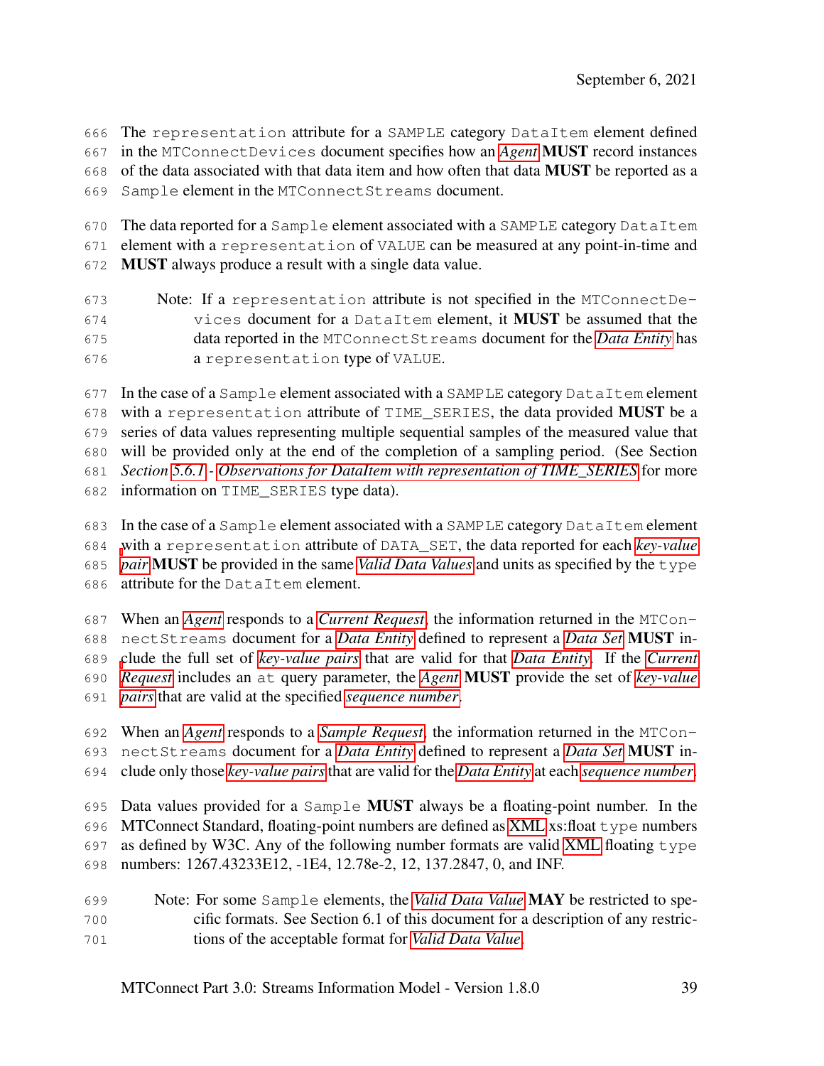The `representation` attribute for a `SAMPLE` category `DataItem` element defined in the `MTConnectDevices` document specifies how an *Agent* **MUST** record instances of the data associated with that data item and how often that data **MUST** be reported as a `Sample` element in the `MTConnectStreams` document.

The data reported for a `Sample` element associated with a `SAMPLE` category `DataItem` element with a `representation` of `VALUE` can be measured at any point-in-time and **MUST** always produce a result with a single data value.

> Note: If a `representation` attribute is not specified in the `MTConnectDevices` document for a `DataItem` element, it **MUST** be assumed that the data reported in the `MTConnectStreams` document for the *Data Entity* has a `representation` type of `VALUE`.

In the case of a `Sample` element associated with a `SAMPLE` category `DataItem` element with a `representation` attribute of `TIME_SERIES`, the data provided **MUST** be a series of data values representing multiple sequential samples of the measured value that will be provided only at the end of the completion of a sampling period. (See Section *Section 5.6.1 - Observations for DataItem with representation of TIME_SERIES* for more information on `TIME_SERIES` type data).

In the case of a `Sample` element associated with a `SAMPLE` category `DataItem` element with a `representation` attribute of `DATA_SET`, the data reported for each *key-value pair* **MUST** be provided in the same *Valid Data Values* and units as specified by the `type` attribute for the `DataItem` element.

When an *Agent* responds to a *Current Request*, the information returned in the `MTConnectStreams` document for a *Data Entity* defined to represent a *Data Set* **MUST** include the full set of *key-value pairs* that are valid for that *Data Entity*. If the *Current Request* includes an `at` query parameter, the *Agent* **MUST** provide the set of *key-value pairs* that are valid at the specified *sequence number*.

When an *Agent* responds to a *Sample Request*, the information returned in the `MTConnectStreams` document for a *Data Entity* defined to represent a *Data Set* **MUST** include only those *key-value pairs* that are valid for the *Data Entity* at each *sequence number*.

Data values provided for a `Sample` **MUST** always be a floating-point number. In the MTConnect Standard, floating-point numbers are defined as XML xs:float `type` numbers as defined by W3C. Any of the following number formats are valid XML floating `type` numbers: 1267.43233E12, -1E4, 12.78e-2, 12, 137.2847, 0, and INF.

> Note: For some `Sample` elements, the *Valid Data Value* **MAY** be restricted to specific formats. See Section 6.1 of this document for a description of any restrictions of the acceptable format for *Valid Data Value*.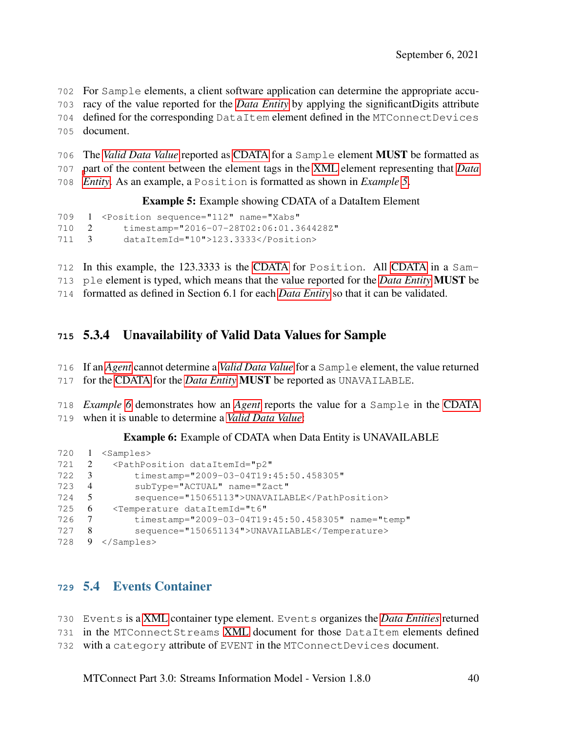For `Sample` elements, a client software application can determine the appropriate accuracy of the value reported for the *Data Entity* by applying the significantDigits attribute defined for the corresponding `DataItem` element defined in the `MTConnectDevices` document.

The *Valid Data Value* reported as CDATA for a `Sample` element **MUST** be formatted as part of the content between the element tags in the XML element representing that *Data Entity*. As an example, a `Position` is formatted as shown in *Example 5*.

**Example 5:** Example showing CDATA of a DataItem Element

```
<Position sequence="112" name="Xabs"
    timestamp="2016-07-28T02:06:01.364428Z"
    dataItemId="10">123.3333</Position>
```

In this example, the 123.3333 is the CDATA for `Position`. All CDATA in a `Sample` element is typed, which means that the value reported for the *Data Entity* **MUST** be formatted as defined in Section 6.1 for each *Data Entity* so that it can be validated.

### 5.3.4 Unavailability of Valid Data Values for Sample

If an *Agent* cannot determine a *Valid Data Value* for a `Sample` element, the value returned for the CDATA for the *Data Entity* **MUST** be reported as `UNAVAILABLE`.

*Example 6* demonstrates how an *Agent* reports the value for a `Sample` in the CDATA when it is unable to determine a *Valid Data Value*:

**Example 6:** Example of CDATA when Data Entity is UNAVAILABLE

```
<Samples>
  <PathPosition dataItemId="p2"
      timestamp="2009-03-04T19:45:50.458305"
      subType="ACTUAL" name="Zact"
      sequence="15065113">UNAVAILABLE</PathPosition>
  <Temperature dataItemId="t6"
      timestamp="2009-03-04T19:45:50.458305" name="temp"
      sequence="150651134">UNAVAILABLE</Temperature>
</Samples>
```

## 5.4 Events Container

`Events` is a XML container type element. `Events` organizes the *Data Entities* returned in the `MTConnectStreams` XML document for those `DataItem` elements defined with a `category` attribute of `EVENT` in the `MTConnectDevices` document.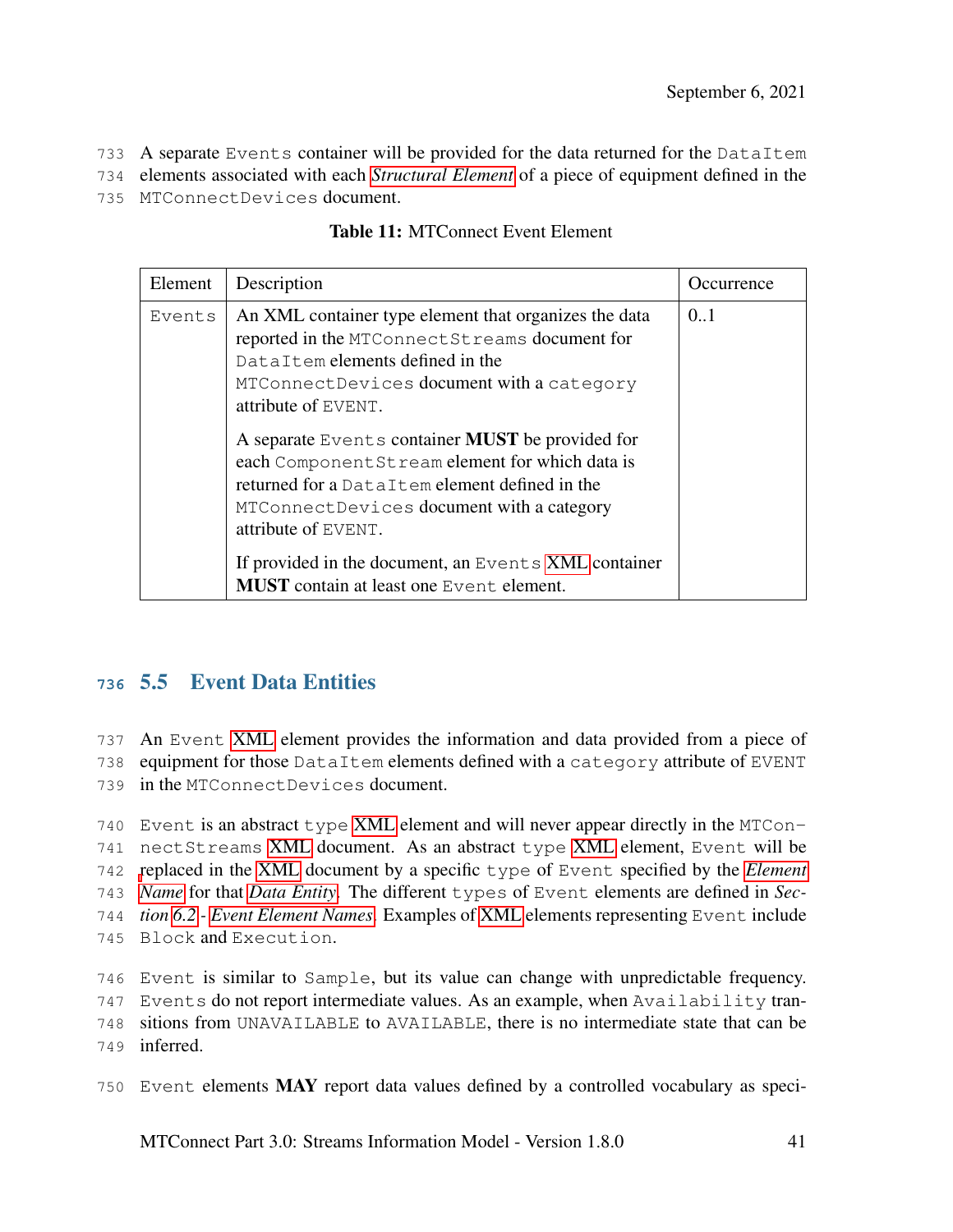A separate Events container will be provided for the data returned for the DataItem elements associated with each *Structural Element* of a piece of equipment defined in the MTConnectDevices document.

**Table 11:** MTConnect Event Element

| Element | Description | Occurrence |
|---|---|---|
| Events | An XML container type element that organizes the data reported in the MTConnectStreams document for DataItem elements defined in the MTConnectDevices document with a category attribute of EVENT.<br><br>A separate Events container **MUST** be provided for each ComponentStream element for which data is returned for a DataItem element defined in the MTConnectDevices document with a category attribute of EVENT.<br><br>If provided in the document, an Events XML container **MUST** contain at least one Event element. | 0..1 |

## 5.5 Event Data Entities

An Event XML element provides the information and data provided from a piece of equipment for those DataItem elements defined with a category attribute of EVENT in the MTConnectDevices document.

Event is an abstract type XML element and will never appear directly in the MTConnectStreams XML document. As an abstract type XML element, Event will be replaced in the XML document by a specific type of Event specified by the *Element Name* for that *Data Entity*. The different types of Event elements are defined in *Section 6.2 - Event Element Names*. Examples of XML elements representing Event include Block and Execution.

Event is similar to Sample, but its value can change with unpredictable frequency. Events do not report intermediate values. As an example, when Availability transitions from UNAVAILABLE to AVAILABLE, there is no intermediate state that can be inferred.

Event elements **MAY** report data values defined by a controlled vocabulary as speci-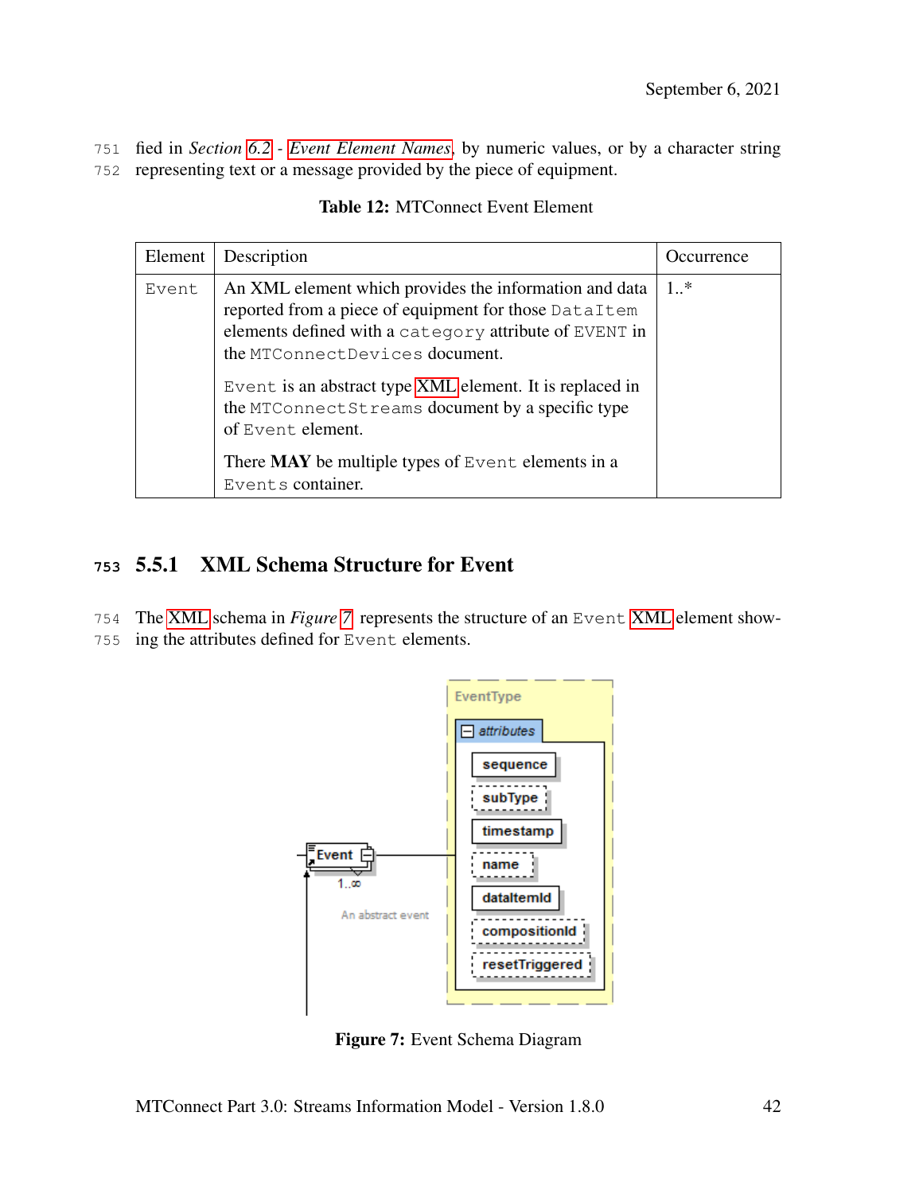fied in *Section 6.2 - Event Element Names*, by numeric values, or by a character string representing text or a message provided by the piece of equipment.

**Table 12:** MTConnect Event Element

| Element | Description | Occurrence |
|---|---|---|
| `Event` | An XML element which provides the information and data reported from a piece of equipment for those `DataItem` elements defined with a `category` attribute of `EVENT` in the `MTConnectDevices` document.<br><br>`Event` is an abstract type XML element. It is replaced in the `MTConnectStreams` document by a specific type of `Event` element.<br><br>There **MAY** be multiple types of `Event` elements in a `Events` container. | 1..* |

### 5.5.1 XML Schema Structure for Event

The XML schema in *Figure 7* represents the structure of an `Event` XML element showing the attributes defined for `Event` elements.

**Figure 7:** Event Schema Diagram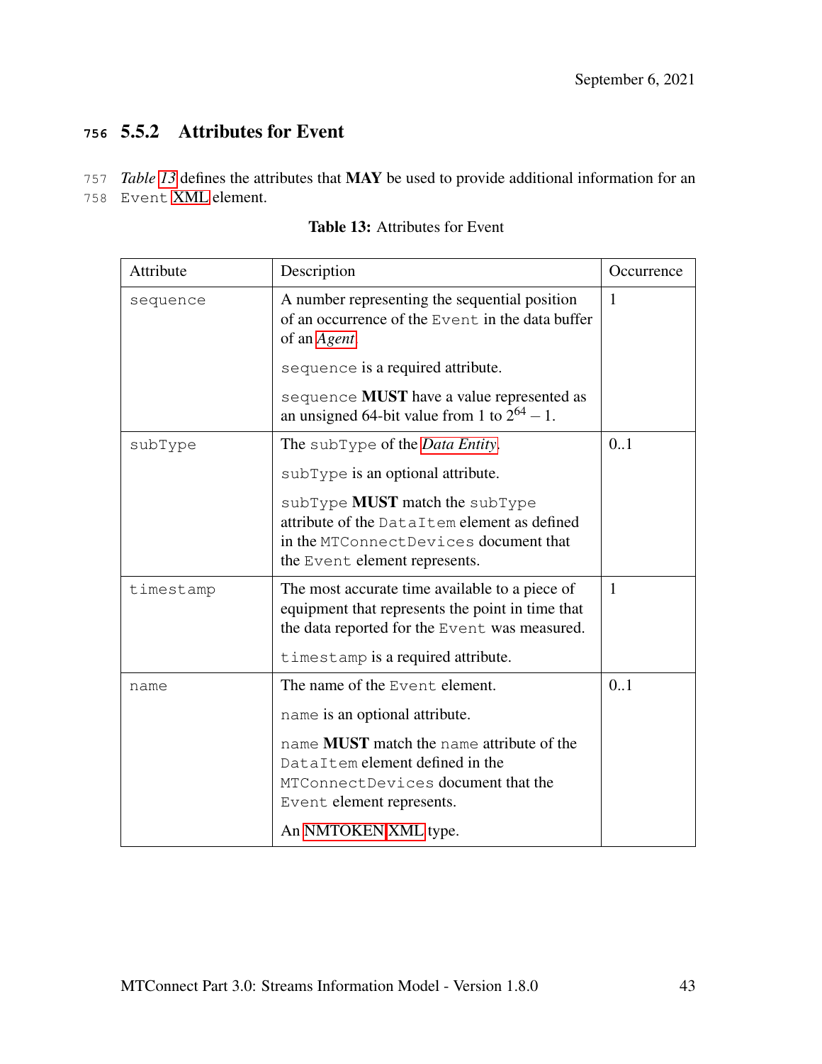### 5.5.2 Attributes for Event

*Table 13* defines the attributes that **MAY** be used to provide additional information for an `Event` XML element.

**Table 13:** Attributes for Event

| Attribute | Description | Occurrence |
|---|---|---|
| `sequence` | A number representing the sequential position of an occurrence of the `Event` in the data buffer of an *Agent*.<br><br>`sequence` is a required attribute.<br><br>`sequence` **MUST** have a value represented as an unsigned 64-bit value from 1 to $2^{64} - 1$. | 1 |
| `subType` | The `subType` of the *Data Entity*.<br><br>`subType` is an optional attribute.<br><br>`subType` **MUST** match the `subType` attribute of the `DataItem` element as defined in the `MTConnectDevices` document that the `Event` element represents. | 0..1 |
| `timestamp` | The most accurate time available to a piece of equipment that represents the point in time that the data reported for the `Event` was measured.<br><br>`timestamp` is a required attribute. | 1 |
| `name` | The name of the `Event` element.<br><br>`name` is an optional attribute.<br><br>`name` **MUST** match the `name` attribute of the `DataItem` element defined in the `MTConnectDevices` document that the `Event` element represents.<br><br>An NMTOKEN XML type. | 0..1 |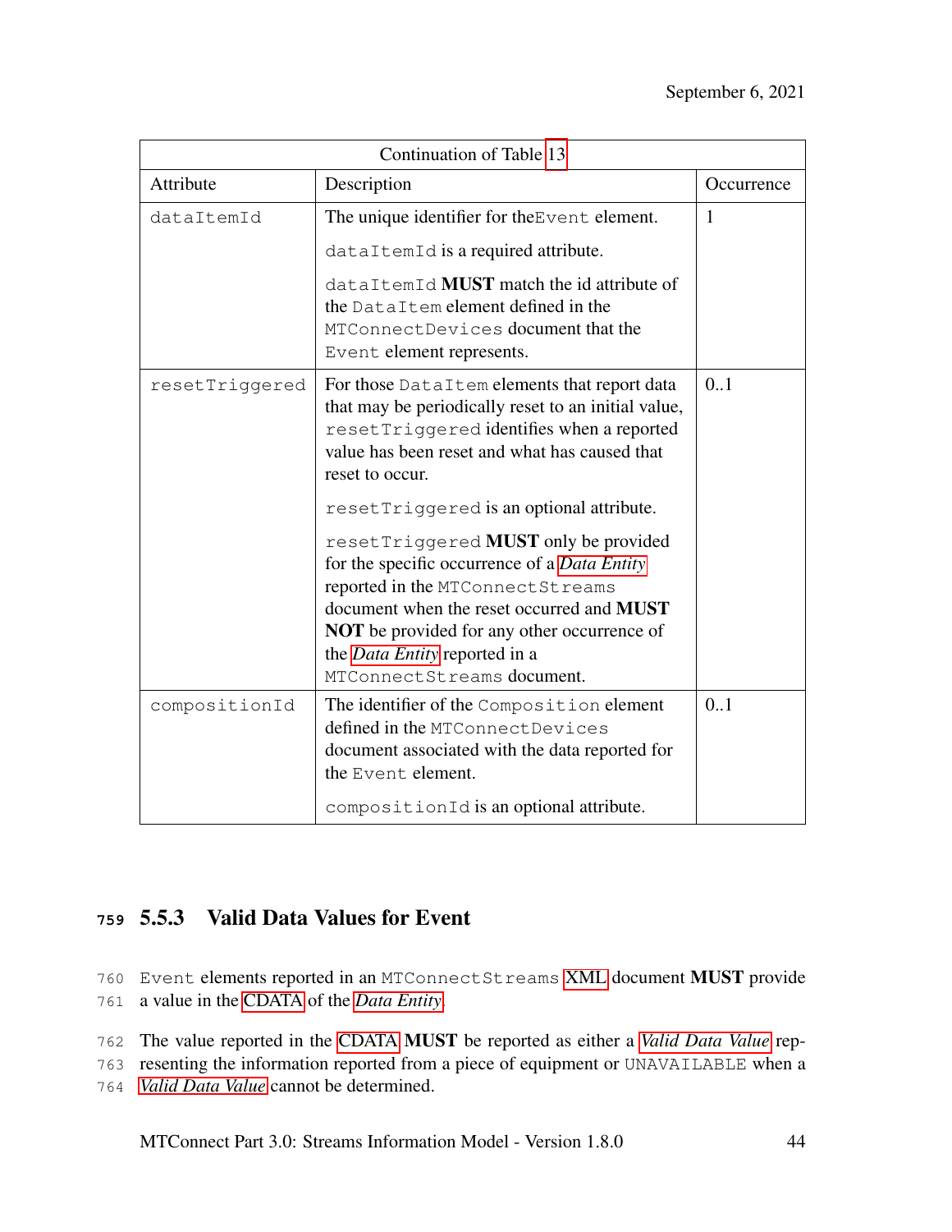| Continuation of Table 13 | | |
|---|---|---|
| Attribute | Description | Occurrence |
| dataItemId | The unique identifier for the Event element.<br><br>dataItemId is a required attribute.<br><br>dataItemId **MUST** match the id attribute of the DataItem element defined in the MTConnectDevices document that the Event element represents. | 1 |
| resetTriggered | For those DataItem elements that report data that may be periodically reset to an initial value, resetTriggered identifies when a reported value has been reset and what has caused that reset to occur.<br><br>resetTriggered is an optional attribute.<br><br>resetTriggered **MUST** only be provided for the specific occurrence of a *Data Entity* reported in the MTConnectStreams document when the reset occurred and **MUST NOT** be provided for any other occurrence of the *Data Entity* reported in a MTConnectStreams document. | 0..1 |
| compositionId | The identifier of the Composition element defined in the MTConnectDevices document associated with the data reported for the Event element.<br><br>compositionId is an optional attribute. | 0..1 |

### 5.5.3 Valid Data Values for Event

Event elements reported in an MTConnectStreams XML document **MUST** provide a value in the CDATA of the *Data Entity*.

The value reported in the CDATA **MUST** be reported as either a *Valid Data Value* representing the information reported from a piece of equipment or UNAVAILABLE when a *Valid Data Value* cannot be determined.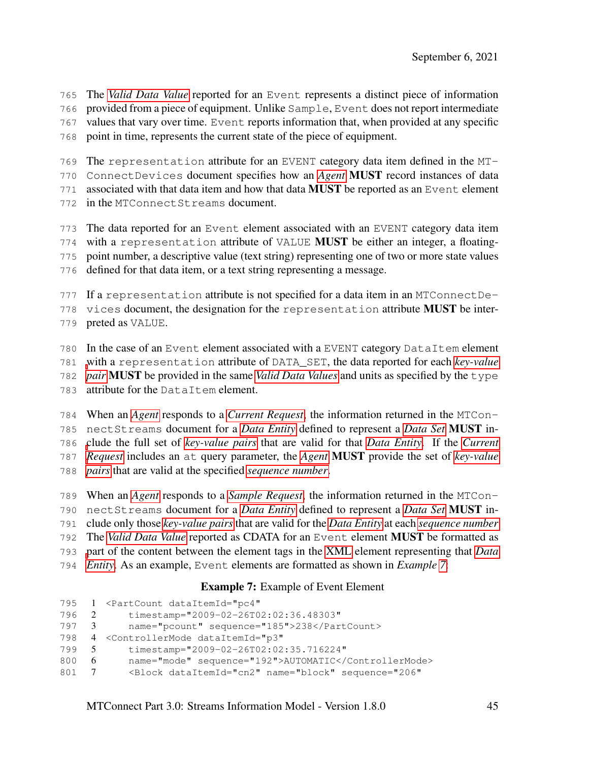The *Valid Data Value* reported for an Event represents a distinct piece of information provided from a piece of equipment. Unlike Sample, Event does not report intermediate values that vary over time. Event reports information that, when provided at any specific point in time, represents the current state of the piece of equipment.

The representation attribute for an EVENT category data item defined in the MTConnectDevices document specifies how an *Agent* **MUST** record instances of data associated with that data item and how that data **MUST** be reported as an Event element in the MTConnectStreams document.

The data reported for an Event element associated with an EVENT category data item with a representation attribute of VALUE **MUST** be either an integer, a floating-point number, a descriptive value (text string) representing one of two or more state values defined for that data item, or a text string representing a message.

If a representation attribute is not specified for a data item in an MTConnectDevices document, the designation for the representation attribute **MUST** be interpreted as VALUE.

In the case of an Event element associated with a EVENT category DataItem element with a representation attribute of DATA_SET, the data reported for each *key-value pair* **MUST** be provided in the same *Valid Data Values* and units as specified by the type attribute for the DataItem element.

When an *Agent* responds to a *Current Request*, the information returned in the MTConnectStreams document for a *Data Entity* defined to represent a *Data Set* **MUST** include the full set of *key-value pairs* that are valid for that *Data Entity*. If the *Current Request* includes an at query parameter, the *Agent* **MUST** provide the set of *key-value pairs* that are valid at the specified *sequence number*.

When an *Agent* responds to a *Sample Request*, the information returned in the MTConnectStreams document for a *Data Entity* defined to represent a *Data Set* **MUST** include only those *key-value pairs* that are valid for the *Data Entity* at each *sequence number*. The *Valid Data Value* reported as CDATA for an Event element **MUST** be formatted as part of the content between the element tags in the XML element representing that *Data Entity*. As an example, Event elements are formatted as shown in *Example 7*.

**Example 7:** Example of Event Element

```
1 <PartCount dataItemId="pc4"
2     timestamp="2009-02-26T02:02:36.48303"
3     name="pcount" sequence="185">238</PartCount>
4 <ControllerMode dataItemId="p3"
5     timestamp="2009-02-26T02:02:35.716224"
6     name="mode" sequence="192">AUTOMATIC</ControllerMode>
7     <Block dataItemId="cn2" name="block" sequence="206"
```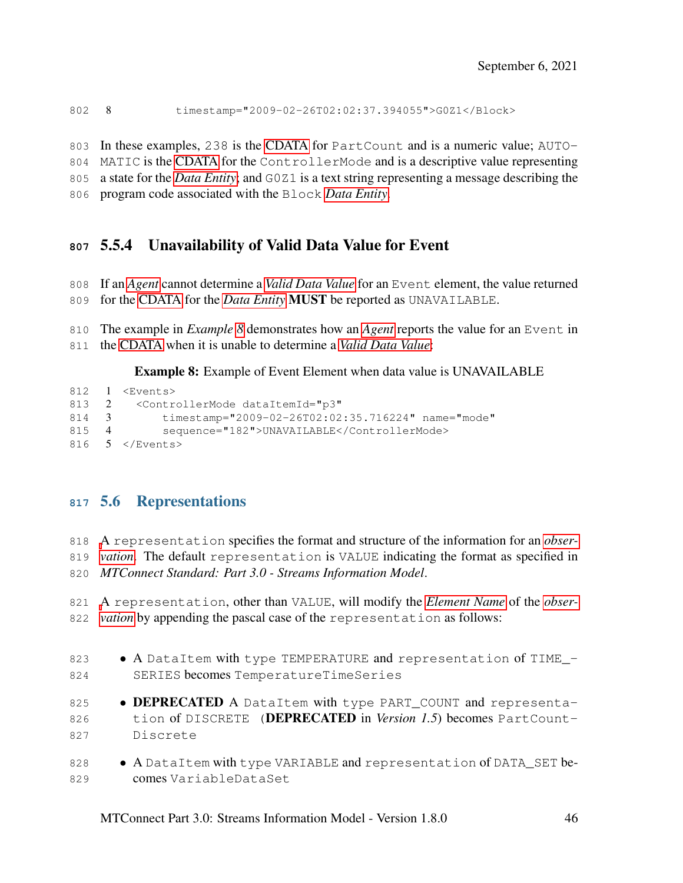```
8           timestamp="2009-02-26T02:02:37.394055">G0Z1</Block>
```

In these examples, `238` is the CDATA for `PartCount` and is a numeric value; `AUTOMATIC` is the CDATA for the `ControllerMode` and is a descriptive value representing a state for the *Data Entity*; and `G0Z1` is a text string representing a message describing the program code associated with the `Block` *Data Entity*.

### 5.5.4 Unavailability of Valid Data Value for Event

If an *Agent* cannot determine a *Valid Data Value* for an `Event` element, the value returned for the CDATA for the *Data Entity* **MUST** be reported as `UNAVAILABLE`.

The example in *Example 8* demonstrates how an *Agent* reports the value for an `Event` in the CDATA when it is unable to determine a *Valid Data Value*:

**Example 8:** Example of Event Element when data value is UNAVAILABLE

```
1 <Events>
2   <ControllerMode dataItemId="p3"
3       timestamp="2009-02-26T02:02:35.716224" name="mode"
4       sequence="182">UNAVAILABLE</ControllerMode>
5 </Events>
```

## 5.6 Representations

A `representation` specifies the format and structure of the information for an *observation*. The default `representation` is `VALUE` indicating the format as specified in *MTConnect Standard: Part 3.0 - Streams Information Model*.

A `representation`, other than `VALUE`, will modify the *Element Name* of the *observation* by appending the pascal case of the `representation` as follows:

- A `DataItem` with `type` `TEMPERATURE` and `representation` of `TIME_SERIES` becomes `TemperatureTimeSeries`
- **DEPRECATED** A `DataItem` with `type` `PART_COUNT` and `representation` of `DISCRETE` (**DEPRECATED** in *Version 1.5*) becomes `PartCountDiscrete`
- A `DataItem` with `type` `VARIABLE` and `representation` of `DATA_SET` becomes `VariableDataSet`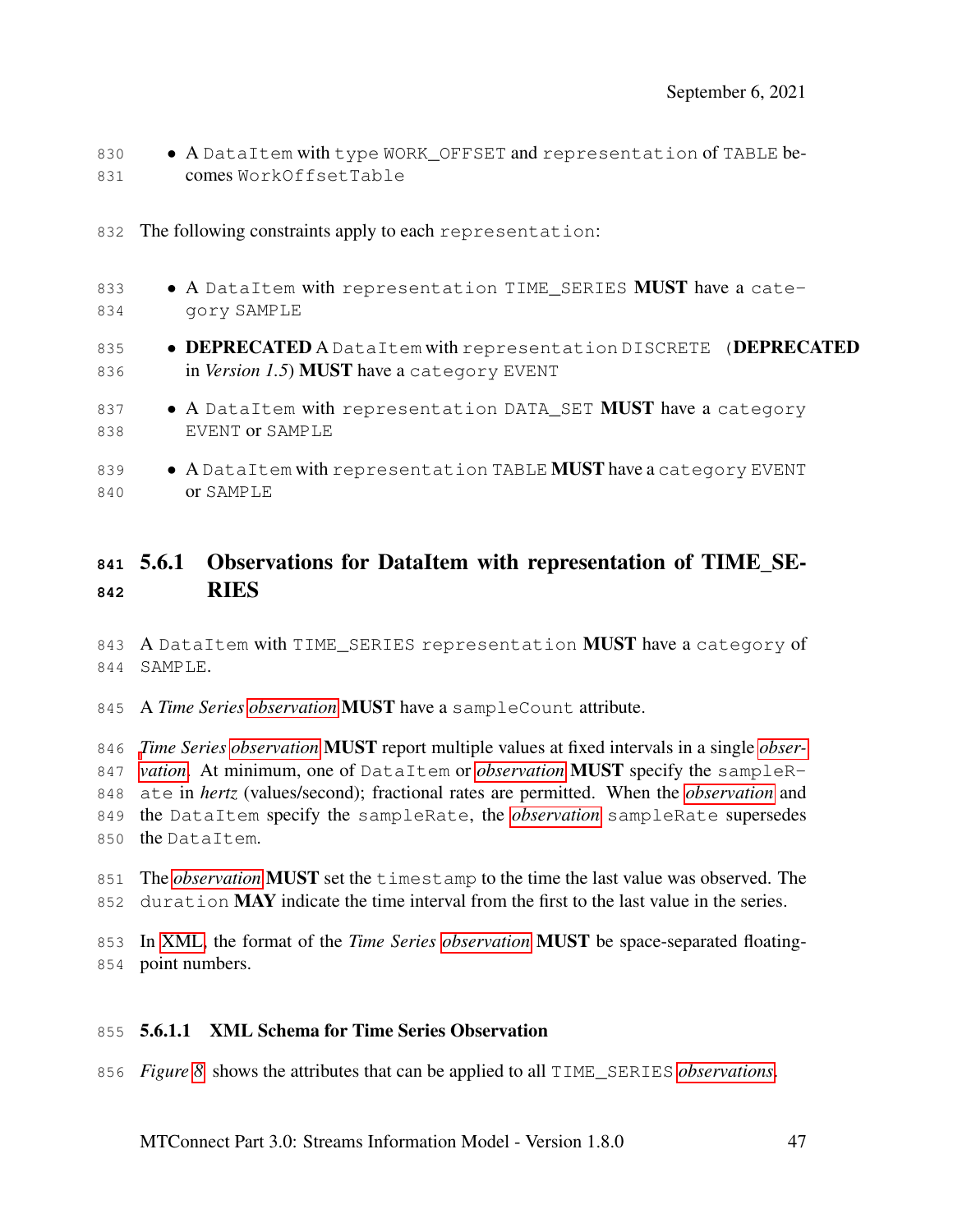- A DataItem with type WORK_OFFSET and representation of TABLE becomes WorkOffsetTable

The following constraints apply to each representation:

- A DataItem with representation TIME_SERIES **MUST** have a category SAMPLE
- **DEPRECATED** A DataItem with representation DISCRETE (**DEPRECATED** in *Version 1.5*) **MUST** have a category EVENT
- A DataItem with representation DATA_SET **MUST** have a category EVENT or SAMPLE
- A DataItem with representation TABLE **MUST** have a category EVENT or SAMPLE

### 5.6.1 Observations for DataItem with representation of TIME_SERIES

A DataItem with TIME_SERIES representation **MUST** have a category of SAMPLE.

A *Time Series observation* **MUST** have a sampleCount attribute.

*Time Series observation* **MUST** report multiple values at fixed intervals in a single *observation*. At minimum, one of DataItem or *observation* **MUST** specify the sampleRate in *hertz* (values/second); fractional rates are permitted. When the *observation* and the DataItem specify the sampleRate, the *observation* sampleRate supersedes the DataItem.

The *observation* **MUST** set the timestamp to the time the last value was observed. The duration **MAY** indicate the time interval from the first to the last value in the series.

In XML, the format of the *Time Series observation* **MUST** be space-separated floating-point numbers.

#### 5.6.1.1 XML Schema for Time Series Observation

*Figure 8* shows the attributes that can be applied to all TIME_SERIES *observations*.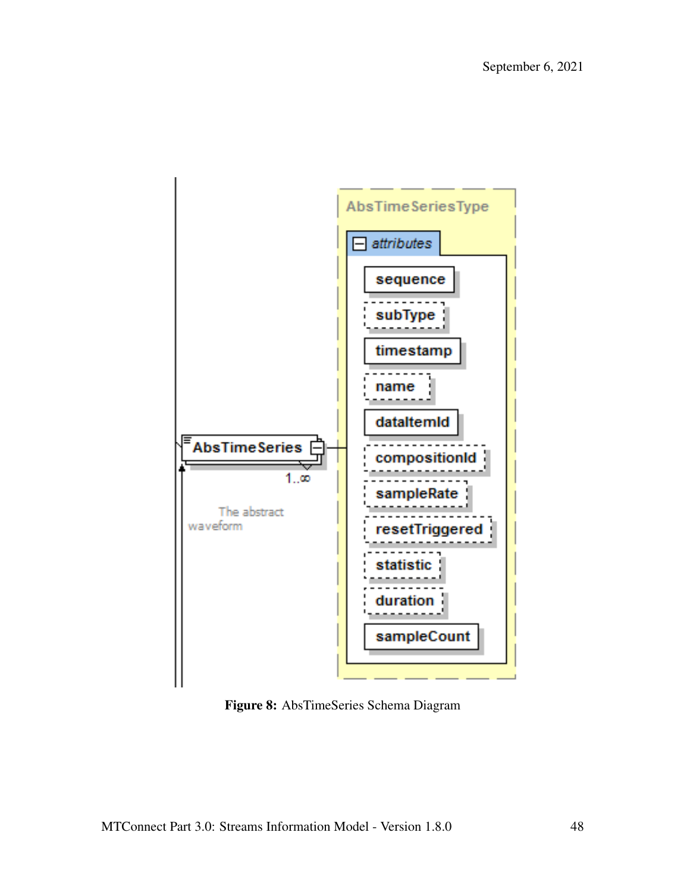Figure 8: AbsTimeSeries Schema Diagram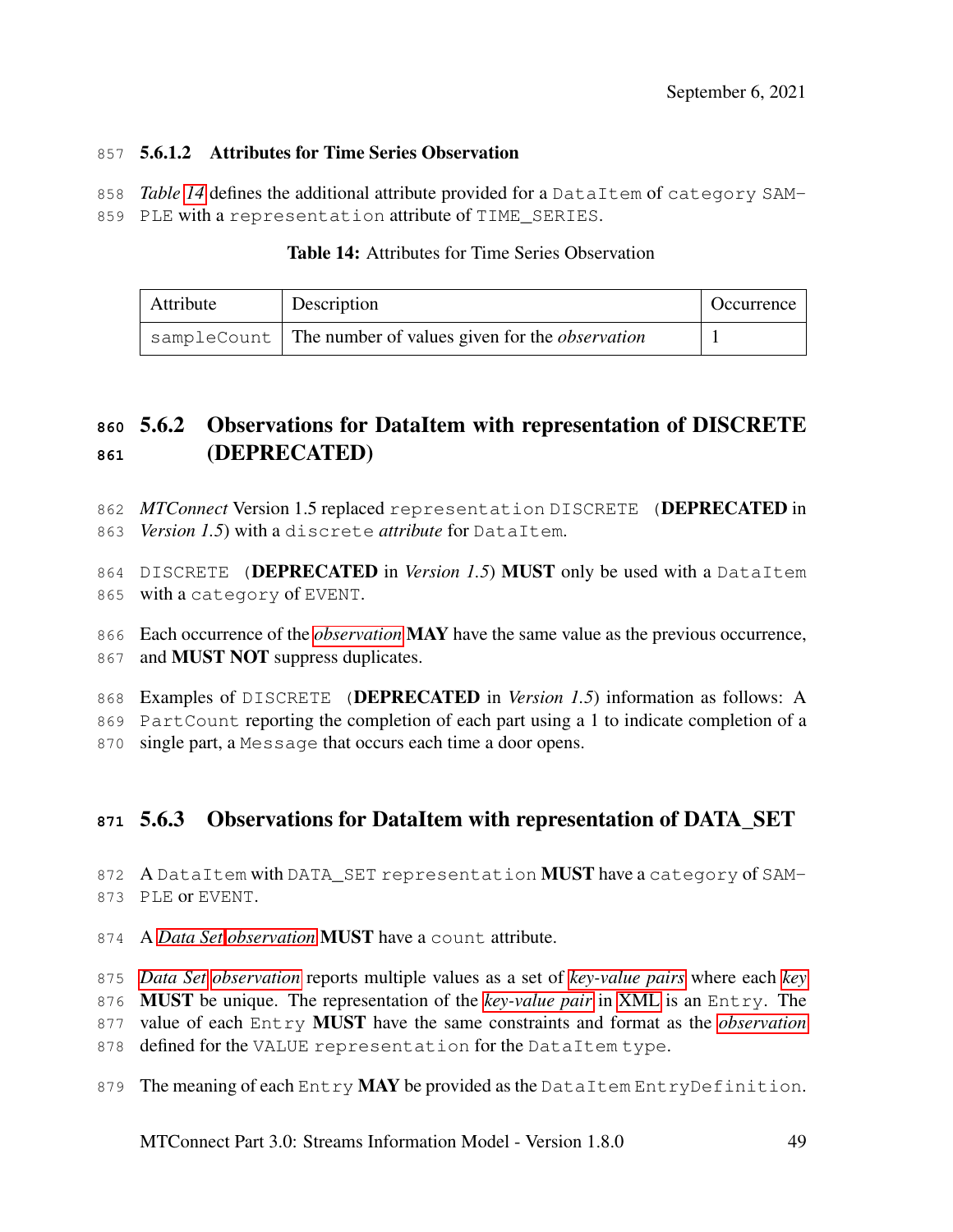#### 5.6.1.2 Attributes for Time Series Observation

*Table 14* defines the additional attribute provided for a DataItem of category SAMPLE with a representation attribute of TIME_SERIES.

**Table 14:** Attributes for Time Series Observation

| Attribute | Description | Occurrence |
|---|---|---|
| sampleCount | The number of values given for the *observation* | 1 |

### 5.6.2 Observations for DataItem with representation of DISCRETE (DEPRECATED)

*MTConnect* Version 1.5 replaced representation DISCRETE (**DEPRECATED** in *Version 1.5*) with a discrete *attribute* for DataItem.

DISCRETE (**DEPRECATED** in *Version 1.5*) **MUST** only be used with a DataItem with a category of EVENT.

Each occurrence of the *observation* **MAY** have the same value as the previous occurrence, and **MUST NOT** suppress duplicates.

Examples of DISCRETE (**DEPRECATED** in *Version 1.5*) information as follows: A PartCount reporting the completion of each part using a 1 to indicate completion of a single part, a Message that occurs each time a door opens.

### 5.6.3 Observations for DataItem with representation of DATA_SET

A DataItem with DATA_SET representation **MUST** have a category of SAMPLE or EVENT.

A *Data Set observation* **MUST** have a count attribute.

*Data Set observation* reports multiple values as a set of *key-value pairs* where each *key* **MUST** be unique. The representation of the *key-value pair* in XML is an Entry. The value of each Entry **MUST** have the same constraints and format as the *observation* defined for the VALUE representation for the DataItem type.

The meaning of each Entry **MAY** be provided as the DataItem EntryDefinition.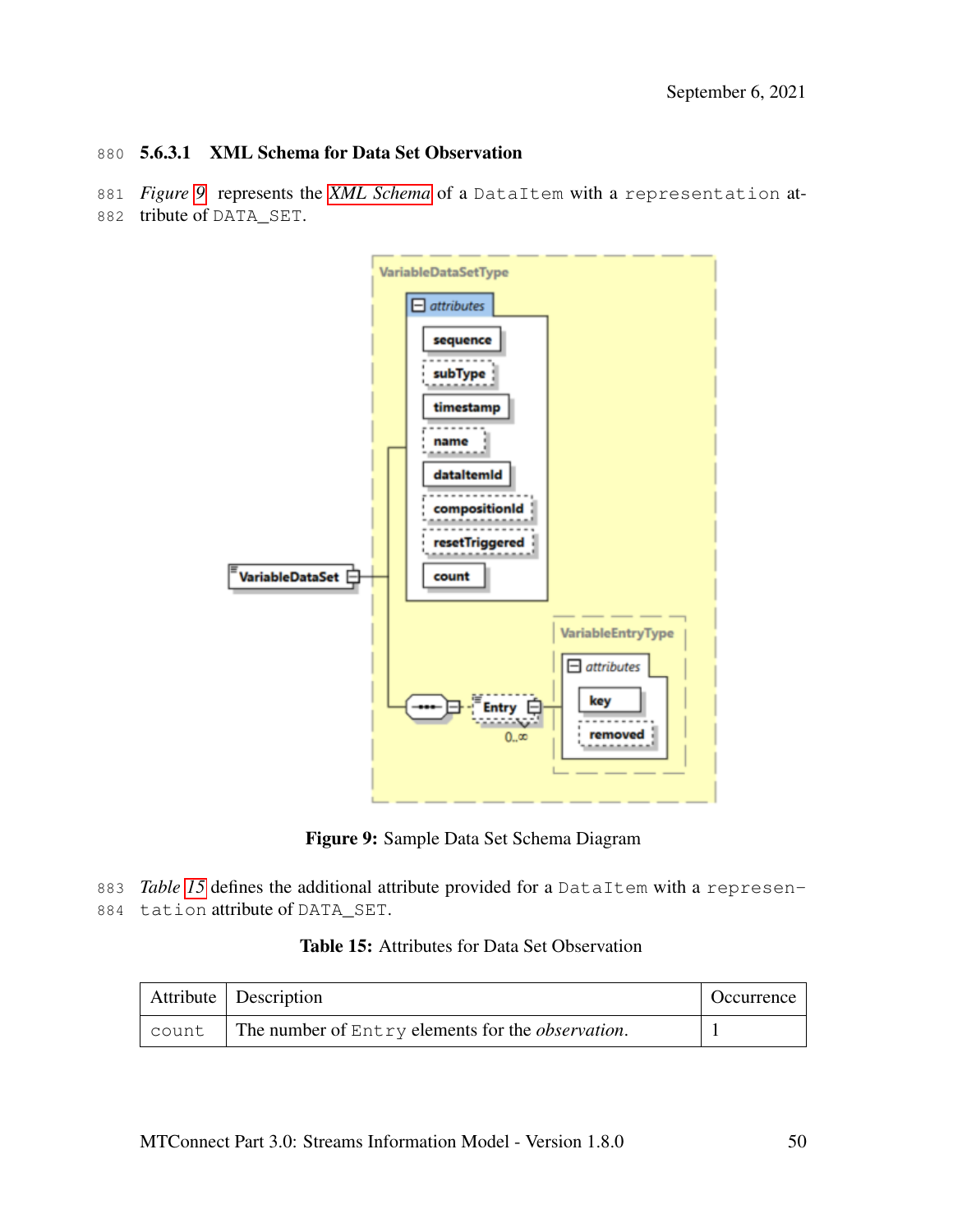#### 5.6.3.1 XML Schema for Data Set Observation

*Figure 9* represents the *XML Schema* of a DataItem with a representation attribute of DATA_SET.

Figure 9: Sample Data Set Schema Diagram

*Table 15* defines the additional attribute provided for a DataItem with a representation attribute of DATA_SET.

Table 15: Attributes for Data Set Observation

| Attribute | Description | Occurrence |
| --- | --- | --- |
| count | The number of Entry elements for the *observation*. | 1 |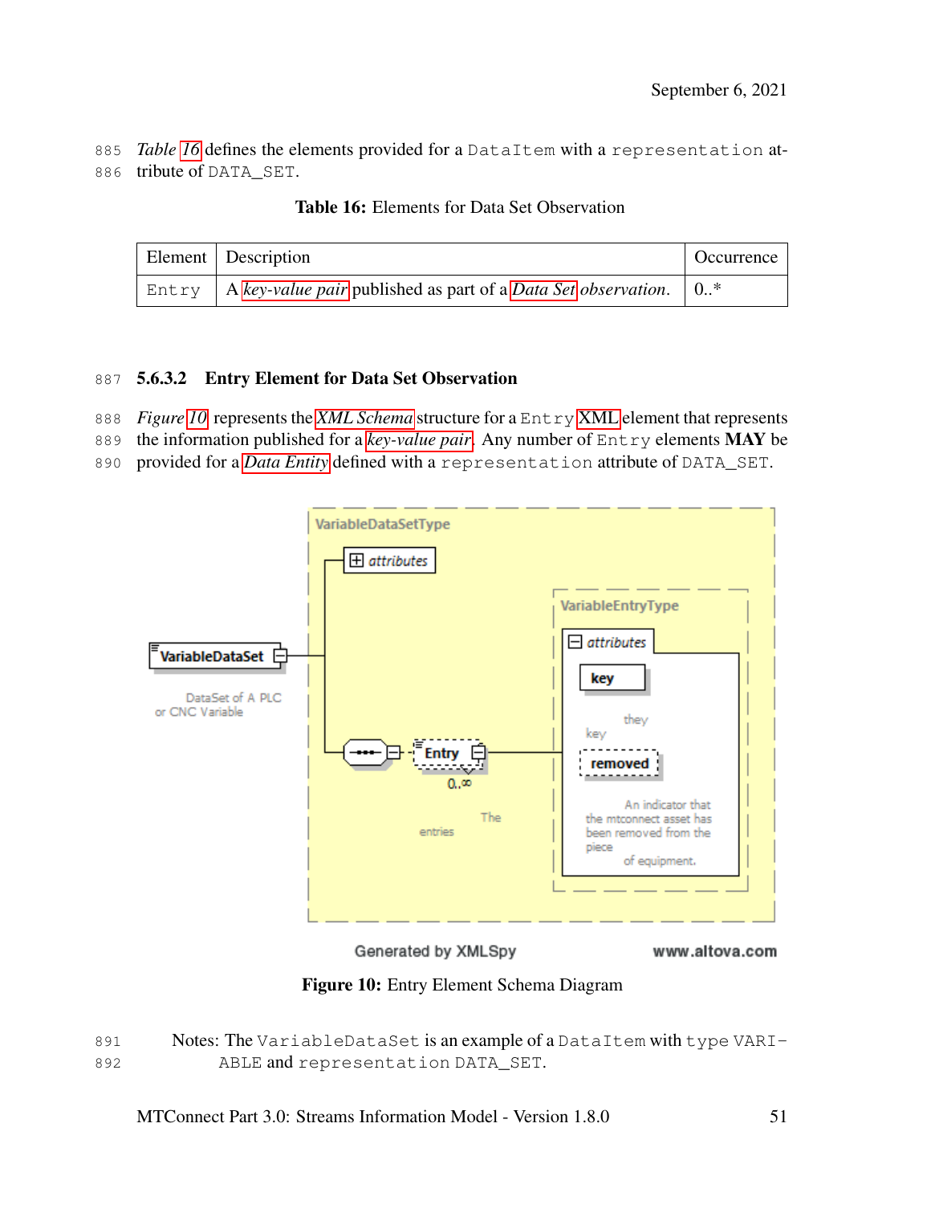*Table 16* defines the elements provided for a `DataItem` with a `representation` attribute of `DATA_SET`.

**Table 16:** Elements for Data Set Observation

| Element | Description | Occurrence |
|---|---|---|
| `Entry` | A *key-value pair* published as part of a *Data Set* observation. | 0..* |

### 5.6.3.2 Entry Element for Data Set Observation

*Figure 10* represents the *XML Schema* structure for a `Entry` XML element that represents the information published for a *key-value pair*. Any number of `Entry` elements **MAY** be provided for a *Data Entity* defined with a `representation` attribute of `DATA_SET`.

**Figure 10:** Entry Element Schema Diagram

Notes: The `VariableDataSet` is an example of a `DataItem` with `type` `VARIABLE` and `representation` `DATA_SET`.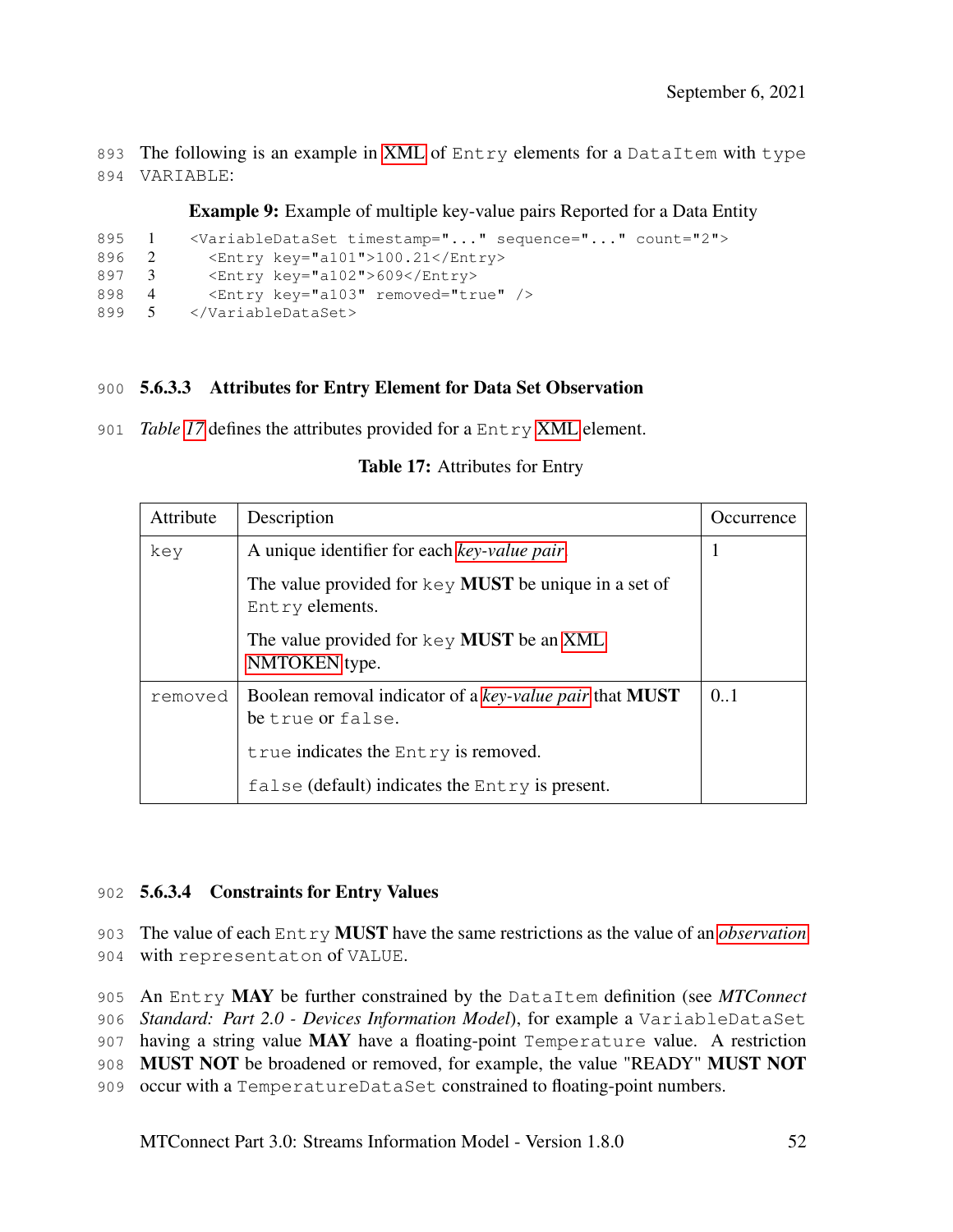The following is an example in XML of `Entry` elements for a `DataItem` with `type` `VARIABLE`:

**Example 9:** Example of multiple key-value pairs Reported for a Data Entity

```
<VariableDataSet timestamp="..." sequence="..." count="2">
  <Entry key="a101">100.21</Entry>
  <Entry key="a102">609</Entry>
  <Entry key="a103" removed="true" />
</VariableDataSet>
```

#### 5.6.3.3 Attributes for Entry Element for Data Set Observation

*Table 17* defines the attributes provided for a `Entry` XML element.

**Table 17:** Attributes for Entry

| Attribute | Description | Occurrence |
|---|---|---|
| `key` | A unique identifier for each *key-value pair*.<br><br>The value provided for `key` **MUST** be unique in a set of `Entry` elements.<br><br>The value provided for `key` **MUST** be an XML NMTOKEN type. | 1 |
| `removed` | Boolean removal indicator of a *key-value pair* that **MUST** be `true` or `false`.<br><br>`true` indicates the `Entry` is removed.<br><br>`false` (default) indicates the `Entry` is present. | 0..1 |

#### 5.6.3.4 Constraints for Entry Values

The value of each `Entry` **MUST** have the same restrictions as the value of an *observation* with `representaton` of `VALUE`.

An `Entry` **MAY** be further constrained by the `DataItem` definition (see *MTConnect Standard: Part 2.0 - Devices Information Model*), for example a `VariableDataSet` having a string value **MAY** have a floating-point `Temperature` value. A restriction **MUST NOT** be broadened or removed, for example, the value "READY" **MUST NOT** occur with a `TemperatureDataSet` constrained to floating-point numbers.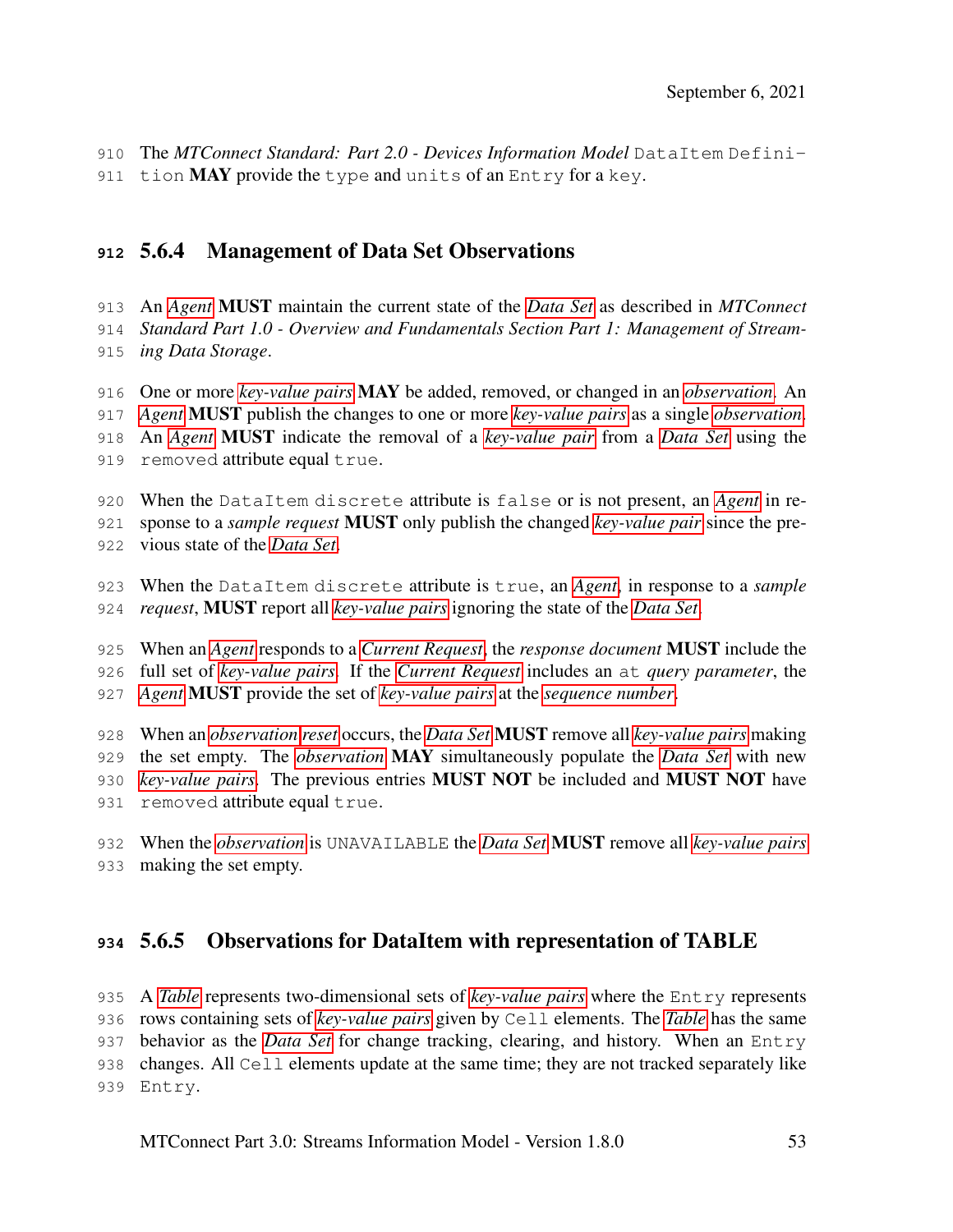The *MTConnect Standard: Part 2.0 - Devices Information Model* DataItem Definition **MAY** provide the type and units of an Entry for a key.

### 5.6.4 Management of Data Set Observations

An *Agent* **MUST** maintain the current state of the *Data Set* as described in *MTConnect Standard Part 1.0 - Overview and Fundamentals Section Part 1: Management of Streaming Data Storage*.

One or more *key-value pairs* **MAY** be added, removed, or changed in an *observation*. An *Agent* **MUST** publish the changes to one or more *key-value pairs* as a single *observation*. An *Agent* **MUST** indicate the removal of a *key-value pair* from a *Data Set* using the removed attribute equal true.

When the DataItem discrete attribute is false or is not present, an *Agent* in response to a *sample request* **MUST** only publish the changed *key-value pair* since the previous state of the *Data Set*.

When the DataItem discrete attribute is true, an *Agent*, in response to a *sample request*, **MUST** report all *key-value pairs* ignoring the state of the *Data Set*.

When an *Agent* responds to a *Current Request*, the *response document* **MUST** include the full set of *key-value pairs*. If the *Current Request* includes an at *query parameter*, the *Agent* **MUST** provide the set of *key-value pairs* at the *sequence number*.

When an *observation reset* occurs, the *Data Set* **MUST** remove all *key-value pairs* making the set empty. The *observation* **MAY** simultaneously populate the *Data Set* with new *key-value pairs*. The previous entries **MUST NOT** be included and **MUST NOT** have removed attribute equal true.

When the *observation* is UNAVAILABLE the *Data Set* **MUST** remove all *key-value pairs* making the set empty.

### 5.6.5 Observations for DataItem with representation of TABLE

A *Table* represents two-dimensional sets of *key-value pairs* where the Entry represents rows containing sets of *key-value pairs* given by Cell elements. The *Table* has the same behavior as the *Data Set* for change tracking, clearing, and history. When an Entry changes. All Cell elements update at the same time; they are not tracked separately like Entry.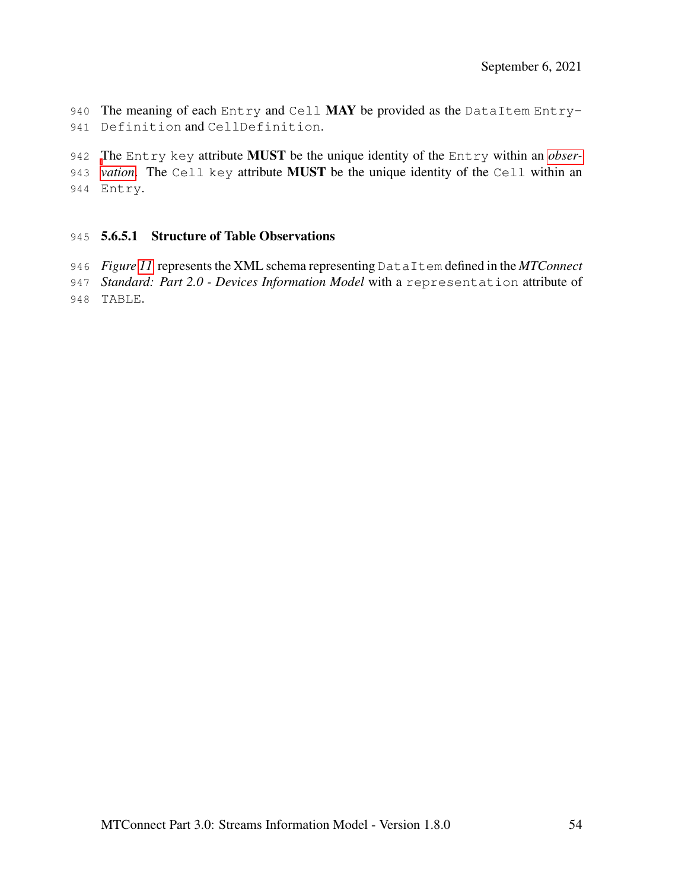The meaning of each Entry and Cell **MAY** be provided as the DataItem EntryDefinition and CellDefinition.

The Entry key attribute **MUST** be the unique identity of the Entry within an *observation*. The Cell key attribute **MUST** be the unique identity of the Cell within an Entry.

#### 5.6.5.1 Structure of Table Observations

*Figure 11* represents the XML schema representing DataItem defined in the *MTConnect Standard: Part 2.0 - Devices Information Model* with a representation attribute of TABLE.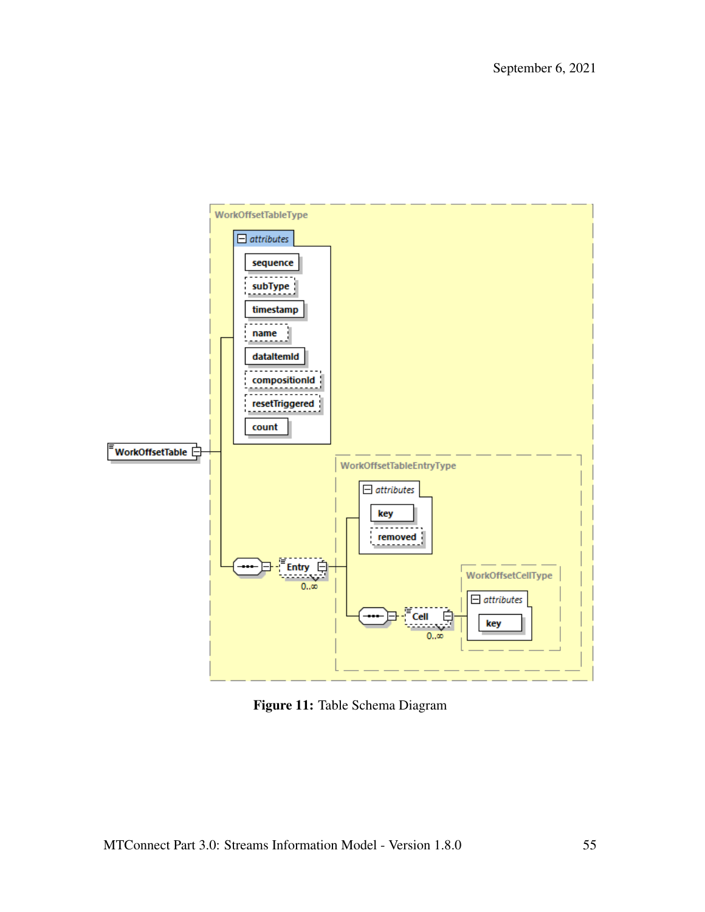Figure 11: Table Schema Diagram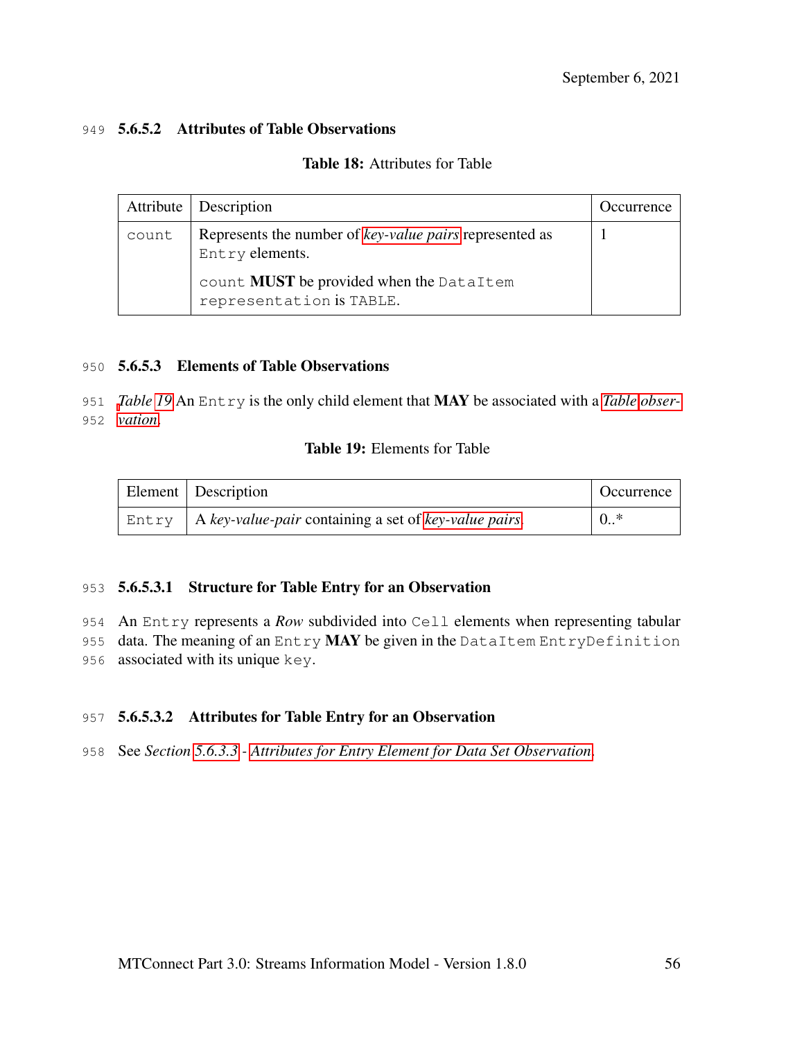#### 5.6.5.2 Attributes of Table Observations

**Table 18:** Attributes for Table

| Attribute | Description | Occurrence |
| --- | --- | --- |
| `count` | Represents the number of *key-value pairs* represented as `Entry` elements.<br><br>`count` **MUST** be provided when the `DataItem` `representation` is `TABLE`. | 1 |

#### 5.6.5.3 Elements of Table Observations

*Table 19* An `Entry` is the only child element that **MAY** be associated with a *Table observation*.

**Table 19:** Elements for Table

| Element | Description | Occurrence |
| --- | --- | --- |
| `Entry` | A *key-value-pair* containing a set of *key-value pairs*. | 0..* |

##### 5.6.5.3.1 Structure for Table Entry for an Observation

An `Entry` represents a *Row* subdivided into `Cell` elements when representing tabular data. The meaning of an `Entry` **MAY** be given in the `DataItem` `EntryDefinition` associated with its unique `key`.

##### 5.6.5.3.2 Attributes for Table Entry for an Observation

See *Section 5.6.3.3 - Attributes for Entry Element for Data Set Observation*.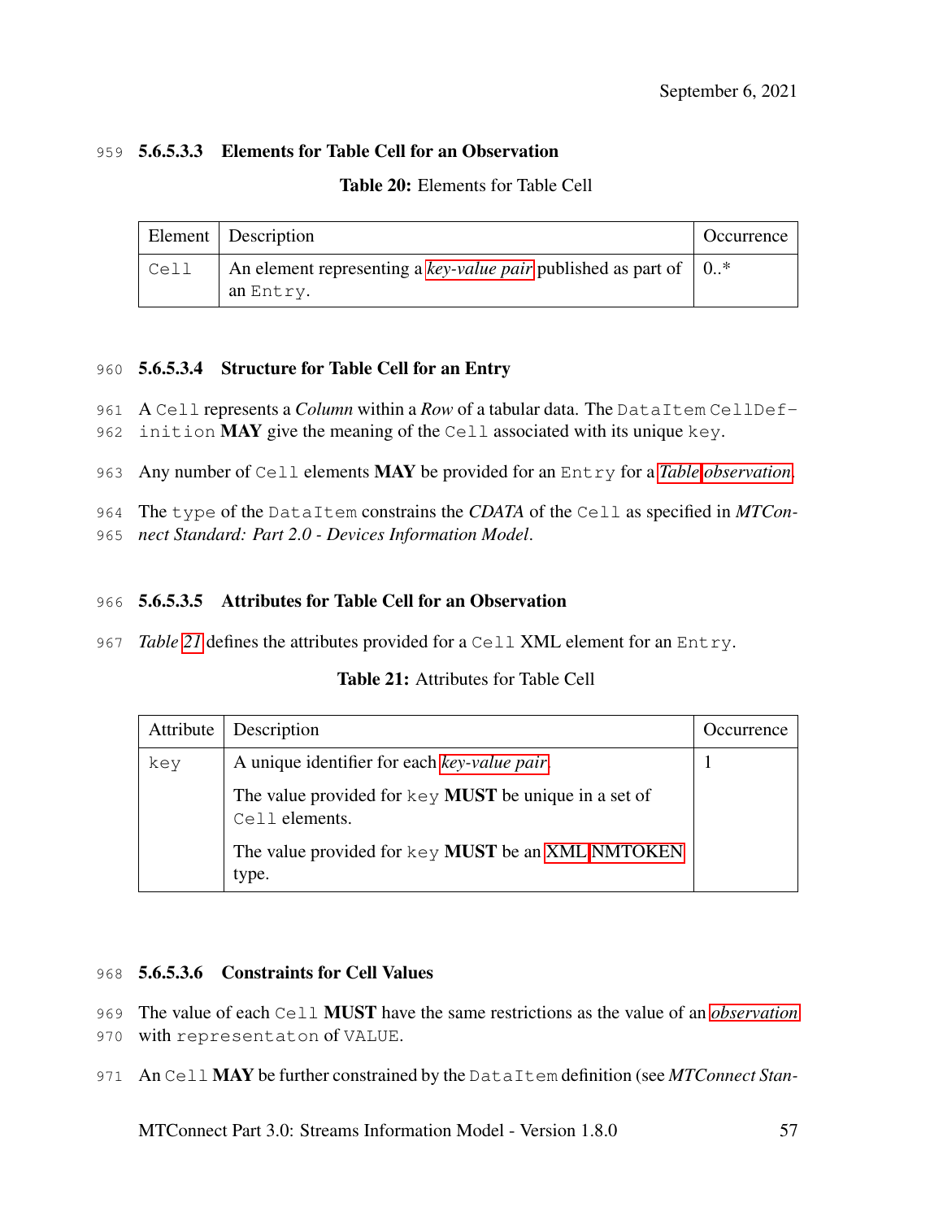#### 5.6.5.3.3 Elements for Table Cell for an Observation

**Table 20:** Elements for Table Cell

| Element | Description | Occurrence |
|---|---|---|
| `Cell` | An element representing a *key-value pair* published as part of an `Entry`. | 0..* |

#### 5.6.5.3.4 Structure for Table Cell for an Entry

A `Cell` represents a *Column* within a *Row* of a tabular data. The `DataItem` `CellDefinition` **MAY** give the meaning of the `Cell` associated with its unique `key`.

Any number of `Cell` elements **MAY** be provided for an `Entry` for a *Table observation*.

The `type` of the `DataItem` constrains the *CDATA* of the `Cell` as specified in *MTConnect Standard: Part 2.0 - Devices Information Model*.

#### 5.6.5.3.5 Attributes for Table Cell for an Observation

*Table 21* defines the attributes provided for a `Cell` XML element for an `Entry`.

**Table 21:** Attributes for Table Cell

| Attribute | Description | Occurrence |
|---|---|---|
| `key` | A unique identifier for each *key-value pair*.<br><br>The value provided for `key` **MUST** be unique in a set of `Cell` elements.<br><br>The value provided for `key` **MUST** be an XML NMTOKEN type. | 1 |

#### 5.6.5.3.6 Constraints for Cell Values

The value of each `Cell` **MUST** have the same restrictions as the value of an *observation* with `representaton` of `VALUE`.

An `Cell` **MAY** be further constrained by the `DataItem` definition (see *MTConnect Stan-*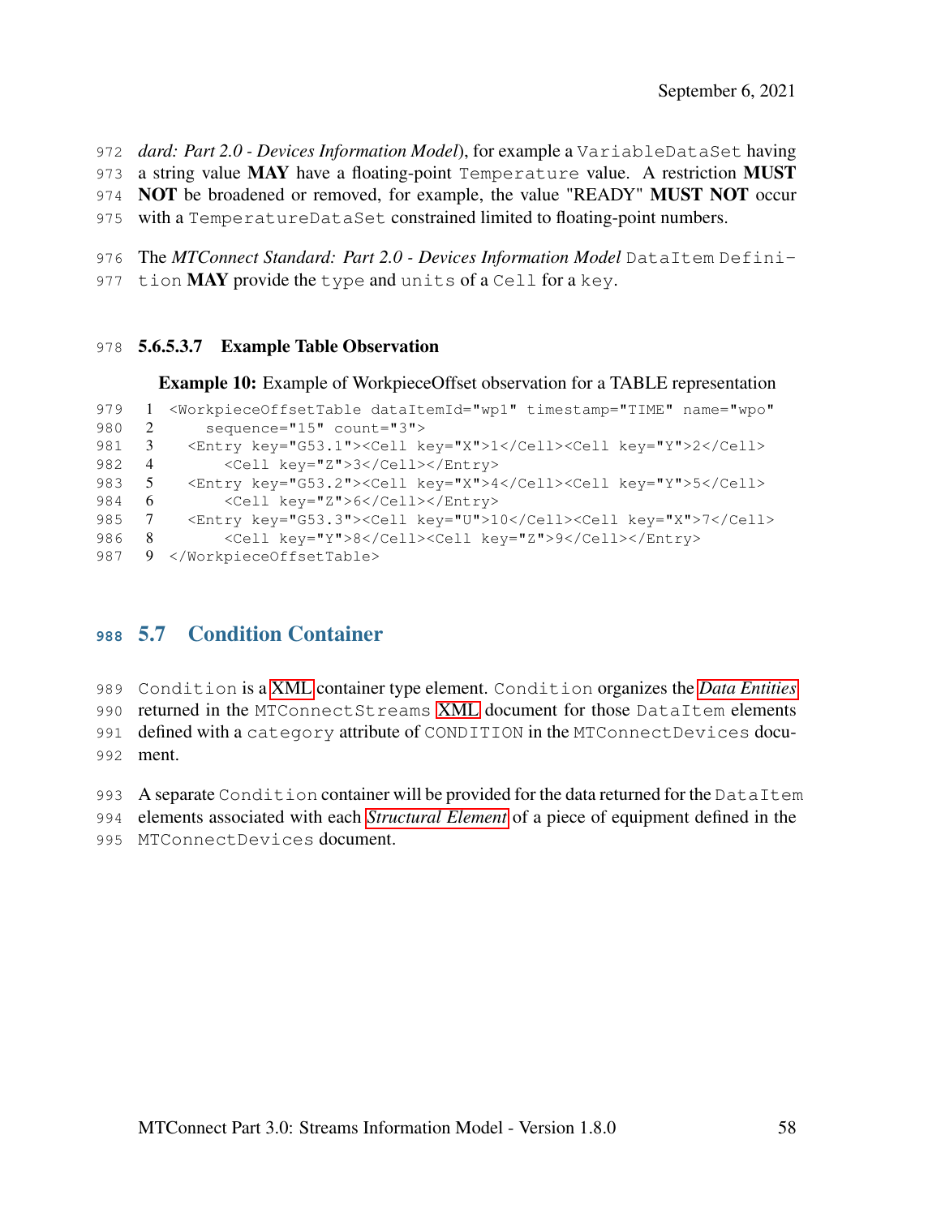*dard: Part 2.0 - Devices Information Model*), for example a `VariableDataSet` having a string value **MAY** have a floating-point `Temperature` value. A restriction **MUST NOT** be broadened or removed, for example, the value "READY" **MUST NOT** occur with a `TemperatureDataSet` constrained limited to floating-point numbers.

The *MTConnect Standard: Part 2.0 - Devices Information Model* `DataItem Definition` **MAY** provide the `type` and `units` of a `Cell` for a `key`.

#### 5.6.5.3.7 Example Table Observation

**Example 10:** Example of WorkpieceOffset observation for a TABLE representation

```
<WorkpieceOffsetTable dataItemId="wp1" timestamp="TIME" name="wpo"
    sequence="15" count="3">
  <Entry key="G53.1"><Cell key="X">1</Cell><Cell key="Y">2</Cell>
      <Cell key="Z">3</Cell></Entry>
  <Entry key="G53.2"><Cell key="X">4</Cell><Cell key="Y">5</Cell>
      <Cell key="Z">6</Cell></Entry>
  <Entry key="G53.3"><Cell key="U">10</Cell><Cell key="X">7</Cell>
      <Cell key="Y">8</Cell><Cell key="Z">9</Cell></Entry>
</WorkpieceOffsetTable>
```

## 5.7 Condition Container

`Condition` is a XML container type element. `Condition` organizes the *Data Entities* returned in the `MTConnectStreams` XML document for those `DataItem` elements defined with a `category` attribute of `CONDITION` in the `MTConnectDevices` document.

A separate `Condition` container will be provided for the data returned for the `DataItem` elements associated with each *Structural Element* of a piece of equipment defined in the `MTConnectDevices` document.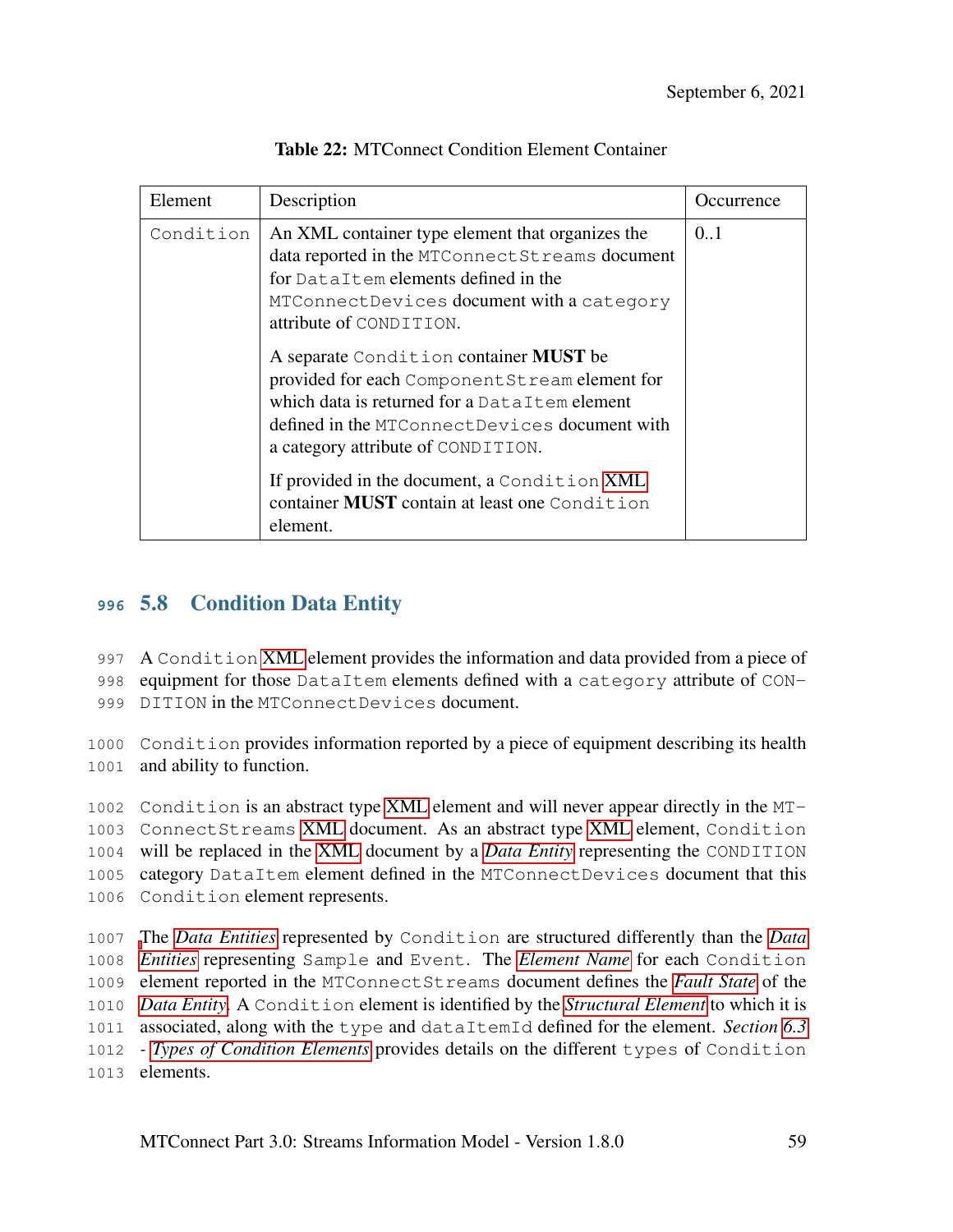**Table 22:** MTConnect Condition Element Container

| Element | Description | Occurrence |
|---|---|---|
| `Condition` | An XML container type element that organizes the data reported in the `MTConnectStreams` document for `DataItem` elements defined in the `MTConnectDevices` document with a `category` attribute of `CONDITION`.<br><br>A separate `Condition` container **MUST** be provided for each `ComponentStream` element for which data is returned for a `DataItem` element defined in the `MTConnectDevices` document with a category attribute of `CONDITION`.<br><br>If provided in the document, a `Condition` XML container **MUST** contain at least one `Condition` element. | 0..1 |

## 5.8 Condition Data Entity

A `Condition` XML element provides the information and data provided from a piece of equipment for those `DataItem` elements defined with a `category` attribute of `CONDITION` in the `MTConnectDevices` document.

`Condition` provides information reported by a piece of equipment describing its health and ability to function.

`Condition` is an abstract type XML element and will never appear directly in the `MTConnectStreams` XML document. As an abstract type XML element, `Condition` will be replaced in the XML document by a *Data Entity* representing the `CONDITION` category `DataItem` element defined in the `MTConnectDevices` document that this `Condition` element represents.

The *Data Entities* represented by `Condition` are structured differently than the *Data Entities* representing `Sample` and `Event`. The *Element Name* for each `Condition` element reported in the `MTConnectStreams` document defines the *Fault State* of the *Data Entity*. A `Condition` element is identified by the *Structural Element* to which it is associated, along with the `type` and `dataItemId` defined for the element. *Section 6.3 - Types of Condition Elements* provides details on the different `types` of `Condition` elements.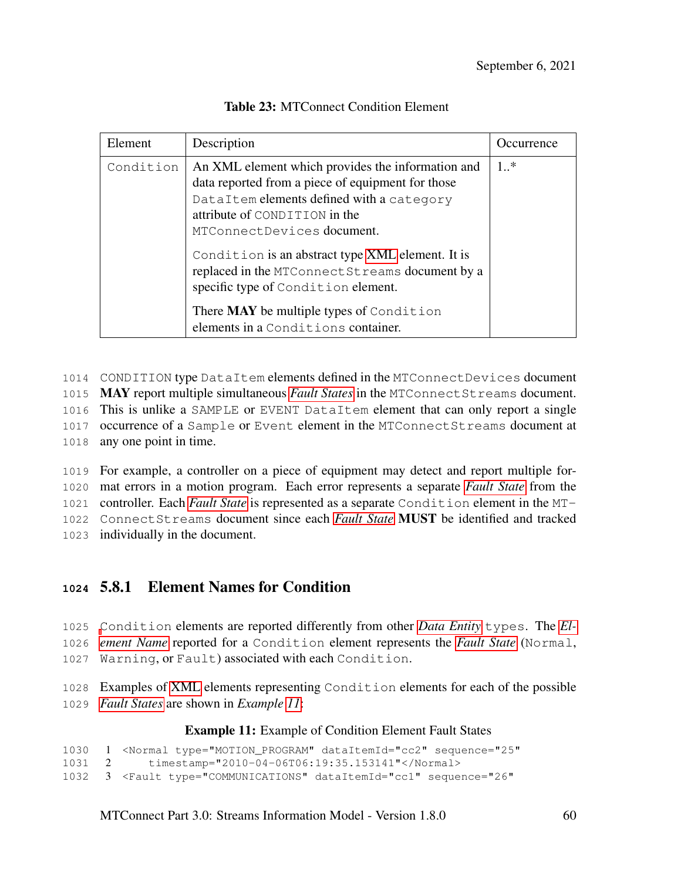**Table 23:** MTConnect Condition Element

| Element | Description | Occurrence |
|---|---|---|
| `Condition` | An XML element which provides the information and data reported from a piece of equipment for those `DataItem` elements defined with a `category` attribute of `CONDITION` in the `MTConnectDevices` document.<br><br>`Condition` is an abstract type XML element. It is replaced in the `MTConnectStreams` document by a specific type of `Condition` element.<br><br>There **MAY** be multiple types of `Condition` elements in a `Conditions` container. | 1..* |

`CONDITION` type `DataItem` elements defined in the `MTConnectDevices` document **MAY** report multiple simultaneous *Fault States* in the `MTConnectStreams` document. This is unlike a `SAMPLE` or `EVENT DataItem` element that can only report a single occurrence of a `Sample` or `Event` element in the `MTConnectStreams` document at any one point in time.

For example, a controller on a piece of equipment may detect and report multiple format errors in a motion program. Each error represents a separate *Fault State* from the controller. Each *Fault State* is represented as a separate `Condition` element in the `MTConnectStreams` document since each *Fault State* **MUST** be identified and tracked individually in the document.

### 5.8.1 Element Names for Condition

`Condition` elements are reported differently from other *Data Entity* `types`. The *Element Name* reported for a `Condition` element represents the *Fault State* (`Normal`, `Warning`, or `Fault`) associated with each `Condition`.

Examples of XML elements representing `Condition` elements for each of the possible *Fault States* are shown in *Example 11*:

**Example 11:** Example of Condition Element Fault States

```
1 <Normal type="MOTION_PROGRAM" dataItemId="cc2" sequence="25"
2     timestamp="2010-04-06T06:19:35.153141"</Normal>
3 <Fault type="COMMUNICATIONS" dataItemId="cc1" sequence="26"
```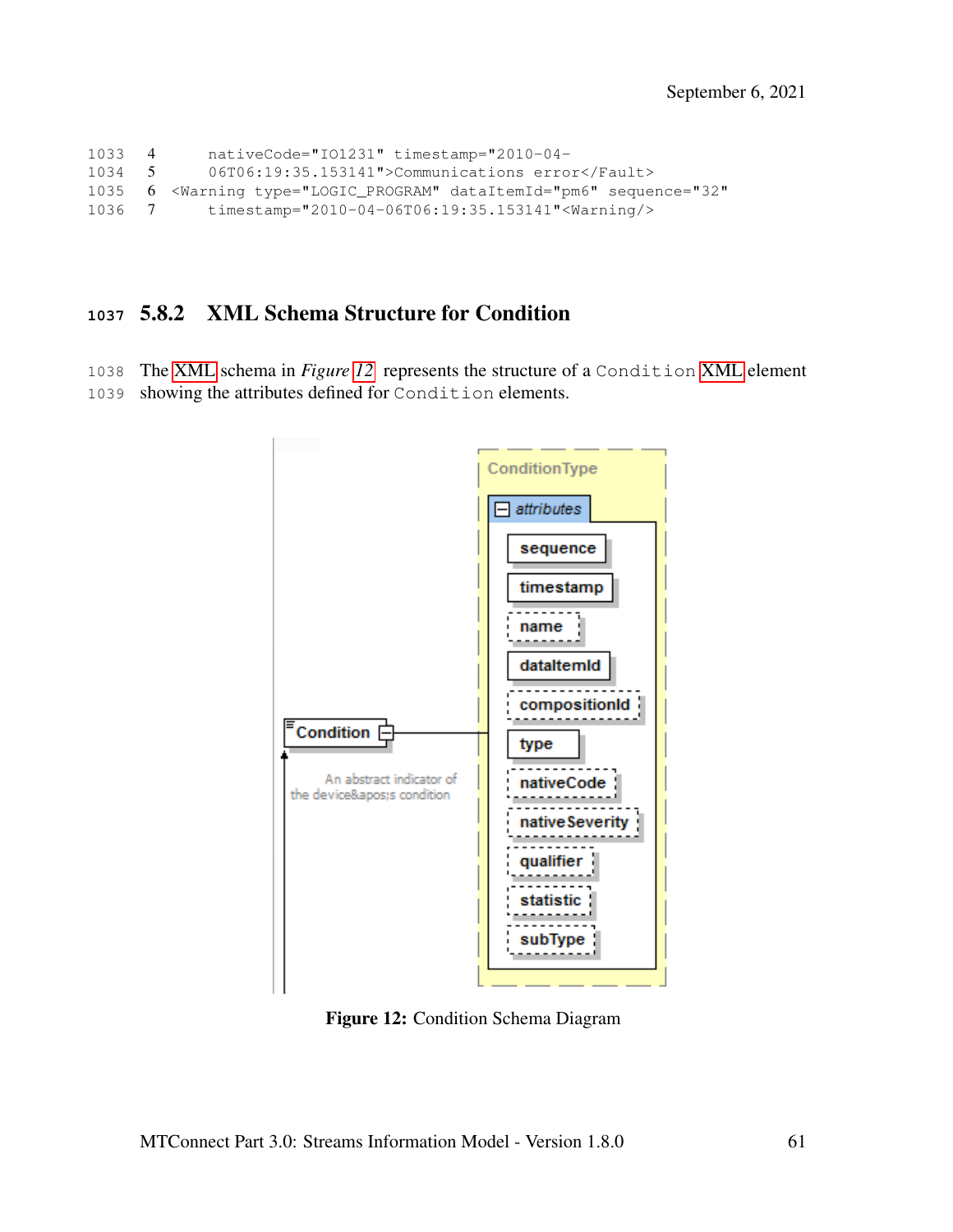```
4     nativeCode="IO1231" timestamp="2010-04-
5     06T06:19:35.153141">Communications error</Fault>
6 <Warning type="LOGIC_PROGRAM" dataItemId="pm6" sequence="32"
7     timestamp="2010-04-06T06:19:35.153141"<Warning/>
```

### 5.8.2 XML Schema Structure for Condition

The XML schema in *Figure 12* represents the structure of a `Condition` XML element showing the attributes defined for `Condition` elements.

**Figure 12:** Condition Schema Diagram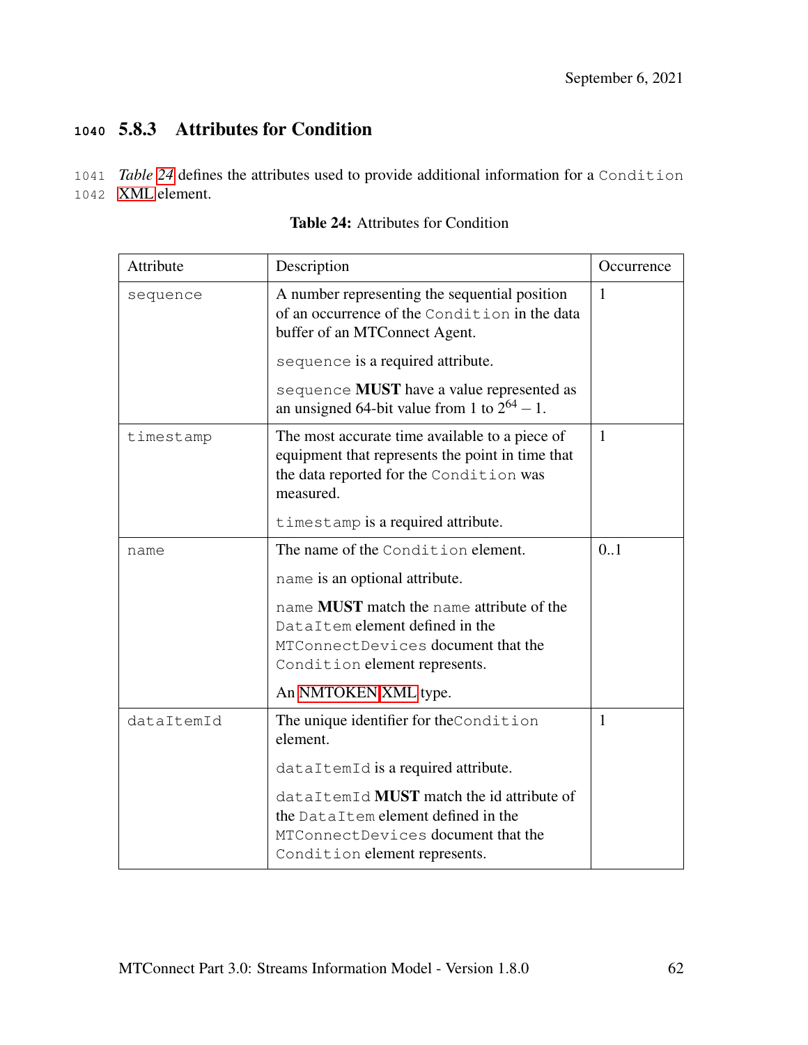### 5.8.3 Attributes for Condition

*Table 24* defines the attributes used to provide additional information for a Condition XML element.

**Table 24:** Attributes for Condition

| Attribute | Description | Occurrence |
| --- | --- | --- |
| sequence | A number representing the sequential position of an occurrence of the Condition in the data buffer of an MTConnect Agent.<br><br>sequence is a required attribute.<br><br>sequence **MUST** have a value represented as an unsigned 64-bit value from 1 to $2^{64}-1$. | 1 |
| timestamp | The most accurate time available to a piece of equipment that represents the point in time that the data reported for the Condition was measured.<br><br>timestamp is a required attribute. | 1 |
| name | The name of the Condition element.<br><br>name is an optional attribute.<br><br>name **MUST** match the name attribute of the DataItem element defined in the MTConnectDevices document that the Condition element represents.<br><br>An NMTOKEN XML type. | 0..1 |
| dataItemId | The unique identifier for theCondition element.<br><br>dataItemId is a required attribute.<br><br>dataItemId **MUST** match the id attribute of the DataItem element defined in the MTConnectDevices document that the Condition element represents. | 1 |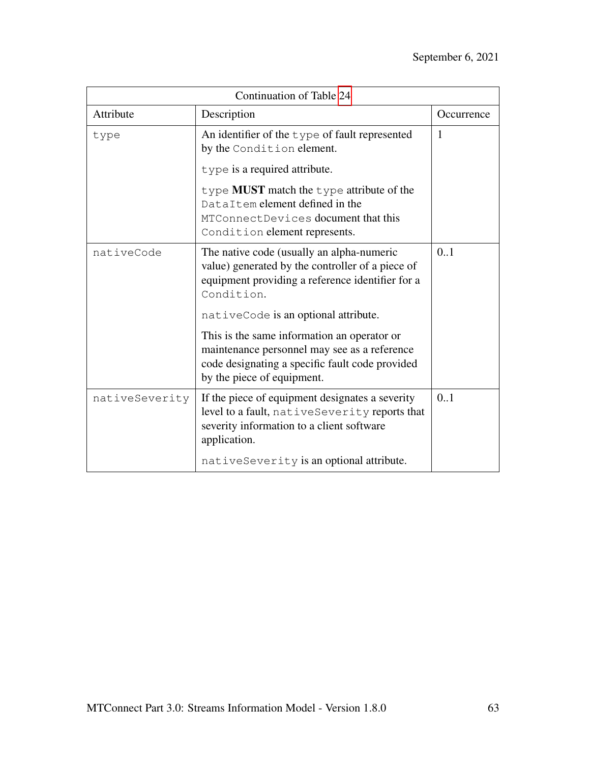| Continuation of Table 24 | | |
|---|---|---|
| Attribute | Description | Occurrence |
| `type` | An identifier of the `type` of fault represented by the `Condition` element.<br><br>`type` is a required attribute.<br><br>`type` **MUST** match the `type` attribute of the `DataItem` element defined in the `MTConnectDevices` document that this `Condition` element represents. | 1 |
| `nativeCode` | The native code (usually an alpha-numeric value) generated by the controller of a piece of equipment providing a reference identifier for a `Condition`.<br><br>`nativeCode` is an optional attribute.<br><br>This is the same information an operator or maintenance personnel may see as a reference code designating a specific fault code provided by the piece of equipment. | 0..1 |
| `nativeSeverity` | If the piece of equipment designates a severity level to a fault, `nativeSeverity` reports that severity information to a client software application.<br><br>`nativeSeverity` is an optional attribute. | 0..1 |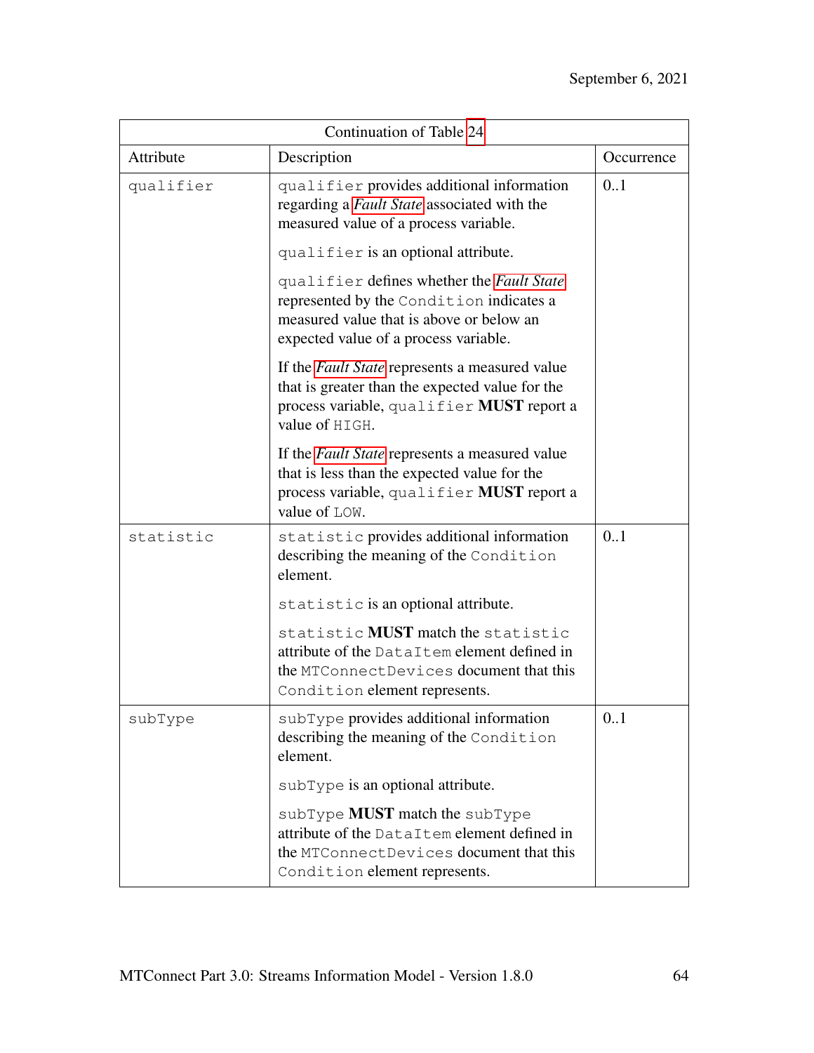| Continuation of Table 24 | | |
|---|---|---|
| Attribute | Description | Occurrence |
| `qualifier` | `qualifier` provides additional information regarding a *Fault State* associated with the measured value of a process variable.<br><br>`qualifier` is an optional attribute.<br><br>`qualifier` defines whether the *Fault State* represented by the `Condition` indicates a measured value that is above or below an expected value of a process variable.<br><br>If the *Fault State* represents a measured value that is greater than the expected value for the process variable, `qualifier` **MUST** report a value of `HIGH`.<br><br>If the *Fault State* represents a measured value that is less than the expected value for the process variable, `qualifier` **MUST** report a value of `LOW`. | 0..1 |
| `statistic` | `statistic` provides additional information describing the meaning of the `Condition` element.<br><br>`statistic` is an optional attribute.<br><br>`statistic` **MUST** match the `statistic` attribute of the `DataItem` element defined in the `MTConnectDevices` document that this `Condition` element represents. | 0..1 |
| `subType` | `subType` provides additional information describing the meaning of the `Condition` element.<br><br>`subType` is an optional attribute.<br><br>`subType` **MUST** match the `subType` attribute of the `DataItem` element defined in the `MTConnectDevices` document that this `Condition` element represents. | 0..1 |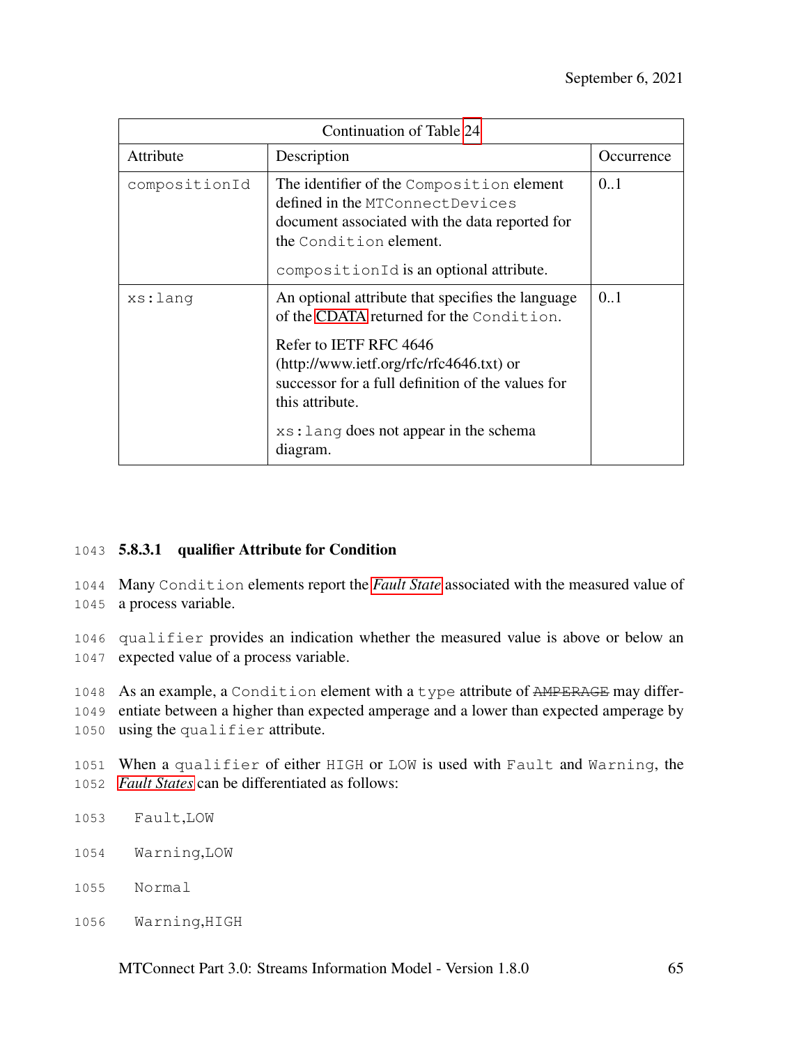| Continuation of Table 24 | | |
|---|---|---|
| Attribute | Description | Occurrence |
| compositionId | The identifier of the Composition element defined in the MTConnectDevices document associated with the data reported for the Condition element.<br><br>compositionId is an optional attribute. | 0..1 |
| xs:lang | An optional attribute that specifies the language of the CDATA returned for the Condition.<br><br>Refer to IETF RFC 4646 (http://www.ietf.org/rfc/rfc4646.txt) or successor for a full definition of the values for this attribute.<br><br>xs:lang does not appear in the schema diagram. | 0..1 |

#### 5.8.3.1 qualifier Attribute for Condition

Many Condition elements report the *Fault State* associated with the measured value of a process variable.

qualifier provides an indication whether the measured value is above or below an expected value of a process variable.

As an example, a Condition element with a type attribute of ~~AMPERAGE~~ may differentiate between a higher than expected amperage and a lower than expected amperage by using the qualifier attribute.

When a qualifier of either HIGH or LOW is used with Fault and Warning, the *Fault States* can be differentiated as follows:

Fault,LOW

Warning,LOW

Normal

Warning,HIGH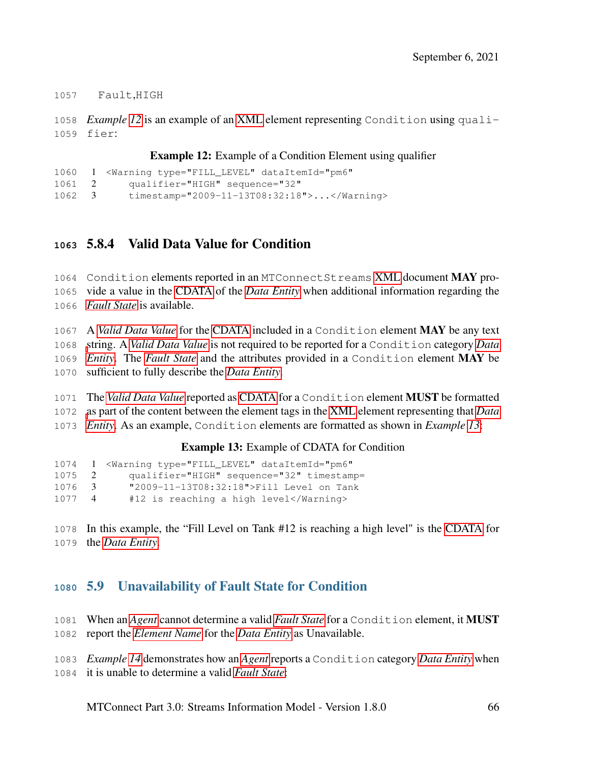```
Fault,HIGH
```

*Example 12* is an example of an XML element representing `Condition` using `qualifier`:

**Example 12:** Example of a Condition Element using qualifier

```
<Warning type="FILL_LEVEL" dataItemId="pm6"
    qualifier="HIGH" sequence="32"
    timestamp="2009-11-13T08:32:18">...</Warning>
```

### 5.8.4 Valid Data Value for Condition

`Condition` elements reported in an `MTConnectStreams` XML document **MAY** provide a value in the CDATA of the *Data Entity* when additional information regarding the *Fault State* is available.

A *Valid Data Value* for the CDATA included in a `Condition` element **MAY** be any text string. A *Valid Data Value* is not required to be reported for a `Condition` category *Data Entity*. The *Fault State* and the attributes provided in a `Condition` element **MAY** be sufficient to fully describe the *Data Entity*.

The *Valid Data Value* reported as CDATA for a `Condition` element **MUST** be formatted as part of the content between the element tags in the XML element representing that *Data Entity*. As an example, `Condition` elements are formatted as shown in *Example 13*:

**Example 13:** Example of CDATA for Condition

```
<Warning type="FILL_LEVEL" dataItemId="pm6"
    qualifier="HIGH" sequence="32" timestamp=
    "2009-11-13T08:32:18">Fill Level on Tank
    #12 is reaching a high level</Warning>
```

In this example, the "Fill Level on Tank #12 is reaching a high level" is the CDATA for the *Data Entity*.

## 5.9 Unavailability of Fault State for Condition

When an *Agent* cannot determine a valid *Fault State* for a `Condition` element, it **MUST** report the *Element Name* for the *Data Entity* as Unavailable.

*Example 14* demonstrates how an *Agent* reports a `Condition` category *Data Entity* when it is unable to determine a valid *Fault State*: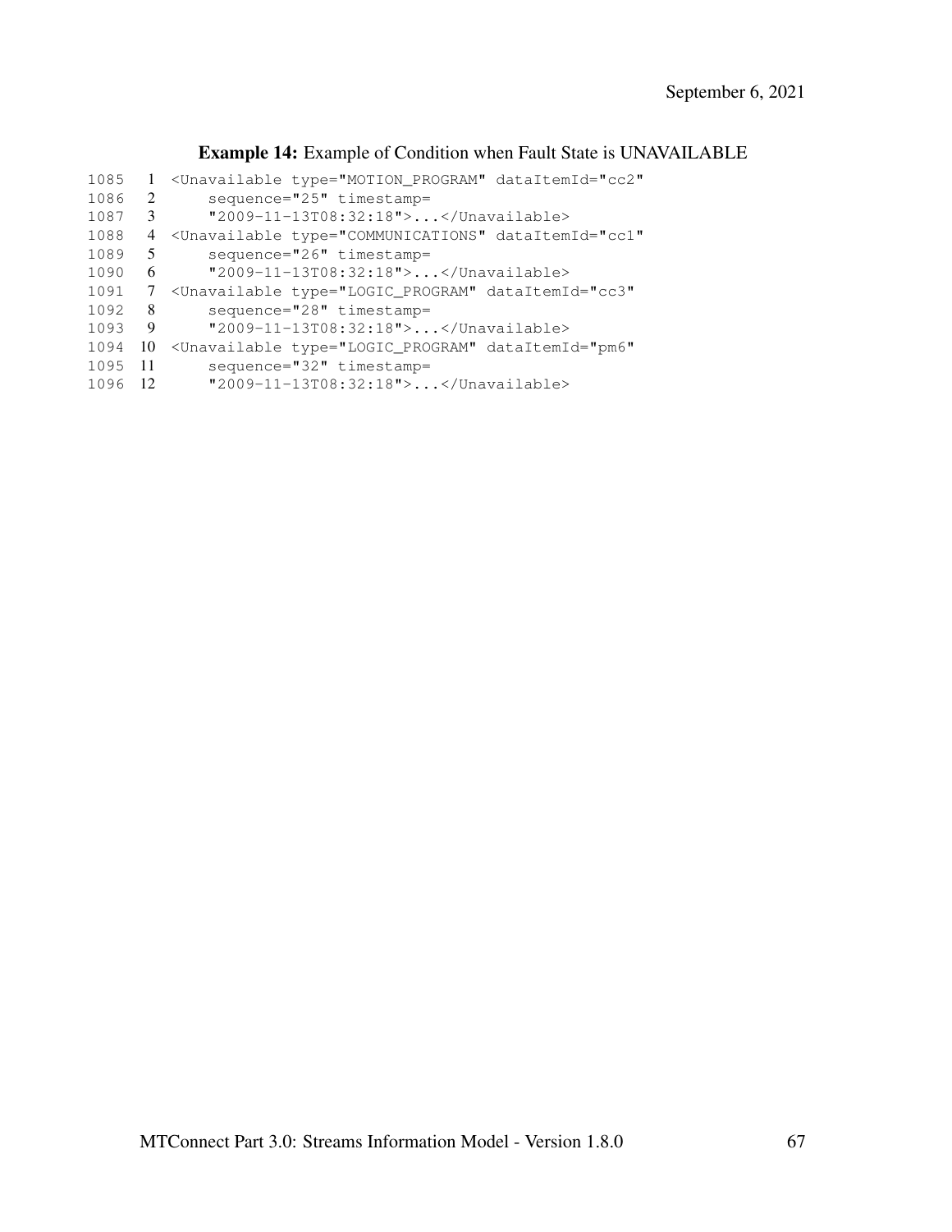**Example 14:** Example of Condition when Fault State is UNAVAILABLE

```
<Unavailable type="MOTION_PROGRAM" dataItemId="cc2"
    sequence="25" timestamp=
    "2009-11-13T08:32:18">...</Unavailable>
<Unavailable type="COMMUNICATIONS" dataItemId="cc1"
    sequence="26" timestamp=
    "2009-11-13T08:32:18">...</Unavailable>
<Unavailable type="LOGIC_PROGRAM" dataItemId="cc3"
    sequence="28" timestamp=
    "2009-11-13T08:32:18">...</Unavailable>
<Unavailable type="LOGIC_PROGRAM" dataItemId="pm6"
    sequence="32" timestamp=
    "2009-11-13T08:32:18">...</Unavailable>
```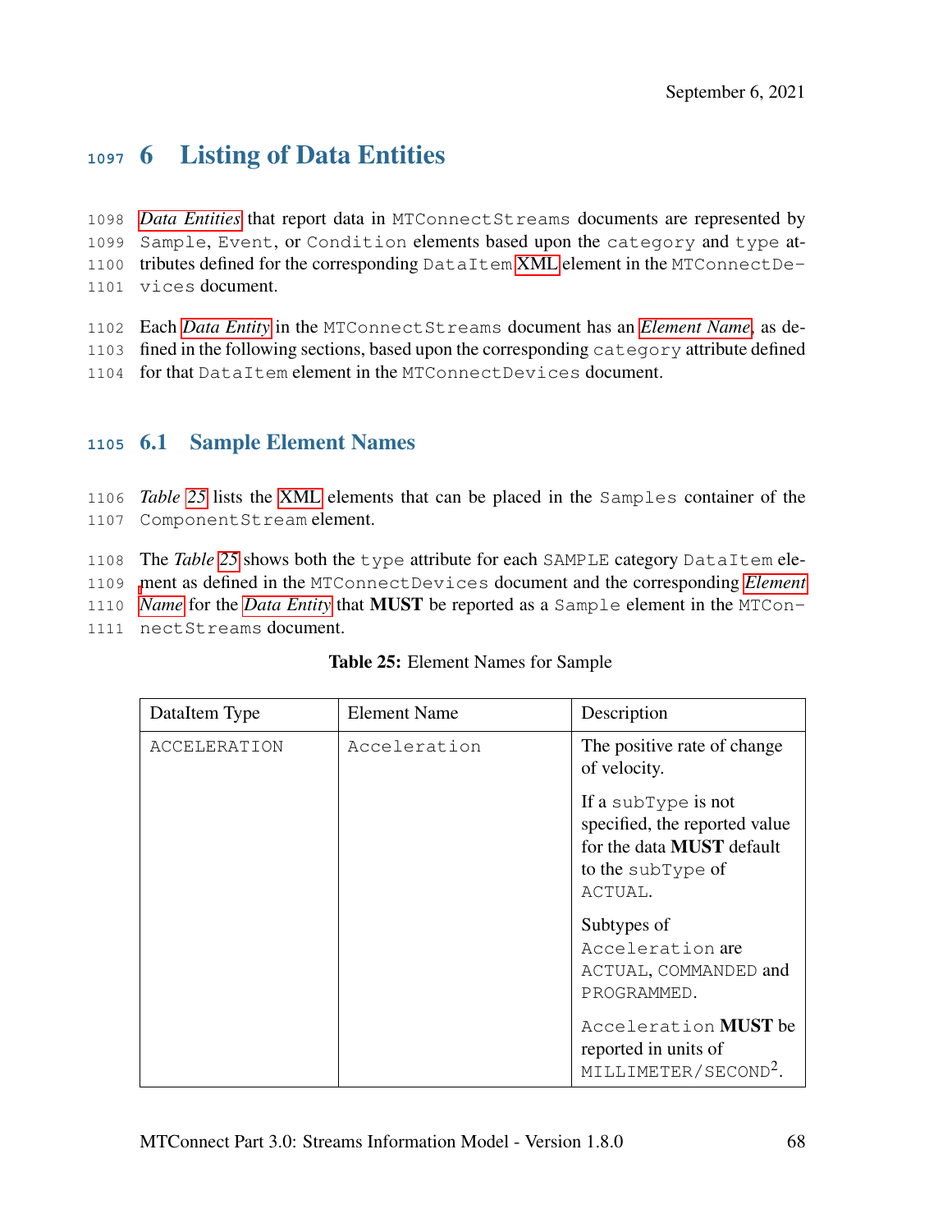# 6 Listing of Data Entities

*Data Entities* that report data in MTConnectStreams documents are represented by Sample, Event, or Condition elements based upon the category and type attributes defined for the corresponding DataItem XML element in the MTConnectDevices document.

Each *Data Entity* in the MTConnectStreams document has an *Element Name*, as defined in the following sections, based upon the corresponding category attribute defined for that DataItem element in the MTConnectDevices document.

## 6.1 Sample Element Names

*Table 25* lists the XML elements that can be placed in the Samples container of the ComponentStream element.

The *Table 25* shows both the type attribute for each SAMPLE category DataItem element as defined in the MTConnectDevices document and the corresponding *Element Name* for the *Data Entity* that **MUST** be reported as a Sample element in the MTConnectStreams document.

**Table 25:** Element Names for Sample

| DataItem Type | Element Name | Description |
|---|---|---|
| ACCELERATION | Acceleration | The positive rate of change of velocity.<br><br>If a subType is not specified, the reported value for the data **MUST** default to the subType of ACTUAL.<br><br>Subtypes of Acceleration are ACTUAL, COMMANDED and PROGRAMMED.<br><br>Acceleration **MUST** be reported in units of MILLIMETER/SECOND$^2$. |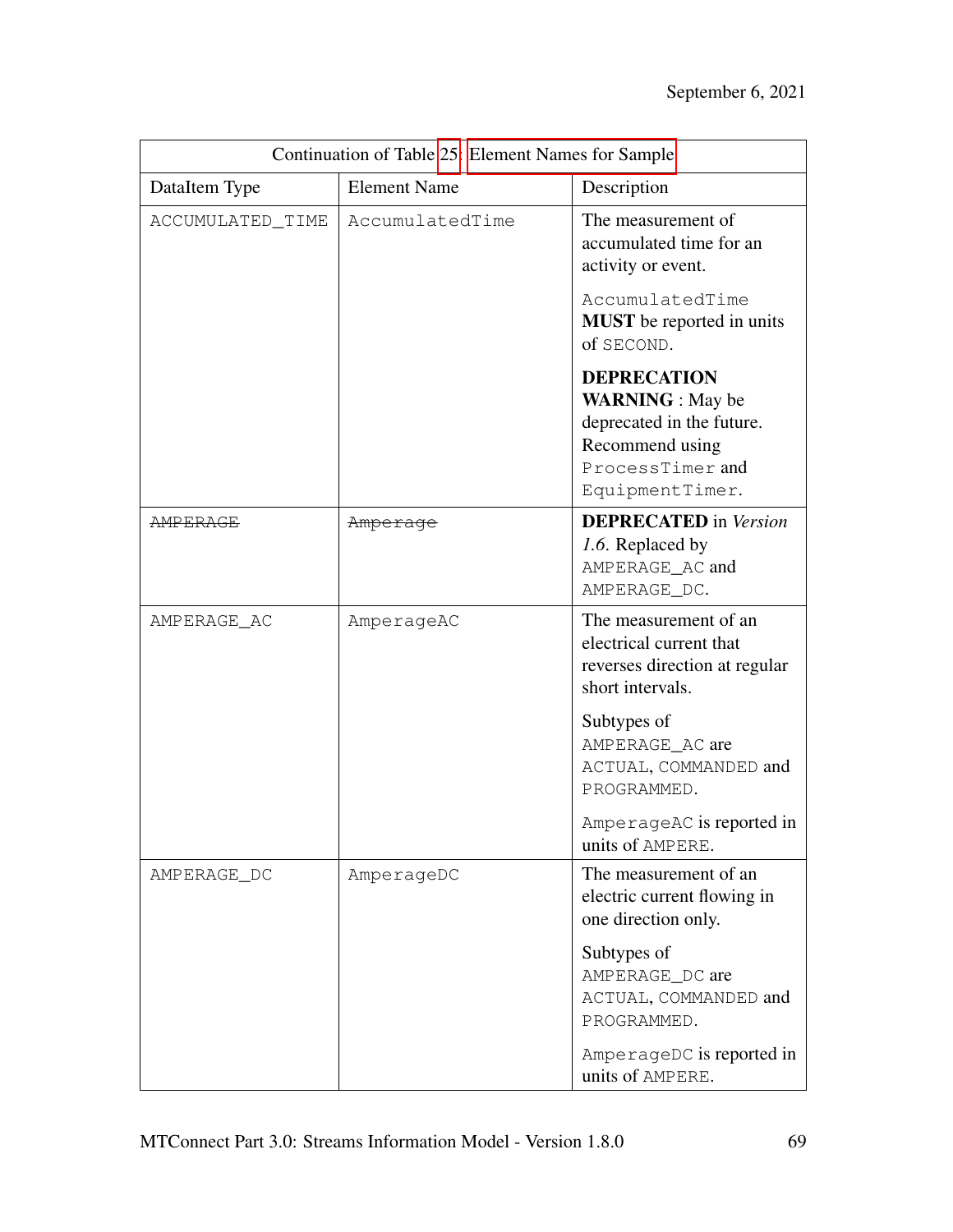| Continuation of Table 25: Element Names for Sample | | |
|---|---|---|
| DataItem Type | Element Name | Description |
| ACCUMULATED_TIME | AccumulatedTime | The measurement of accumulated time for an activity or event.<br><br>AccumulatedTime **MUST** be reported in units of SECOND.<br><br>**DEPRECATION WARNING** : May be deprecated in the future. Recommend using ProcessTimer and EquipmentTimer. |
| ~~AMPERAGE~~ | ~~Amperage~~ | **DEPRECATED** in *Version 1.6*. Replaced by AMPERAGE_AC and AMPERAGE_DC. |
| AMPERAGE_AC | AmperageAC | The measurement of an electrical current that reverses direction at regular short intervals.<br><br>Subtypes of AMPERAGE_AC are ACTUAL, COMMANDED and PROGRAMMED.<br><br>AmperageAC is reported in units of AMPERE. |
| AMPERAGE_DC | AmperageDC | The measurement of an electric current flowing in one direction only.<br><br>Subtypes of AMPERAGE_DC are ACTUAL, COMMANDED and PROGRAMMED.<br><br>AmperageDC is reported in units of AMPERE. |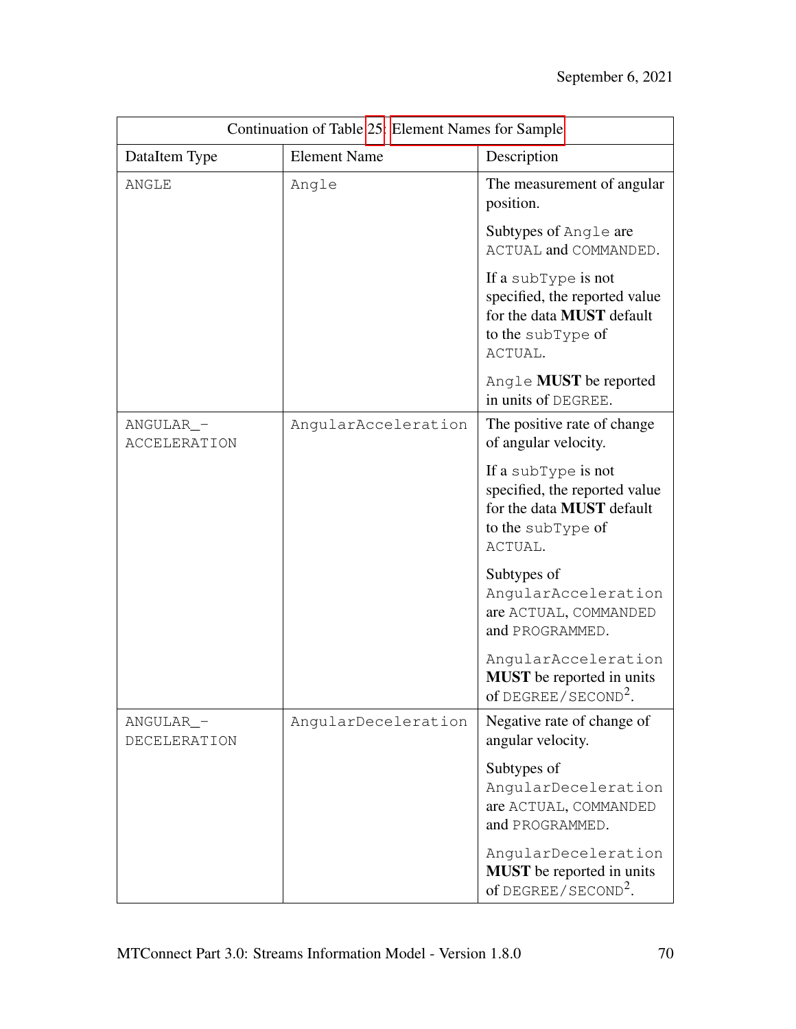| Continuation of Table 25: Element Names for Sample | | |
|---|---|---|
| DataItem Type | Element Name | Description |
| ANGLE | Angle | The measurement of angular position.<br><br>Subtypes of Angle are ACTUAL and COMMANDED.<br><br>If a subType is not specified, the reported value for the data **MUST** default to the subType of ACTUAL.<br><br>Angle **MUST** be reported in units of DEGREE. |
| ANGULAR_-ACCELERATION | AngularAcceleration | The positive rate of change of angular velocity.<br><br>If a subType is not specified, the reported value for the data **MUST** default to the subType of ACTUAL.<br><br>Subtypes of AngularAcceleration are ACTUAL, COMMANDED and PROGRAMMED.<br><br>AngularAcceleration **MUST** be reported in units of $DEGREE/SECOND^2$. |
| ANGULAR_-DECELERATION | AngularDeceleration | Negative rate of change of angular velocity.<br><br>Subtypes of AngularDeceleration are ACTUAL, COMMANDED and PROGRAMMED.<br><br>AngularDeceleration **MUST** be reported in units of $DEGREE/SECOND^2$. |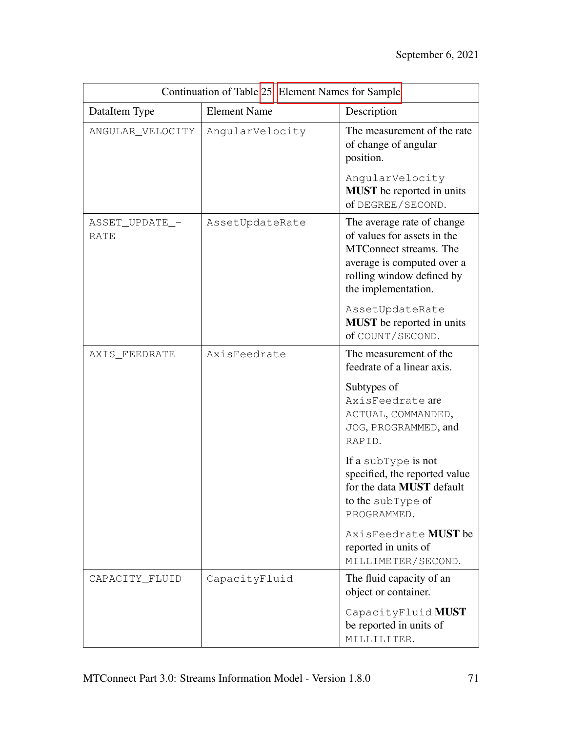| Continuation of Table 25: Element Names for Sample | | |
|---|---|---|
| DataItem Type | Element Name | Description |
| ANGULAR_VELOCITY | AngularVelocity | The measurement of the rate of change of angular position.<br><br>AngularVelocity **MUST** be reported in units of DEGREE/SECOND. |
| ASSET_UPDATE_RATE | AssetUpdateRate | The average rate of change of values for assets in the MTConnect streams. The average is computed over a rolling window defined by the implementation.<br><br>AssetUpdateRate **MUST** be reported in units of COUNT/SECOND. |
| AXIS_FEEDRATE | AxisFeedrate | The measurement of the feedrate of a linear axis.<br><br>Subtypes of AxisFeedrate are ACTUAL, COMMANDED, JOG, PROGRAMMED, and RAPID.<br><br>If a subType is not specified, the reported value for the data **MUST** default to the subType of PROGRAMMED.<br><br>AxisFeedrate **MUST** be reported in units of MILLIMETER/SECOND. |
| CAPACITY_FLUID | CapacityFluid | The fluid capacity of an object or container.<br><br>CapacityFluid **MUST** be reported in units of MILLILITER. |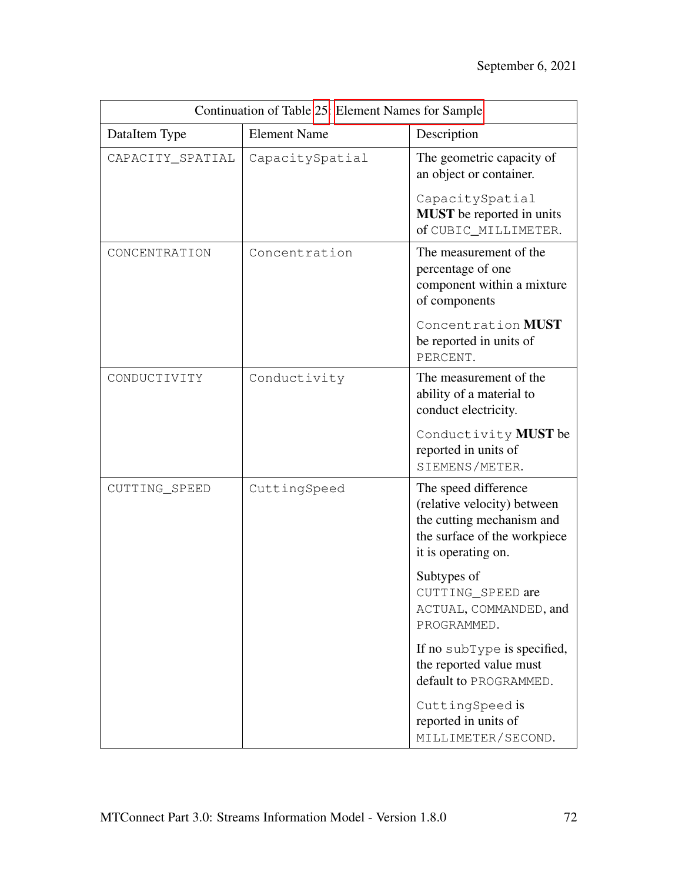| Continuation of Table 25: Element Names for Sample | | |
|---|---|---|
| DataItem Type | Element Name | Description |
| CAPACITY_SPATIAL | CapacitySpatial | The geometric capacity of an object or container.<br><br>CapacitySpatial **MUST** be reported in units of CUBIC_MILLIMETER. |
| CONCENTRATION | Concentration | The measurement of the percentage of one component within a mixture of components<br><br>Concentration **MUST** be reported in units of PERCENT. |
| CONDUCTIVITY | Conductivity | The measurement of the ability of a material to conduct electricity.<br><br>Conductivity **MUST** be reported in units of SIEMENS/METER. |
| CUTTING_SPEED | CuttingSpeed | The speed difference (relative velocity) between the cutting mechanism and the surface of the workpiece it is operating on.<br><br>Subtypes of CUTTING_SPEED are ACTUAL, COMMANDED, and PROGRAMMED.<br><br>If no subType is specified, the reported value must default to PROGRAMMED.<br><br>CuttingSpeed is reported in units of MILLIMETER/SECOND. |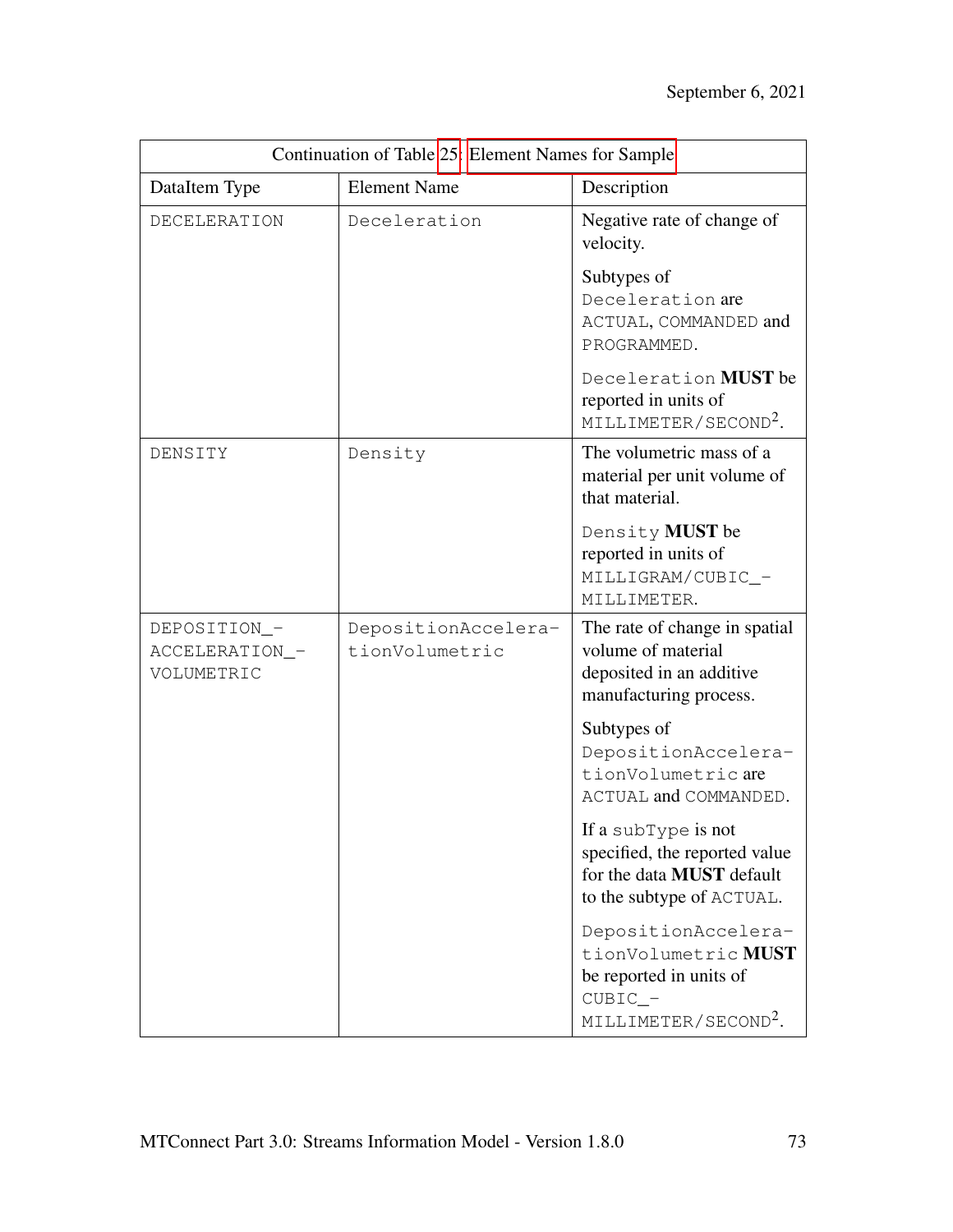| Continuation of Table 25: Element Names for Sample | | |
|---|---|---|
| DataItem Type | Element Name | Description |
| DECELERATION | Deceleration | Negative rate of change of velocity.<br><br>Subtypes of Deceleration are ACTUAL, COMMANDED and PROGRAMMED.<br><br>Deceleration **MUST** be reported in units of MILLIMETER/SECOND$^2$. |
| DENSITY | Density | The volumetric mass of a material per unit volume of that material.<br><br>Density **MUST** be reported in units of MILLIGRAM/CUBIC_MILLIMETER. |
| DEPOSITION_ACCELERATION_VOLUMETRIC | DepositionAccelerationVolumetric | The rate of change in spatial volume of material deposited in an additive manufacturing process.<br><br>Subtypes of DepositionAccelerationVolumetric are ACTUAL and COMMANDED.<br><br>If a subType is not specified, the reported value for the data **MUST** default to the subtype of ACTUAL.<br><br>DepositionAccelerationVolumetric **MUST** be reported in units of CUBIC_MILLIMETER/SECOND$^2$. |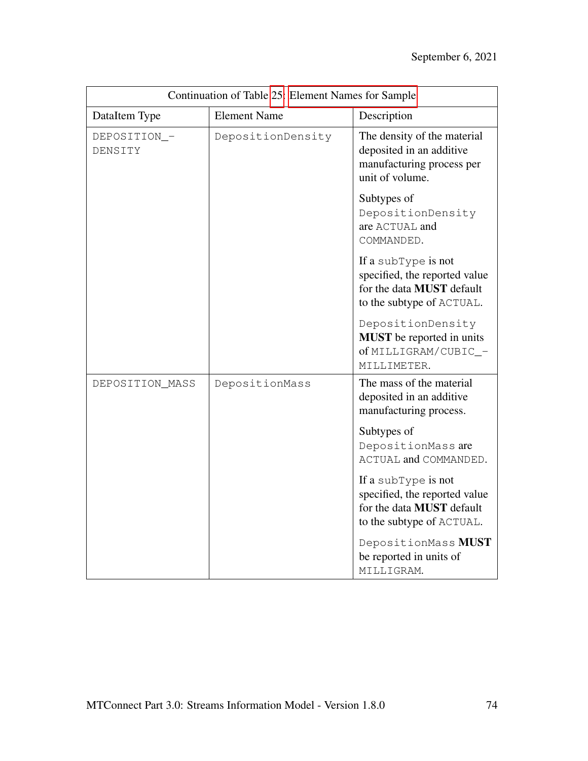| Continuation of Table 25: Element Names for Sample | | |
|---|---|---|
| DataItem Type | Element Name | Description |
| DEPOSITION_DENSITY | DepositionDensity | The density of the material deposited in an additive manufacturing process per unit of volume. Subtypes of DepositionDensity are ACTUAL and COMMANDED. If a subType is not specified, the reported value for the data **MUST** default to the subtype of ACTUAL. DepositionDensity **MUST** be reported in units of MILLIGRAM/CUBIC_MILLIMETER. |
| DEPOSITION_MASS | DepositionMass | The mass of the material deposited in an additive manufacturing process. Subtypes of DepositionMass are ACTUAL and COMMANDED. If a subType is not specified, the reported value for the data **MUST** default to the subtype of ACTUAL. DepositionMass **MUST** be reported in units of MILLIGRAM. |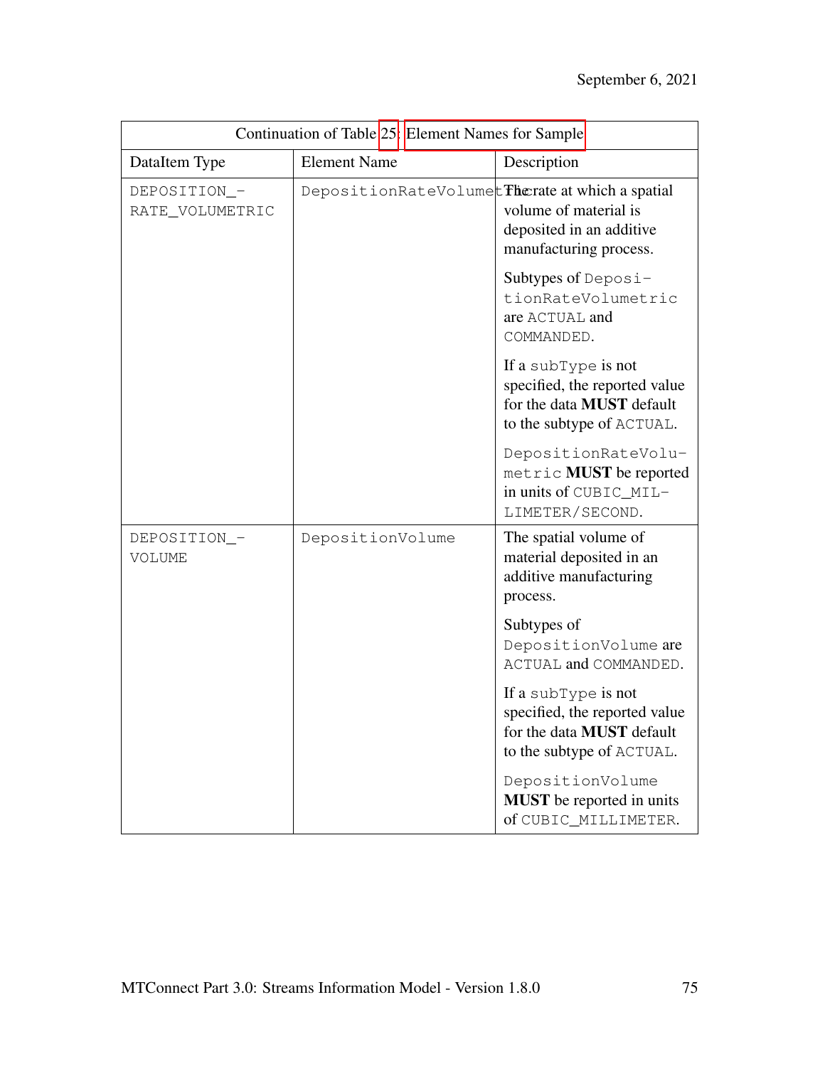| Continuation of Table 25: Element Names for Sample | | |
|---|---|---|
| DataItem Type | Element Name | Description |
| DEPOSITION_RATE_VOLUMETRIC | DepositionRateVolumetric | The rate at which a spatial volume of material is deposited in an additive manufacturing process.<br><br>Subtypes of DepositionRateVolumetric are ACTUAL and COMMANDED.<br><br>If a subType is not specified, the reported value for the data **MUST** default to the subtype of ACTUAL.<br><br>DepositionRateVolumetric **MUST** be reported in units of CUBIC_MILLIMETER/SECOND. |
| DEPOSITION_VOLUME | DepositionVolume | The spatial volume of material deposited in an additive manufacturing process.<br><br>Subtypes of DepositionVolume are ACTUAL and COMMANDED.<br><br>If a subType is not specified, the reported value for the data **MUST** default to the subtype of ACTUAL.<br><br>DepositionVolume **MUST** be reported in units of CUBIC_MILLIMETER. |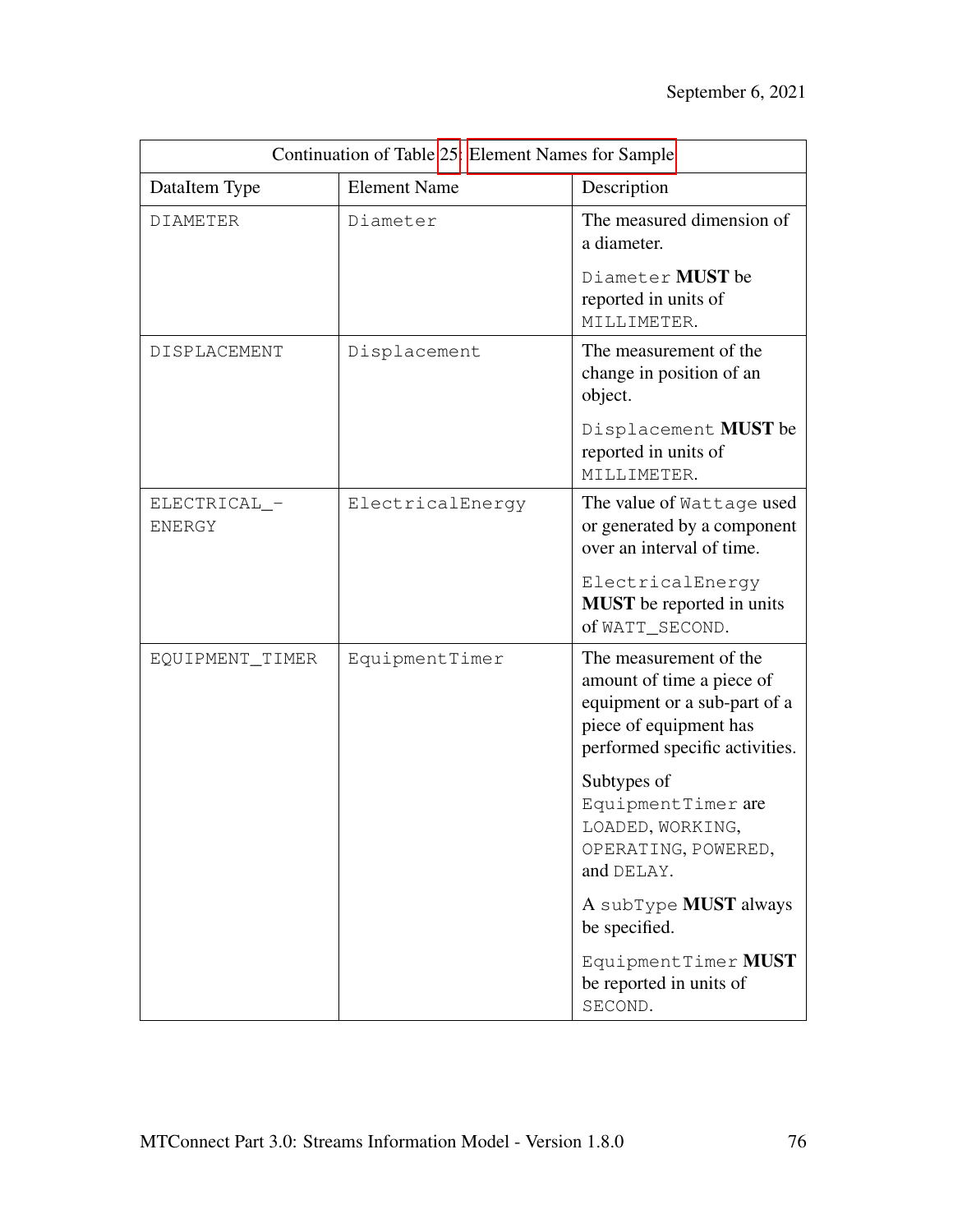| Continuation of Table 25: Element Names for Sample | | |
|---|---|---|
| DataItem Type | Element Name | Description |
| DIAMETER | Diameter | The measured dimension of a diameter.<br><br>Diameter **MUST** be reported in units of MILLIMETER. |
| DISPLACEMENT | Displacement | The measurement of the change in position of an object.<br><br>Displacement **MUST** be reported in units of MILLIMETER. |
| ELECTRICAL_ENERGY | ElectricalEnergy | The value of Wattage used or generated by a component over an interval of time.<br><br>ElectricalEnergy **MUST** be reported in units of WATT_SECOND. |
| EQUIPMENT_TIMER | EquipmentTimer | The measurement of the amount of time a piece of equipment or a sub-part of a piece of equipment has performed specific activities.<br><br>Subtypes of EquipmentTimer are LOADED, WORKING, OPERATING, POWERED, and DELAY.<br><br>A subType **MUST** always be specified.<br><br>EquipmentTimer **MUST** be reported in units of SECOND. |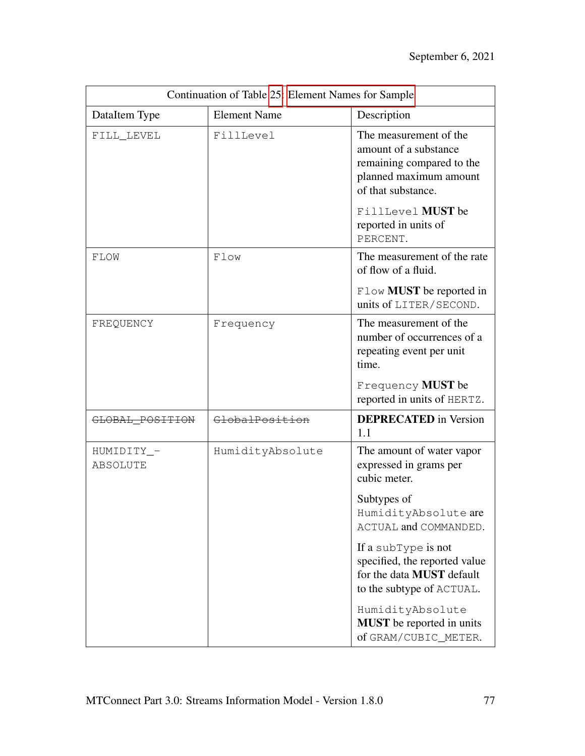| Continuation of Table 25: Element Names for Sample | | |
|---|---|---|
| DataItem Type | Element Name | Description |
| FILL_LEVEL | FillLevel | The measurement of the amount of a substance remaining compared to the planned maximum amount of that substance.<br><br>FillLevel **MUST** be reported in units of PERCENT. |
| FLOW | Flow | The measurement of the rate of flow of a fluid.<br><br>Flow **MUST** be reported in units of LITER/SECOND. |
| FREQUENCY | Frequency | The measurement of the number of occurrences of a repeating event per unit time.<br><br>Frequency **MUST** be reported in units of HERTZ. |
| ~~GLOBAL_POSITION~~ | ~~GlobalPosition~~ | **DEPRECATED** in Version 1.1 |
| HUMIDITY_-ABSOLUTE | HumidityAbsolute | The amount of water vapor expressed in grams per cubic meter.<br><br>Subtypes of HumidityAbsolute are ACTUAL and COMMANDED.<br><br>If a subType is not specified, the reported value for the data **MUST** default to the subtype of ACTUAL.<br><br>HumidityAbsolute **MUST** be reported in units of GRAM/CUBIC_METER. |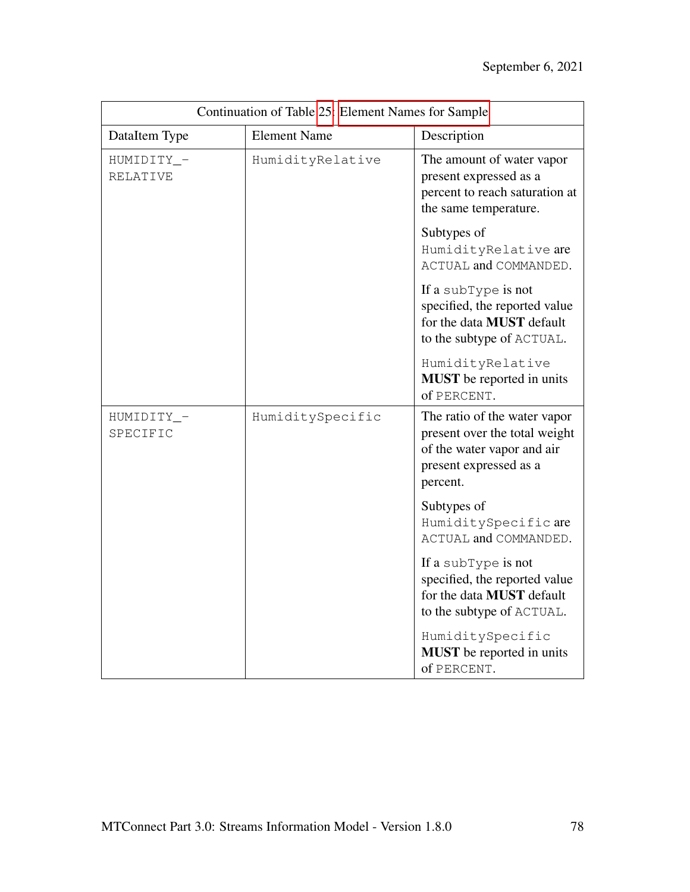| Continuation of Table 25: Element Names for Sample | | |
|---|---|---|
| DataItem Type | Element Name | Description |
| HUMIDITY_-RELATIVE | HumidityRelative | The amount of water vapor present expressed as a percent to reach saturation at the same temperature.<br><br>Subtypes of HumidityRelative are ACTUAL and COMMANDED.<br><br>If a subType is not specified, the reported value for the data **MUST** default to the subtype of ACTUAL.<br><br>HumidityRelative **MUST** be reported in units of PERCENT. |
| HUMIDITY_-SPECIFIC | HumiditySpecific | The ratio of the water vapor present over the total weight of the water vapor and air present expressed as a percent.<br><br>Subtypes of HumiditySpecific are ACTUAL and COMMANDED.<br><br>If a subType is not specified, the reported value for the data **MUST** default to the subtype of ACTUAL.<br><br>HumiditySpecific **MUST** be reported in units of PERCENT. |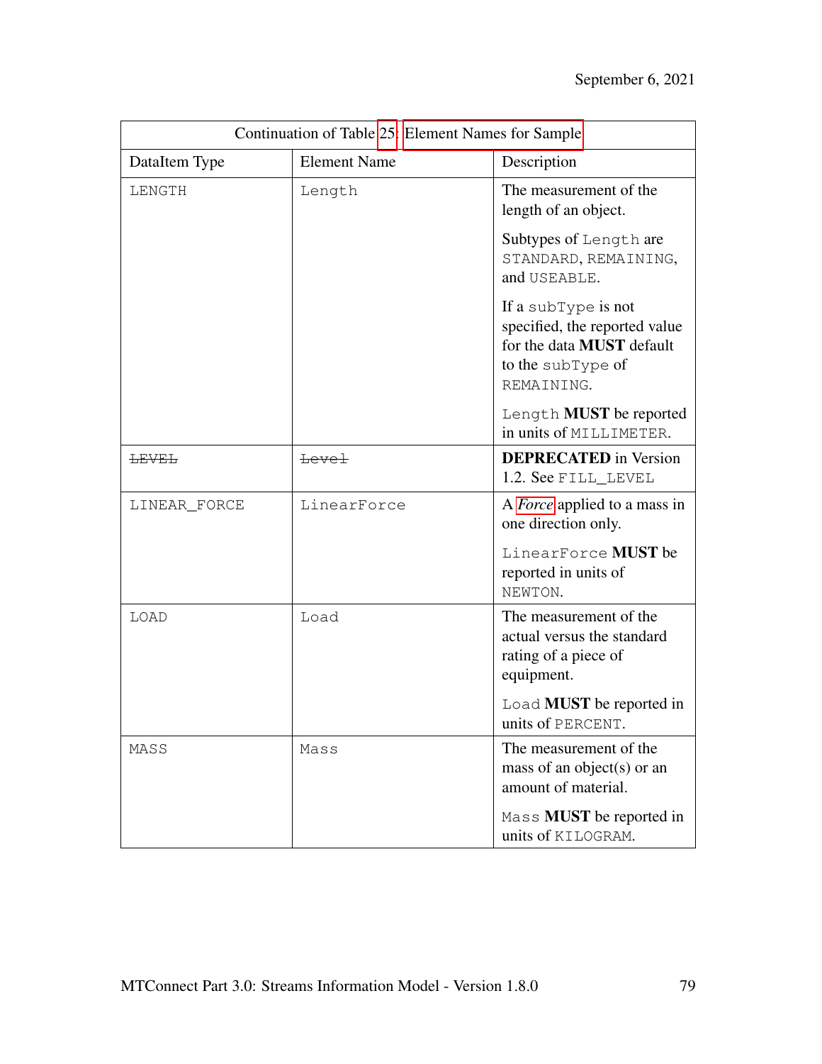| Continuation of Table 25: Element Names for Sample | | |
|---|---|---|
| DataItem Type | Element Name | Description |
| LENGTH | Length | The measurement of the length of an object.<br><br>Subtypes of Length are STANDARD, REMAINING, and USEABLE.<br><br>If a subType is not specified, the reported value for the data **MUST** default to the subType of REMAINING.<br><br>Length **MUST** be reported in units of MILLIMETER. |
| ~~LEVEL~~ | ~~Level~~ | **DEPRECATED** in Version 1.2. See FILL_LEVEL |
| LINEAR_FORCE | LinearForce | A *Force* applied to a mass in one direction only.<br><br>LinearForce **MUST** be reported in units of NEWTON. |
| LOAD | Load | The measurement of the actual versus the standard rating of a piece of equipment.<br><br>Load **MUST** be reported in units of PERCENT. |
| MASS | Mass | The measurement of the mass of an object(s) or an amount of material.<br><br>Mass **MUST** be reported in units of KILOGRAM. |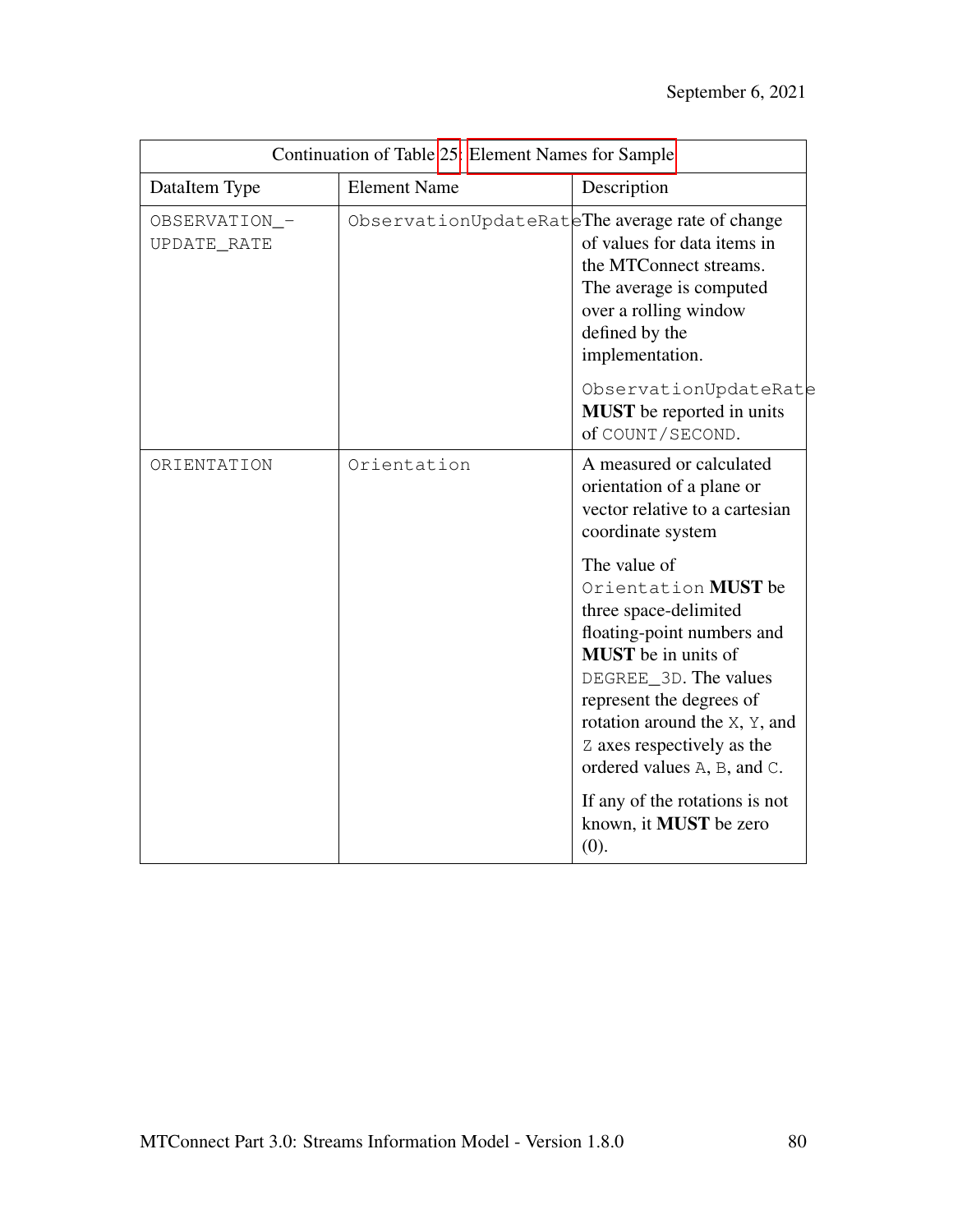| Continuation of Table 25: Element Names for Sample | | |
|---|---|---|
| DataItem Type | Element Name | Description |
| OBSERVATION_-UPDATE_RATE | ObservationUpdateRate | The average rate of change of values for data items in the MTConnect streams. The average is computed over a rolling window defined by the implementation.<br><br>ObservationUpdateRate **MUST** be reported in units of COUNT/SECOND. |
| ORIENTATION | Orientation | A measured or calculated orientation of a plane or vector relative to a cartesian coordinate system<br><br>The value of Orientation **MUST** be three space-delimited floating-point numbers and **MUST** be in units of DEGREE_3D. The values represent the degrees of rotation around the X, Y, and Z axes respectively as the ordered values A, B, and C.<br><br>If any of the rotations is not known, it **MUST** be zero (0). |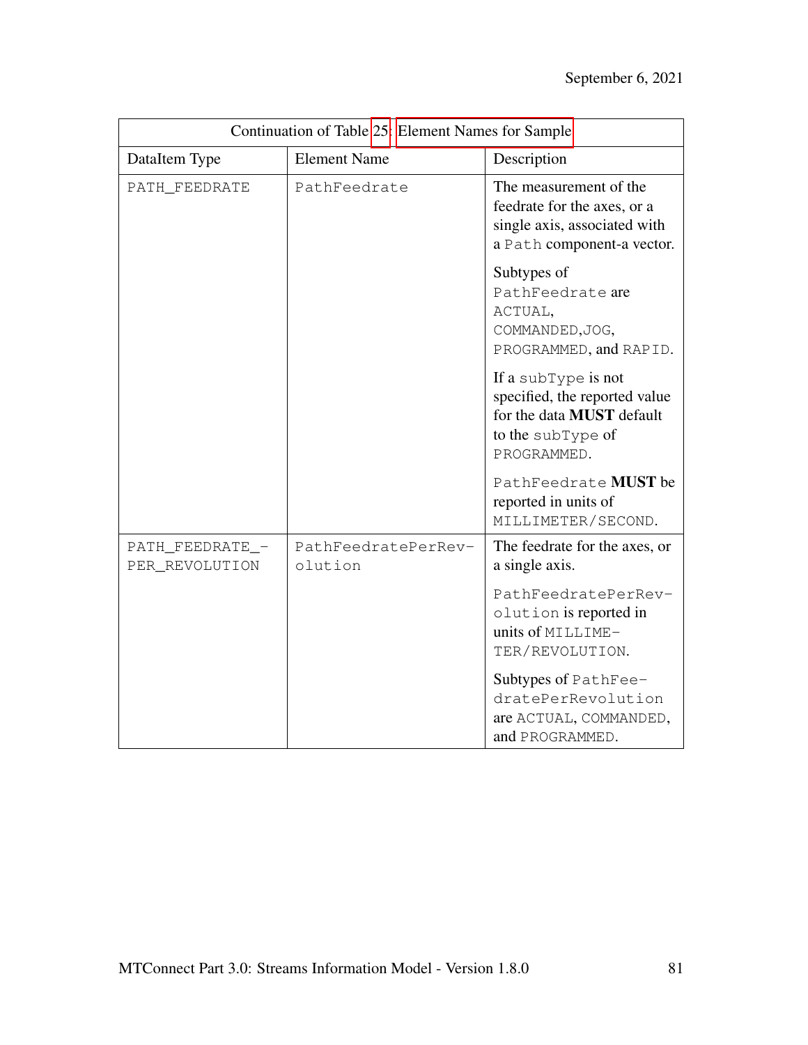| Continuation of Table 25: Element Names for Sample | | |
|---|---|---|
| DataItem Type | Element Name | Description |
| PATH_FEEDRATE | PathFeedrate | The measurement of the feedrate for the axes, or a single axis, associated with a Path component-a vector.<br><br>Subtypes of PathFeedrate are ACTUAL, COMMANDED,JOG, PROGRAMMED, and RAPID.<br><br>If a subType is not specified, the reported value for the data **MUST** default to the subType of PROGRAMMED.<br><br>PathFeedrate **MUST** be reported in units of MILLIMETER/SECOND. |
| PATH_FEEDRATE_PER_REVOLUTION | PathFeedratePerRevolution | The feedrate for the axes, or a single axis.<br><br>PathFeedratePerRevolution is reported in units of MILLIMETER/REVOLUTION.<br><br>Subtypes of PathFeedratePerRevolution are ACTUAL, COMMANDED, and PROGRAMMED. |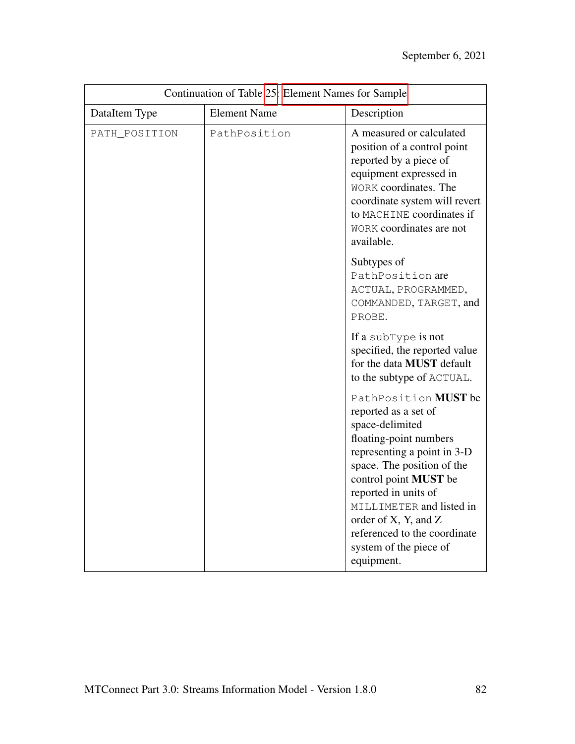| Continuation of Table 25: Element Names for Sample | | |
| --- | --- | --- |
| DataItem Type | Element Name | Description |
| PATH_POSITION | PathPosition | A measured or calculated position of a control point reported by a piece of equipment expressed in WORK coordinates. The coordinate system will revert to MACHINE coordinates if WORK coordinates are not available.<br><br>Subtypes of PathPosition are ACTUAL, PROGRAMMED, COMMANDED, TARGET, and PROBE.<br><br>If a subType is not specified, the reported value for the data **MUST** default to the subtype of ACTUAL.<br><br>PathPosition **MUST** be reported as a set of space-delimited floating-point numbers representing a point in 3-D space. The position of the control point **MUST** be reported in units of MILLIMETER and listed in order of X, Y, and Z referenced to the coordinate system of the piece of equipment. |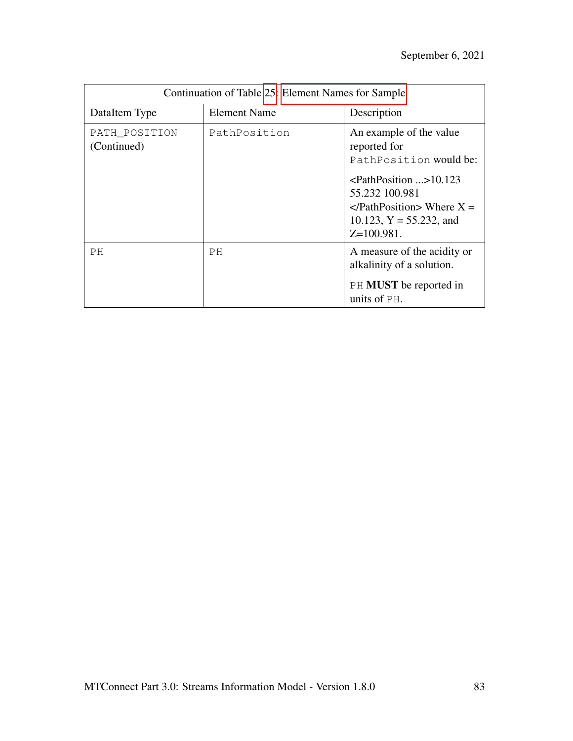| Continuation of Table 25: Element Names for Sample | | |
|---|---|---|
| DataItem Type | Element Name | Description |
| PATH_POSITION (Continued) | PathPosition | An example of the value reported for PathPosition would be: <br><br> <PathPosition ...>10.123 55.232 100.981 </PathPosition> Where X = 10.123, Y = 55.232, and Z=100.981. |
| PH | PH | A measure of the acidity or alkalinity of a solution. <br><br> PH **MUST** be reported in units of PH. |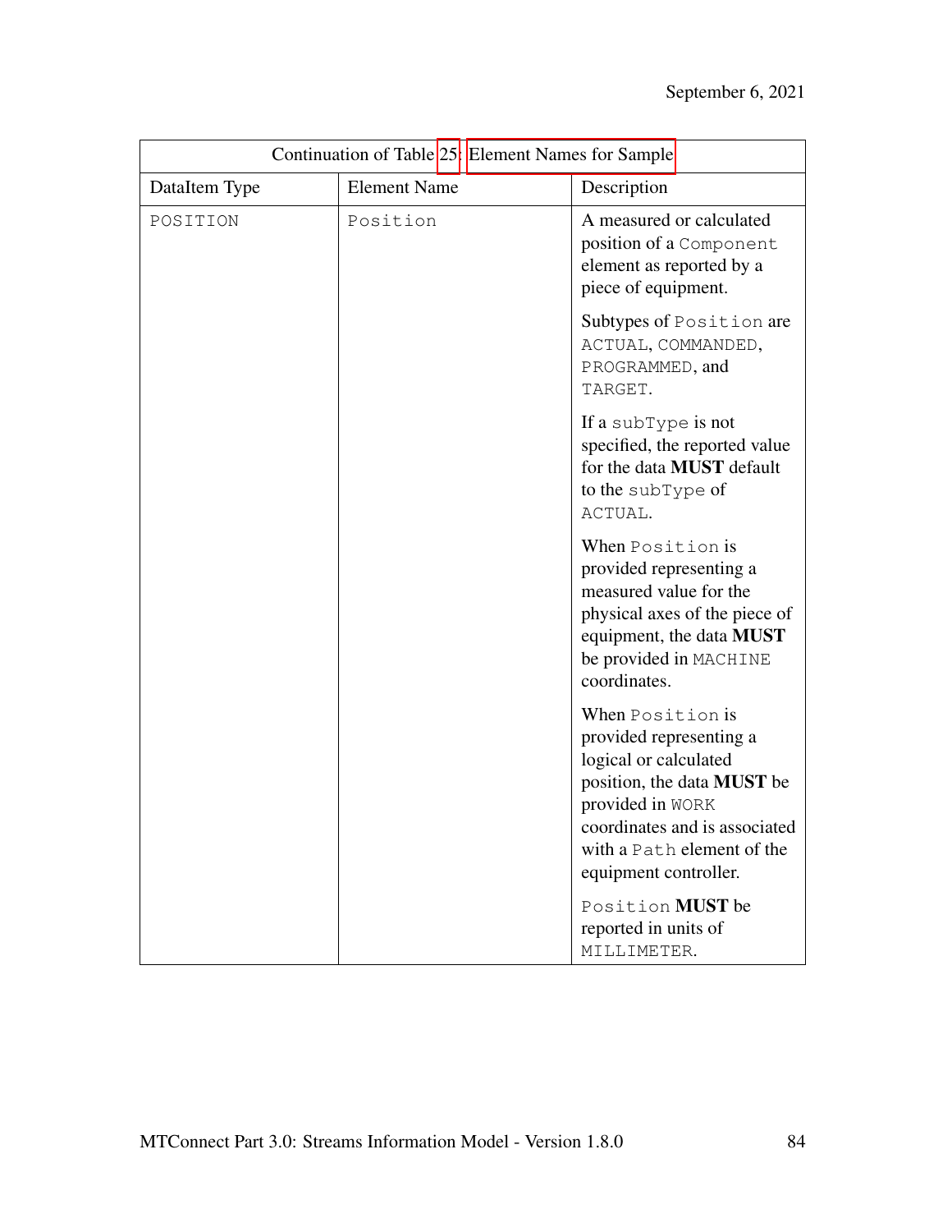| Continuation of Table 25: Element Names for Sample | | |
|---|---|---|
| DataItem Type | Element Name | Description |
| POSITION | Position | A measured or calculated position of a Component element as reported by a piece of equipment.<br><br>Subtypes of Position are ACTUAL, COMMANDED, PROGRAMMED, and TARGET.<br><br>If a subType is not specified, the reported value for the data **MUST** default to the subType of ACTUAL.<br><br>When Position is provided representing a measured value for the physical axes of the piece of equipment, the data **MUST** be provided in MACHINE coordinates.<br><br>When Position is provided representing a logical or calculated position, the data **MUST** be provided in WORK coordinates and is associated with a Path element of the equipment controller.<br><br>Position **MUST** be reported in units of MILLIMETER. |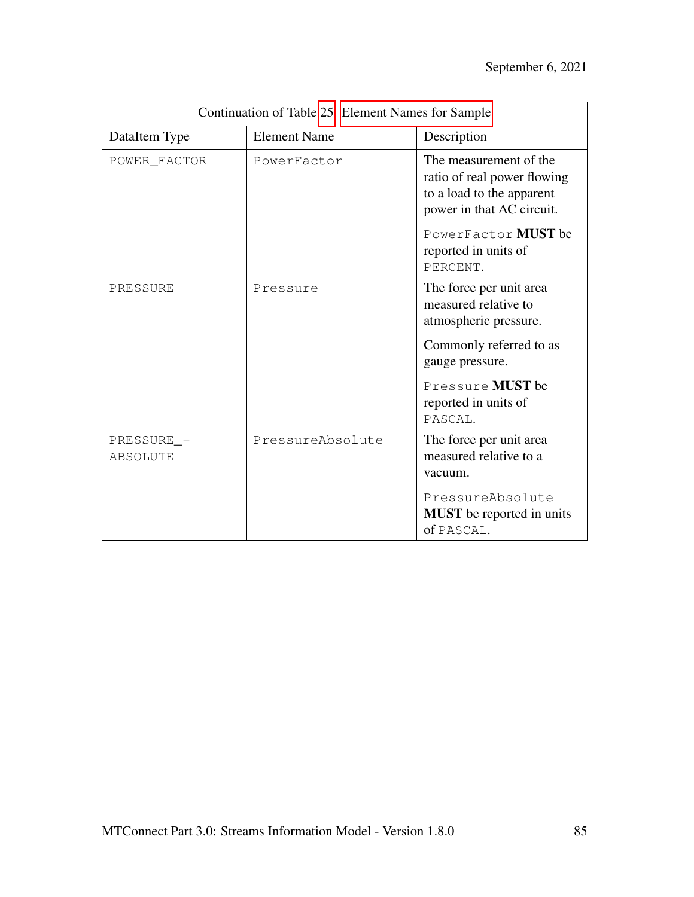| Continuation of Table 25: Element Names for Sample | | |
|---|---|---|
| DataItem Type | Element Name | Description |
| POWER_FACTOR | PowerFactor | The measurement of the ratio of real power flowing to a load to the apparent power in that AC circuit.<br><br>PowerFactor **MUST** be reported in units of PERCENT. |
| PRESSURE | Pressure | The force per unit area measured relative to atmospheric pressure.<br><br>Commonly referred to as gauge pressure.<br><br>Pressure **MUST** be reported in units of PASCAL. |
| PRESSURE_ABSOLUTE | PressureAbsolute | The force per unit area measured relative to a vacuum.<br><br>PressureAbsolute **MUST** be reported in units of PASCAL. |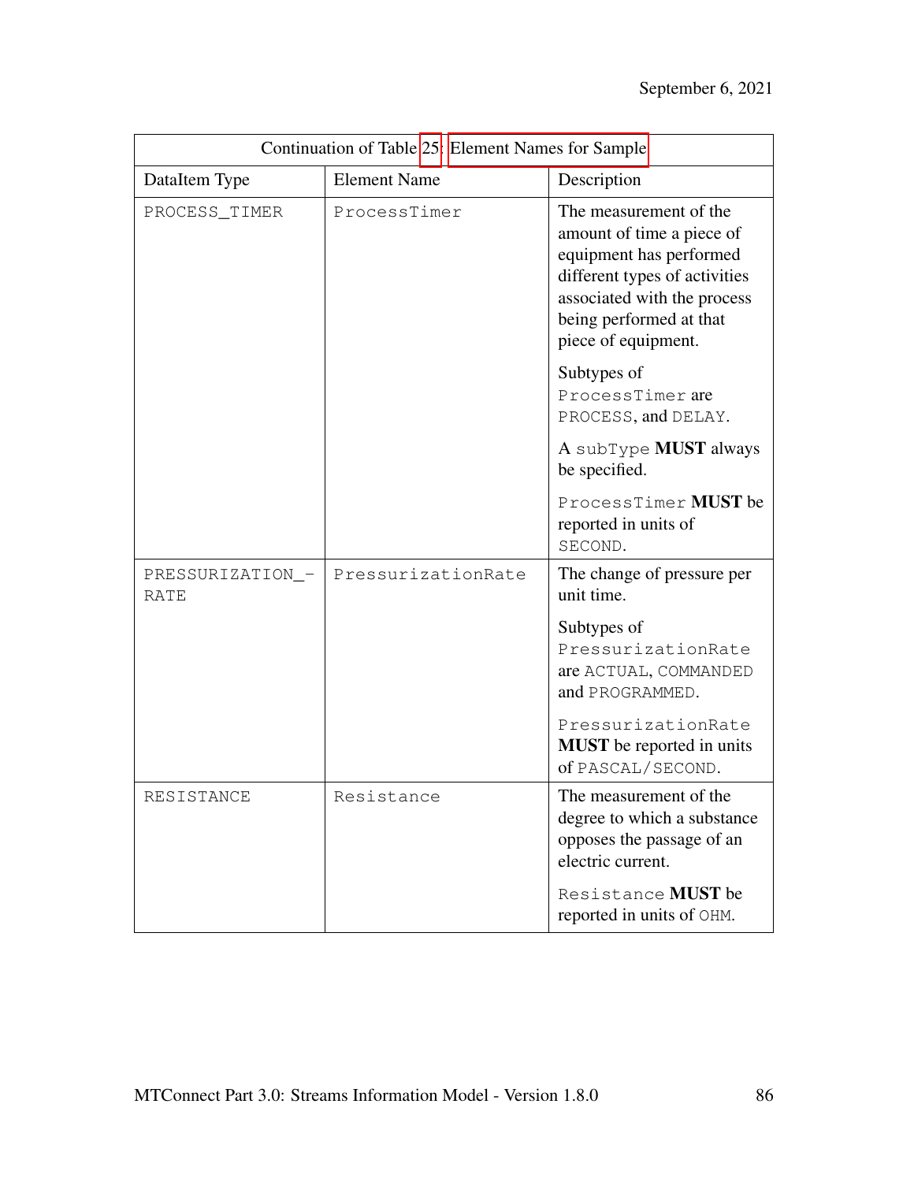| Continuation of Table 25: Element Names for Sample | | |
|---|---|---|
| DataItem Type | Element Name | Description |
| PROCESS_TIMER | ProcessTimer | The measurement of the amount of time a piece of equipment has performed different types of activities associated with the process being performed at that piece of equipment.<br><br>Subtypes of ProcessTimer are PROCESS, and DELAY.<br><br>A subType **MUST** always be specified.<br><br>ProcessTimer **MUST** be reported in units of SECOND. |
| PRESSURIZATION_-RATE | PressurizationRate | The change of pressure per unit time.<br><br>Subtypes of PressurizationRate are ACTUAL, COMMANDED and PROGRAMMED.<br><br>PressurizationRate **MUST** be reported in units of PASCAL/SECOND. |
| RESISTANCE | Resistance | The measurement of the degree to which a substance opposes the passage of an electric current.<br><br>Resistance **MUST** be reported in units of OHM. |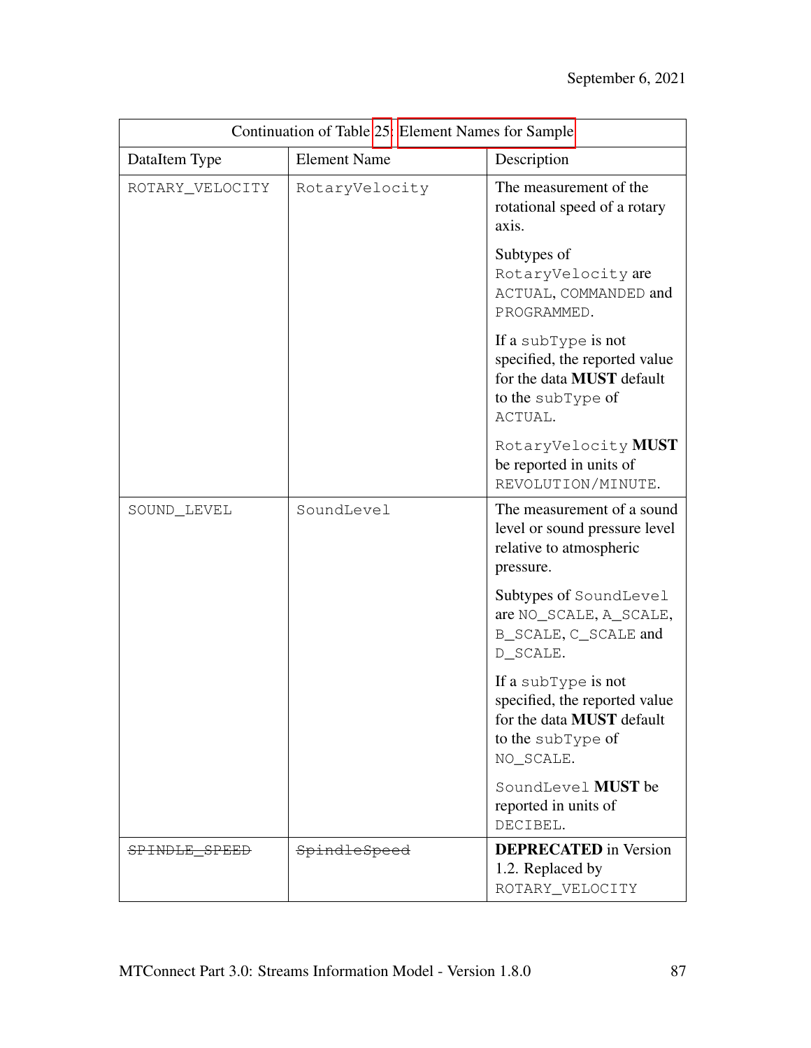Continuation of Table 25: Element Names for Sample

| DataItem Type | Element Name | Description |
|---|---|---|
| ROTARY_VELOCITY | RotaryVelocity | The measurement of the rotational speed of a rotary axis.<br><br>Subtypes of RotaryVelocity are ACTUAL, COMMANDED and PROGRAMMED.<br><br>If a subType is not specified, the reported value for the data **MUST** default to the subType of ACTUAL.<br><br>RotaryVelocity **MUST** be reported in units of REVOLUTION/MINUTE. |
| SOUND_LEVEL | SoundLevel | The measurement of a sound level or sound pressure level relative to atmospheric pressure.<br><br>Subtypes of SoundLevel are NO_SCALE, A_SCALE, B_SCALE, C_SCALE and D_SCALE.<br><br>If a subType is not specified, the reported value for the data **MUST** default to the subType of NO_SCALE.<br><br>SoundLevel **MUST** be reported in units of DECIBEL. |
| ~~SPINDLE_SPEED~~ | ~~SpindleSpeed~~ | **DEPRECATED** in Version 1.2. Replaced by ROTARY_VELOCITY |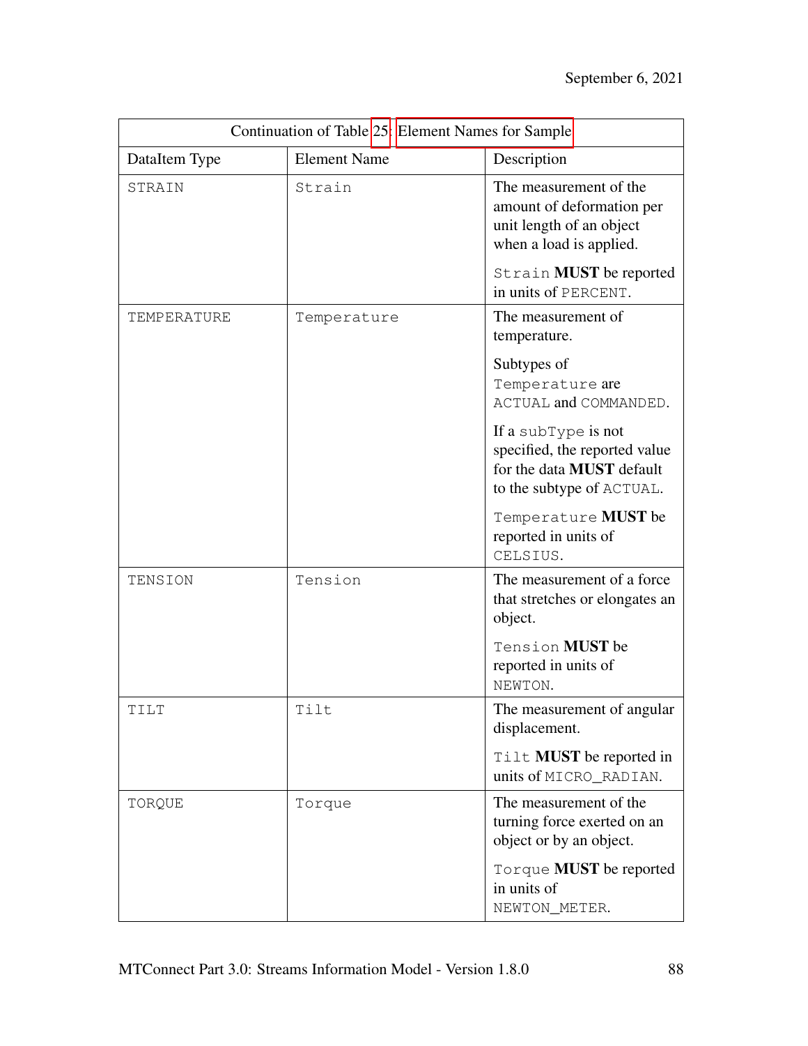| Continuation of Table 25: Element Names for Sample | | |
|---|---|---|
| DataItem Type | Element Name | Description |
| STRAIN | Strain | The measurement of the amount of deformation per unit length of an object when a load is applied.<br><br>Strain **MUST** be reported in units of PERCENT. |
| TEMPERATURE | Temperature | The measurement of temperature.<br><br>Subtypes of Temperature are ACTUAL and COMMANDED.<br><br>If a subType is not specified, the reported value for the data **MUST** default to the subtype of ACTUAL.<br><br>Temperature **MUST** be reported in units of CELSIUS. |
| TENSION | Tension | The measurement of a force that stretches or elongates an object.<br><br>Tension **MUST** be reported in units of NEWTON. |
| TILT | Tilt | The measurement of angular displacement.<br><br>Tilt **MUST** be reported in units of MICRO_RADIAN. |
| TORQUE | Torque | The measurement of the turning force exerted on an object or by an object.<br><br>Torque **MUST** be reported in units of NEWTON_METER. |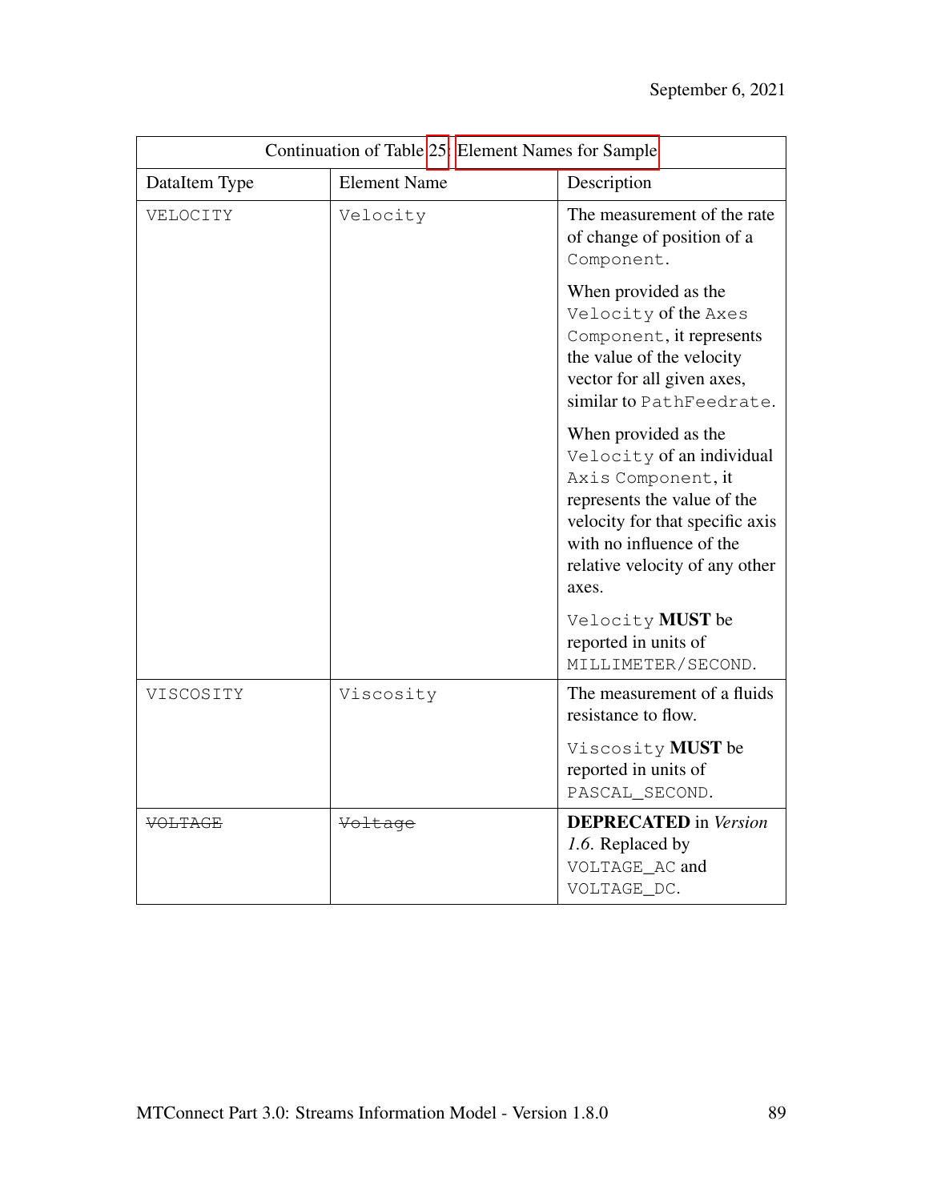| Continuation of Table 25: Element Names for Sample | | |
|---|---|---|
| DataItem Type | Element Name | Description |
| VELOCITY | Velocity | The measurement of the rate of change of position of a Component.<br><br>When provided as the Velocity of the Axes Component, it represents the value of the velocity vector for all given axes, similar to PathFeedrate.<br><br>When provided as the Velocity of an individual Axis Component, it represents the value of the velocity for that specific axis with no influence of the relative velocity of any other axes.<br><br>Velocity **MUST** be reported in units of MILLIMETER/SECOND. |
| VISCOSITY | Viscosity | The measurement of a fluids resistance to flow.<br><br>Viscosity **MUST** be reported in units of PASCAL_SECOND. |
| ~~VOLTAGE~~ | ~~Voltage~~ | **DEPRECATED** in *Version 1.6.* Replaced by VOLTAGE_AC and VOLTAGE_DC. |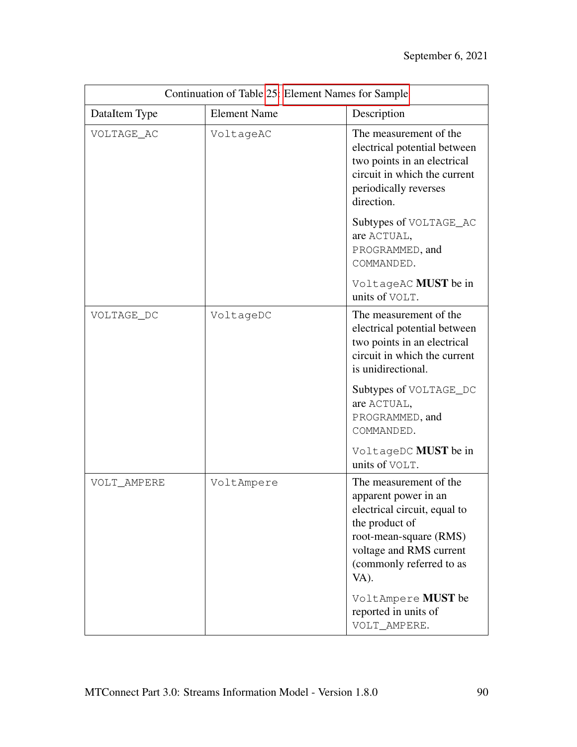| Continuation of Table 25: Element Names for Sample | | |
|---|---|---|
| DataItem Type | Element Name | Description |
| VOLTAGE_AC | VoltageAC | The measurement of the electrical potential between two points in an electrical circuit in which the current periodically reverses direction.<br><br>Subtypes of VOLTAGE_AC are ACTUAL, PROGRAMMED, and COMMANDED.<br><br>VoltageAC **MUST** be in units of VOLT. |
| VOLTAGE_DC | VoltageDC | The measurement of the electrical potential between two points in an electrical circuit in which the current is unidirectional.<br><br>Subtypes of VOLTAGE_DC are ACTUAL, PROGRAMMED, and COMMANDED.<br><br>VoltageDC **MUST** be in units of VOLT. |
| VOLT_AMPERE | VoltAmpere | The measurement of the apparent power in an electrical circuit, equal to the product of root-mean-square (RMS) voltage and RMS current (commonly referred to as VA).<br><br>VoltAmpere **MUST** be reported in units of VOLT_AMPERE. |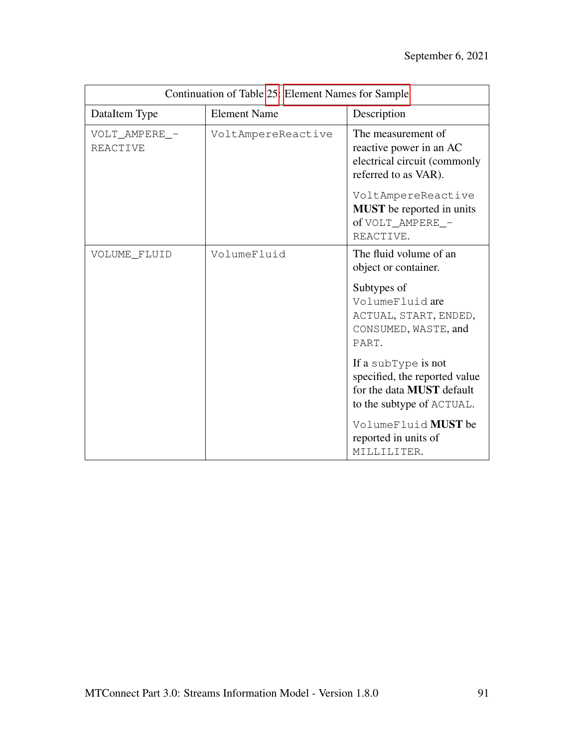| Continuation of Table 25: Element Names for Sample | | |
|---|---|---|
| DataItem Type | Element Name | Description |
| VOLT_AMPERE_-REACTIVE | VoltAmpereReactive | The measurement of reactive power in an AC electrical circuit (commonly referred to as VAR).<br><br>VoltAmpereReactive **MUST** be reported in units of VOLT_AMPERE_-REACTIVE. |
| VOLUME_FLUID | VolumeFluid | The fluid volume of an object or container.<br><br>Subtypes of VolumeFluid are ACTUAL, START, ENDED, CONSUMED, WASTE, and PART.<br><br>If a subType is not specified, the reported value for the data **MUST** default to the subtype of ACTUAL.<br><br>VolumeFluid **MUST** be reported in units of MILLILITER. |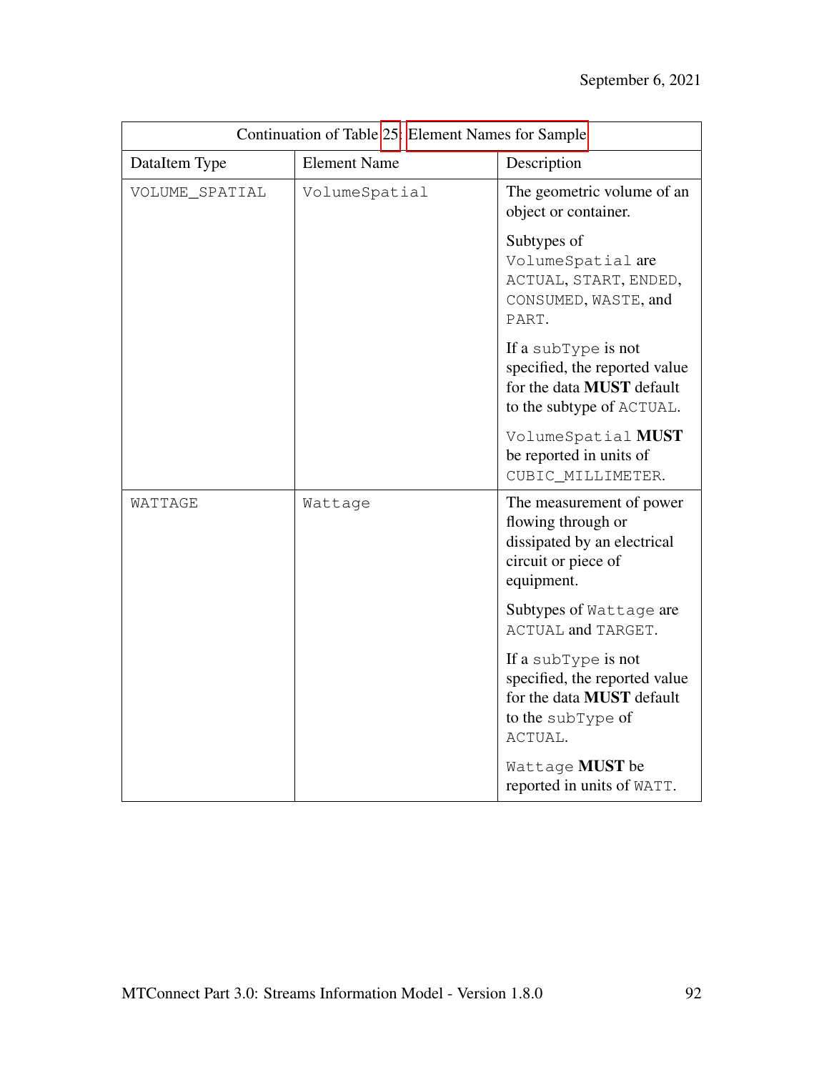Continuation of Table 25: Element Names for Sample

| DataItem Type | Element Name | Description |
| --- | --- | --- |
| VOLUME_SPATIAL | VolumeSpatial | The geometric volume of an object or container.<br><br>Subtypes of VolumeSpatial are ACTUAL, START, ENDED, CONSUMED, WASTE, and PART.<br><br>If a subType is not specified, the reported value for the data **MUST** default to the subtype of ACTUAL.<br><br>VolumeSpatial **MUST** be reported in units of CUBIC_MILLIMETER. |
| WATTAGE | Wattage | The measurement of power flowing through or dissipated by an electrical circuit or piece of equipment.<br><br>Subtypes of Wattage are ACTUAL and TARGET.<br><br>If a subType is not specified, the reported value for the data **MUST** default to the subType of ACTUAL.<br><br>Wattage **MUST** be reported in units of WATT. |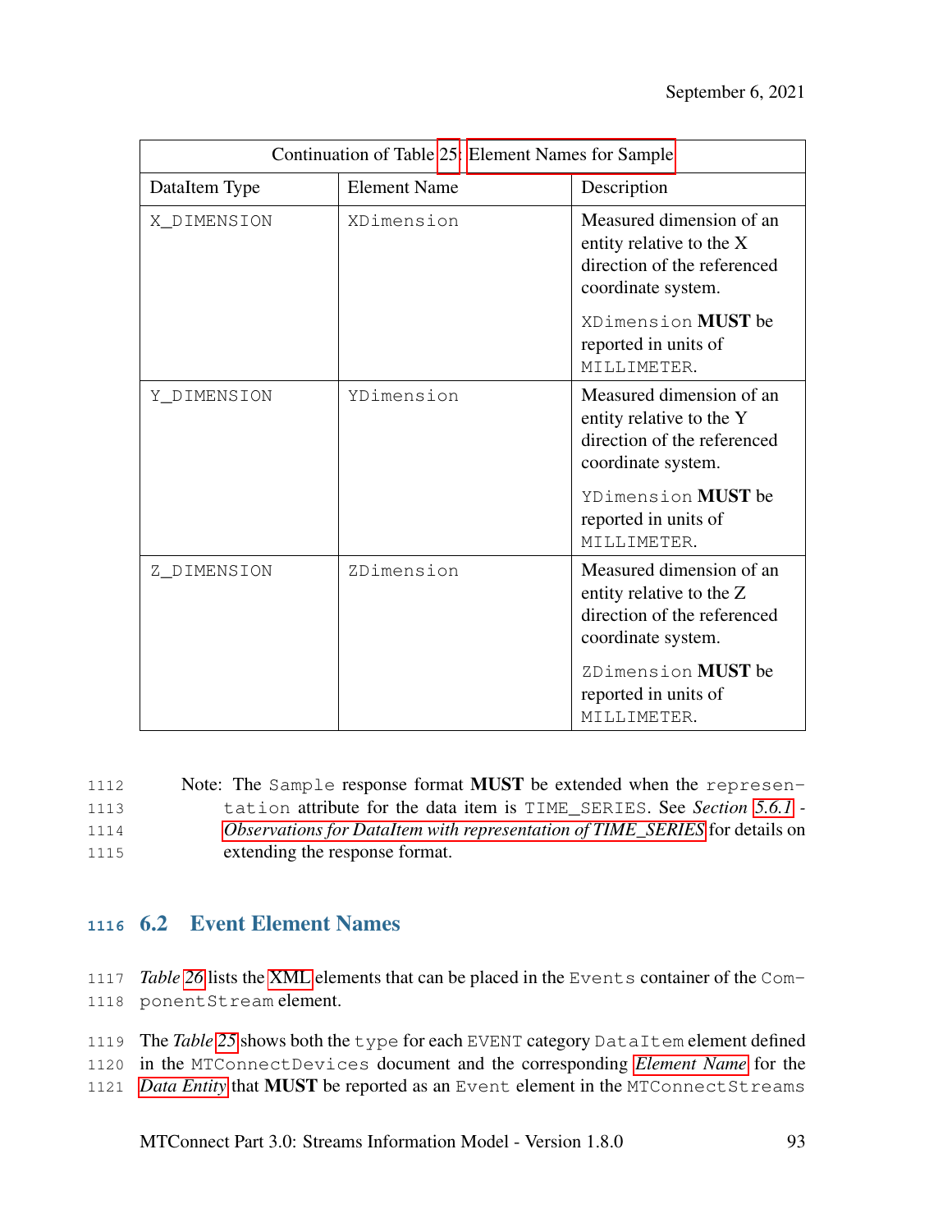| Continuation of Table 25: Element Names for Sample | | |
|---|---|---|
| DataItem Type | Element Name | Description |
| X_DIMENSION | XDimension | Measured dimension of an entity relative to the X direction of the referenced coordinate system.<br><br>XDimension **MUST** be reported in units of MILLIMETER. |
| Y_DIMENSION | YDimension | Measured dimension of an entity relative to the Y direction of the referenced coordinate system.<br><br>YDimension **MUST** be reported in units of MILLIMETER. |
| Z_DIMENSION | ZDimension | Measured dimension of an entity relative to the Z direction of the referenced coordinate system.<br><br>ZDimension **MUST** be reported in units of MILLIMETER. |

Note: The Sample response format **MUST** be extended when the representation attribute for the data item is TIME_SERIES. See *Section 5.6.1 - Observations for DataItem with representation of TIME_SERIES* for details on extending the response format.

## 6.2 Event Element Names

*Table 26* lists the XML elements that can be placed in the Events container of the ComponentStream element.

The *Table 25* shows both the type for each EVENT category DataItem element defined in the MTConnectDevices document and the corresponding *Element Name* for the *Data Entity* that **MUST** be reported as an Event element in the MTConnectStreams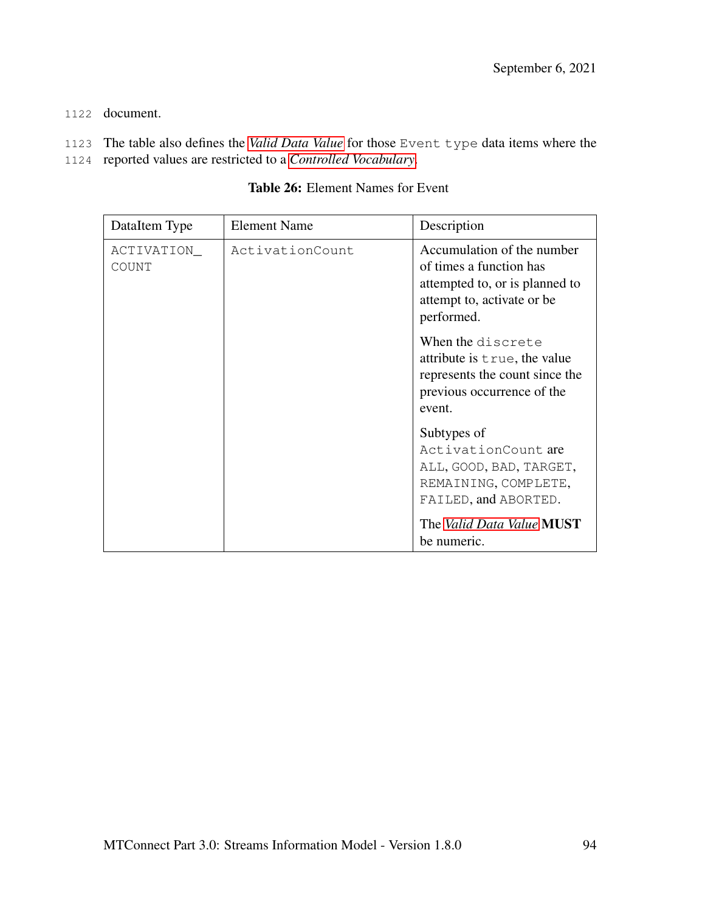document.

The table also defines the *Valid Data Value* for those `Event type` data items where the reported values are restricted to a *Controlled Vocabulary*.

**Table 26:** Element Names for Event

| DataItem Type | Element Name | Description |
|---|---|---|
| ACTIVATION_ COUNT | ActivationCount | Accumulation of the number of times a function has attempted to, or is planned to attempt to, activate or be performed.<br><br>When the `discrete` attribute is `true`, the value represents the count since the previous occurrence of the event.<br><br>Subtypes of `ActivationCount` are `ALL`, `GOOD`, `BAD`, `TARGET`, `REMAINING`, `COMPLETE`, `FAILED`, and `ABORTED`.<br><br>The *Valid Data Value* **MUST** be numeric. |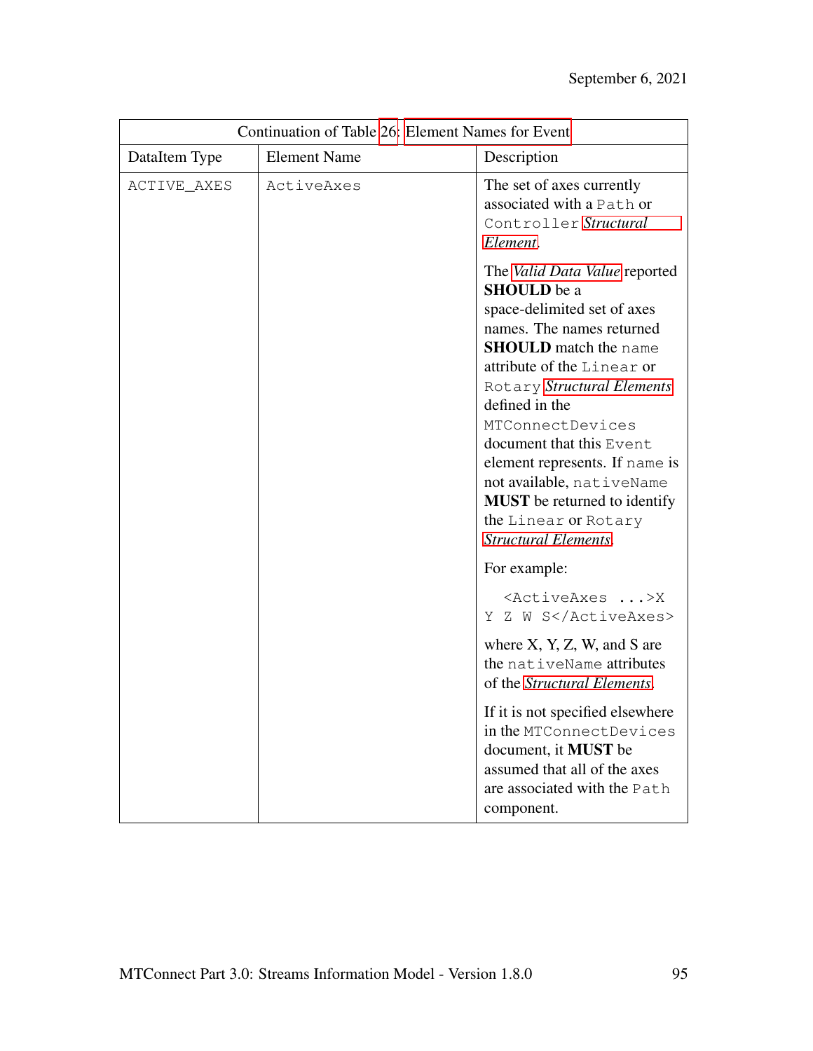| Continuation of Table 26: Element Names for Event | | |
|---|---|---|
| DataItem Type | Element Name | Description |
| ACTIVE_AXES | ActiveAxes | The set of axes currently associated with a Path or Controller *Structural Element*.<br><br>The *Valid Data Value* reported **SHOULD** be a space-delimited set of axes names. The names returned **SHOULD** match the name attribute of the Linear or Rotary *Structural Elements* defined in the MTConnectDevices document that this Event element represents. If name is not available, nativeName **MUST** be returned to identify the Linear or Rotary *Structural Elements*.<br><br>For example:<br><br>`<ActiveAxes ...>X Y Z W S</ActiveAxes>`<br><br>where X, Y, Z, W, and S are the nativeName attributes of the *Structural Elements*.<br><br>If it is not specified elsewhere in the MTConnectDevices document, it **MUST** be assumed that all of the axes are associated with the Path component. |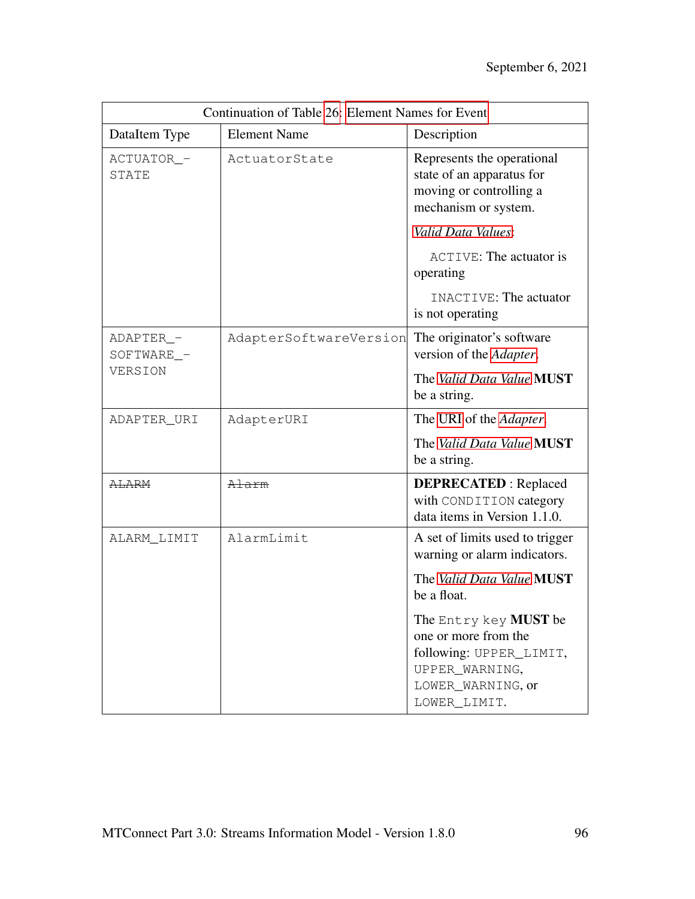| Continuation of Table 26: Element Names for Event | | |
|---|---|---|
| DataItem Type | Element Name | Description |
| ACTUATOR_STATE | ActuatorState | Represents the operational state of an apparatus for moving or controlling a mechanism or system.<br><br>*Valid Data Values*:<br><br>ACTIVE: The actuator is operating<br><br>INACTIVE: The actuator is not operating |
| ADAPTER_SOFTWARE_VERSION | AdapterSoftwareVersion | The originator's software version of the *Adapter*.<br><br>The *Valid Data Value* **MUST** be a string. |
| ADAPTER_URI | AdapterURI | The URI of the *Adapter*.<br><br>The *Valid Data Value* **MUST** be a string. |
| ~~ALARM~~ | ~~Alarm~~ | **DEPRECATED** : Replaced with CONDITION category data items in Version 1.1.0. |
| ALARM_LIMIT | AlarmLimit | A set of limits used to trigger warning or alarm indicators.<br><br>The *Valid Data Value* **MUST** be a float.<br><br>The Entry key **MUST** be one or more from the following: UPPER_LIMIT, UPPER_WARNING, LOWER_WARNING, or LOWER_LIMIT. |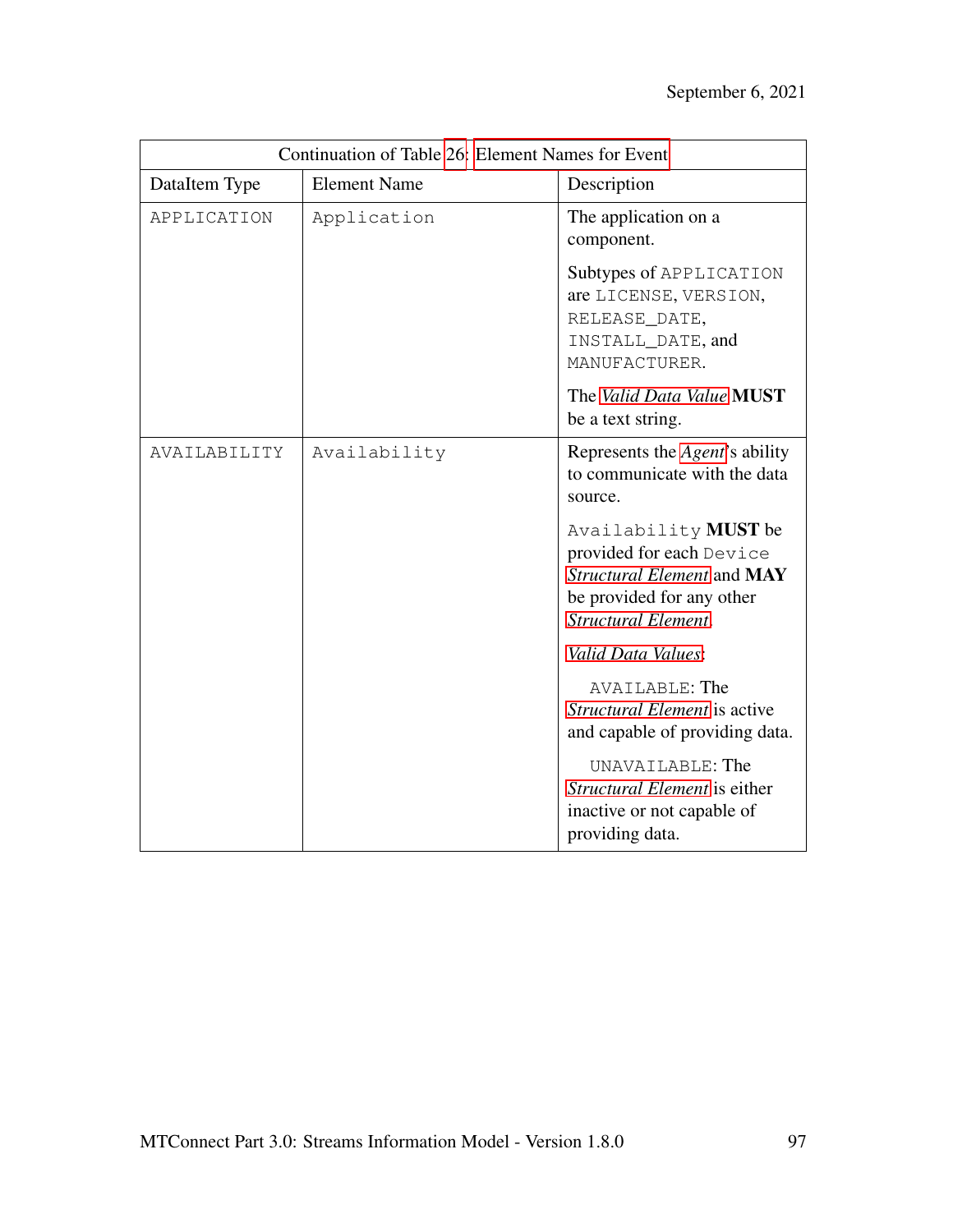| Continuation of Table 26: Element Names for Event | | |
|---|---|---|
| DataItem Type | Element Name | Description |
| APPLICATION | Application | The application on a component.<br><br>Subtypes of APPLICATION are LICENSE, VERSION, RELEASE_DATE, INSTALL_DATE, and MANUFACTURER.<br><br>The *Valid Data Value* **MUST** be a text string. |
| AVAILABILITY | Availability | Represents the *Agent*'s ability to communicate with the data source.<br><br>Availability **MUST** be provided for each Device *Structural Element* and **MAY** be provided for any other *Structural Element*.<br><br>*Valid Data Values*:<br><br>AVAILABLE: The *Structural Element* is active and capable of providing data.<br><br>UNAVAILABLE: The *Structural Element* is either inactive or not capable of providing data. |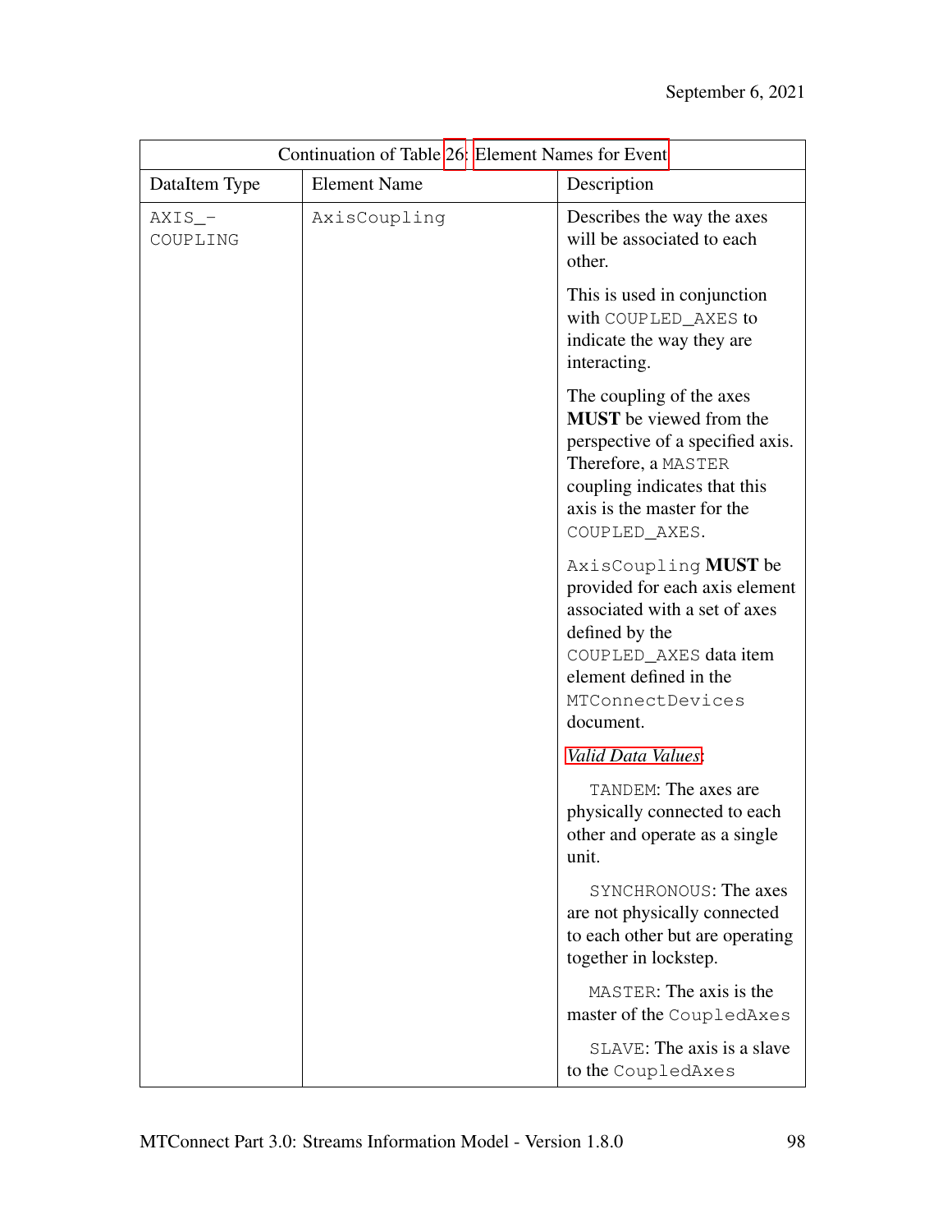| Continuation of Table 26: Element Names for Event | | |
|---|---|---|
| DataItem Type | Element Name | Description |
| AXIS_COUPLING | AxisCoupling | Describes the way the axes will be associated to each other.<br><br>This is used in conjunction with COUPLED_AXES to indicate the way they are interacting.<br><br>The coupling of the axes **MUST** be viewed from the perspective of a specified axis. Therefore, a MASTER coupling indicates that this axis is the master for the COUPLED_AXES.<br><br>AxisCoupling **MUST** be provided for each axis element associated with a set of axes defined by the COUPLED_AXES data item element defined in the MTConnectDevices document.<br><br>*Valid Data Values*:<br><br>TANDEM: The axes are physically connected to each other and operate as a single unit.<br><br>SYNCHRONOUS: The axes are not physically connected to each other but are operating together in lockstep.<br><br>MASTER: The axis is the master of the CoupledAxes<br><br>SLAVE: The axis is a slave to the CoupledAxes |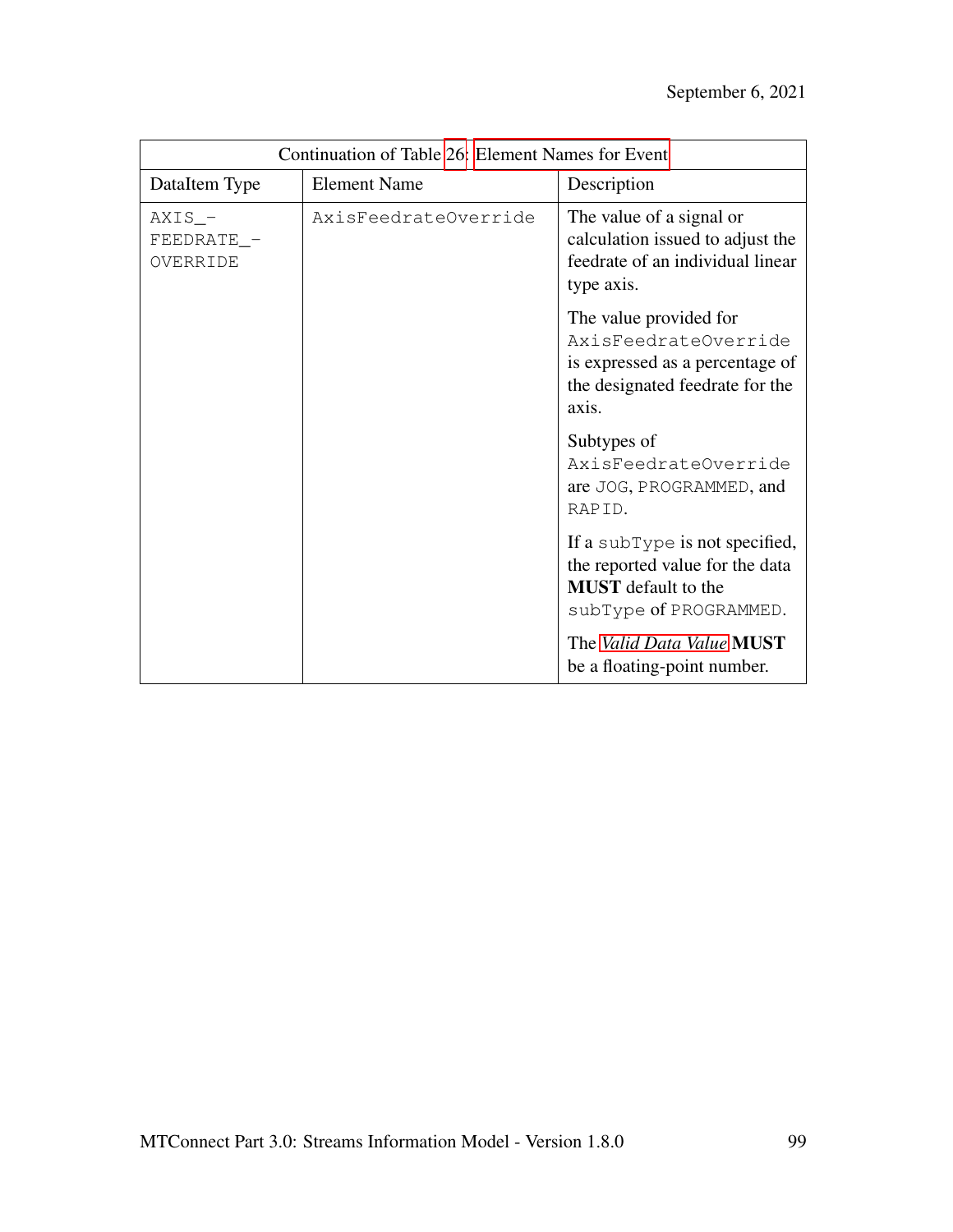| Continuation of Table 26: Element Names for Event | | |
|---|---|---|
| DataItem Type | Element Name | Description |
| AXIS_FEEDRATE_OVERRIDE | AxisFeedrateOverride | The value of a signal or calculation issued to adjust the feedrate of an individual linear type axis.<br><br>The value provided for AxisFeedrateOverride is expressed as a percentage of the designated feedrate for the axis.<br><br>Subtypes of AxisFeedrateOverride are JOG, PROGRAMMED, and RAPID.<br><br>If a subType is not specified, the reported value for the data **MUST** default to the subType of PROGRAMMED.<br><br>The *Valid Data Value* **MUST** be a floating-point number. |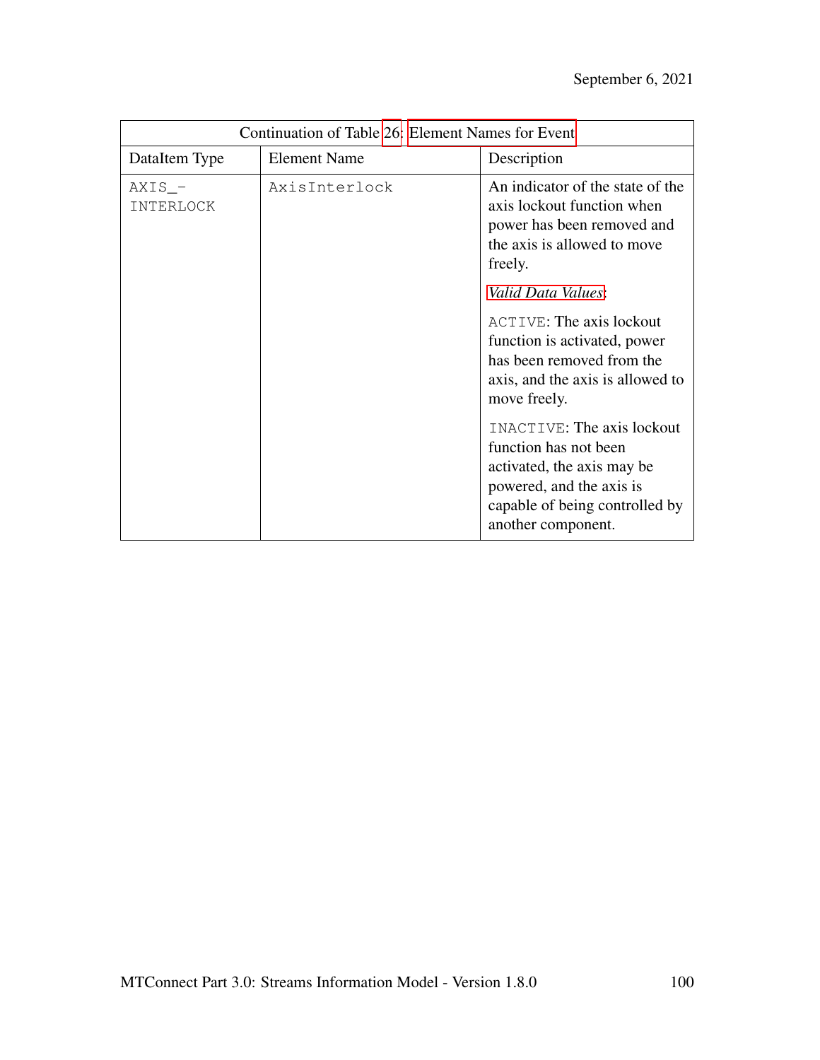Continuation of Table 26: Element Names for Event

| DataItem Type | Element Name | Description |
| --- | --- | --- |
| AXIS_INTERLOCK | AxisInterlock | An indicator of the state of the axis lockout function when power has been removed and the axis is allowed to move freely.<br><br>*Valid Data Values*:<br><br>ACTIVE: The axis lockout function is activated, power has been removed from the axis, and the axis is allowed to move freely.<br><br>INACTIVE: The axis lockout function has not been activated, the axis may be powered, and the axis is capable of being controlled by another component. |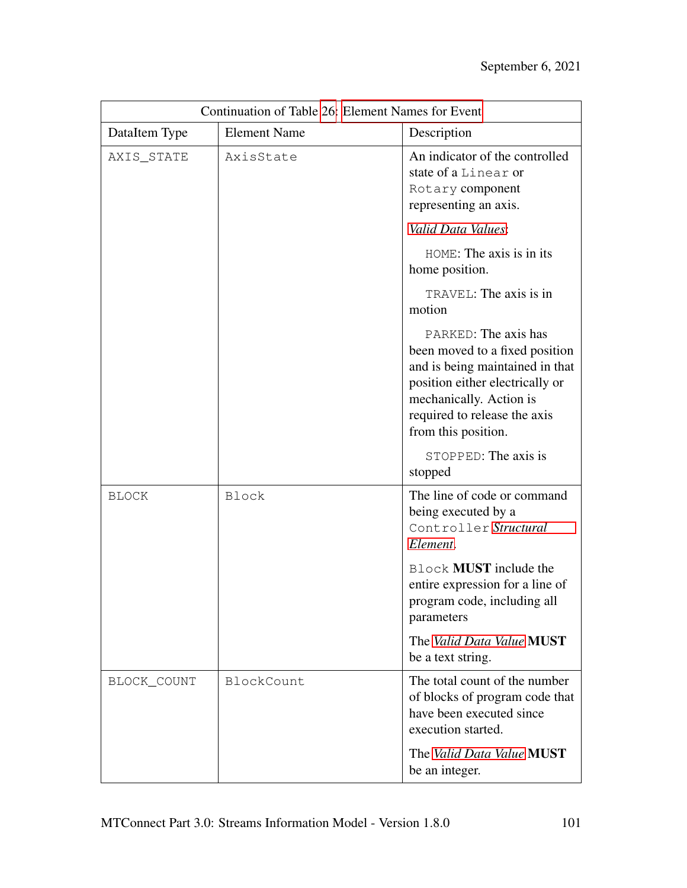| Continuation of Table 26: Element Names for Event | | |
|---|---|---|
| DataItem Type | Element Name | Description |
| AXIS_STATE | AxisState | An indicator of the controlled state of a Linear or Rotary component representing an axis.<br><br>*Valid Data Values*:<br><br>HOME: The axis is in its home position.<br><br>TRAVEL: The axis is in motion<br><br>PARKED: The axis has been moved to a fixed position and is being maintained in that position either electrically or mechanically. Action is required to release the axis from this position.<br><br>STOPPED: The axis is stopped |
| BLOCK | Block | The line of code or command being executed by a Controller *Structural Element*.<br><br>Block **MUST** include the entire expression for a line of program code, including all parameters<br><br>The *Valid Data Value* **MUST** be a text string. |
| BLOCK_COUNT | BlockCount | The total count of the number of blocks of program code that have been executed since execution started.<br><br>The *Valid Data Value* **MUST** be an integer. |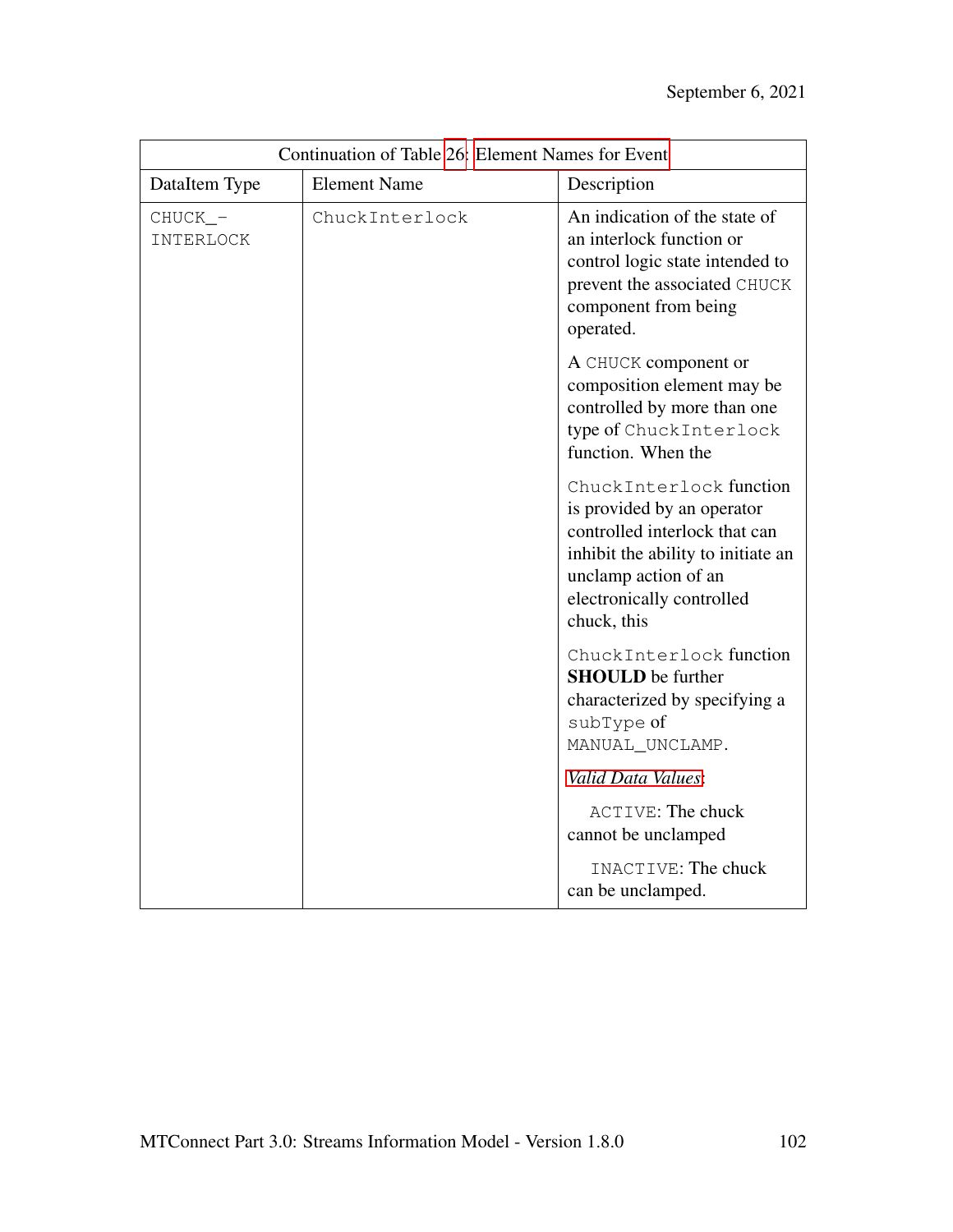| Continuation of Table 26: Element Names for Event | | |
|---|---|---|
| DataItem Type | Element Name | Description |
| CHUCK_-INTERLOCK | ChuckInterlock | An indication of the state of an interlock function or control logic state intended to prevent the associated CHUCK component from being operated.<br><br>A CHUCK component or composition element may be controlled by more than one type of ChuckInterlock function. When the<br><br>ChuckInterlock function is provided by an operator controlled interlock that can inhibit the ability to initiate an unclamp action of an electronically controlled chuck, this<br><br>ChuckInterlock function **SHOULD** be further characterized by specifying a subType of MANUAL_UNCLAMP.<br><br>*Valid Data Values*:<br><br>ACTIVE: The chuck cannot be unclamped<br><br>INACTIVE: The chuck can be unclamped. |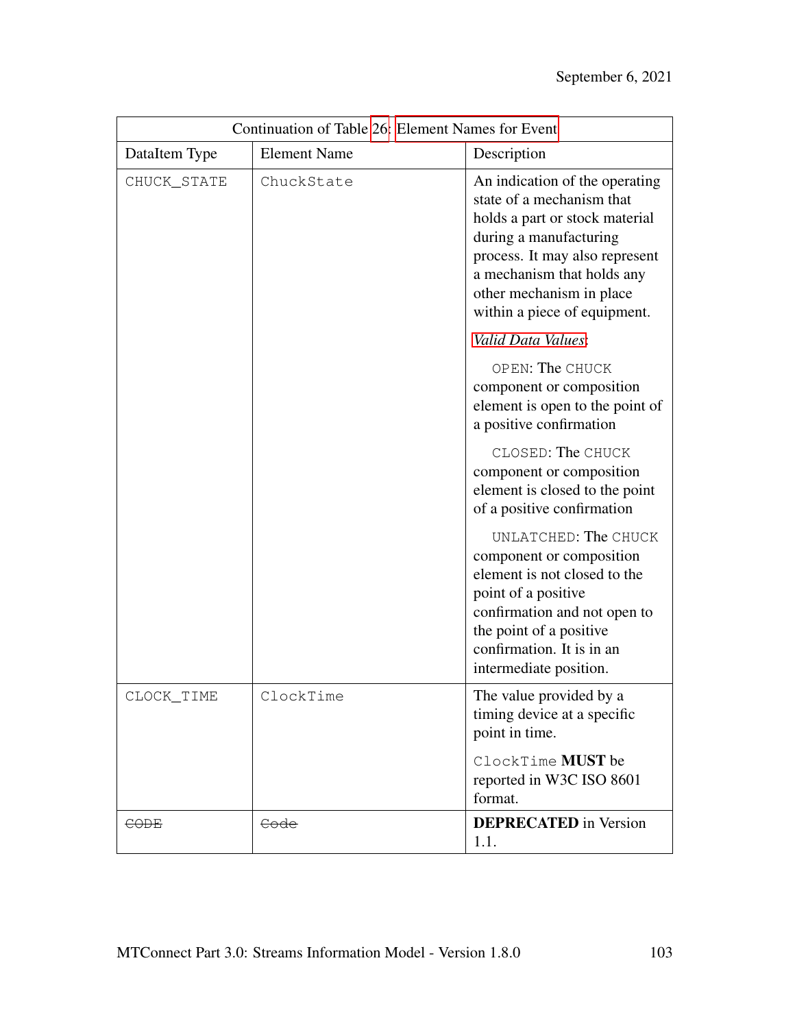Continuation of Table 26: Element Names for Event

| DataItem Type | Element Name | Description |
|---|---|---|
| CHUCK_STATE | ChuckState | An indication of the operating state of a mechanism that holds a part or stock material during a manufacturing process. It may also represent a mechanism that holds any other mechanism in place within a piece of equipment.<br><br>*Valid Data Values*:<br><br>OPEN: The CHUCK component or composition element is open to the point of a positive confirmation<br><br>CLOSED: The CHUCK component or composition element is closed to the point of a positive confirmation<br><br>UNLATCHED: The CHUCK component or composition element is not closed to the point of a positive confirmation and not open to the point of a positive confirmation. It is in an intermediate position. |
| CLOCK_TIME | ClockTime | The value provided by a timing device at a specific point in time.<br><br>ClockTime **MUST** be reported in W3C ISO 8601 format. |
| ~~CODE~~ | ~~Code~~ | **DEPRECATED** in Version 1.1. |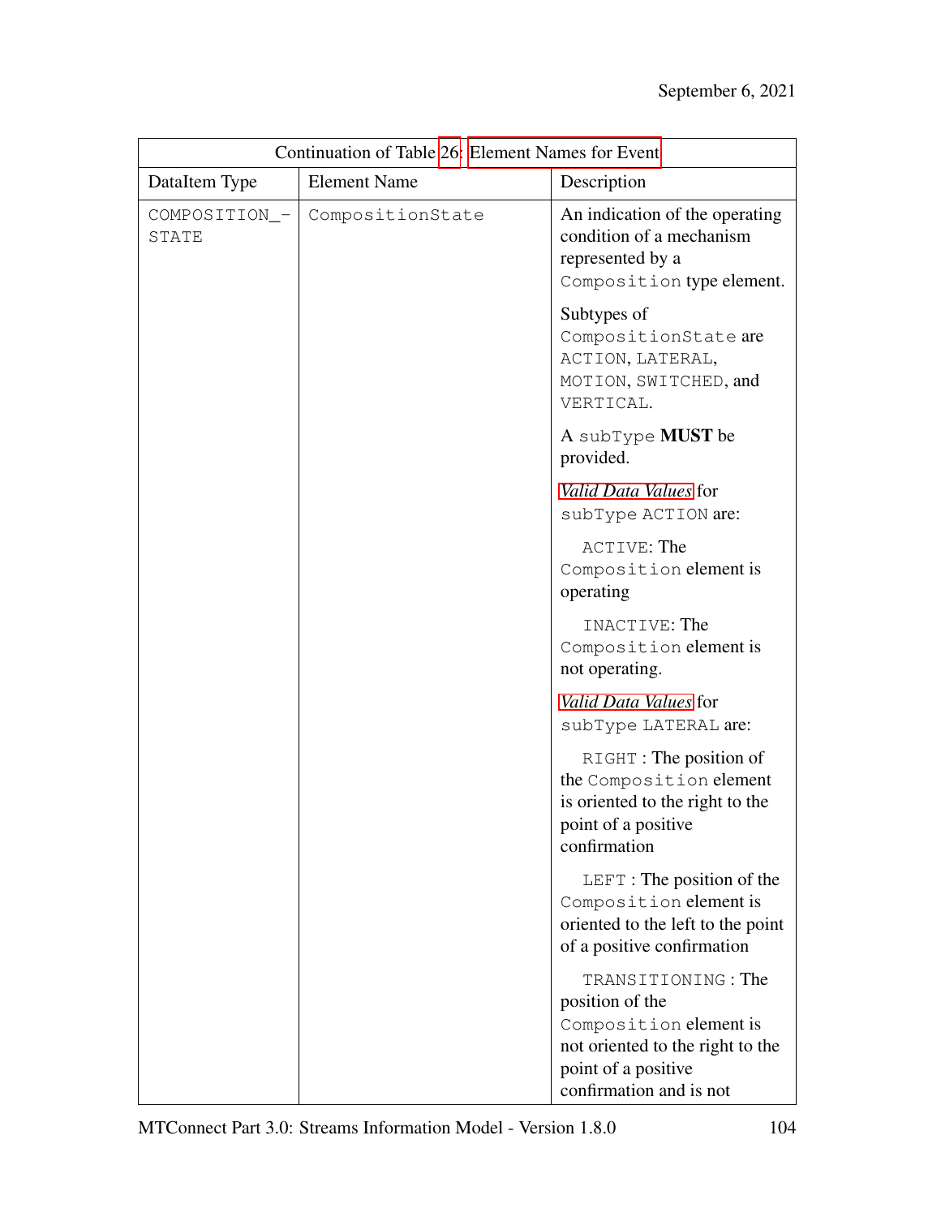| Continuation of Table 26: Element Names for Event | | |
|---|---|---|
| DataItem Type | Element Name | Description |
| COMPOSITION_STATE | CompositionState | An indication of the operating condition of a mechanism represented by a Composition type element.<br><br>Subtypes of CompositionState are ACTION, LATERAL, MOTION, SWITCHED, and VERTICAL.<br><br>A subType **MUST** be provided.<br><br>*Valid Data Values* for subType ACTION are:<br><br>ACTIVE: The Composition element is operating<br><br>INACTIVE: The Composition element is not operating.<br><br>*Valid Data Values* for subType LATERAL are:<br><br>RIGHT : The position of the Composition element is oriented to the right to the point of a positive confirmation<br><br>LEFT : The position of the Composition element is oriented to the left to the point of a positive confirmation<br><br>TRANSITIONING : The position of the Composition element is not oriented to the right to the point of a positive confirmation and is not |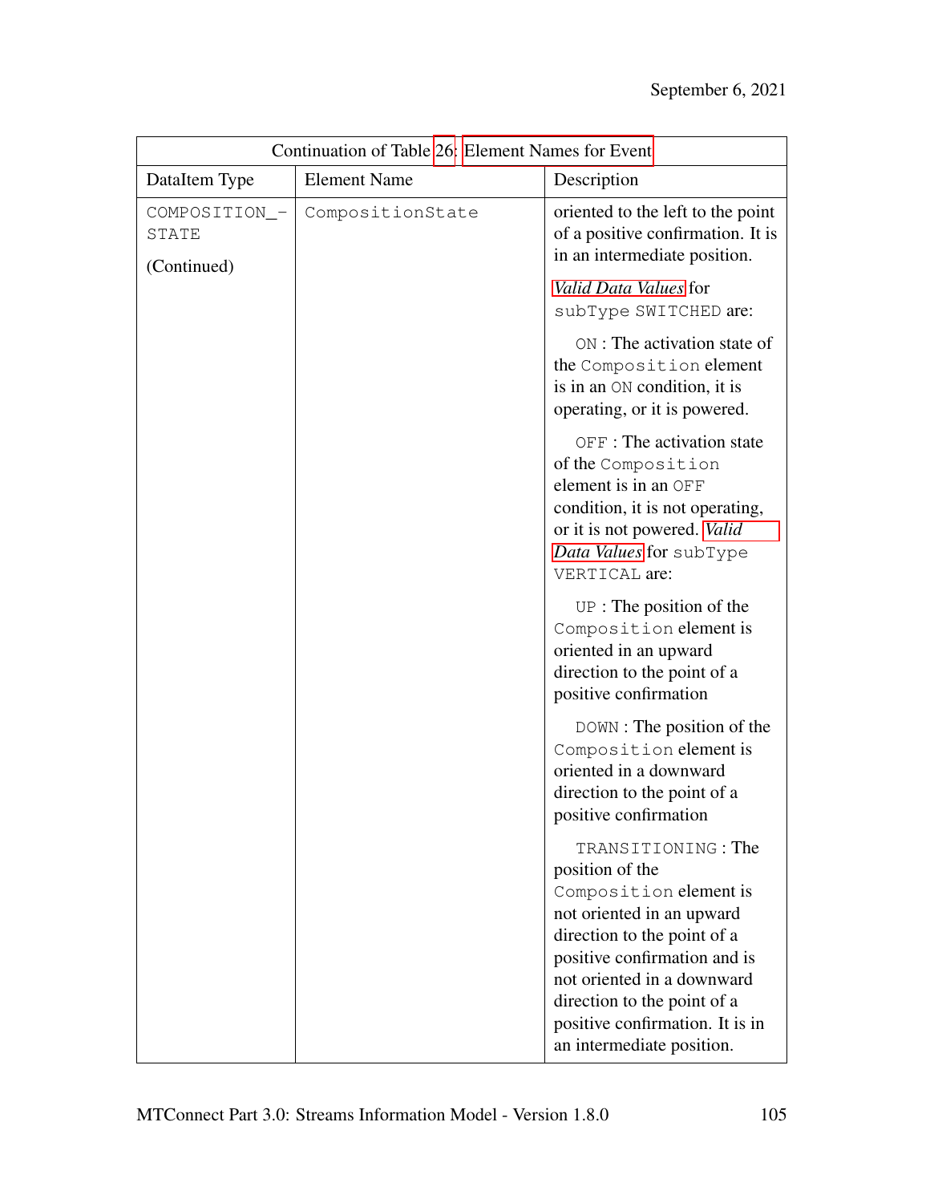| Continuation of Table 26: Element Names for Event | | |
|---|---|---|
| DataItem Type | Element Name | Description |
| COMPOSITION_-STATE (Continued) | CompositionState | oriented to the left to the point of a positive confirmation. It is in an intermediate position. *Valid Data Values* for subType SWITCHED are: ON : The activation state of the Composition element is in an ON condition, it is operating, or it is powered. OFF : The activation state of the Composition element is in an OFF condition, it is not operating, or it is not powered. *Valid Data Values* for subType VERTICAL are: UP : The position of the Composition element is oriented in an upward direction to the point of a positive confirmation DOWN : The position of the Composition element is oriented in a downward direction to the point of a positive confirmation TRANSITIONING : The position of the Composition element is not oriented in an upward direction to the point of a positive confirmation and is not oriented in a downward direction to the point of a positive confirmation. It is in an intermediate position. |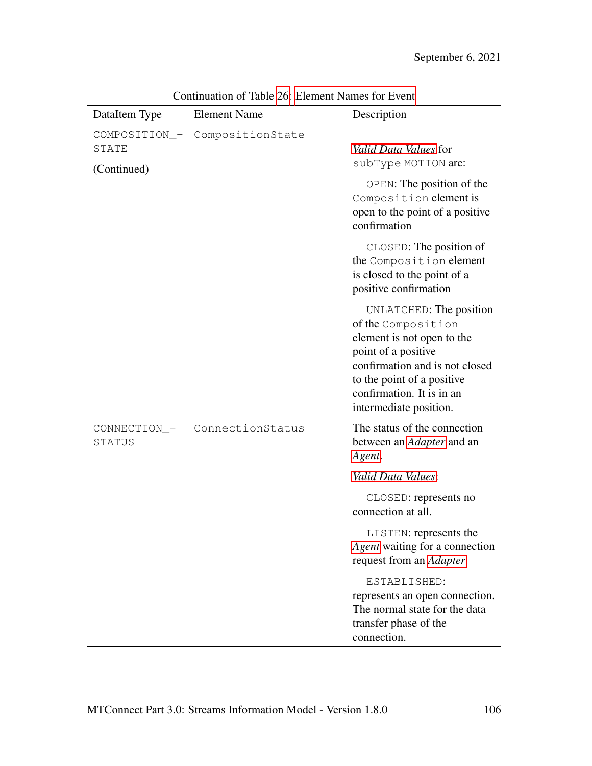| Continuation of Table 26: Element Names for Event | | |
|---|---|---|
| DataItem Type | Element Name | Description |
| COMPOSITION_-STATE<br><br>(Continued) | CompositionState | *Valid Data Values* for subType MOTION are:<br><br>OPEN: The position of the Composition element is open to the point of a positive confirmation<br><br>CLOSED: The position of the Composition element is closed to the point of a positive confirmation<br><br>UNLATCHED: The position of the Composition element is not open to the point of a positive confirmation and is not closed to the point of a positive confirmation. It is in an intermediate position. |
| CONNECTION_-STATUS | ConnectionStatus | The status of the connection between an *Adapter* and an *Agent*.<br><br>*Valid Data Values*:<br><br>CLOSED: represents no connection at all.<br><br>LISTEN: represents the *Agent* waiting for a connection request from an *Adapter*.<br><br>ESTABLISHED: represents an open connection. The normal state for the data transfer phase of the connection. |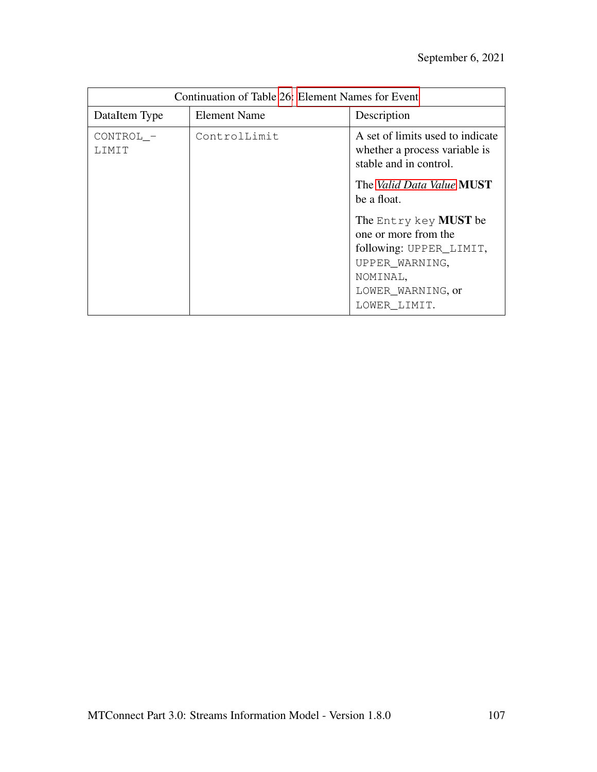| Continuation of Table 26: Element Names for Event | | |
|---|---|---|
| DataItem Type | Element Name | Description |
| CONTROL_-LIMIT | ControlLimit | A set of limits used to indicate whether a process variable is stable and in control.<br><br>The *Valid Data Value* **MUST** be a float.<br><br>The Entry key **MUST** be one or more from the following: UPPER_LIMIT, UPPER_WARNING, NOMINAL, LOWER_WARNING, or LOWER_LIMIT. |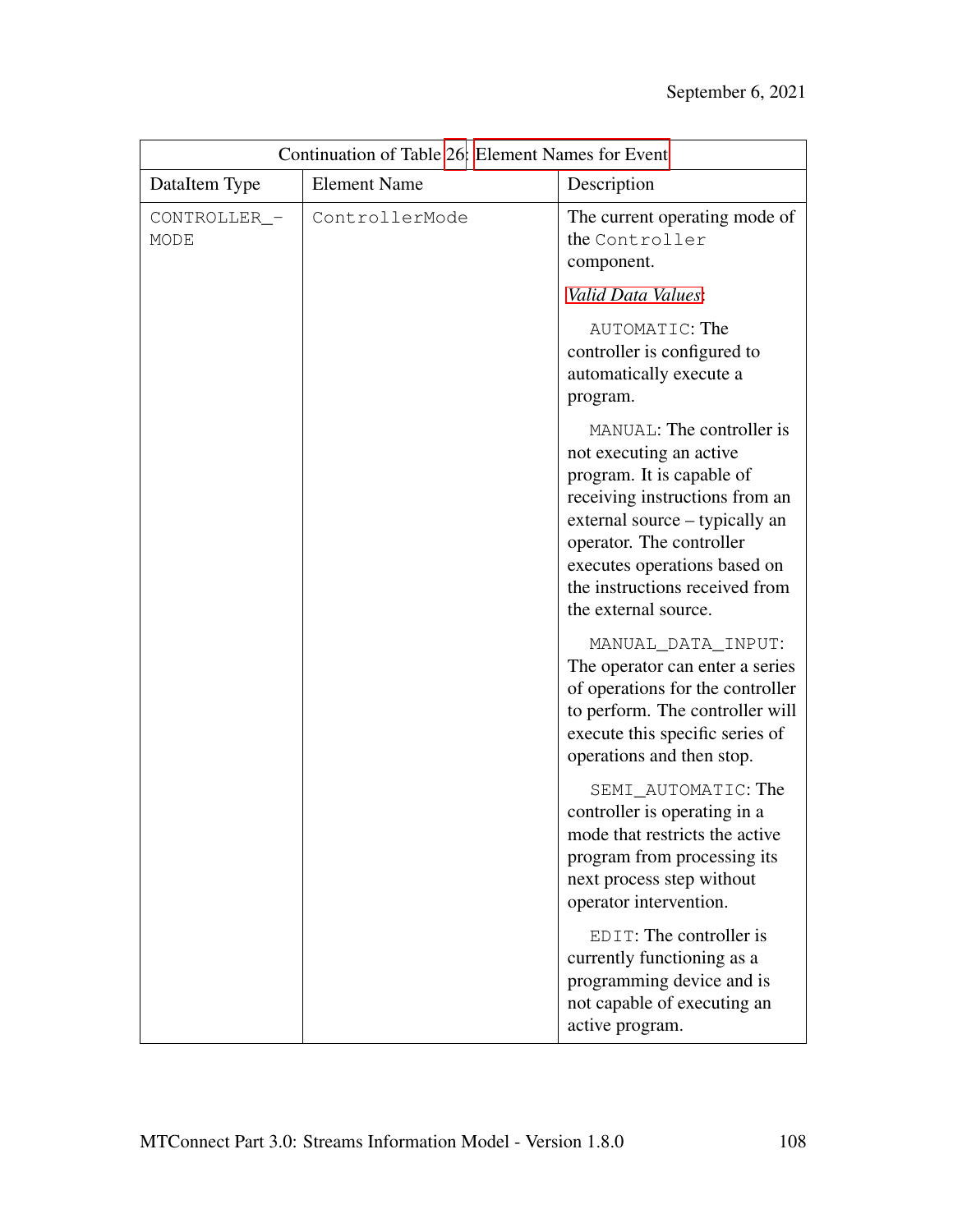| Continuation of Table 26: Element Names for Event | | |
|---|---|---|
| DataItem Type | Element Name | Description |
| CONTROLLER_MODE | ControllerMode | The current operating mode of the Controller component.<br><br>*Valid Data Values*:<br><br>AUTOMATIC: The controller is configured to automatically execute a program.<br><br>MANUAL: The controller is not executing an active program. It is capable of receiving instructions from an external source – typically an operator. The controller executes operations based on the instructions received from the external source.<br><br>MANUAL_DATA_INPUT: The operator can enter a series of operations for the controller to perform. The controller will execute this specific series of operations and then stop.<br><br>SEMI_AUTOMATIC: The controller is operating in a mode that restricts the active program from processing its next process step without operator intervention.<br><br>EDIT: The controller is currently functioning as a programming device and is not capable of executing an active program. |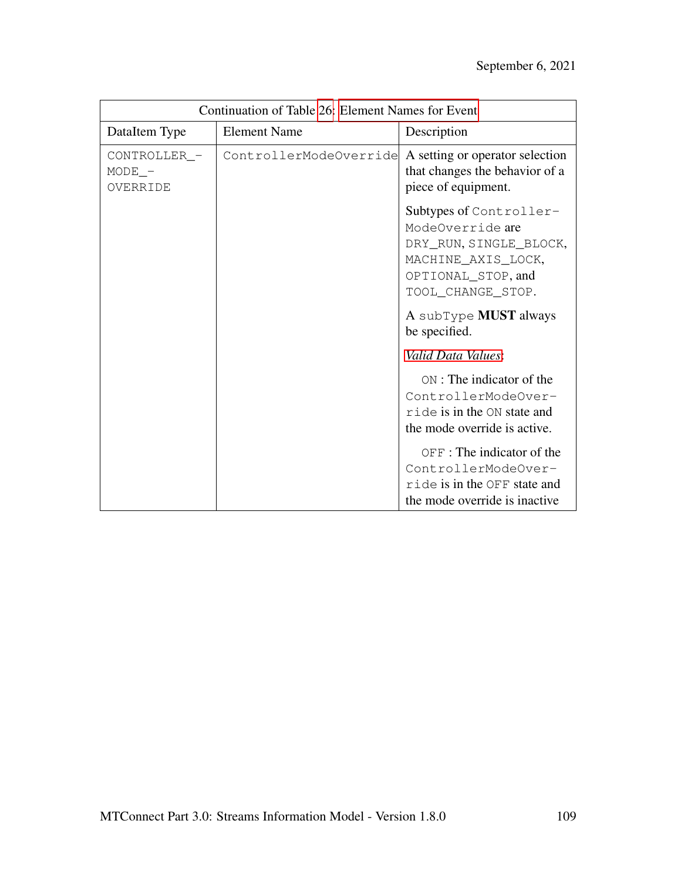| Continuation of Table 26: Element Names for Event | | |
|---|---|---|
| DataItem Type | Element Name | Description |
| CONTROLLER_MODE_OVERRIDE | ControllerModeOverride | A setting or operator selection that changes the behavior of a piece of equipment.<br><br>Subtypes of ControllerModeOverride are DRY_RUN, SINGLE_BLOCK, MACHINE_AXIS_LOCK, OPTIONAL_STOP, and TOOL_CHANGE_STOP.<br><br>A subType **MUST** always be specified.<br><br>*Valid Data Values*:<br><br>ON : The indicator of the ControllerModeOverride is in the ON state and the mode override is active.<br><br>OFF : The indicator of the ControllerModeOverride is in the OFF state and the mode override is inactive |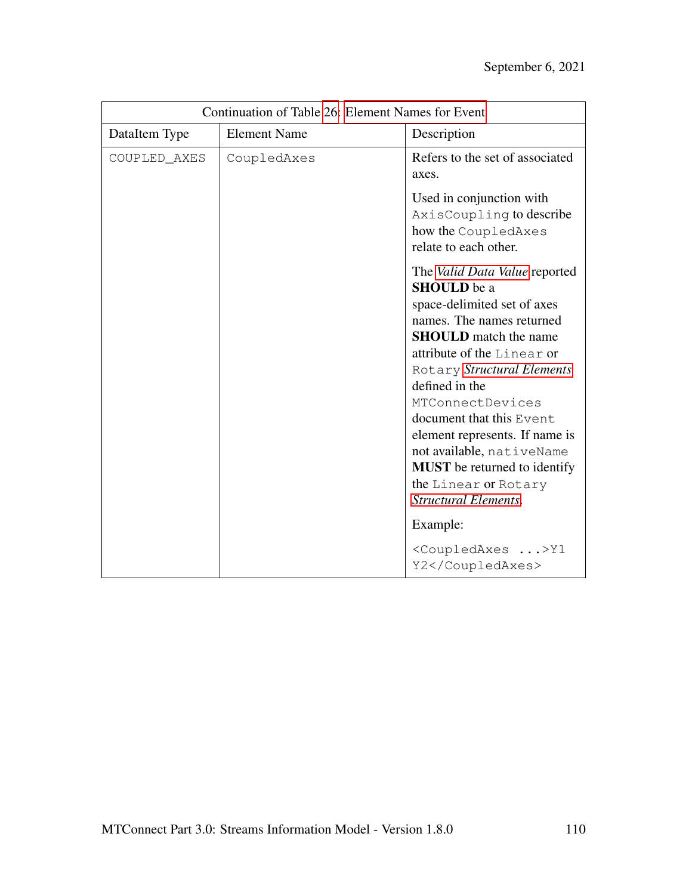| Continuation of Table 26: Element Names for Event | | |
|---|---|---|
| DataItem Type | Element Name | Description |
| `COUPLED_AXES` | `CoupledAxes` | Refers to the set of associated axes.<br><br>Used in conjunction with `AxisCoupling` to describe how the `CoupledAxes` relate to each other.<br><br>The *Valid Data Value* reported **SHOULD** be a space-delimited set of axes names. The names returned **SHOULD** match the name attribute of the `Linear` or `Rotary` *Structural Elements* defined in the `MTConnectDevices` document that this `Event` element represents. If name is not available, `nativeName` **MUST** be returned to identify the `Linear` or `Rotary` *Structural Elements*.<br><br>Example:<br><br>`<CoupledAxes ...>Y1 Y2</CoupledAxes>` |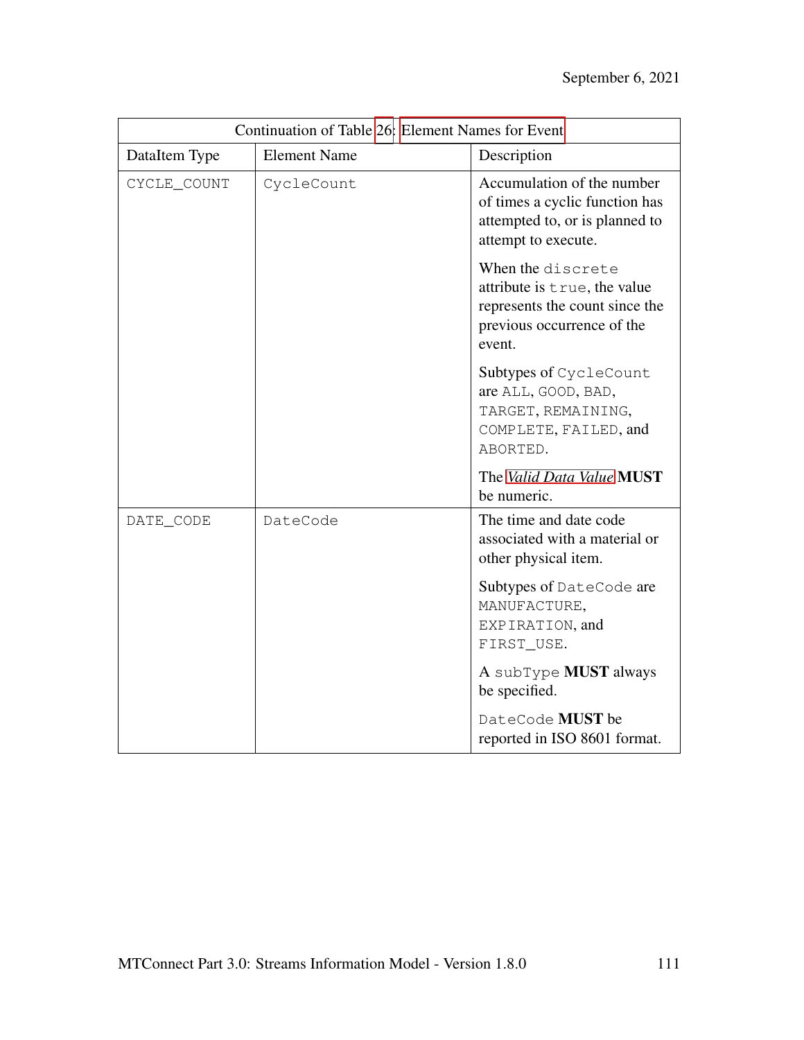| Continuation of Table 26: Element Names for Event | | |
|---|---|---|
| DataItem Type | Element Name | Description |
| CYCLE_COUNT | CycleCount | Accumulation of the number of times a cyclic function has attempted to, or is planned to attempt to execute.<br><br>When the discrete attribute is true, the value represents the count since the previous occurrence of the event.<br><br>Subtypes of CycleCount are ALL, GOOD, BAD, TARGET, REMAINING, COMPLETE, FAILED, and ABORTED.<br><br>The *Valid Data Value* **MUST** be numeric. |
| DATE_CODE | DateCode | The time and date code associated with a material or other physical item.<br><br>Subtypes of DateCode are MANUFACTURE, EXPIRATION, and FIRST_USE.<br><br>A subType **MUST** always be specified.<br><br>DateCode **MUST** be reported in ISO 8601 format. |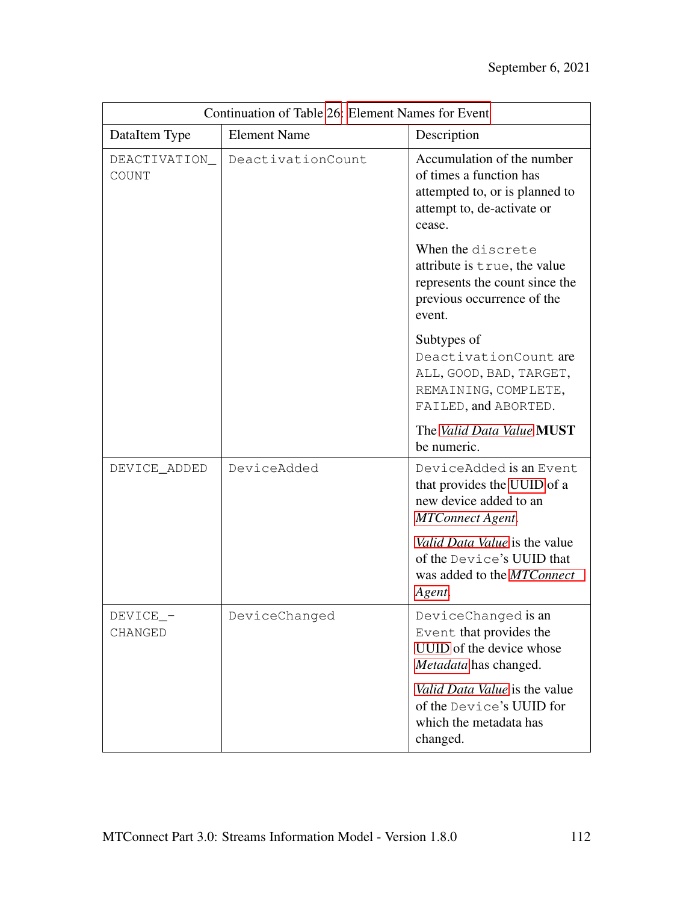Continuation of Table 26: Element Names for Event

| DataItem Type | Element Name | Description |
|---|---|---|
| DEACTIVATION_COUNT | DeactivationCount | Accumulation of the number of times a function has attempted to, or is planned to attempt to, de-activate or cease.<br><br>When the discrete attribute is true, the value represents the count since the previous occurrence of the event.<br><br>Subtypes of DeactivationCount are ALL, GOOD, BAD, TARGET, REMAINING, COMPLETE, FAILED, and ABORTED.<br><br>The *Valid Data Value* **MUST** be numeric. |
| DEVICE_ADDED | DeviceAdded | DeviceAdded is an Event that provides the UUID of a new device added to an *MTConnect Agent*.<br><br>*Valid Data Value* is the value of the Device's UUID that was added to the *MTConnect Agent*. |
| DEVICE_CHANGED | DeviceChanged | DeviceChanged is an Event that provides the UUID of the device whose *Metadata* has changed.<br><br>*Valid Data Value* is the value of the Device's UUID for which the metadata has changed. |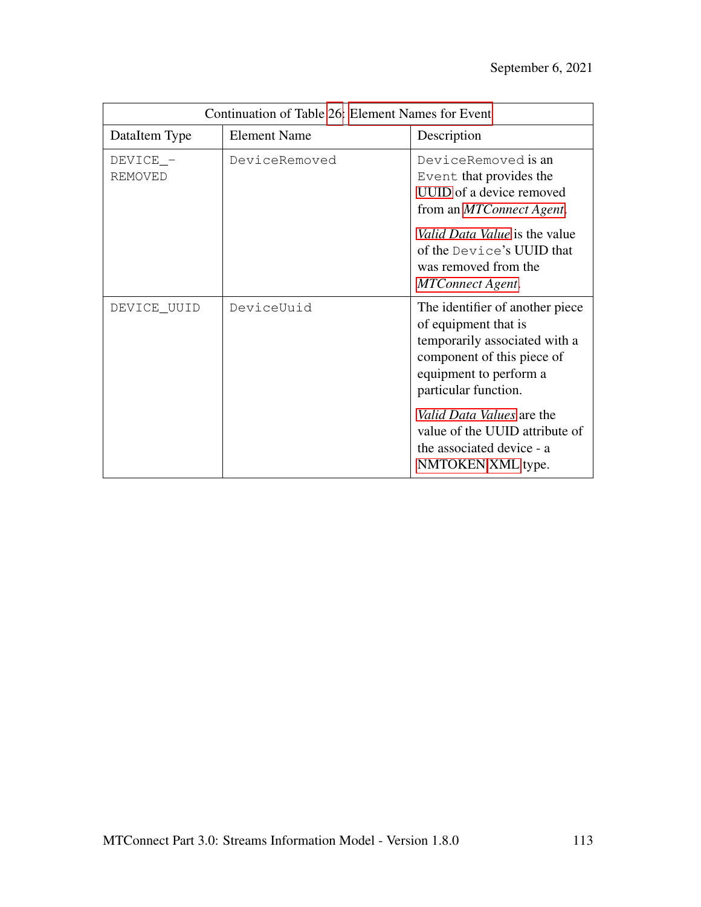Continuation of Table 26: Element Names for Event

| DataItem Type | Element Name | Description |
|---|---|---|
| DEVICE_REMOVED | DeviceRemoved | DeviceRemoved is an Event that provides the UUID of a device removed from an *MTConnect Agent*. *Valid Data Value* is the value of the Device's UUID that was removed from the *MTConnect Agent*. |
| DEVICE_UUID | DeviceUuid | The identifier of another piece of equipment that is temporarily associated with a component of this piece of equipment to perform a particular function. *Valid Data Values* are the value of the UUID attribute of the associated device - a NMTOKEN XML type. |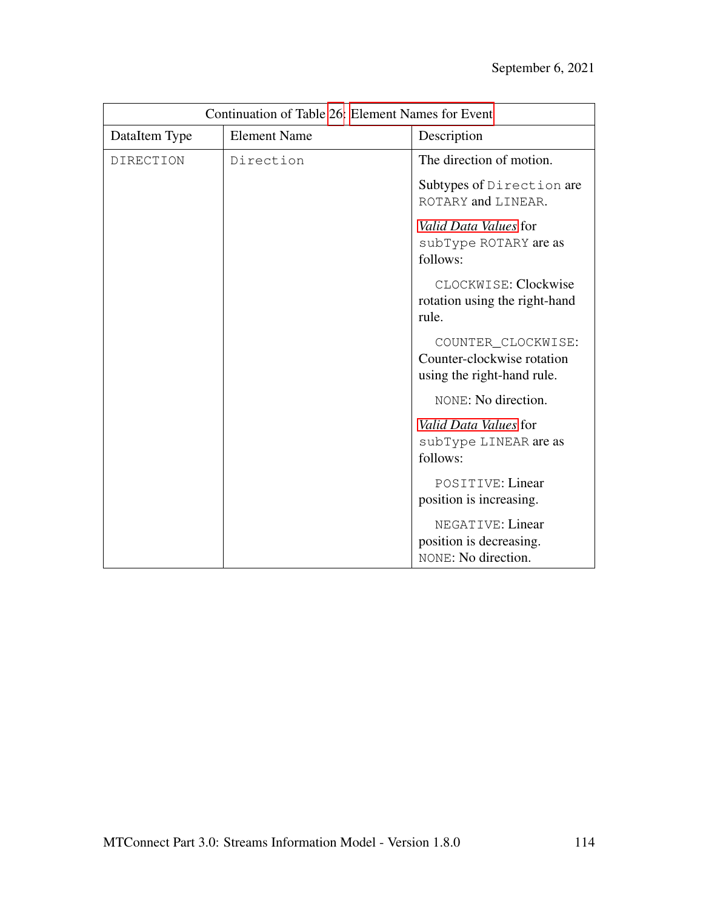| Continuation of Table 26: Element Names for Event | | |
|---|---|---|
| DataItem Type | Element Name | Description |
| DIRECTION | Direction | The direction of motion.<br><br>Subtypes of Direction are ROTARY and LINEAR.<br><br>*Valid Data Values* for subType ROTARY are as follows:<br><br>CLOCKWISE: Clockwise rotation using the right-hand rule.<br><br>COUNTER_CLOCKWISE: Counter-clockwise rotation using the right-hand rule.<br><br>NONE: No direction.<br><br>*Valid Data Values* for subType LINEAR are as follows:<br><br>POSITIVE: Linear position is increasing.<br><br>NEGATIVE: Linear position is decreasing.<br>NONE: No direction. |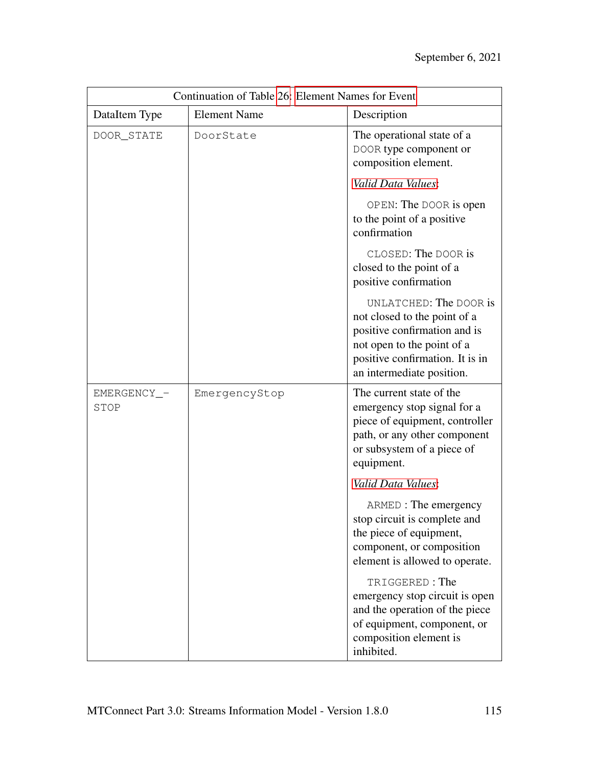| Continuation of Table 26: Element Names for Event | | |
|---|---|---|
| DataItem Type | Element Name | Description |
| DOOR_STATE | DoorState | The operational state of a DOOR type component or composition element.<br><br>*Valid Data Values*:<br><br>OPEN: The DOOR is open to the point of a positive confirmation<br><br>CLOSED: The DOOR is closed to the point of a positive confirmation<br><br>UNLATCHED: The DOOR is not closed to the point of a positive confirmation and is not open to the point of a positive confirmation. It is in an intermediate position. |
| EMERGENCY_STOP | EmergencyStop | The current state of the emergency stop signal for a piece of equipment, controller path, or any other component or subsystem of a piece of equipment.<br><br>*Valid Data Values*:<br><br>ARMED : The emergency stop circuit is complete and the piece of equipment, component, or composition element is allowed to operate.<br><br>TRIGGERED : The emergency stop circuit is open and the operation of the piece of equipment, component, or composition element is inhibited. |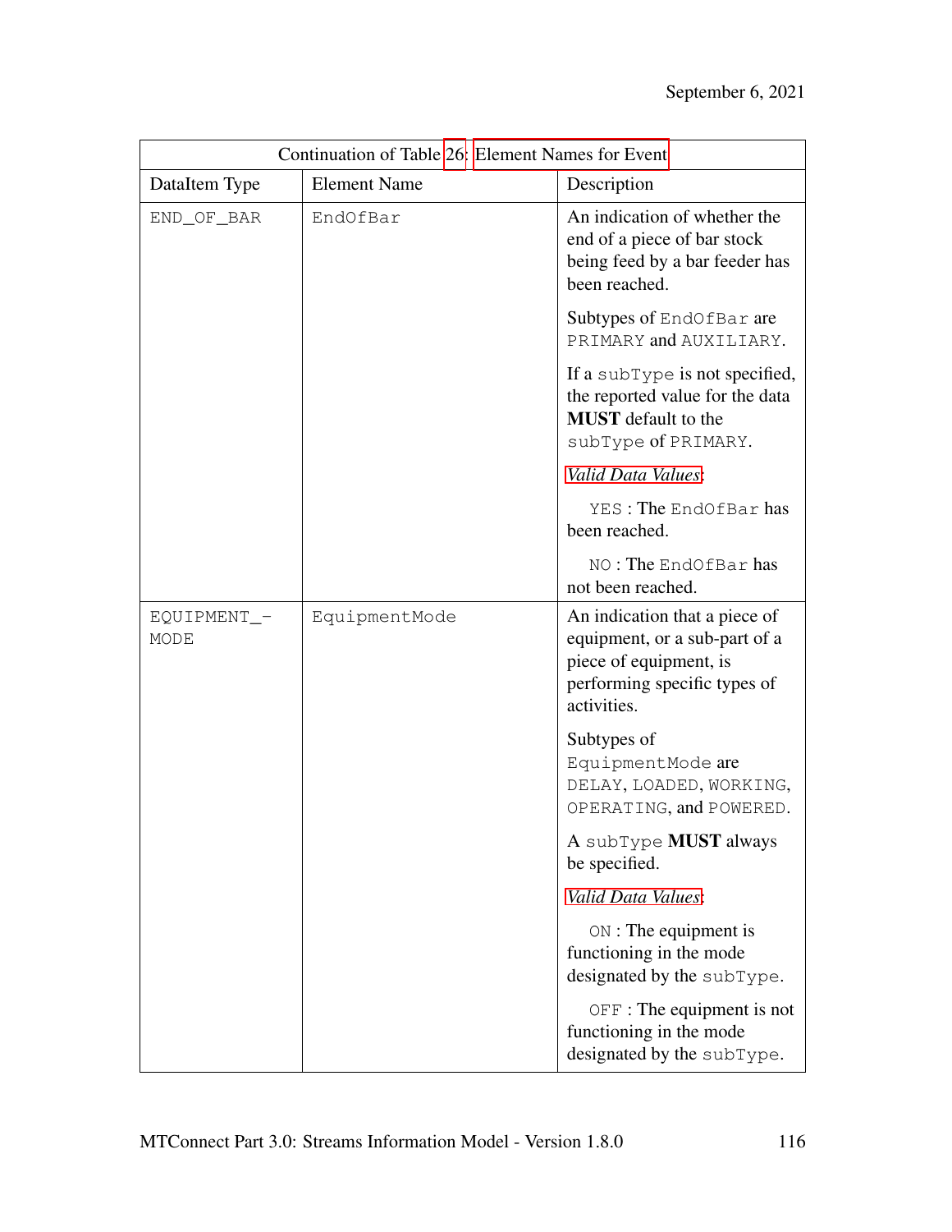| Continuation of Table 26: Element Names for Event | | |
|---|---|---|
| DataItem Type | Element Name | Description |
| END_OF_BAR | EndOfBar | An indication of whether the end of a piece of bar stock being feed by a bar feeder has been reached.<br><br>Subtypes of EndOfBar are PRIMARY and AUXILIARY.<br><br>If a subType is not specified, the reported value for the data **MUST** default to the subType of PRIMARY.<br><br>*Valid Data Values*:<br><br>YES : The EndOfBar has been reached.<br><br>NO : The EndOfBar has not been reached. |
| EQUIPMENT_-MODE | EquipmentMode | An indication that a piece of equipment, or a sub-part of a piece of equipment, is performing specific types of activities.<br><br>Subtypes of EquipmentMode are DELAY, LOADED, WORKING, OPERATING, and POWERED.<br><br>A subType **MUST** always be specified.<br><br>*Valid Data Values*:<br><br>ON : The equipment is functioning in the mode designated by the subType.<br><br>OFF : The equipment is not functioning in the mode designated by the subType. |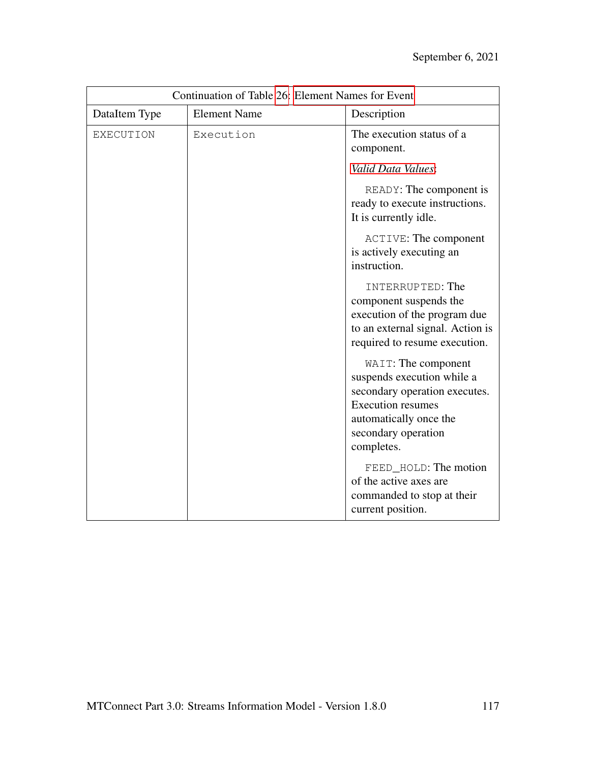| Continuation of Table 26: Element Names for Event | | |
|---|---|---|
| DataItem Type | Element Name | Description |
| EXECUTION | Execution | The execution status of a component.<br><br>*Valid Data Values*:<br><br>READY: The component is ready to execute instructions. It is currently idle.<br><br>ACTIVE: The component is actively executing an instruction.<br><br>INTERRUPTED: The component suspends the execution of the program due to an external signal. Action is required to resume execution.<br><br>WAIT: The component suspends execution while a secondary operation executes. Execution resumes automatically once the secondary operation completes.<br><br>FEED_HOLD: The motion of the active axes are commanded to stop at their current position. |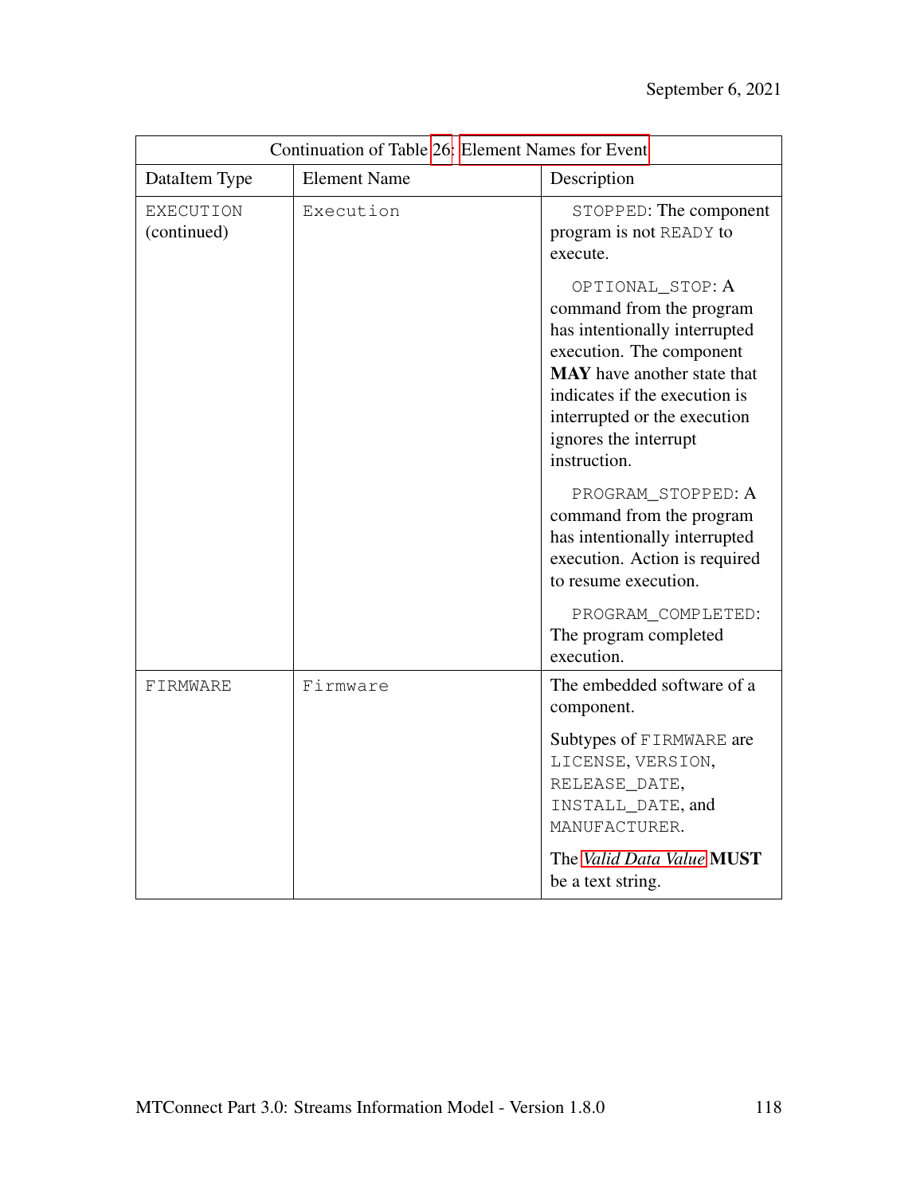| Continuation of Table 26: Element Names for Event | | |
|---|---|---|
| DataItem Type | Element Name | Description |
| EXECUTION (continued) | Execution | STOPPED: The component program is not READY to execute.<br><br>OPTIONAL_STOP: A command from the program has intentionally interrupted execution. The component **MAY** have another state that indicates if the execution is interrupted or the execution ignores the interrupt instruction.<br><br>PROGRAM_STOPPED: A command from the program has intentionally interrupted execution. Action is required to resume execution.<br><br>PROGRAM_COMPLETED: The program completed execution. |
| FIRMWARE | Firmware | The embedded software of a component.<br><br>Subtypes of FIRMWARE are LICENSE, VERSION, RELEASE_DATE, INSTALL_DATE, and MANUFACTURER.<br><br>The *Valid Data Value* **MUST** be a text string. |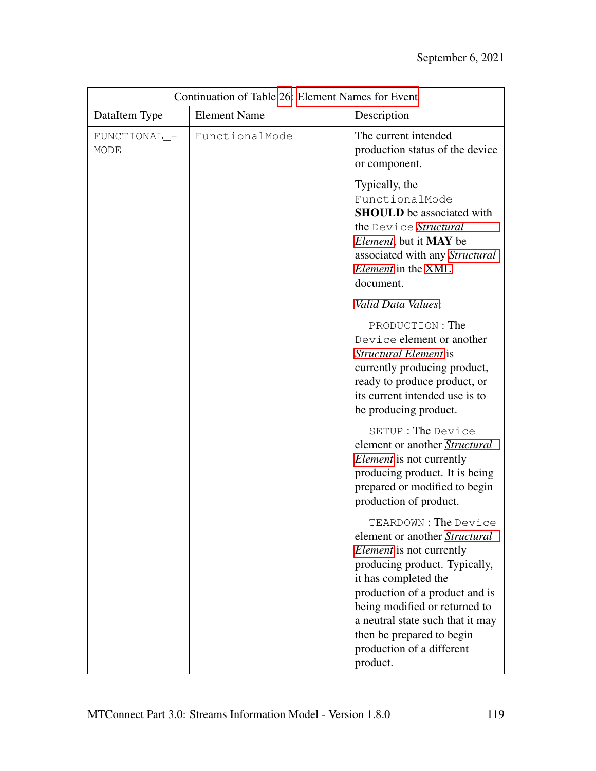| Continuation of Table 26: Element Names for Event | | |
|---|---|---|
| DataItem Type | Element Name | Description |
| FUNCTIONAL_-MODE | FunctionalMode | The current intended production status of the device or component.<br><br>Typically, the FunctionalMode **SHOULD** be associated with the Device *Structural Element*, but it **MAY** be associated with any *Structural Element* in the XML document.<br><br>*Valid Data Values*:<br><br>PRODUCTION : The Device element or another *Structural Element* is currently producing product, ready to produce product, or its current intended use is to be producing product.<br><br>SETUP : The Device element or another *Structural Element* is not currently producing product. It is being prepared or modified to begin production of product.<br><br>TEARDOWN : The Device element or another *Structural Element* is not currently producing product. Typically, it has completed the production of a product and is being modified or returned to a neutral state such that it may then be prepared to begin production of a different product. |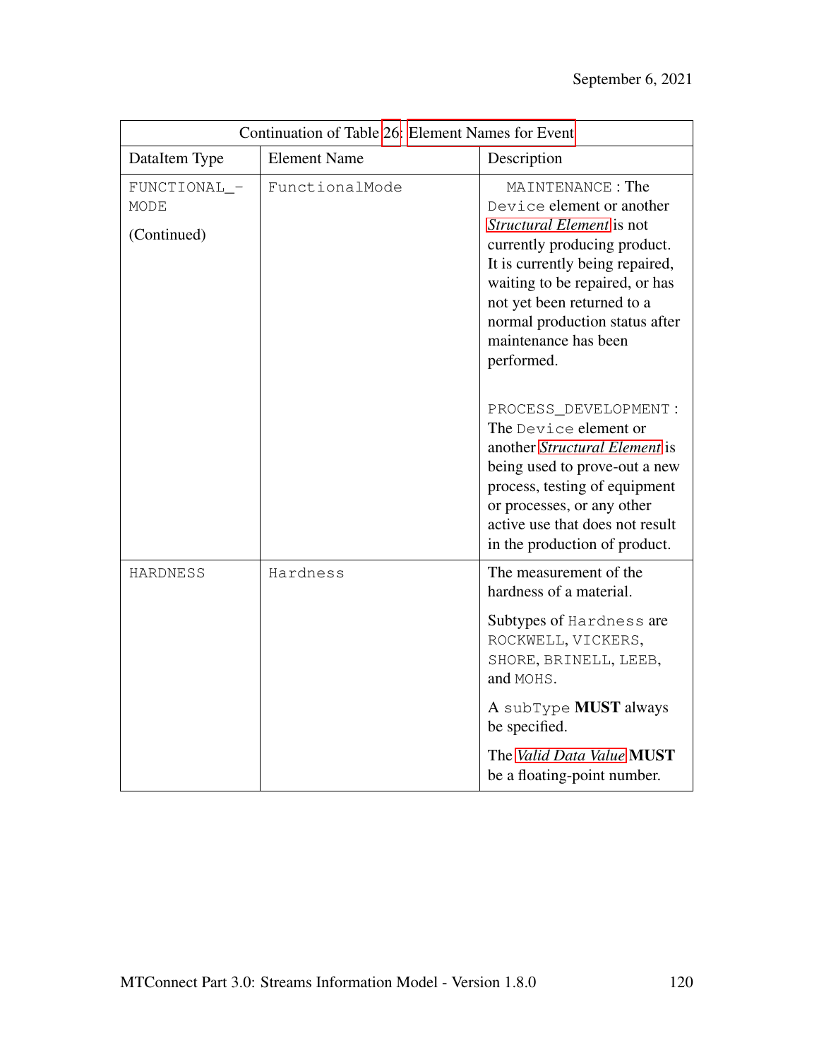| Continuation of Table 26: Element Names for Event | | |
|---|---|---|
| DataItem Type | Element Name | Description |
| FUNCTIONAL_MODE (Continued) | FunctionalMode | MAINTENANCE : The Device element or another *Structural Element* is not currently producing product. It is currently being repaired, waiting to be repaired, or has not yet been returned to a normal production status after maintenance has been performed.<br><br>PROCESS_DEVELOPMENT : The Device element or another *Structural Element* is being used to prove-out a new process, testing of equipment or processes, or any other active use that does not result in the production of product. |
| HARDNESS | Hardness | The measurement of the hardness of a material.<br><br>Subtypes of Hardness are ROCKWELL, VICKERS, SHORE, BRINELL, LEEB, and MOHS.<br><br>A subType **MUST** always be specified.<br><br>The *Valid Data Value* **MUST** be a floating-point number. |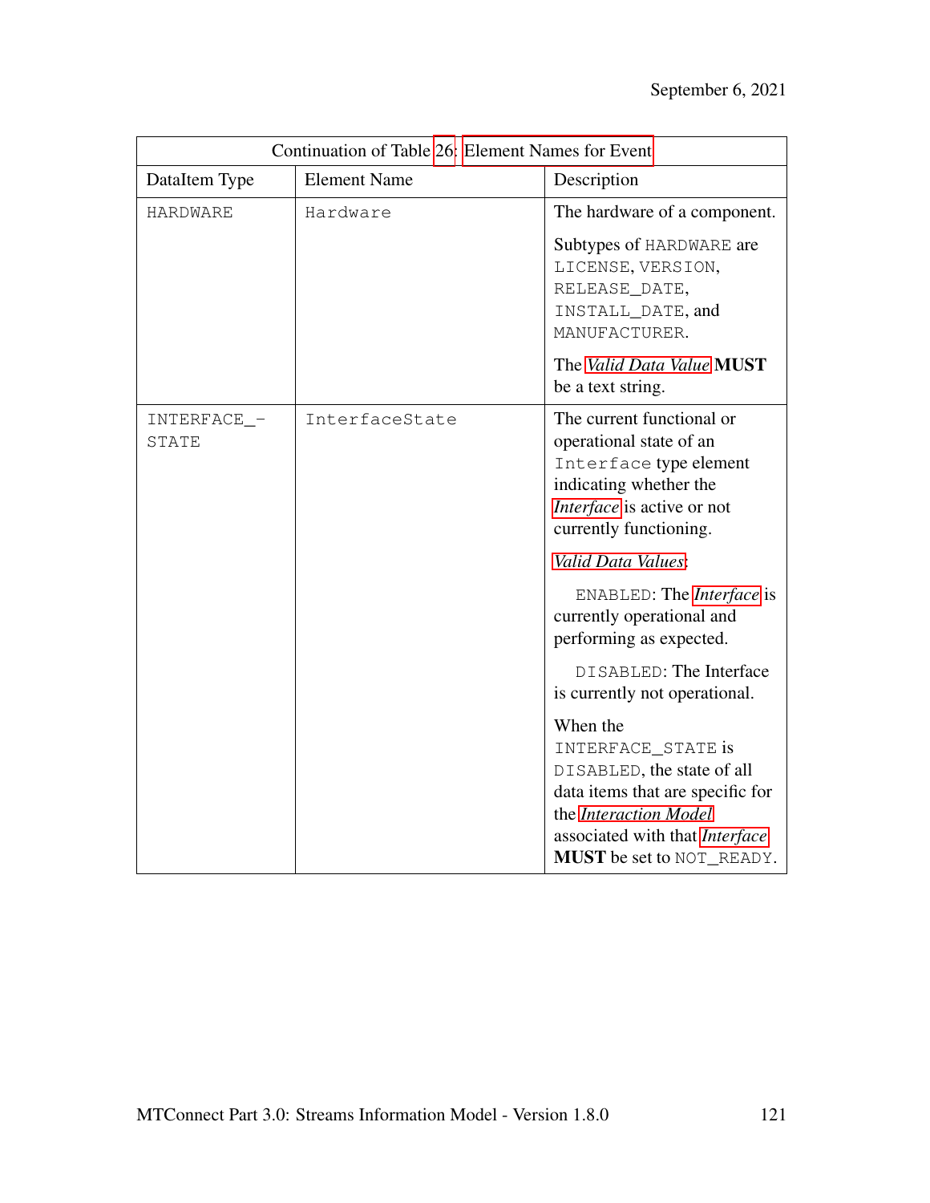| Continuation of Table 26: Element Names for Event | | |
|---|---|---|
| DataItem Type | Element Name | Description |
| HARDWARE | Hardware | The hardware of a component.<br><br>Subtypes of HARDWARE are LICENSE, VERSION, RELEASE_DATE, INSTALL_DATE, and MANUFACTURER.<br><br>The *Valid Data Value* **MUST** be a text string. |
| INTERFACE_-STATE | InterfaceState | The current functional or operational state of an Interface type element indicating whether the *Interface* is active or not currently functioning.<br><br>*Valid Data Values*:<br><br>ENABLED: The *Interface* is currently operational and performing as expected.<br><br>DISABLED: The Interface is currently not operational.<br><br>When the INTERFACE_STATE is DISABLED, the state of all data items that are specific for the *Interaction Model* associated with that *Interface* **MUST** be set to NOT_READY. |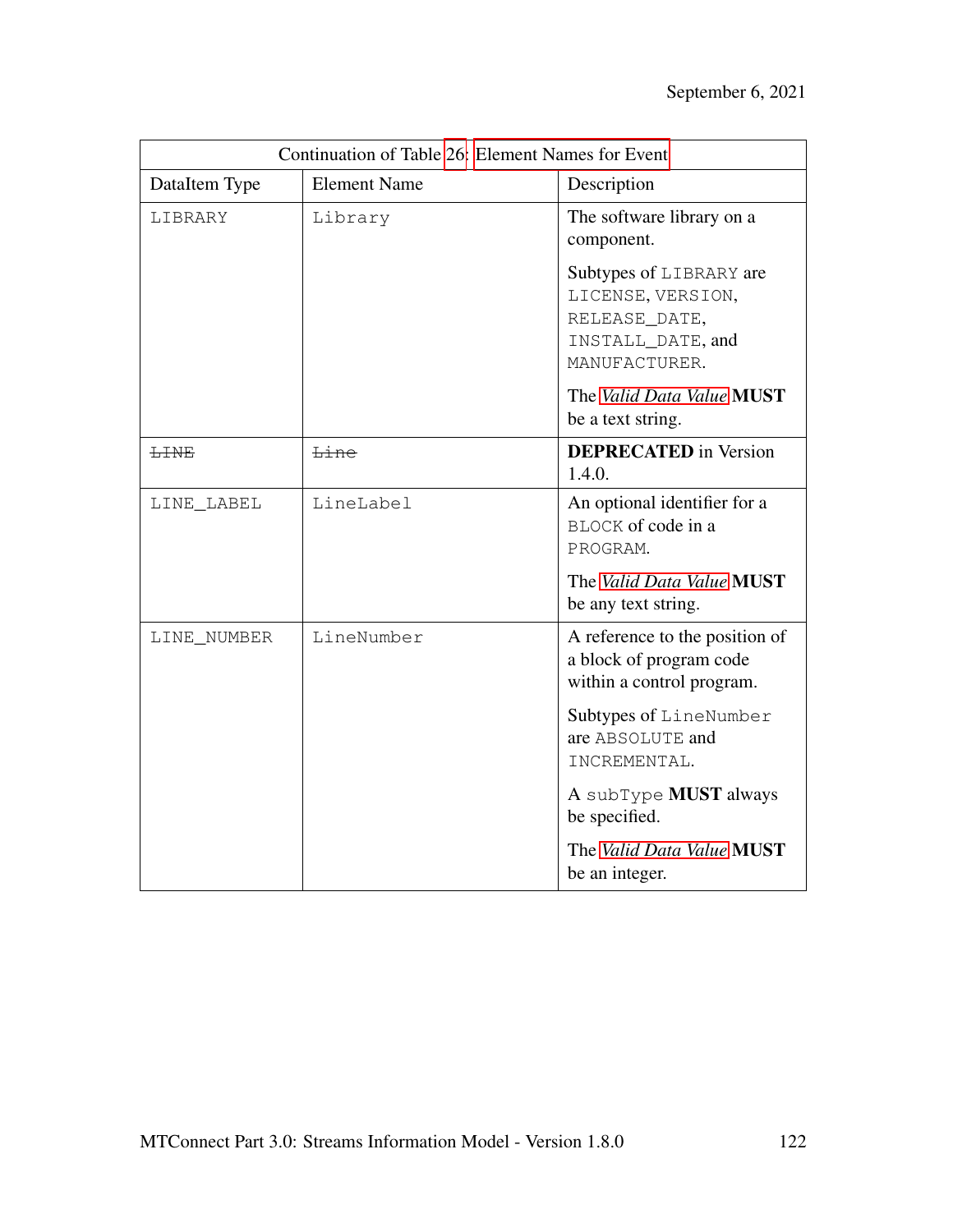| Continuation of Table 26: Element Names for Event | | |
|---|---|---|
| DataItem Type | Element Name | Description |
| LIBRARY | Library | The software library on a component.<br><br>Subtypes of LIBRARY are LICENSE, VERSION, RELEASE_DATE, INSTALL_DATE, and MANUFACTURER.<br><br>The *Valid Data Value* **MUST** be a text string. |
| ~~LINE~~ | ~~Line~~ | **DEPRECATED** in Version 1.4.0. |
| LINE_LABEL | LineLabel | An optional identifier for a BLOCK of code in a PROGRAM.<br><br>The *Valid Data Value* **MUST** be any text string. |
| LINE_NUMBER | LineNumber | A reference to the position of a block of program code within a control program.<br><br>Subtypes of LineNumber are ABSOLUTE and INCREMENTAL.<br><br>A subType **MUST** always be specified.<br><br>The *Valid Data Value* **MUST** be an integer. |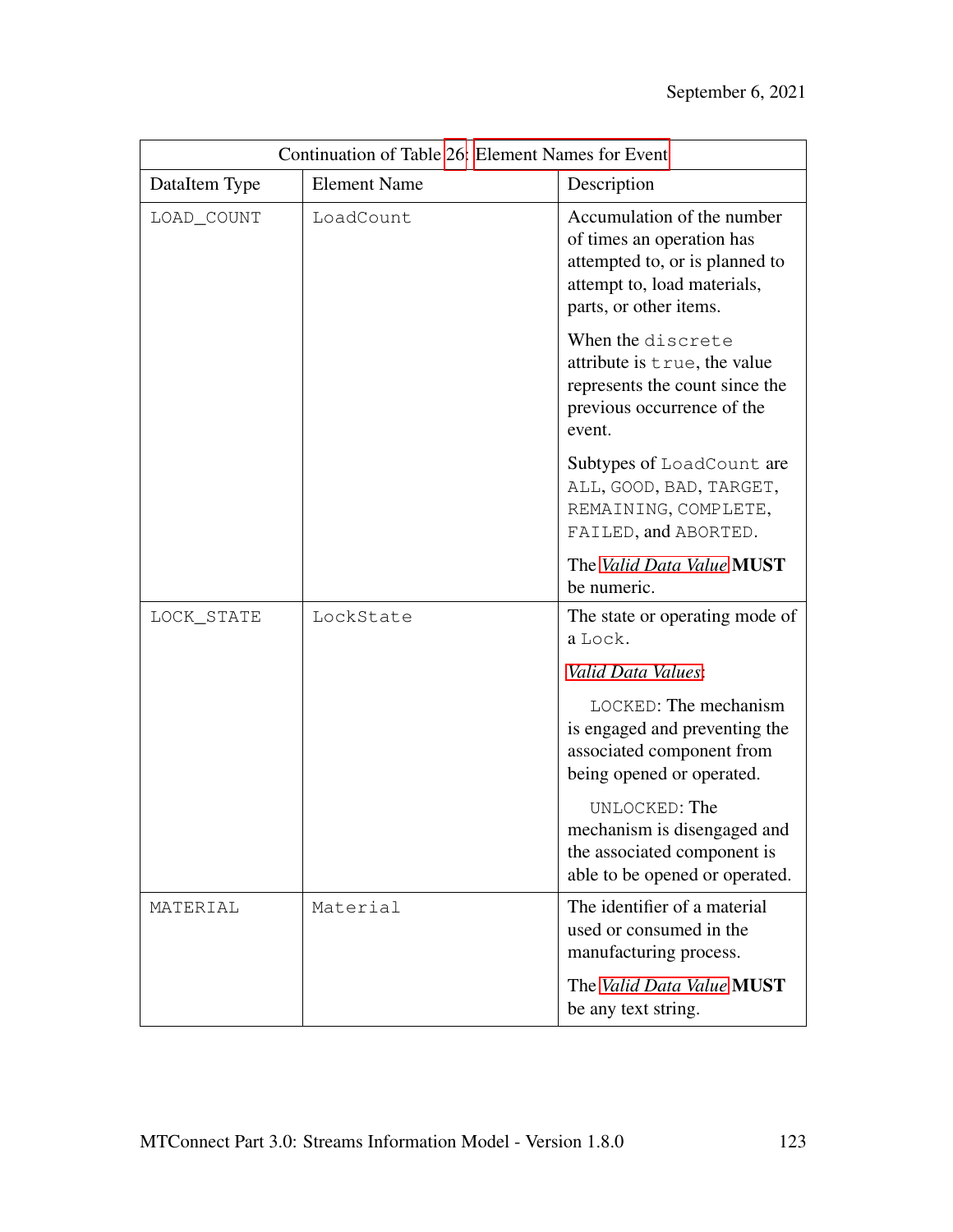Continuation of Table 26: Element Names for Event

| DataItem Type | Element Name | Description |
| --- | --- | --- |
| LOAD_COUNT | LoadCount | Accumulation of the number of times an operation has attempted to, or is planned to attempt to, load materials, parts, or other items.<br><br>When the discrete attribute is true, the value represents the count since the previous occurrence of the event.<br><br>Subtypes of LoadCount are ALL, GOOD, BAD, TARGET, REMAINING, COMPLETE, FAILED, and ABORTED.<br><br>The *Valid Data Value* **MUST** be numeric. |
| LOCK_STATE | LockState | The state or operating mode of a Lock.<br><br>*Valid Data Values*:<br><br>LOCKED: The mechanism is engaged and preventing the associated component from being opened or operated.<br><br>UNLOCKED: The mechanism is disengaged and the associated component is able to be opened or operated. |
| MATERIAL | Material | The identifier of a material used or consumed in the manufacturing process.<br><br>The *Valid Data Value* **MUST** be any text string. |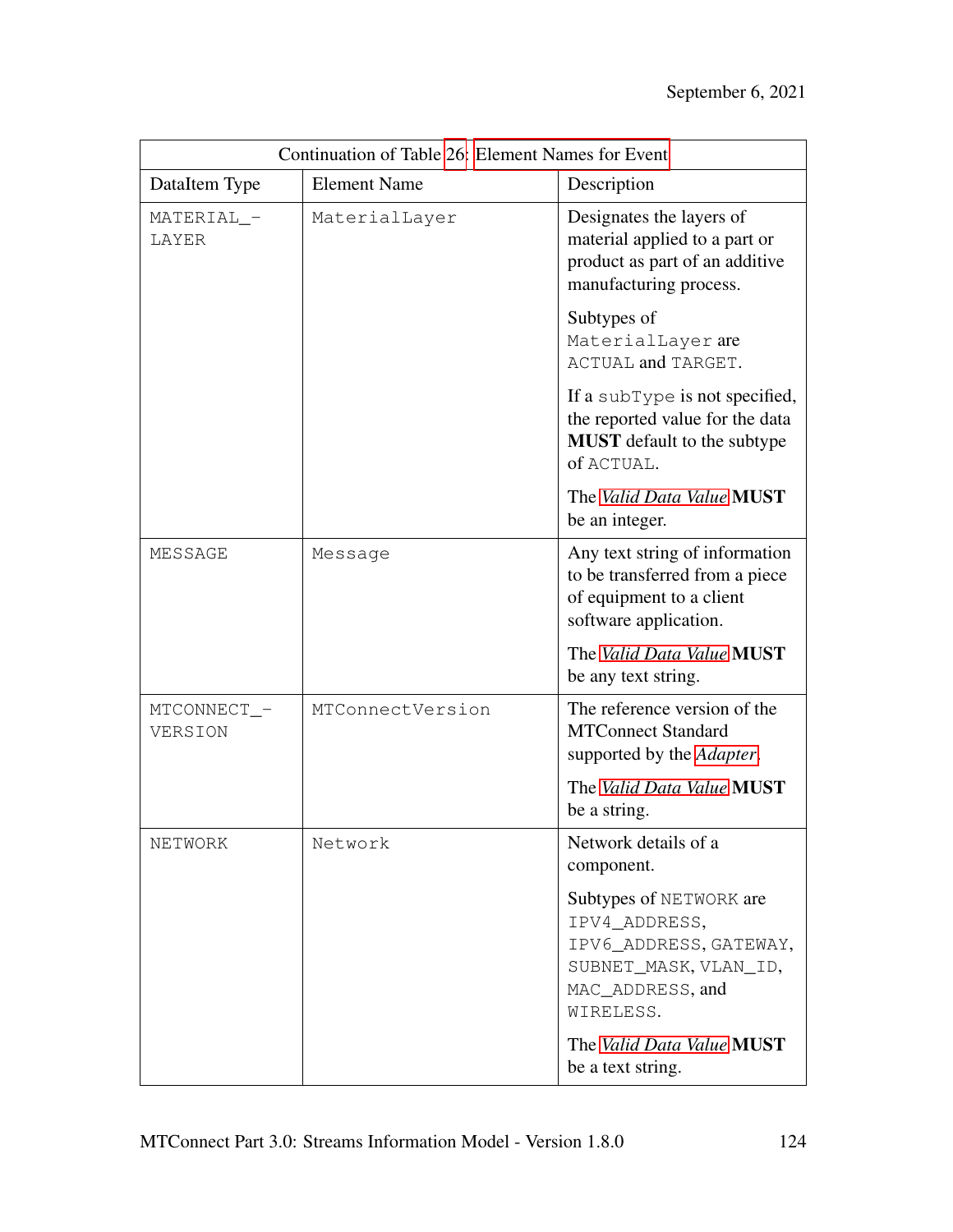| Continuation of Table 26: Element Names for Event | | |
|---|---|---|
| DataItem Type | Element Name | Description |
| MATERIAL_LAYER | MaterialLayer | Designates the layers of material applied to a part or product as part of an additive manufacturing process.<br><br>Subtypes of MaterialLayer are ACTUAL and TARGET.<br><br>If a subType is not specified, the reported value for the data **MUST** default to the subtype of ACTUAL.<br><br>The *Valid Data Value* **MUST** be an integer. |
| MESSAGE | Message | Any text string of information to be transferred from a piece of equipment to a client software application.<br><br>The *Valid Data Value* **MUST** be any text string. |
| MTCONNECT_VERSION | MTConnectVersion | The reference version of the MTConnect Standard supported by the *Adapter*.<br><br>The *Valid Data Value* **MUST** be a string. |
| NETWORK | Network | Network details of a component.<br><br>Subtypes of NETWORK are IPV4_ADDRESS, IPV6_ADDRESS, GATEWAY, SUBNET_MASK, VLAN_ID, MAC_ADDRESS, and WIRELESS.<br><br>The *Valid Data Value* **MUST** be a text string. |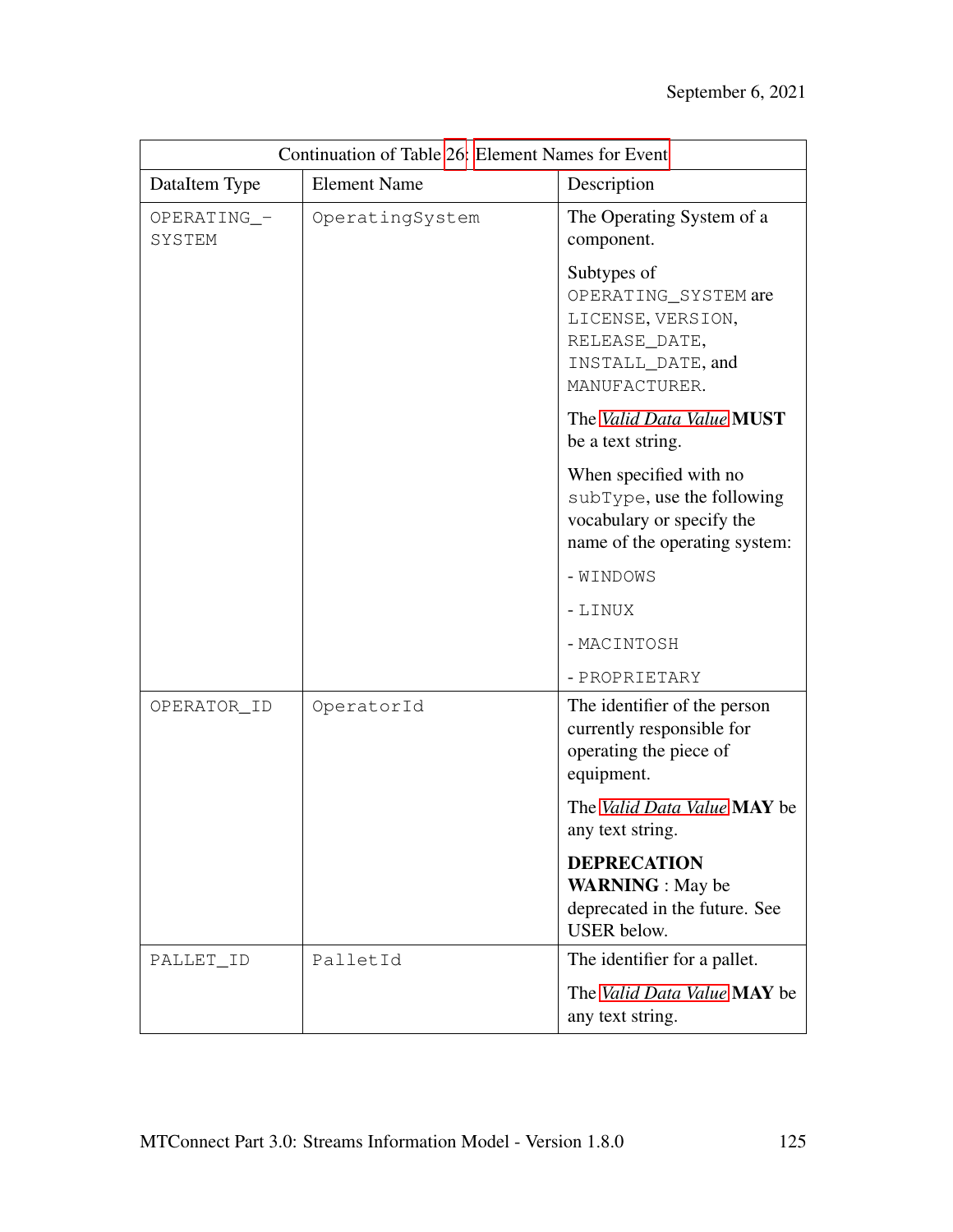| Continuation of Table 26: Element Names for Event | | |
|---|---|---|
| DataItem Type | Element Name | Description |
| OPERATING_SYSTEM | OperatingSystem | The Operating System of a component.<br><br>Subtypes of OPERATING_SYSTEM are LICENSE, VERSION, RELEASE_DATE, INSTALL_DATE, and MANUFACTURER.<br><br>The *Valid Data Value* **MUST** be a text string.<br><br>When specified with no subType, use the following vocabulary or specify the name of the operating system:<br><br>- WINDOWS<br><br>- LINUX<br><br>- MACINTOSH<br><br>- PROPRIETARY |
| OPERATOR_ID | OperatorId | The identifier of the person currently responsible for operating the piece of equipment.<br><br>The *Valid Data Value* **MAY** be any text string.<br><br>**DEPRECATION WARNING** : May be deprecated in the future. See USER below. |
| PALLET_ID | PalletId | The identifier for a pallet.<br><br>The *Valid Data Value* **MAY** be any text string. |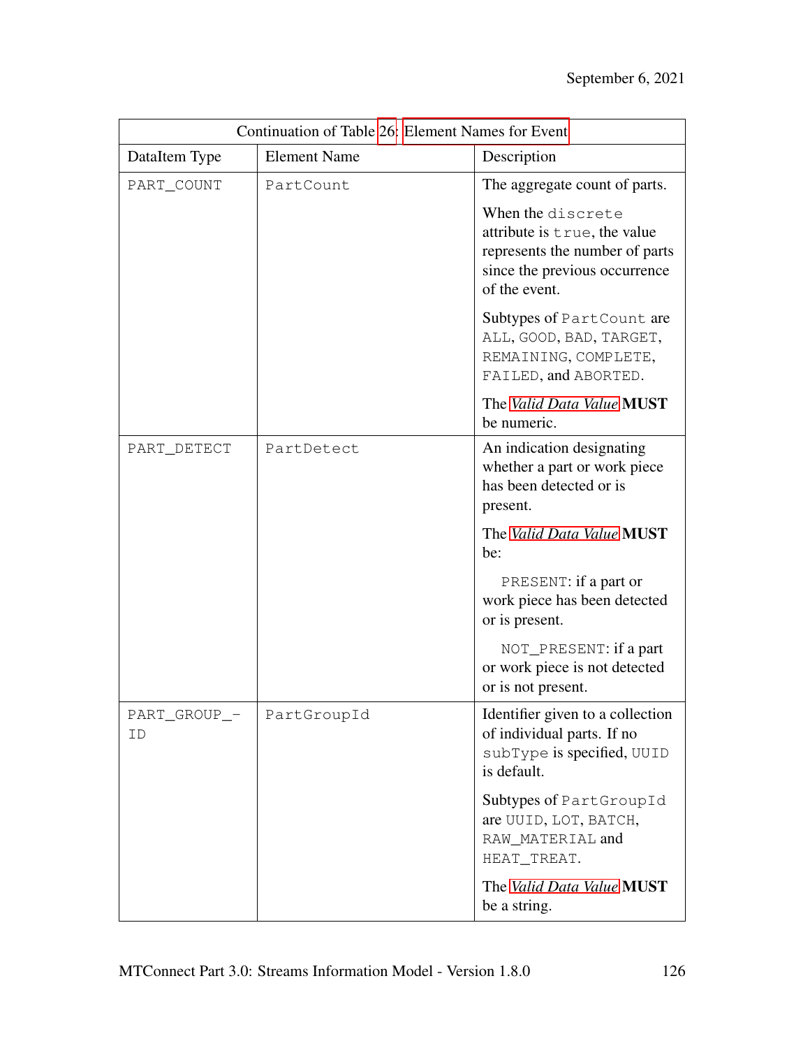Continuation of Table 26: Element Names for Event

| DataItem Type | Element Name | Description |
| --- | --- | --- |
| PART_COUNT | PartCount | The aggregate count of parts.<br><br>When the discrete attribute is true, the value represents the number of parts since the previous occurrence of the event.<br><br>Subtypes of PartCount are ALL, GOOD, BAD, TARGET, REMAINING, COMPLETE, FAILED, and ABORTED.<br><br>The *Valid Data Value* **MUST** be numeric. |
| PART_DETECT | PartDetect | An indication designating whether a part or work piece has been detected or is present.<br><br>The *Valid Data Value* **MUST** be:<br><br>PRESENT: if a part or work piece has been detected or is present.<br><br>NOT_PRESENT: if a part or work piece is not detected or is not present. |
| PART_GROUP_ID | PartGroupId | Identifier given to a collection of individual parts. If no subType is specified, UUID is default.<br><br>Subtypes of PartGroupId are UUID, LOT, BATCH, RAW_MATERIAL and HEAT_TREAT.<br><br>The *Valid Data Value* **MUST** be a string. |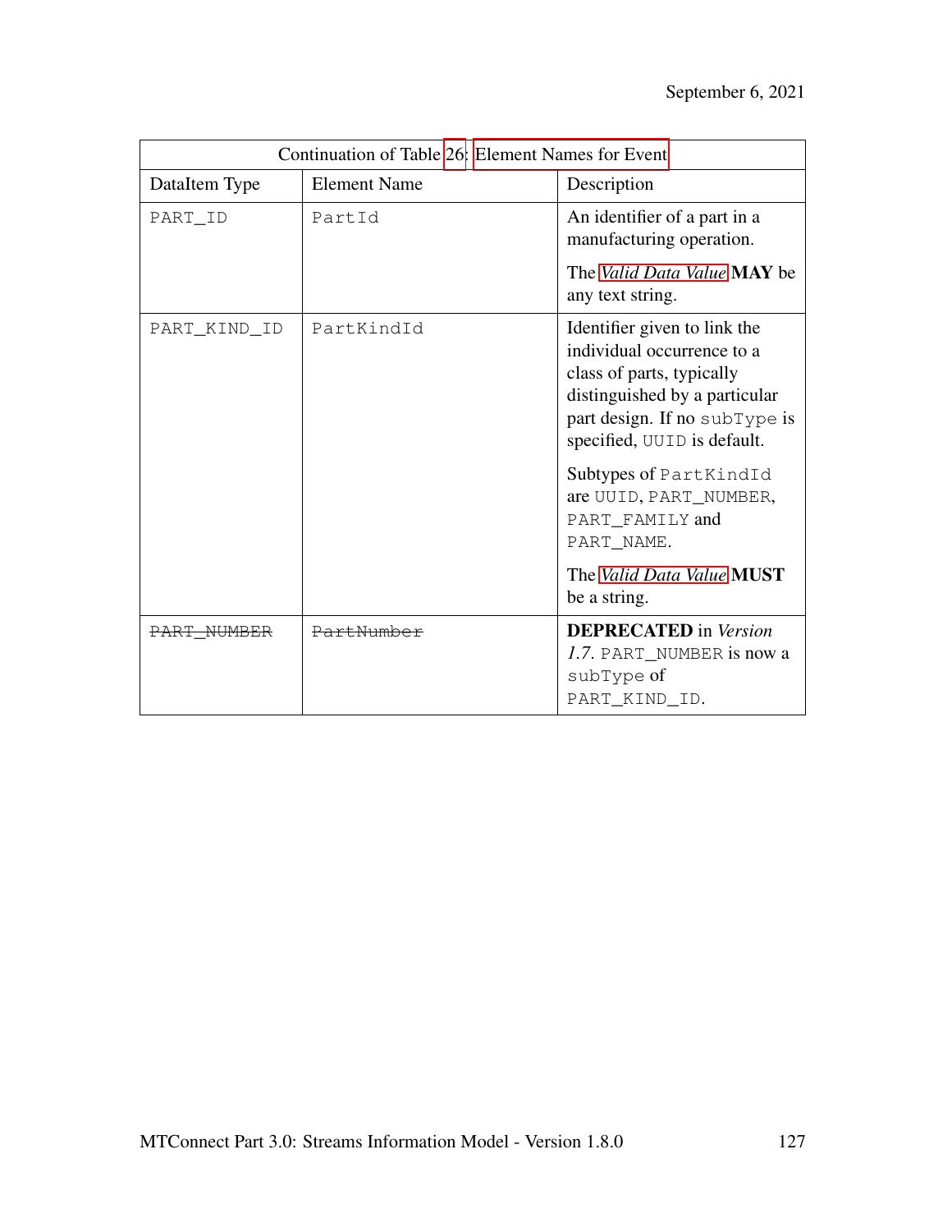| Continuation of Table 26: Element Names for Event | | |
|---|---|---|
| DataItem Type | Element Name | Description |
| PART_ID | PartId | An identifier of a part in a manufacturing operation.<br><br>The *Valid Data Value* **MAY** be any text string. |
| PART_KIND_ID | PartKindId | Identifier given to link the individual occurrence to a class of parts, typically distinguished by a particular part design. If no subType is specified, UUID is default.<br><br>Subtypes of PartKindId are UUID, PART_NUMBER, PART_FAMILY and PART_NAME.<br><br>The *Valid Data Value* **MUST** be a string. |
| ~~PART_NUMBER~~ | ~~PartNumber~~ | **DEPRECATED** in *Version 1.7*. PART_NUMBER is now a subType of PART_KIND_ID. |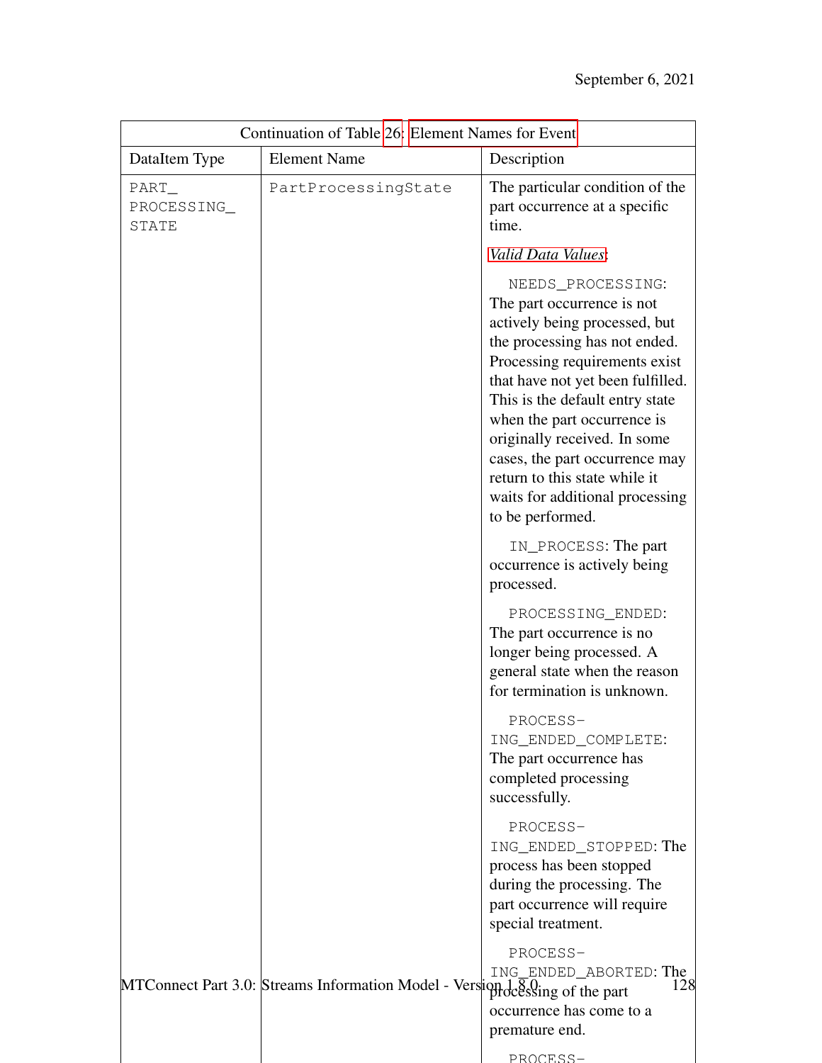Continuation of Table 26: Element Names for Event

| DataItem Type | Element Name | Description |
|---|---|---|
| PART_PROCESSING_STATE | PartProcessingState | The particular condition of the part occurrence at a specific time.<br><br>*Valid Data Values*:<br><br>NEEDS_PROCESSING: The part occurrence is not actively being processed, but the processing has not ended. Processing requirements exist that have not yet been fulfilled. This is the default entry state when the part occurrence is originally received. In some cases, the part occurrence may return to this state while it waits for additional processing to be performed.<br><br>IN_PROCESS: The part occurrence is actively being processed.<br><br>PROCESSING_ENDED: The part occurrence is no longer being processed. A general state when the reason for termination is unknown.<br><br>PROCESSING_ENDED_COMPLETE: The part occurrence has completed processing successfully.<br><br>PROCESSING_ENDED_STOPPED: The process has been stopped during the processing. The part occurrence will require special treatment.<br><br>PROCESSING_ENDED_ABORTED: The processing of the part occurrence has come to a premature end.<br><br>PROCESS- |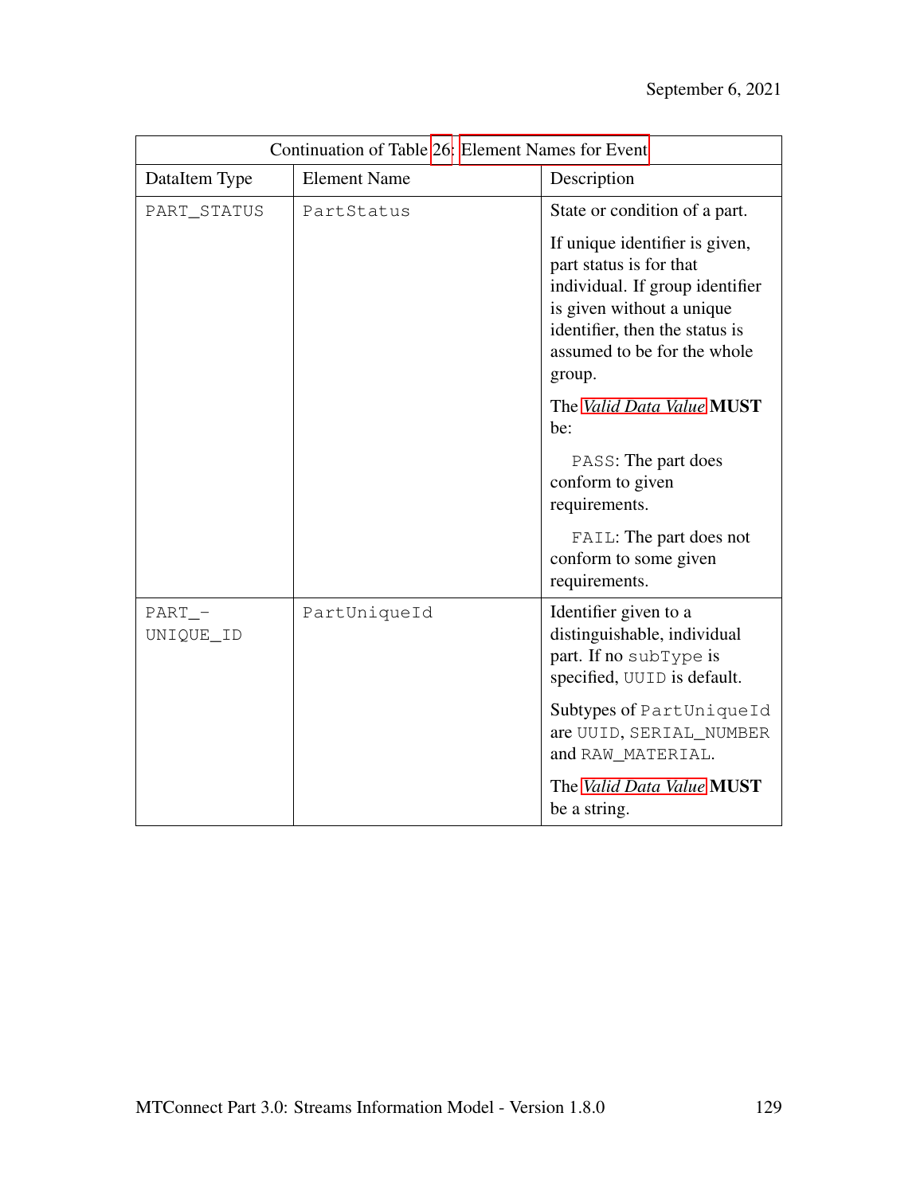| Continuation of Table 26: Element Names for Event | | |
|---|---|---|
| DataItem Type | Element Name | Description |
| PART_STATUS | PartStatus | State or condition of a part.<br><br>If unique identifier is given, part status is for that individual. If group identifier is given without a unique identifier, then the status is assumed to be for the whole group.<br><br>The *Valid Data Value* **MUST** be:<br><br>PASS: The part does conform to given requirements.<br><br>FAIL: The part does not conform to some given requirements. |
| PART_UNIQUE_ID | PartUniqueId | Identifier given to a distinguishable, individual part. If no subType is specified, UUID is default.<br><br>Subtypes of PartUniqueId are UUID, SERIAL_NUMBER and RAW_MATERIAL.<br><br>The *Valid Data Value* **MUST** be a string. |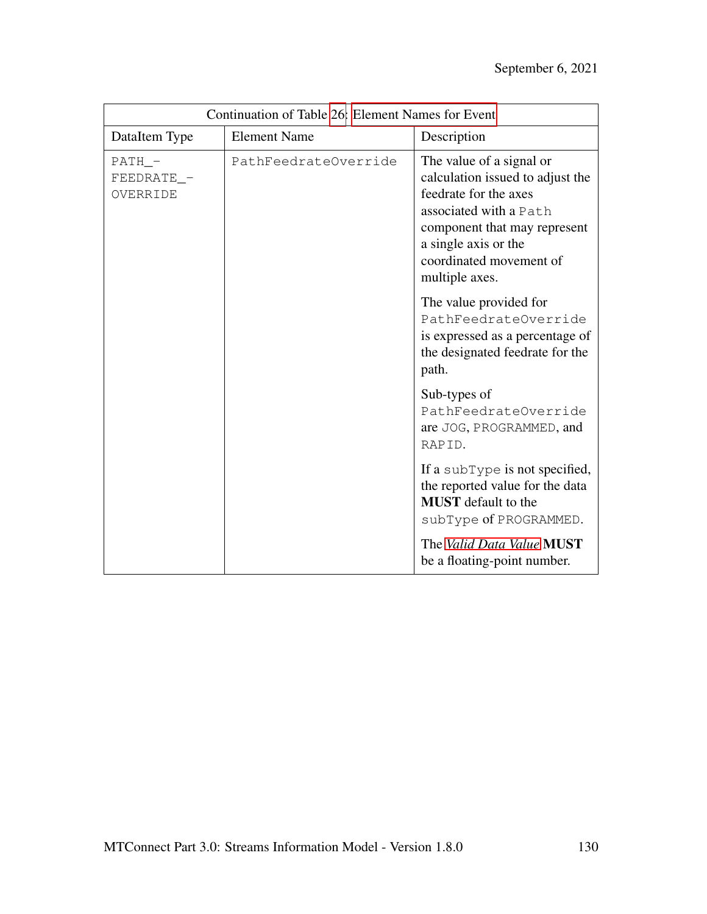| Continuation of Table 26: Element Names for Event | | |
|---|---|---|
| DataItem Type | Element Name | Description |
| PATH_-FEEDRATE_-OVERRIDE | PathFeedrateOverride | The value of a signal or calculation issued to adjust the feedrate for the axes associated with a Path component that may represent a single axis or the coordinated movement of multiple axes.<br><br>The value provided for PathFeedrateOverride is expressed as a percentage of the designated feedrate for the path.<br><br>Sub-types of PathFeedrateOverride are JOG, PROGRAMMED, and RAPID.<br><br>If a subType is not specified, the reported value for the data **MUST** default to the subType of PROGRAMMED.<br><br>The *Valid Data Value* **MUST** be a floating-point number. |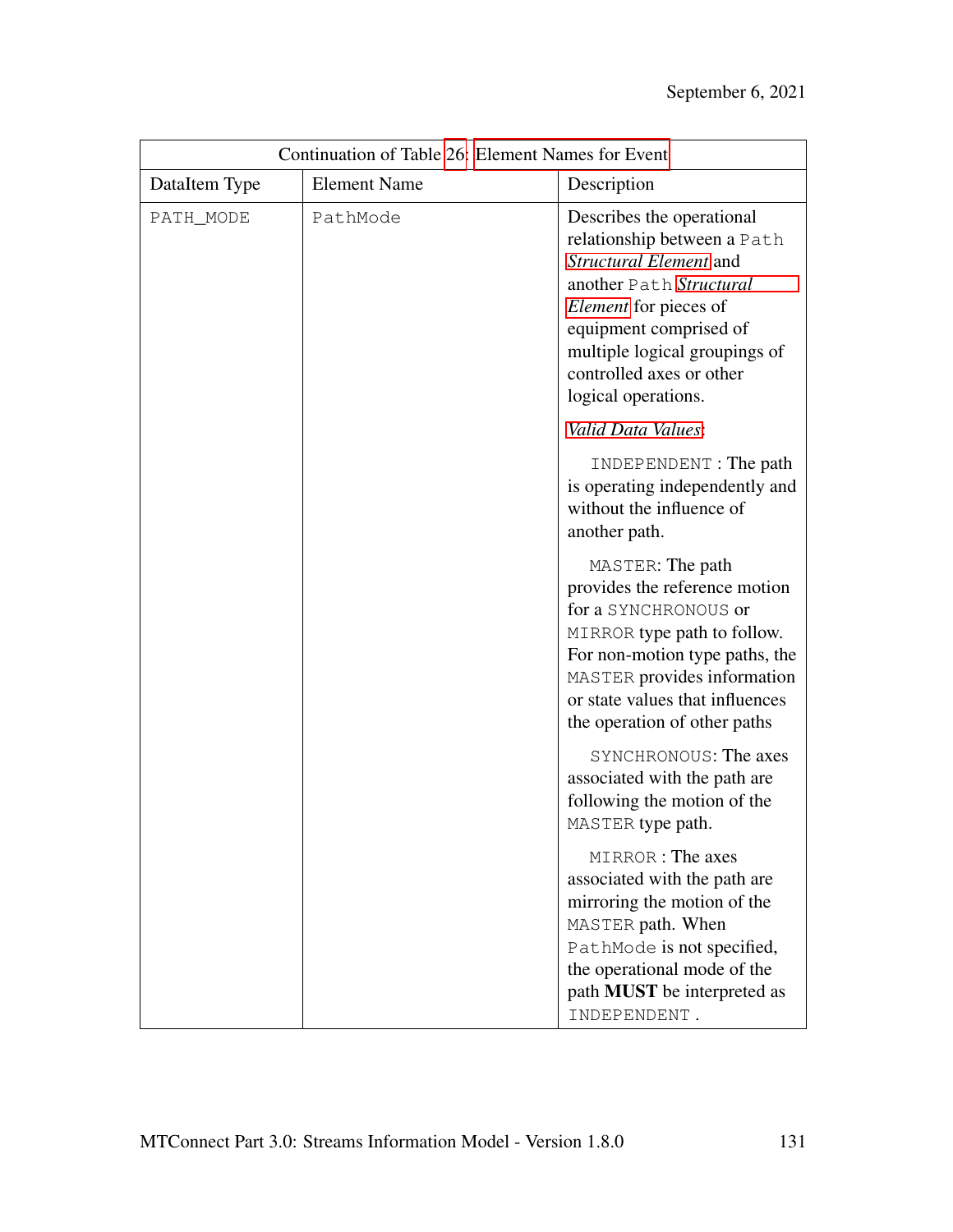Continuation of Table 26: Element Names for Event

| DataItem Type | Element Name | Description |
|---|---|---|
| PATH_MODE | PathMode | Describes the operational relationship between a Path *Structural Element* and another Path *Structural Element* for pieces of equipment comprised of multiple logical groupings of controlled axes or other logical operations.<br><br>*Valid Data Values*:<br><br>INDEPENDENT : The path is operating independently and without the influence of another path.<br><br>MASTER: The path provides the reference motion for a SYNCHRONOUS or MIRROR type path to follow. For non-motion type paths, the MASTER provides information or state values that influences the operation of other paths<br><br>SYNCHRONOUS: The axes associated with the path are following the motion of the MASTER type path.<br><br>MIRROR : The axes associated with the path are mirroring the motion of the MASTER path. When PathMode is not specified, the operational mode of the path **MUST** be interpreted as INDEPENDENT . |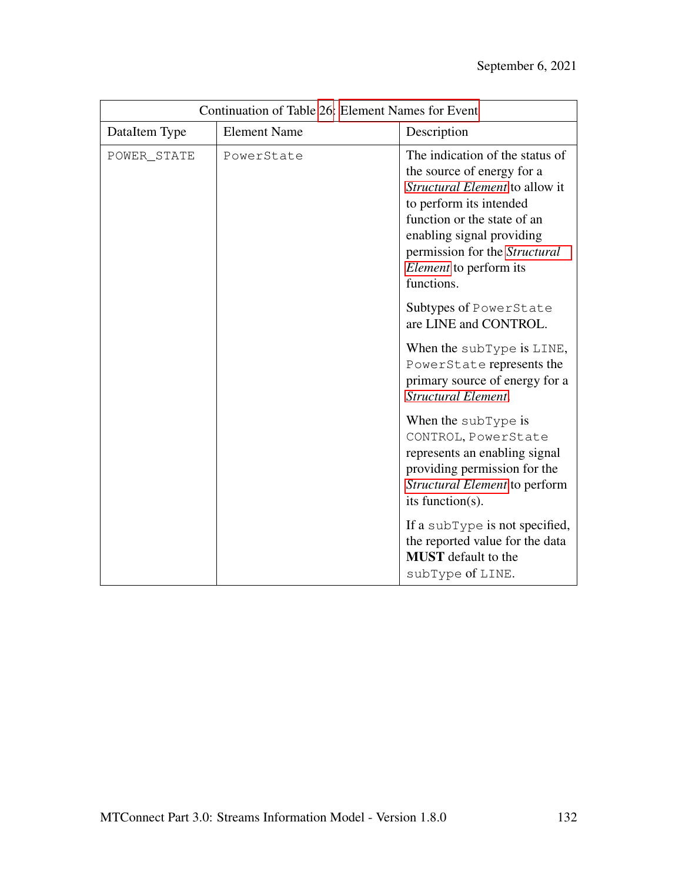| Continuation of Table 26: Element Names for Event | | |
|---|---|---|
| DataItem Type | Element Name | Description |
| `POWER_STATE` | `PowerState` | The indication of the status of the source of energy for a *Structural Element* to allow it to perform its intended function or the state of an enabling signal providing permission for the *Structural Element* to perform its functions.<br><br>Subtypes of `PowerState` are LINE and CONTROL.<br><br>When the `subType` is `LINE`, `PowerState` represents the primary source of energy for a *Structural Element*.<br><br>When the `subType` is `CONTROL`, `PowerState` represents an enabling signal providing permission for the *Structural Element* to perform its function(s).<br><br>If a `subType` is not specified, the reported value for the data **MUST** default to the `subType` of `LINE`. |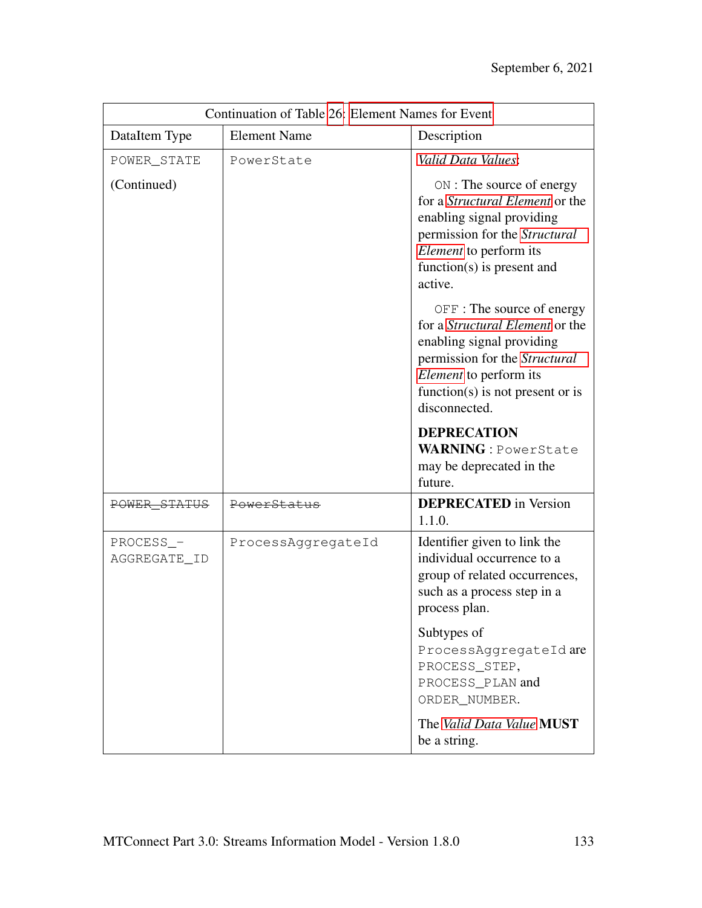| Continuation of Table 26: Element Names for Event | | |
|---|---|---|
| DataItem Type | Element Name | Description |
| POWER_STATE<br><br>(Continued) | PowerState | *Valid Data Values*:<br><br>ON : The source of energy for a *Structural Element* or the enabling signal providing permission for the *Structural Element* to perform its function(s) is present and active.<br><br>OFF : The source of energy for a *Structural Element* or the enabling signal providing permission for the *Structural Element* to perform its function(s) is not present or is disconnected.<br><br>**DEPRECATION WARNING** : PowerState may be deprecated in the future. |
| ~~POWER_STATUS~~ | ~~PowerStatus~~ | **DEPRECATED** in Version 1.1.0. |
| PROCESS_-AGGREGATE_ID | ProcessAggregateId | Identifier given to link the individual occurrence to a group of related occurrences, such as a process step in a process plan.<br><br>Subtypes of ProcessAggregateId are PROCESS_STEP, PROCESS_PLAN and ORDER_NUMBER.<br><br>The *Valid Data Value* **MUST** be a string. |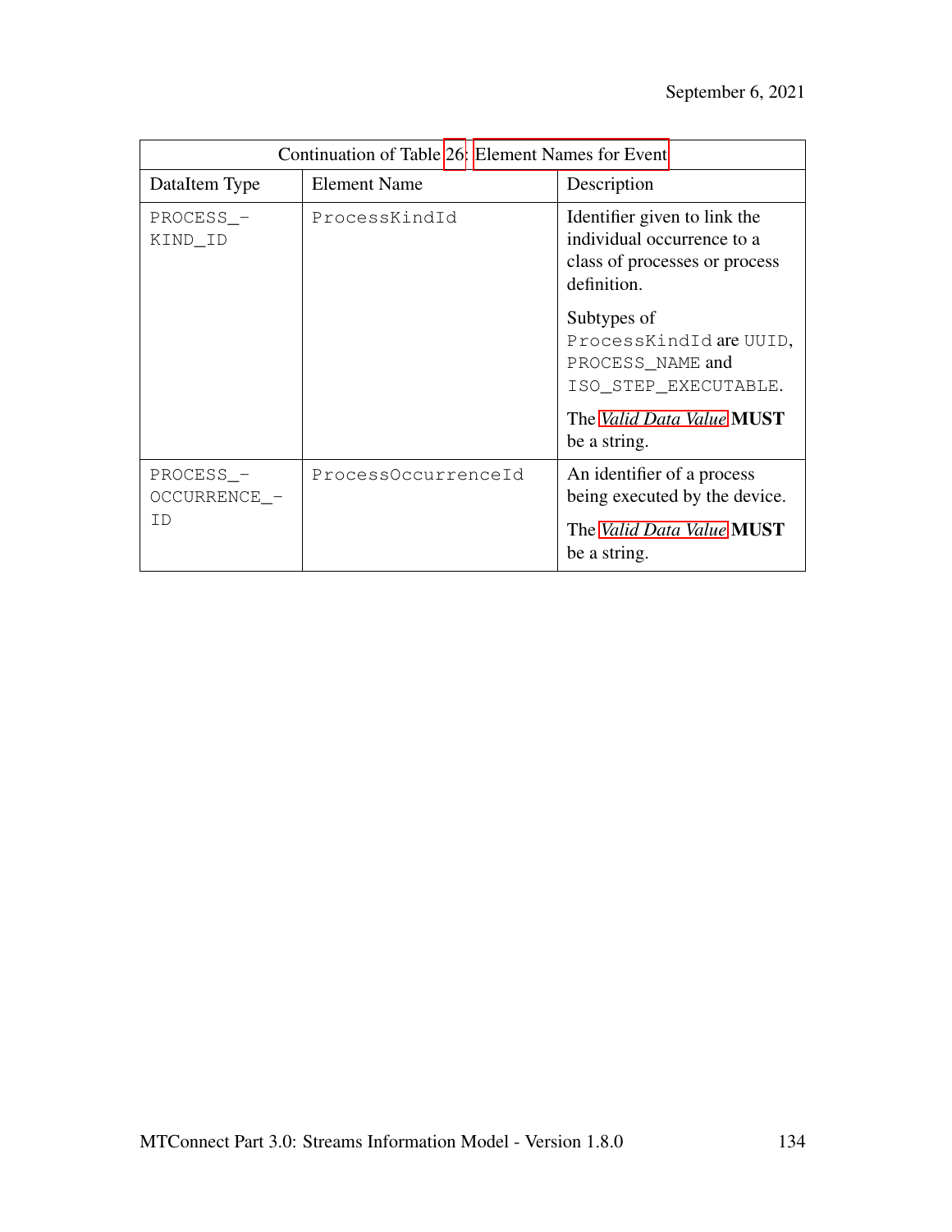| Continuation of Table 26: Element Names for Event | | |
|---|---|---|
| DataItem Type | Element Name | Description |
| PROCESS_KIND_ID | ProcessKindId | Identifier given to link the individual occurrence to a class of processes or process definition.<br><br>Subtypes of ProcessKindId are UUID, PROCESS_NAME and ISO_STEP_EXECUTABLE.<br><br>The *Valid Data Value* **MUST** be a string. |
| PROCESS_OCCURRENCE_ID | ProcessOccurrenceId | An identifier of a process being executed by the device.<br><br>The *Valid Data Value* **MUST** be a string. |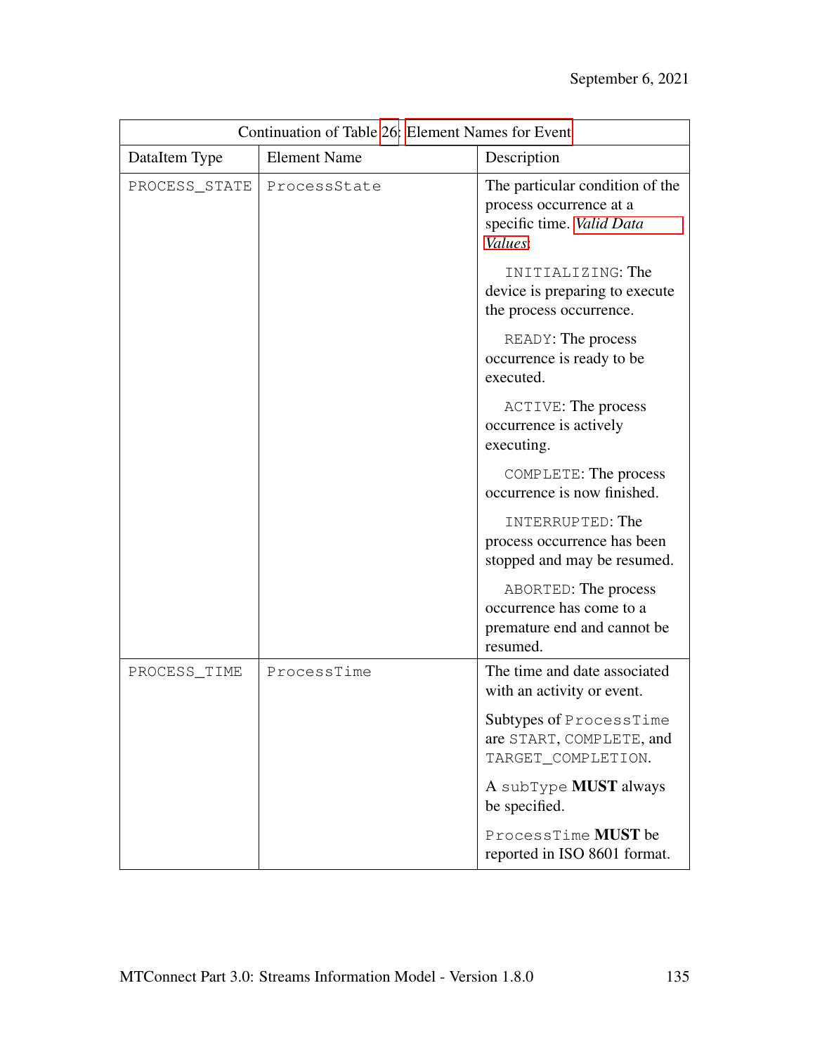| Continuation of Table 26: Element Names for Event | | |
|---|---|---|
| DataItem Type | Element Name | Description |
| PROCESS_STATE | ProcessState | The particular condition of the process occurrence at a specific time. *Valid Data Values*: <br><br> INITIALIZING: The device is preparing to execute the process occurrence. <br><br> READY: The process occurrence is ready to be executed. <br><br> ACTIVE: The process occurrence is actively executing. <br><br> COMPLETE: The process occurrence is now finished. <br><br> INTERRUPTED: The process occurrence has been stopped and may be resumed. <br><br> ABORTED: The process occurrence has come to a premature end and cannot be resumed. |
| PROCESS_TIME | ProcessTime | The time and date associated with an activity or event. <br><br> Subtypes of ProcessTime are START, COMPLETE, and TARGET_COMPLETION. <br><br> A subType **MUST** always be specified. <br><br> ProcessTime **MUST** be reported in ISO 8601 format. |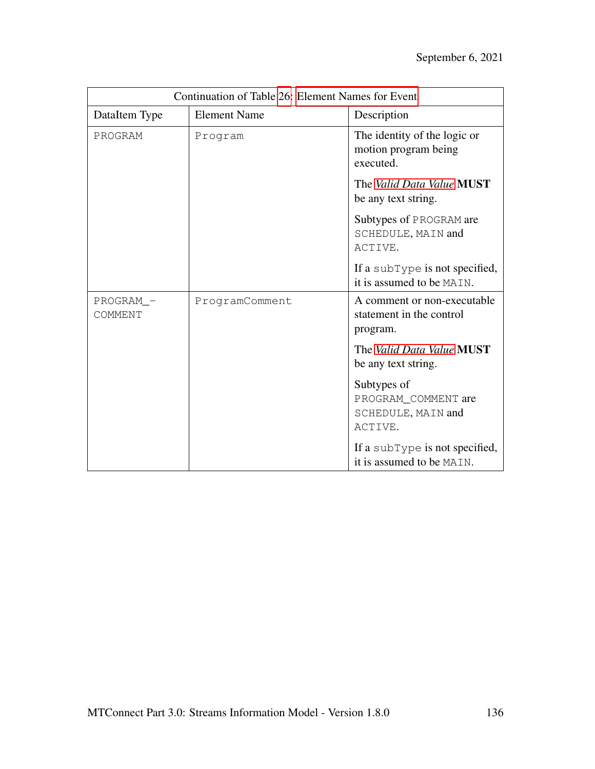| Continuation of Table 26: Element Names for Event | | |
|---|---|---|
| DataItem Type | Element Name | Description |
| PROGRAM | Program | The identity of the logic or motion program being executed.<br><br>The *Valid Data Value* **MUST** be any text string.<br><br>Subtypes of PROGRAM are SCHEDULE, MAIN and ACTIVE.<br><br>If a subType is not specified, it is assumed to be MAIN. |
| PROGRAM_COMMENT | ProgramComment | A comment or non-executable statement in the control program.<br><br>The *Valid Data Value* **MUST** be any text string.<br><br>Subtypes of PROGRAM_COMMENT are SCHEDULE, MAIN and ACTIVE.<br><br>If a subType is not specified, it is assumed to be MAIN. |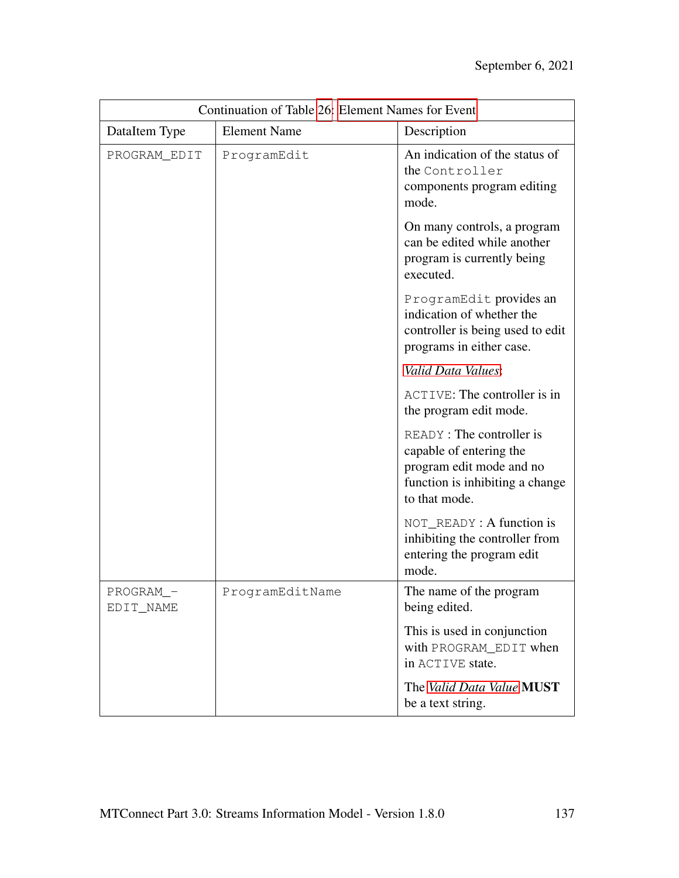| Continuation of Table 26: Element Names for Event | | |
|---|---|---|
| DataItem Type | Element Name | Description |
| PROGRAM_EDIT | ProgramEdit | An indication of the status of the Controller components program editing mode.<br><br>On many controls, a program can be edited while another program is currently being executed.<br><br>ProgramEdit provides an indication of whether the controller is being used to edit programs in either case.<br><br>*Valid Data Values*:<br><br>ACTIVE: The controller is in the program edit mode.<br><br>READY : The controller is capable of entering the program edit mode and no function is inhibiting a change to that mode.<br><br>NOT_READY : A function is inhibiting the controller from entering the program edit mode. |
| PROGRAM_-EDIT_NAME | ProgramEditName | The name of the program being edited.<br><br>This is used in conjunction with PROGRAM_EDIT when in ACTIVE state.<br><br>The *Valid Data Value* **MUST** be a text string. |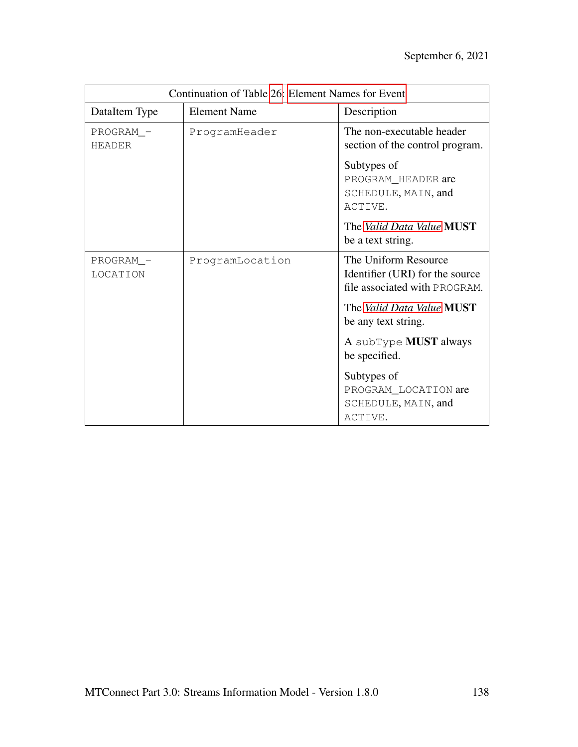| Continuation of Table 26: Element Names for Event | | |
|---|---|---|
| DataItem Type | Element Name | Description |
| PROGRAM_-HEADER | ProgramHeader | The non-executable header section of the control program.<br><br>Subtypes of PROGRAM_HEADER are SCHEDULE, MAIN, and ACTIVE.<br><br>The *Valid Data Value* **MUST** be a text string. |
| PROGRAM_-LOCATION | ProgramLocation | The Uniform Resource Identifier (URI) for the source file associated with PROGRAM.<br><br>The *Valid Data Value* **MUST** be any text string.<br><br>A subType **MUST** always be specified.<br><br>Subtypes of PROGRAM_LOCATION are SCHEDULE, MAIN, and ACTIVE. |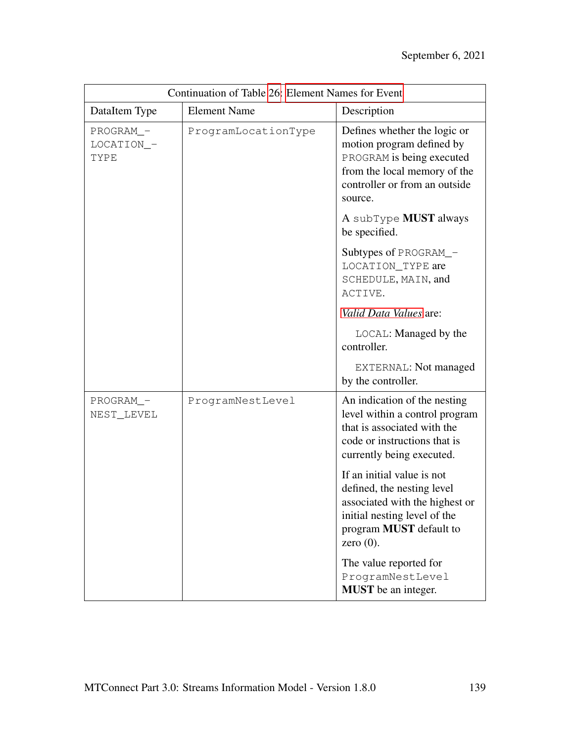| Continuation of Table 26: Element Names for Event | | |
|---|---|---|
| DataItem Type | Element Name | Description |
| PROGRAM_LOCATION_TYPE | ProgramLocationType | Defines whether the logic or motion program defined by PROGRAM is being executed from the local memory of the controller or from an outside source.<br><br>A subType **MUST** always be specified.<br><br>Subtypes of PROGRAM_LOCATION_TYPE are SCHEDULE, MAIN, and ACTIVE.<br><br>*Valid Data Values* are:<br><br>LOCAL: Managed by the controller.<br><br>EXTERNAL: Not managed by the controller. |
| PROGRAM_NEST_LEVEL | ProgramNestLevel | An indication of the nesting level within a control program that is associated with the code or instructions that is currently being executed.<br><br>If an initial value is not defined, the nesting level associated with the highest or initial nesting level of the program **MUST** default to zero (0).<br><br>The value reported for ProgramNestLevel **MUST** be an integer. |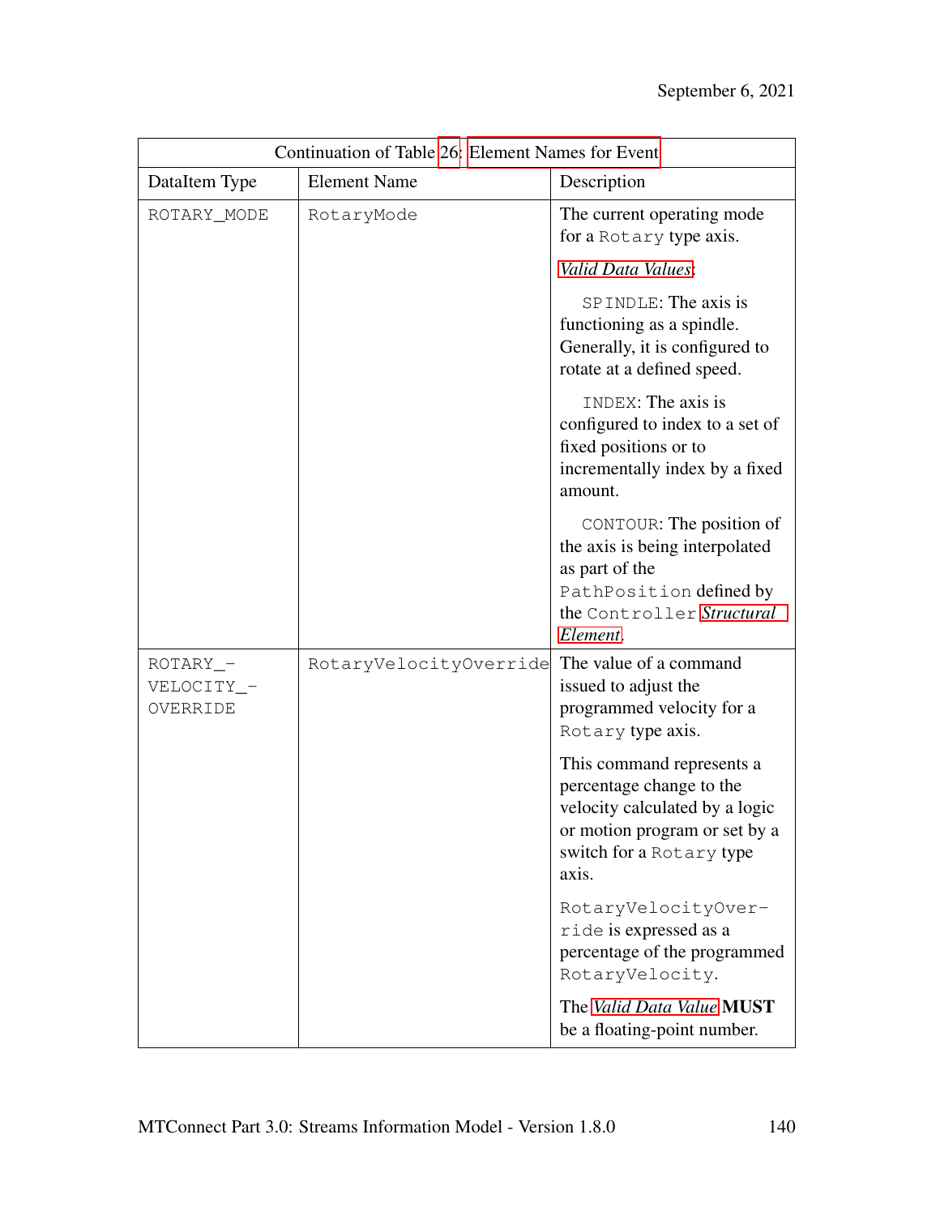Continuation of Table 26: Element Names for Event

| DataItem Type | Element Name | Description |
|---|---|---|
| ROTARY_MODE | RotaryMode | The current operating mode for a Rotary type axis.<br><br>*Valid Data Values*:<br><br>SPINDLE: The axis is functioning as a spindle. Generally, it is configured to rotate at a defined speed.<br><br>INDEX: The axis is configured to index to a set of fixed positions or to incrementally index by a fixed amount.<br><br>CONTOUR: The position of the axis is being interpolated as part of the PathPosition defined by the Controller *Structural Element*. |
| ROTARY_VELOCITY_OVERRIDE | RotaryVelocityOverride | The value of a command issued to adjust the programmed velocity for a Rotary type axis.<br><br>This command represents a percentage change to the velocity calculated by a logic or motion program or set by a switch for a Rotary type axis.<br><br>RotaryVelocityOverride is expressed as a percentage of the programmed RotaryVelocity.<br><br>The *Valid Data Value* **MUST** be a floating-point number. |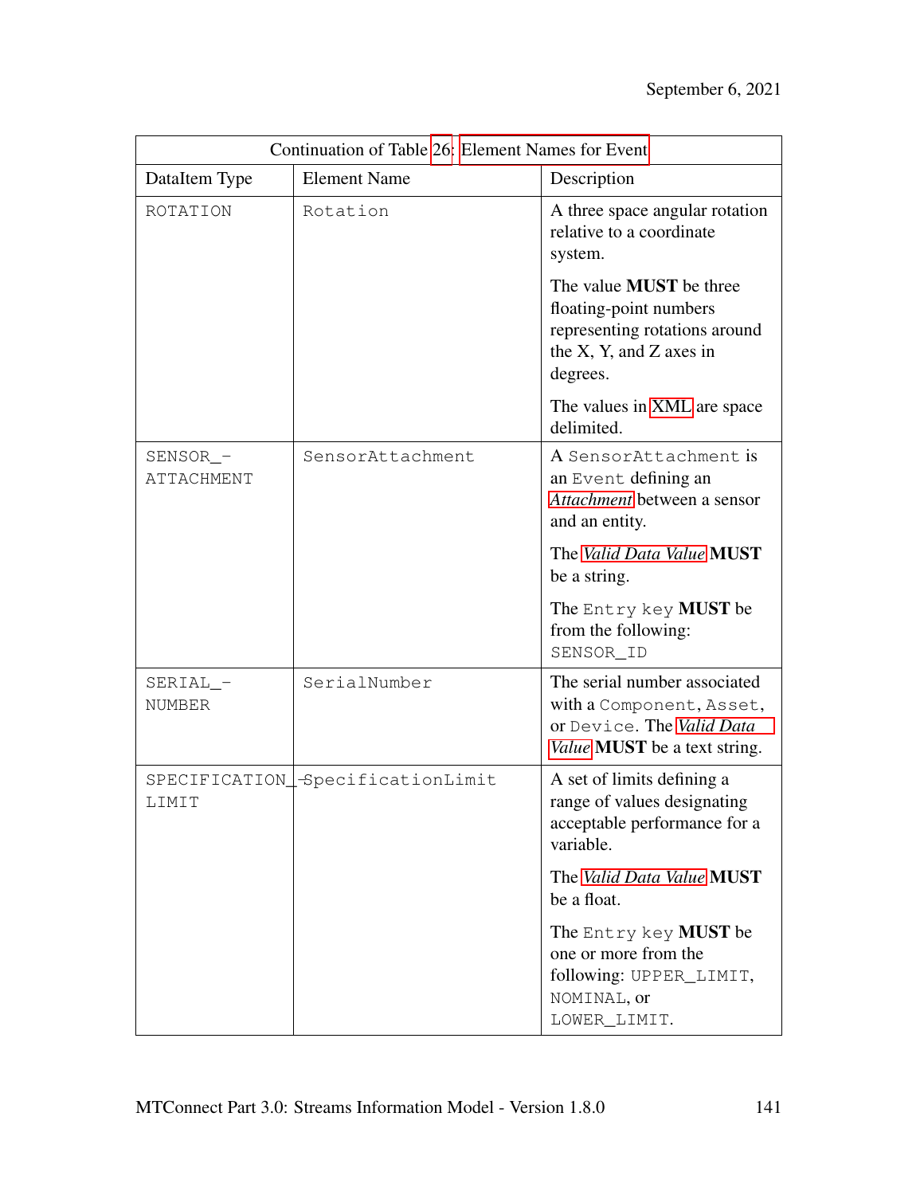| Continuation of Table 26: Element Names for Event | | |
|---|---|---|
| DataItem Type | Element Name | Description |
| ROTATION | Rotation | A three space angular rotation relative to a coordinate system.<br><br>The value **MUST** be three floating-point numbers representing rotations around the X, Y, and Z axes in degrees.<br><br>The values in XML are space delimited. |
| SENSOR_ATTACHMENT | SensorAttachment | A SensorAttachment is an Event defining an *Attachment* between a sensor and an entity.<br><br>The *Valid Data Value* **MUST** be a string.<br><br>The Entry key **MUST** be from the following: SENSOR_ID |
| SERIAL_NUMBER | SerialNumber | The serial number associated with a Component, Asset, or Device. The *Valid Data Value* **MUST** be a text string. |
| SPECIFICATION_LIMIT | SpecificationLimit | A set of limits defining a range of values designating acceptable performance for a variable.<br><br>The *Valid Data Value* **MUST** be a float.<br><br>The Entry key **MUST** be one or more from the following: UPPER_LIMIT, NOMINAL, or LOWER_LIMIT. |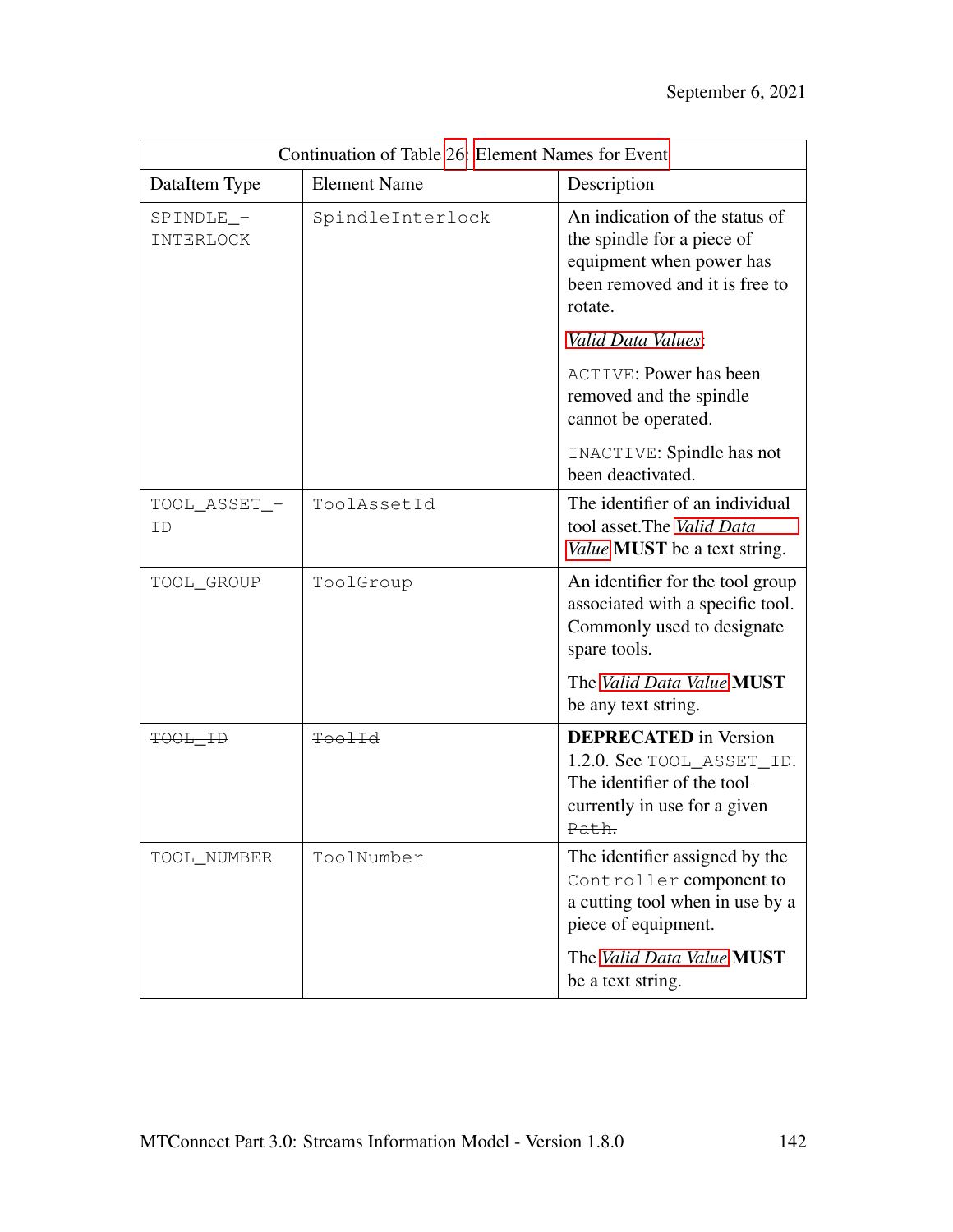| Continuation of Table 26: Element Names for Event | | |
|---|---|---|
| DataItem Type | Element Name | Description |
| SPINDLE_INTERLOCK | SpindleInterlock | An indication of the status of the spindle for a piece of equipment when power has been removed and it is free to rotate.<br><br>*Valid Data Values*:<br><br>ACTIVE: Power has been removed and the spindle cannot be operated.<br><br>INACTIVE: Spindle has not been deactivated. |
| TOOL_ASSET_ID | ToolAssetId | The identifier of an individual tool asset.The *Valid Data Value* **MUST** be a text string. |
| TOOL_GROUP | ToolGroup | An identifier for the tool group associated with a specific tool. Commonly used to designate spare tools.<br><br>The *Valid Data Value* **MUST** be any text string. |
| ~~TOOL_ID~~ | ~~ToolId~~ | **DEPRECATED** in Version 1.2.0. See TOOL_ASSET_ID. ~~The identifier of the tool currently in use for a given Path.~~ |
| TOOL_NUMBER | ToolNumber | The identifier assigned by the Controller component to a cutting tool when in use by a piece of equipment.<br><br>The *Valid Data Value* **MUST** be a text string. |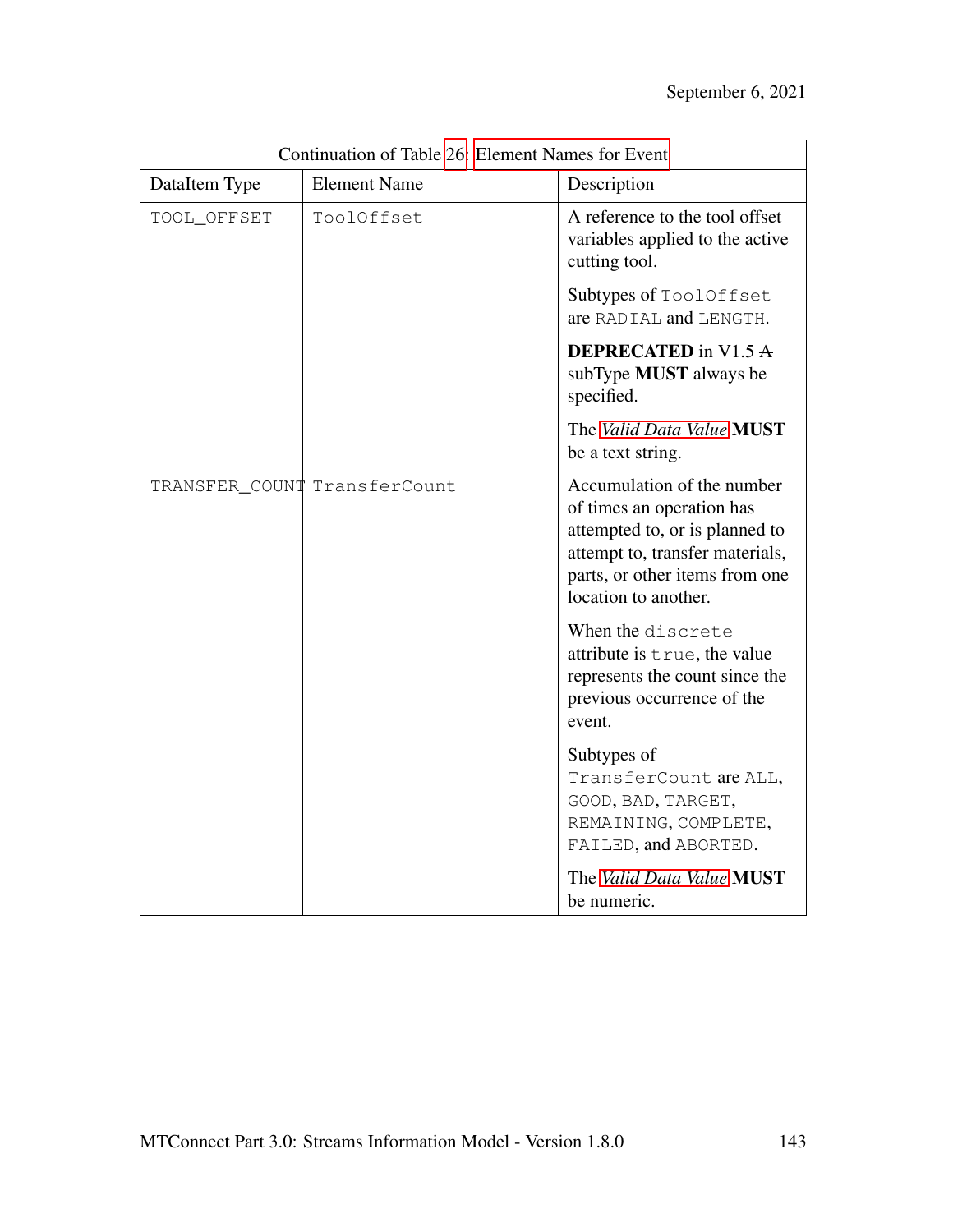| Continuation of Table 26: Element Names for Event | | |
|---|---|---|
| DataItem Type | Element Name | Description |
| TOOL_OFFSET | ToolOffset | A reference to the tool offset variables applied to the active cutting tool.<br><br>Subtypes of ToolOffset are RADIAL and LENGTH.<br><br>**DEPRECATED** in V1.5 ~~A subType **MUST** always be specified.~~<br><br>The *Valid Data Value* **MUST** be a text string. |
| TRANSFER_COUNT | TransferCount | Accumulation of the number of times an operation has attempted to, or is planned to attempt to, transfer materials, parts, or other items from one location to another.<br><br>When the discrete attribute is true, the value represents the count since the previous occurrence of the event.<br><br>Subtypes of TransferCount are ALL, GOOD, BAD, TARGET, REMAINING, COMPLETE, FAILED, and ABORTED.<br><br>The *Valid Data Value* **MUST** be numeric. |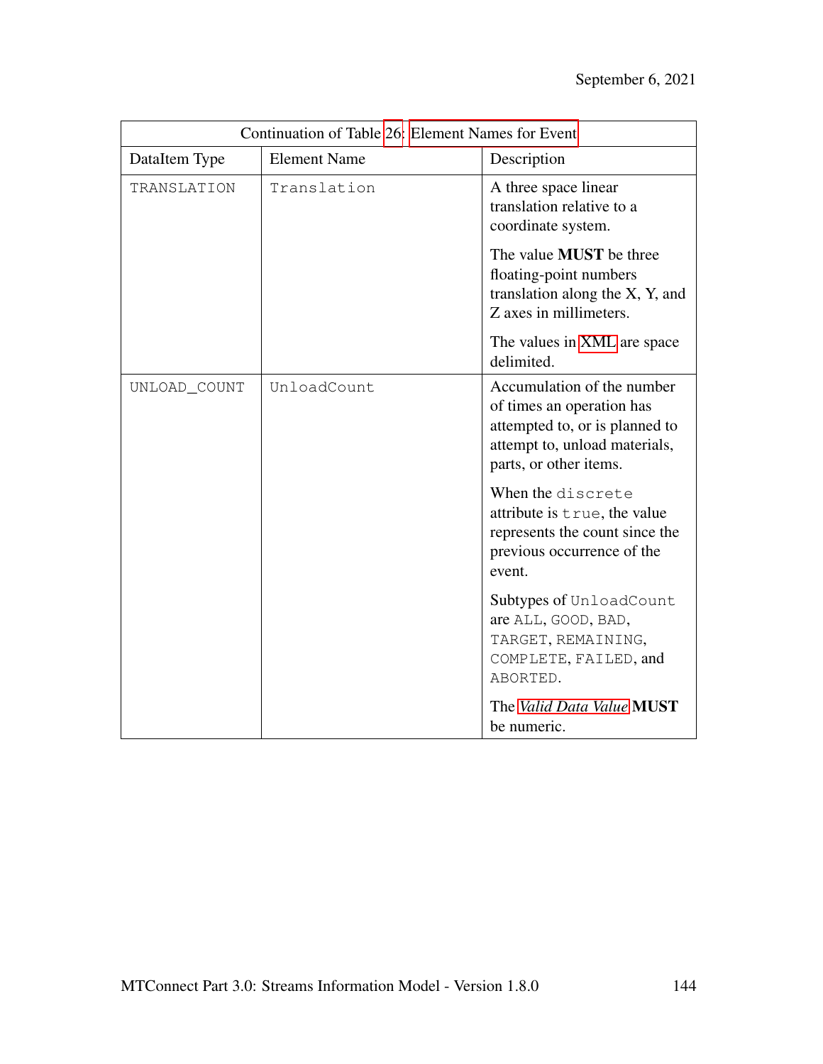| Continuation of Table 26: Element Names for Event | | |
|---|---|---|
| DataItem Type | Element Name | Description |
| TRANSLATION | Translation | A three space linear translation relative to a coordinate system.<br><br>The value **MUST** be three floating-point numbers translation along the X, Y, and Z axes in millimeters.<br><br>The values in XML are space delimited. |
| UNLOAD_COUNT | UnloadCount | Accumulation of the number of times an operation has attempted to, or is planned to attempt to, unload materials, parts, or other items.<br><br>When the discrete attribute is true, the value represents the count since the previous occurrence of the event.<br><br>Subtypes of UnloadCount are ALL, GOOD, BAD, TARGET, REMAINING, COMPLETE, FAILED, and ABORTED.<br><br>The *Valid Data Value* **MUST** be numeric. |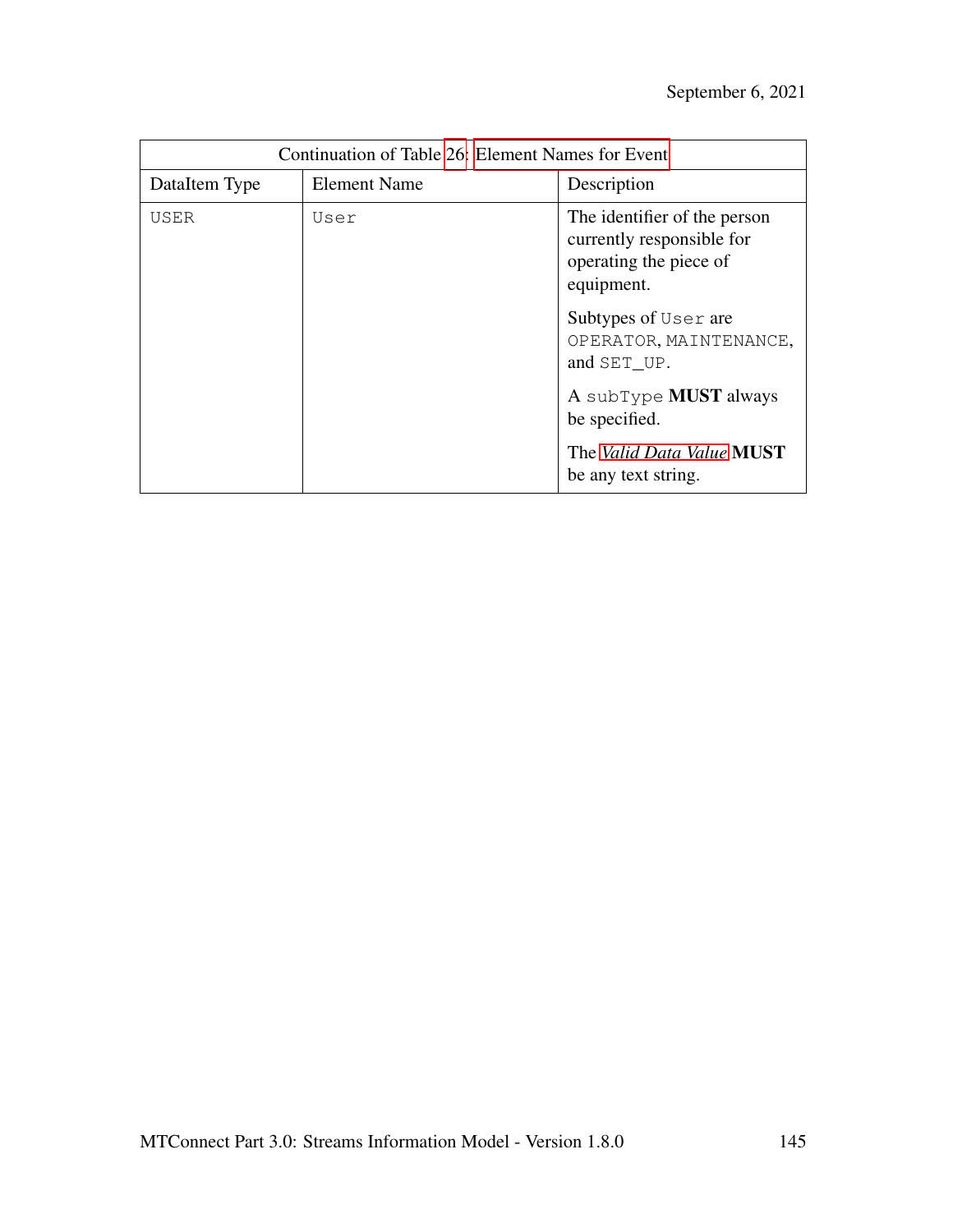| Continuation of Table 26: Element Names for Event | | |
| --- | --- | --- |
| DataItem Type | Element Name | Description |
| USER | User | The identifier of the person currently responsible for operating the piece of equipment. Subtypes of User are OPERATOR, MAINTENANCE, and SET_UP. A subType **MUST** always be specified. The *Valid Data Value* **MUST** be any text string. |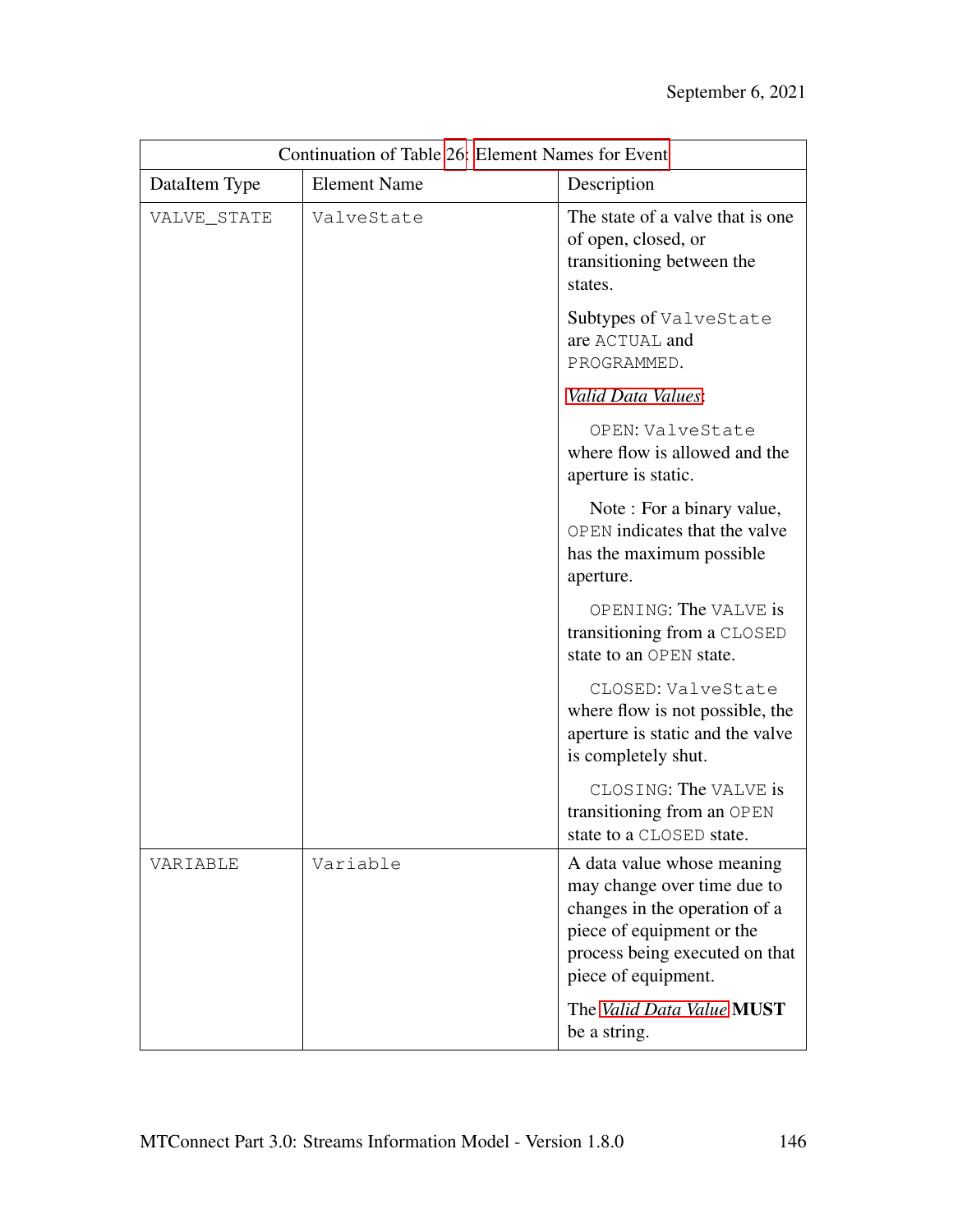| Continuation of Table 26: Element Names for Event | | |
|---|---|---|
| DataItem Type | Element Name | Description |
| VALVE_STATE | ValveState | The state of a valve that is one of open, closed, or transitioning between the states.<br><br>Subtypes of ValveState are ACTUAL and PROGRAMMED.<br><br>*Valid Data Values*:<br><br>OPEN: ValveState where flow is allowed and the aperture is static.<br><br>Note : For a binary value, OPEN indicates that the valve has the maximum possible aperture.<br><br>OPENING: The VALVE is transitioning from a CLOSED state to an OPEN state.<br><br>CLOSED: ValveState where flow is not possible, the aperture is static and the valve is completely shut.<br><br>CLOSING: The VALVE is transitioning from an OPEN state to a CLOSED state. |
| VARIABLE | Variable | A data value whose meaning may change over time due to changes in the operation of a piece of equipment or the process being executed on that piece of equipment.<br><br>The *Valid Data Value* **MUST** be a string. |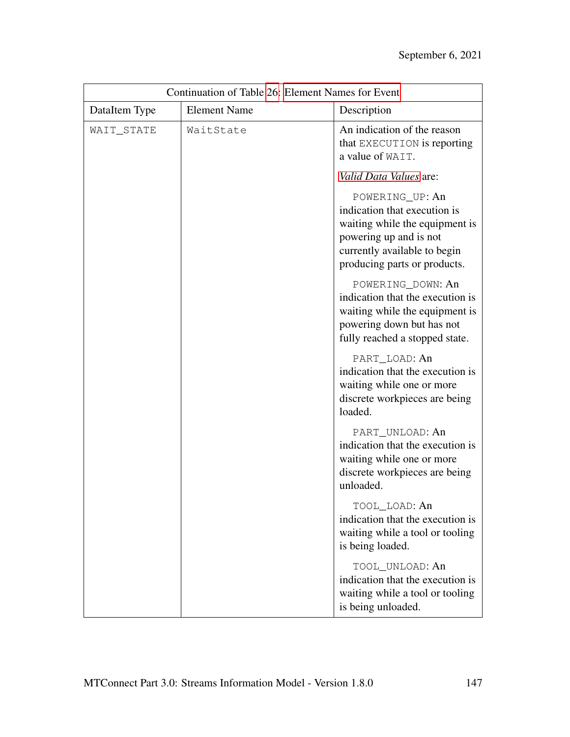| Continuation of Table 26: Element Names for Event | | |
|---|---|---|
| DataItem Type | Element Name | Description |
| WAIT_STATE | WaitState | An indication of the reason that EXECUTION is reporting a value of WAIT.<br><br>*Valid Data Values* are:<br><br>POWERING_UP: An indication that execution is waiting while the equipment is powering up and is not currently available to begin producing parts or products.<br><br>POWERING_DOWN: An indication that the execution is waiting while the equipment is powering down but has not fully reached a stopped state.<br><br>PART_LOAD: An indication that the execution is waiting while one or more discrete workpieces are being loaded.<br><br>PART_UNLOAD: An indication that the execution is waiting while one or more discrete workpieces are being unloaded.<br><br>TOOL_LOAD: An indication that the execution is waiting while a tool or tooling is being loaded.<br><br>TOOL_UNLOAD: An indication that the execution is waiting while a tool or tooling is being unloaded. |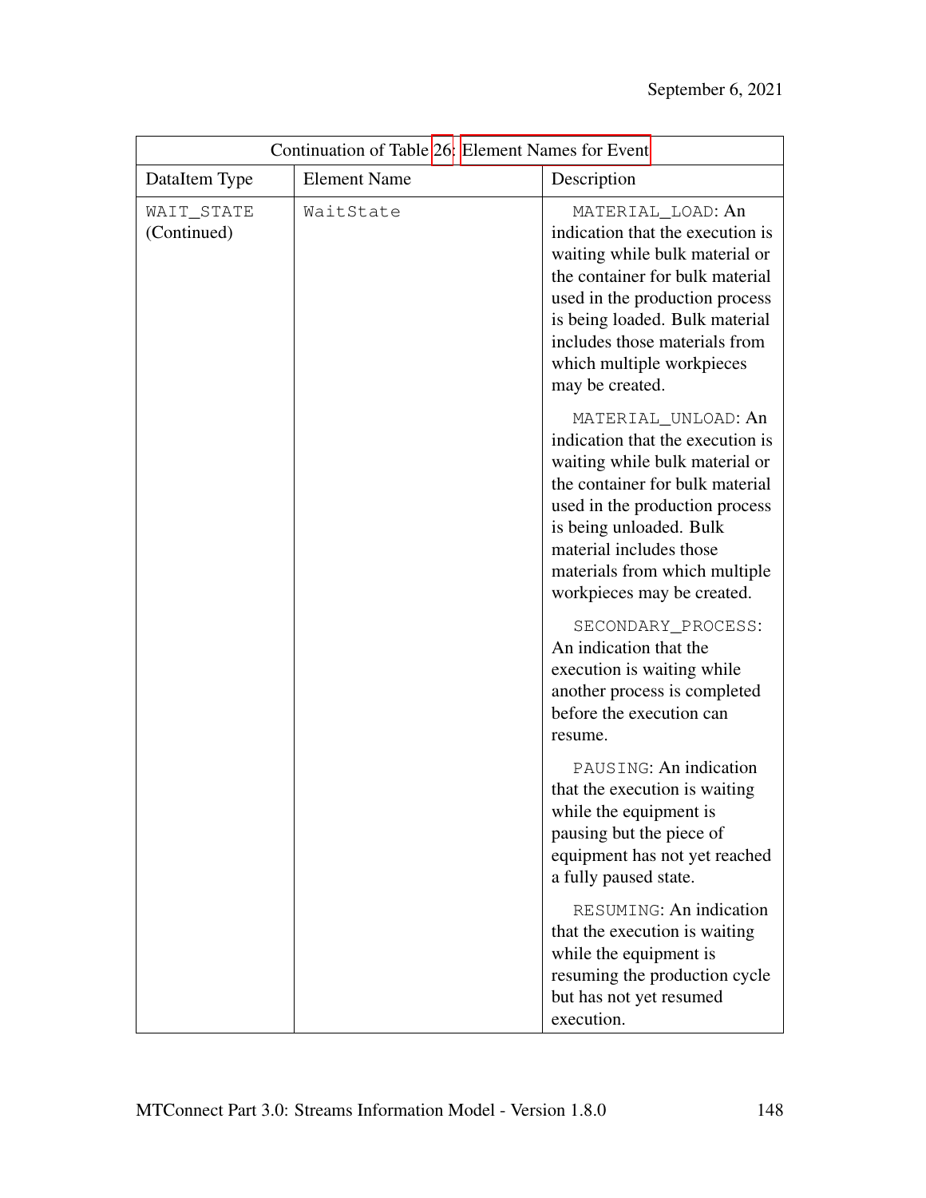| Continuation of Table 26: Element Names for Event | | |
|---|---|---|
| DataItem Type | Element Name | Description |
| WAIT_STATE (Continued) | WaitState | MATERIAL_LOAD: An indication that the execution is waiting while bulk material or the container for bulk material used in the production process is being loaded. Bulk material includes those materials from which multiple workpieces may be created.<br><br>MATERIAL_UNLOAD: An indication that the execution is waiting while bulk material or the container for bulk material used in the production process is being unloaded. Bulk material includes those materials from which multiple workpieces may be created.<br><br>SECONDARY_PROCESS: An indication that the execution is waiting while another process is completed before the execution can resume.<br><br>PAUSING: An indication that the execution is waiting while the equipment is pausing but the piece of equipment has not yet reached a fully paused state.<br><br>RESUMING: An indication that the execution is waiting while the equipment is resuming the production cycle but has not yet resumed execution. |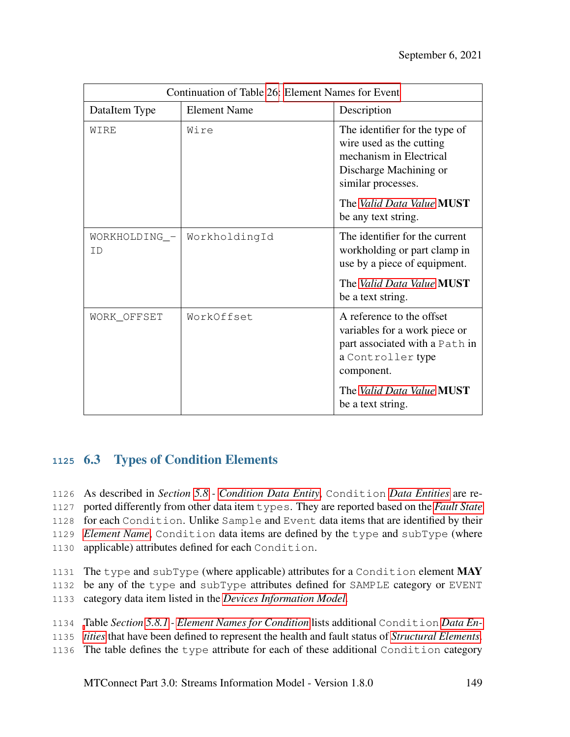Continuation of Table 26: Element Names for Event

| DataItem Type | Element Name | Description |
|---|---|---|
| WIRE | Wire | The identifier for the type of wire used as the cutting mechanism in Electrical Discharge Machining or similar processes. The *Valid Data Value* **MUST** be any text string. |
| WORKHOLDING_ID | WorkholdingId | The identifier for the current workholding or part clamp in use by a piece of equipment. The *Valid Data Value* **MUST** be a text string. |
| WORK_OFFSET | WorkOffset | A reference to the offset variables for a work piece or part associated with a Path in a Controller type component. The *Valid Data Value* **MUST** be a text string. |

## 6.3 Types of Condition Elements

As described in *Section 5.8 - Condition Data Entity*, Condition *Data Entities* are reported differently from other data item types. They are reported based on the *Fault State* for each Condition. Unlike Sample and Event data items that are identified by their *Element Name*, Condition data items are defined by the type and subType (where applicable) attributes defined for each Condition.

The type and subType (where applicable) attributes for a Condition element **MAY** be any of the type and subType attributes defined for SAMPLE category or EVENT category data item listed in the *Devices Information Model*.

Table *Section 5.8.1 - Element Names for Condition* lists additional Condition *Data Entities* that have been defined to represent the health and fault status of *Structural Elements*. The table defines the type attribute for each of these additional Condition category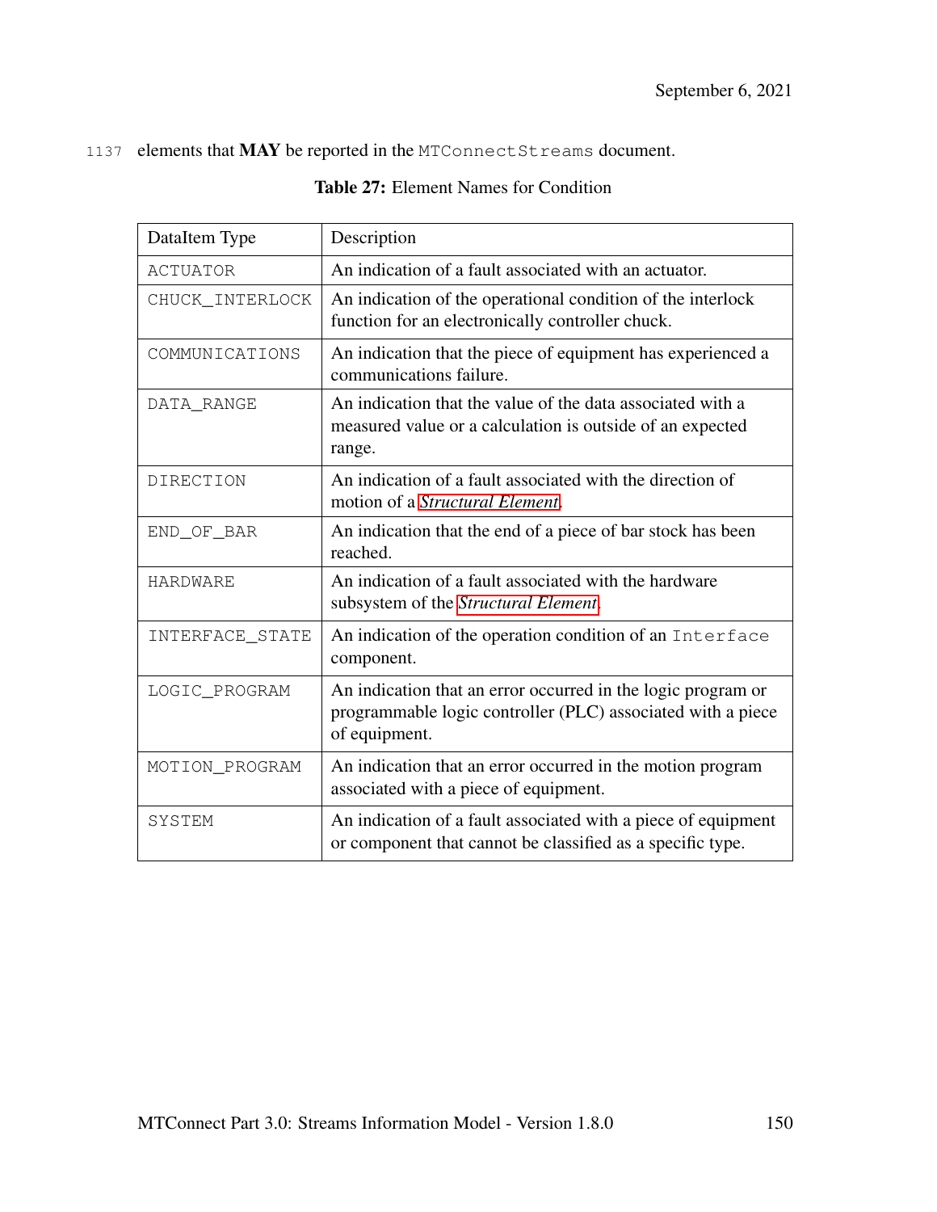elements that **MAY** be reported in the `MTConnectStreams` document.

**Table 27:** Element Names for Condition

| DataItem Type | Description |
|---|---|
| `ACTUATOR` | An indication of a fault associated with an actuator. |
| `CHUCK_INTERLOCK` | An indication of the operational condition of the interlock function for an electronically controller chuck. |
| `COMMUNICATIONS` | An indication that the piece of equipment has experienced a communications failure. |
| `DATA_RANGE` | An indication that the value of the data associated with a measured value or a calculation is outside of an expected range. |
| `DIRECTION` | An indication of a fault associated with the direction of motion of a *Structural Element*. |
| `END_OF_BAR` | An indication that the end of a piece of bar stock has been reached. |
| `HARDWARE` | An indication of a fault associated with the hardware subsystem of the *Structural Element*. |
| `INTERFACE_STATE` | An indication of the operation condition of an `Interface` component. |
| `LOGIC_PROGRAM` | An indication that an error occurred in the logic program or programmable logic controller (PLC) associated with a piece of equipment. |
| `MOTION_PROGRAM` | An indication that an error occurred in the motion program associated with a piece of equipment. |
| `SYSTEM` | An indication of a fault associated with a piece of equipment or component that cannot be classified as a specific type. |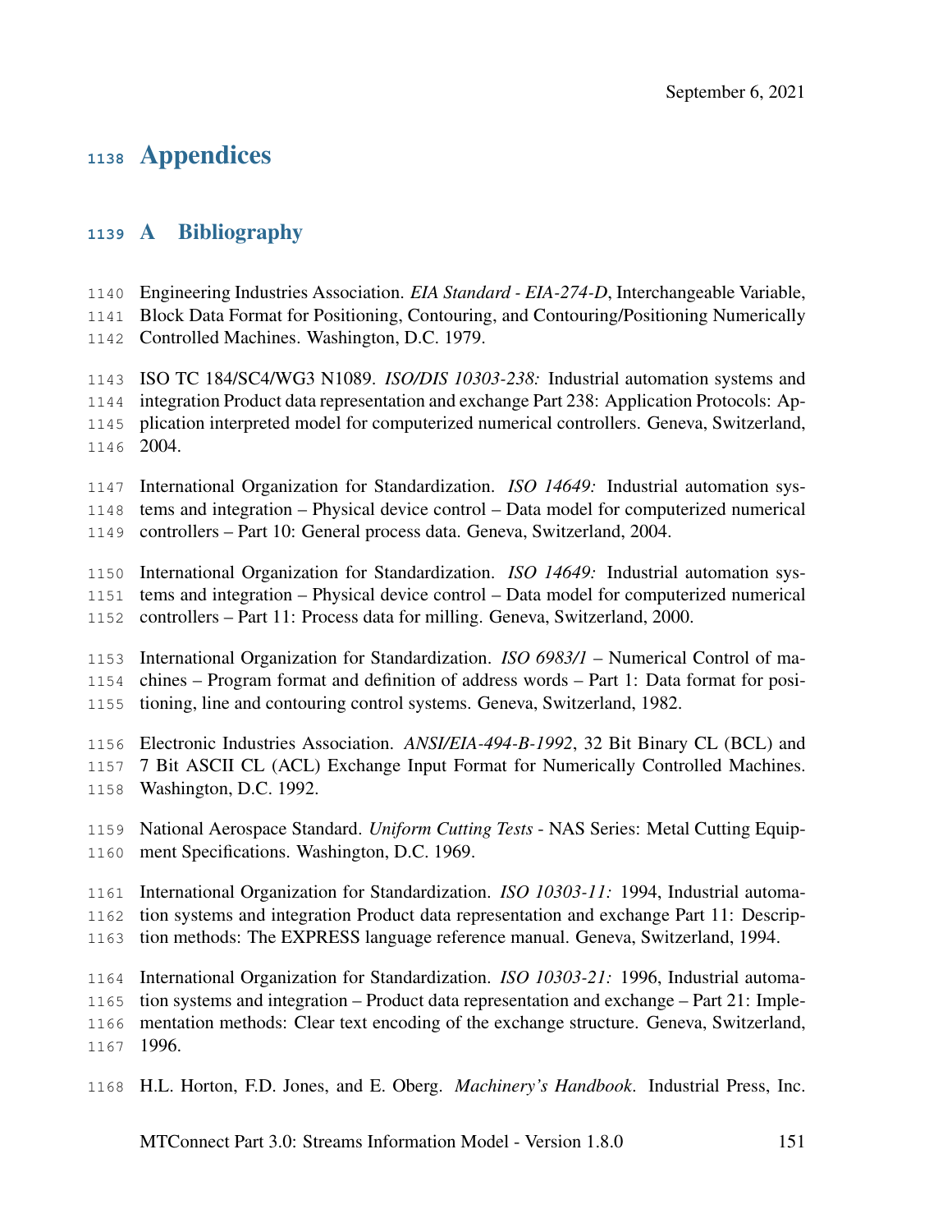# Appendices

## A Bibliography

Engineering Industries Association. *EIA Standard - EIA-274-D*, Interchangeable Variable, Block Data Format for Positioning, Contouring, and Contouring/Positioning Numerically Controlled Machines. Washington, D.C. 1979.

ISO TC 184/SC4/WG3 N1089. *ISO/DIS 10303-238:* Industrial automation systems and integration Product data representation and exchange Part 238: Application Protocols: Application interpreted model for computerized numerical controllers. Geneva, Switzerland, 2004.

International Organization for Standardization. *ISO 14649:* Industrial automation systems and integration – Physical device control – Data model for computerized numerical controllers – Part 10: General process data. Geneva, Switzerland, 2004.

International Organization for Standardization. *ISO 14649:* Industrial automation systems and integration – Physical device control – Data model for computerized numerical controllers – Part 11: Process data for milling. Geneva, Switzerland, 2000.

International Organization for Standardization. *ISO 6983/1* – Numerical Control of machines – Program format and definition of address words – Part 1: Data format for positioning, line and contouring control systems. Geneva, Switzerland, 1982.

Electronic Industries Association. *ANSI/EIA-494-B-1992*, 32 Bit Binary CL (BCL) and 7 Bit ASCII CL (ACL) Exchange Input Format for Numerically Controlled Machines. Washington, D.C. 1992.

National Aerospace Standard. *Uniform Cutting Tests* - NAS Series: Metal Cutting Equipment Specifications. Washington, D.C. 1969.

International Organization for Standardization. *ISO 10303-11:* 1994, Industrial automation systems and integration Product data representation and exchange Part 11: Description methods: The EXPRESS language reference manual. Geneva, Switzerland, 1994.

International Organization for Standardization. *ISO 10303-21:* 1996, Industrial automation systems and integration – Product data representation and exchange – Part 21: Implementation methods: Clear text encoding of the exchange structure. Geneva, Switzerland, 1996.

H.L. Horton, F.D. Jones, and E. Oberg. *Machinery's Handbook*. Industrial Press, Inc.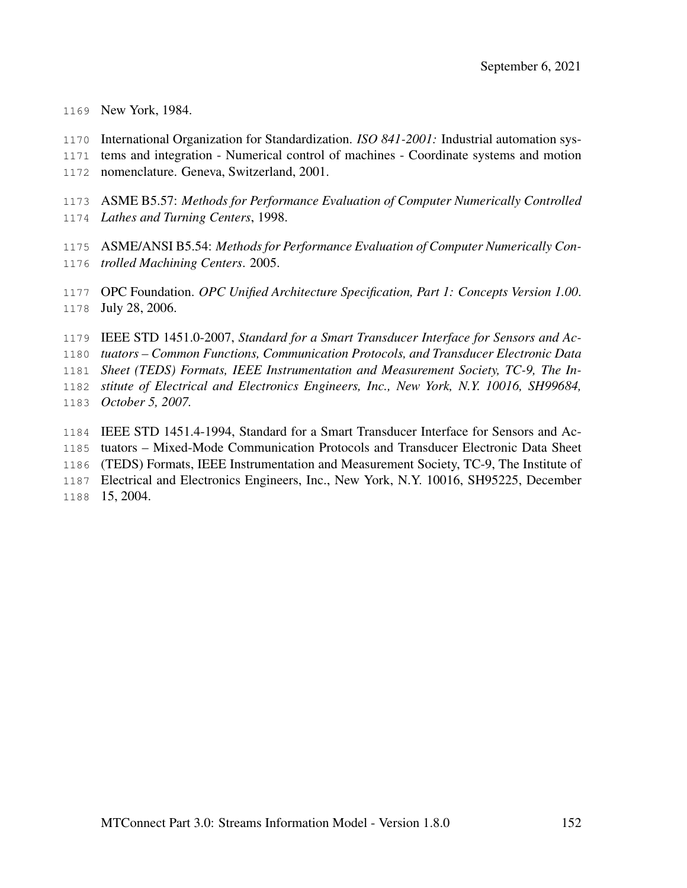New York, 1984.

International Organization for Standardization. *ISO 841-2001:* Industrial automation systems and integration - Numerical control of machines - Coordinate systems and motion nomenclature. Geneva, Switzerland, 2001.

ASME B5.57: *Methods for Performance Evaluation of Computer Numerically Controlled Lathes and Turning Centers*, 1998.

ASME/ANSI B5.54: *Methods for Performance Evaluation of Computer Numerically Controlled Machining Centers*. 2005.

OPC Foundation. *OPC Unified Architecture Specification, Part 1: Concepts Version 1.00*. July 28, 2006.

IEEE STD 1451.0-2007, *Standard for a Smart Transducer Interface for Sensors and Actuators – Common Functions, Communication Protocols, and Transducer Electronic Data Sheet (TEDS) Formats, IEEE Instrumentation and Measurement Society, TC-9, The Institute of Electrical and Electronics Engineers, Inc., New York, N.Y. 10016, SH99684, October 5, 2007.*

IEEE STD 1451.4-1994, Standard for a Smart Transducer Interface for Sensors and Actuators – Mixed-Mode Communication Protocols and Transducer Electronic Data Sheet (TEDS) Formats, IEEE Instrumentation and Measurement Society, TC-9, The Institute of Electrical and Electronics Engineers, Inc., New York, N.Y. 10016, SH95225, December 15, 2004.